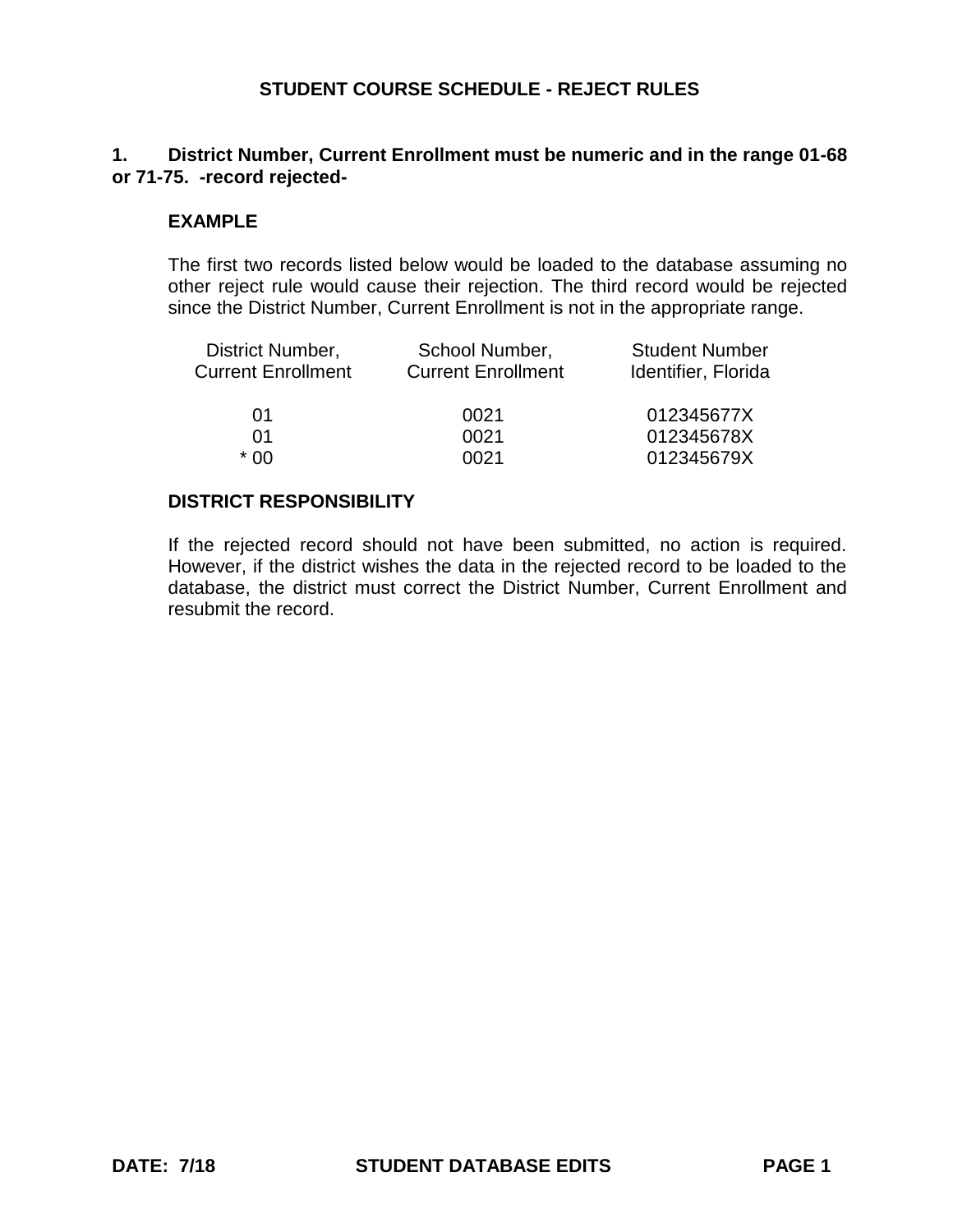# STUDENT COURSE SCHEDULE - REJECT RULES

**1. District Number, Current Enrollment must be numeric and in the range 01-68 or 71-75. -record rejected-**

**EXAMPLE**

The first two records listed below would be loaded to the database assuming no other reject rule would cause their rejection. The third record would be rejected since the District Number, Current Enrollment is not in the appropriate range.

| District Number, Current Enrollment | School Number, Current Enrollment | Student Number Identifier, Florida |
|---|---|---|
| 01 | 0021 | 012345677X |
| 01 | 0021 | 012345678X |
| * 00 | 0021 | 012345679X |

**DISTRICT RESPONSIBILITY**

If the rejected record should not have been submitted, no action is required. However, if the district wishes the data in the rejected record to be loaded to the database, the district must correct the District Number, Current Enrollment and resubmit the record.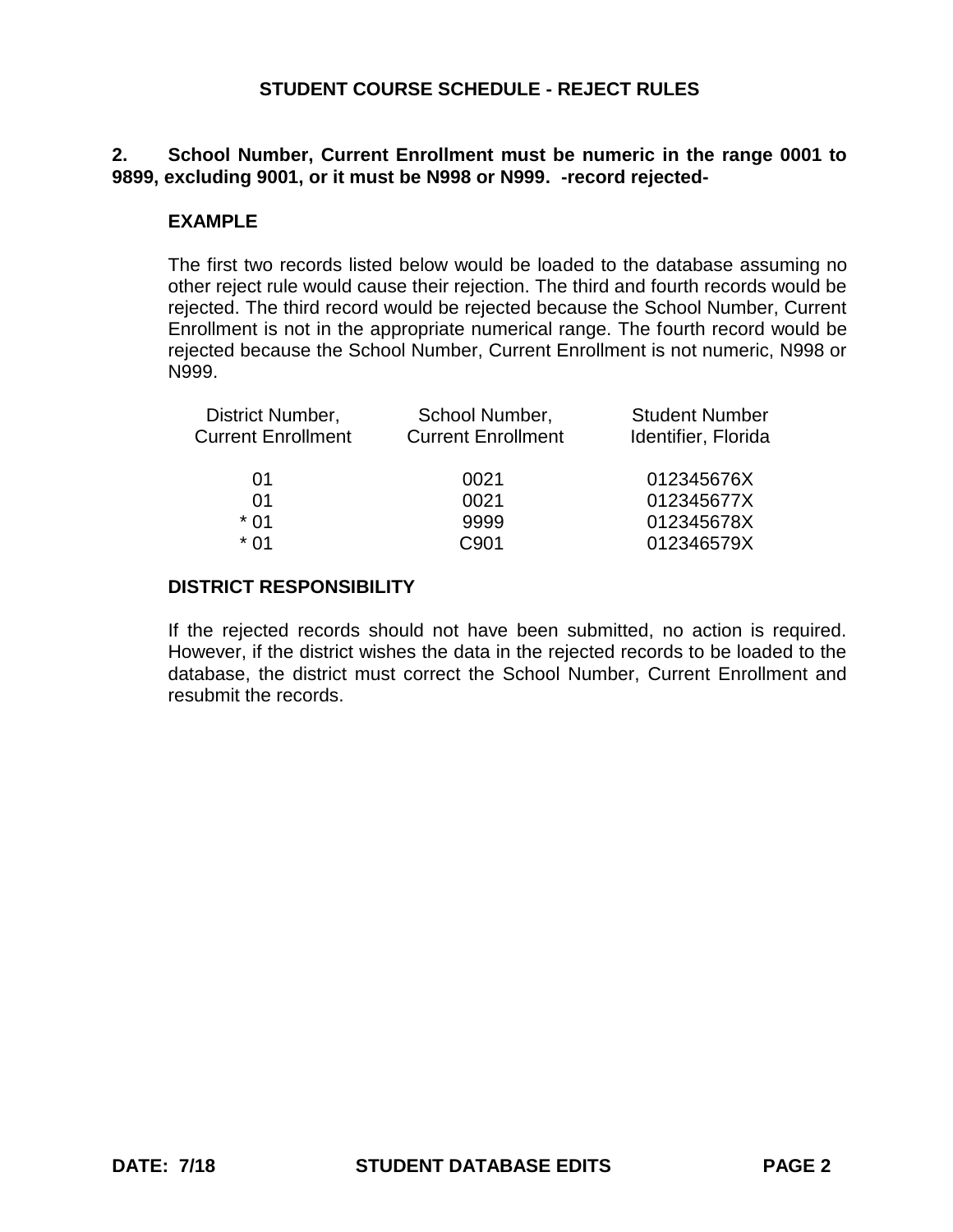## STUDENT COURSE SCHEDULE - REJECT RULES

**2. School Number, Current Enrollment must be numeric in the range 0001 to 9899, excluding 9001, or it must be N998 or N999. -record rejected-**

**EXAMPLE**

The first two records listed below would be loaded to the database assuming no other reject rule would cause their rejection. The third and fourth records would be rejected. The third record would be rejected because the School Number, Current Enrollment is not in the appropriate numerical range. The fourth record would be rejected because the School Number, Current Enrollment is not numeric, N998 or N999.

| District Number, Current Enrollment | School Number, Current Enrollment | Student Number Identifier, Florida |
|---|---|---|
| 01 | 0021 | 012345676X |
| 01 | 0021 | 012345677X |
| * 01 | 9999 | 012345678X |
| * 01 | C901 | 012346579X |

**DISTRICT RESPONSIBILITY**

If the rejected records should not have been submitted, no action is required. However, if the district wishes the data in the rejected records to be loaded to the database, the district must correct the School Number, Current Enrollment and resubmit the records.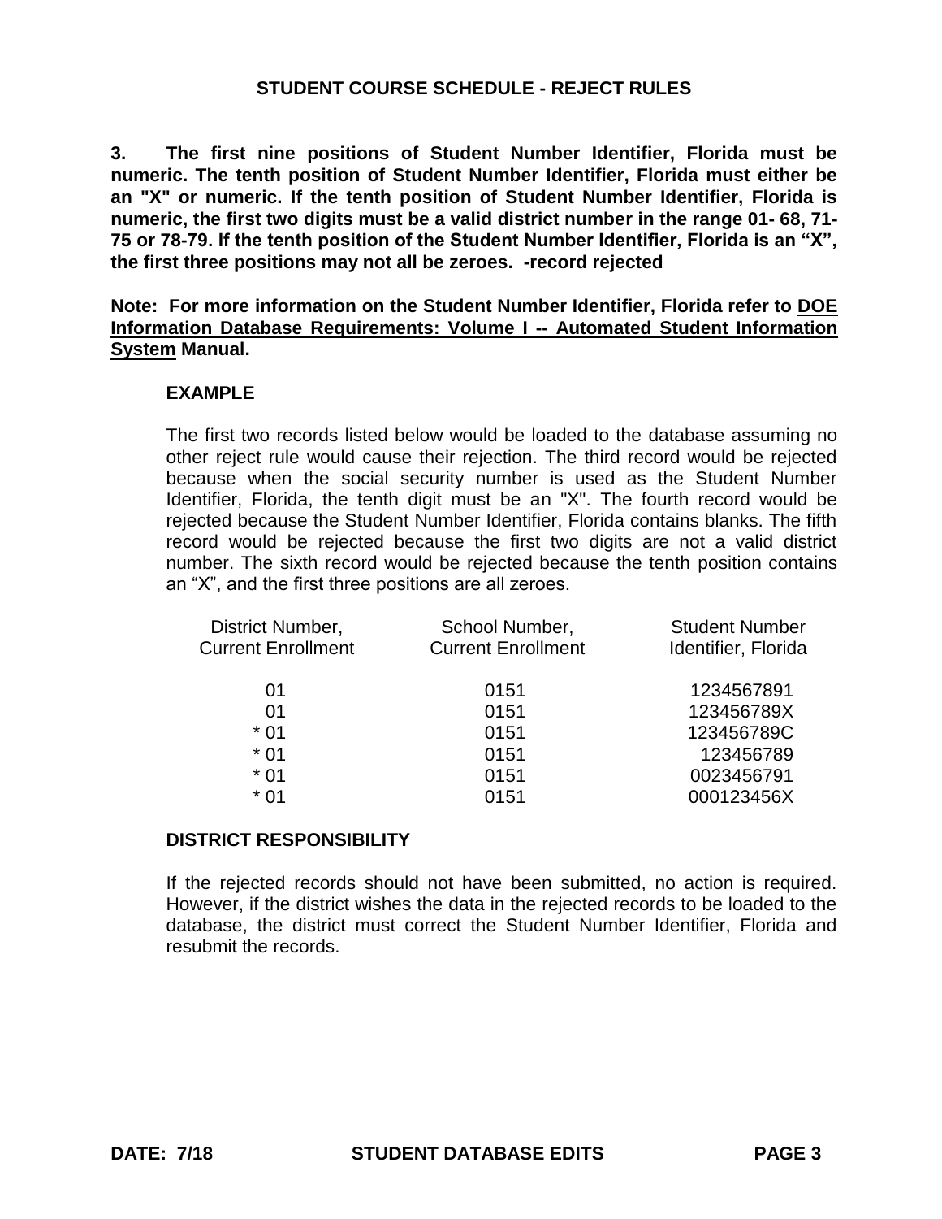## STUDENT COURSE SCHEDULE - REJECT RULES

**3. The first nine positions of Student Number Identifier, Florida must be numeric. The tenth position of Student Number Identifier, Florida must either be an "X" or numeric. If the tenth position of Student Number Identifier, Florida is numeric, the first two digits must be a valid district number in the range 01- 68, 71-75 or 78-79. If the tenth position of the Student Number Identifier, Florida is an "X", the first three positions may not all be zeroes. -record rejected**

**Note: For more information on the Student Number Identifier, Florida refer to <u>DOE Information Database Requirements: Volume I -- Automated Student Information System</u> Manual.**

### EXAMPLE

The first two records listed below would be loaded to the database assuming no other reject rule would cause their rejection. The third record would be rejected because when the social security number is used as the Student Number Identifier, Florida, the tenth digit must be an "X". The fourth record would be rejected because the Student Number Identifier, Florida contains blanks. The fifth record would be rejected because the first two digits are not a valid district number. The sixth record would be rejected because the tenth position contains an "X", and the first three positions are all zeroes.

| District Number, Current Enrollment | School Number, Current Enrollment | Student Number Identifier, Florida |
|---|---|---|
| 01 | 0151 | 1234567891 |
| 01 | 0151 | 123456789X |
| * 01 | 0151 | 123456789C |
| * 01 | 0151 | 123456789 |
| * 01 | 0151 | 0023456791 |
| * 01 | 0151 | 000123456X |

### DISTRICT RESPONSIBILITY

If the rejected records should not have been submitted, no action is required. However, if the district wishes the data in the rejected records to be loaded to the database, the district must correct the Student Number Identifier, Florida and resubmit the records.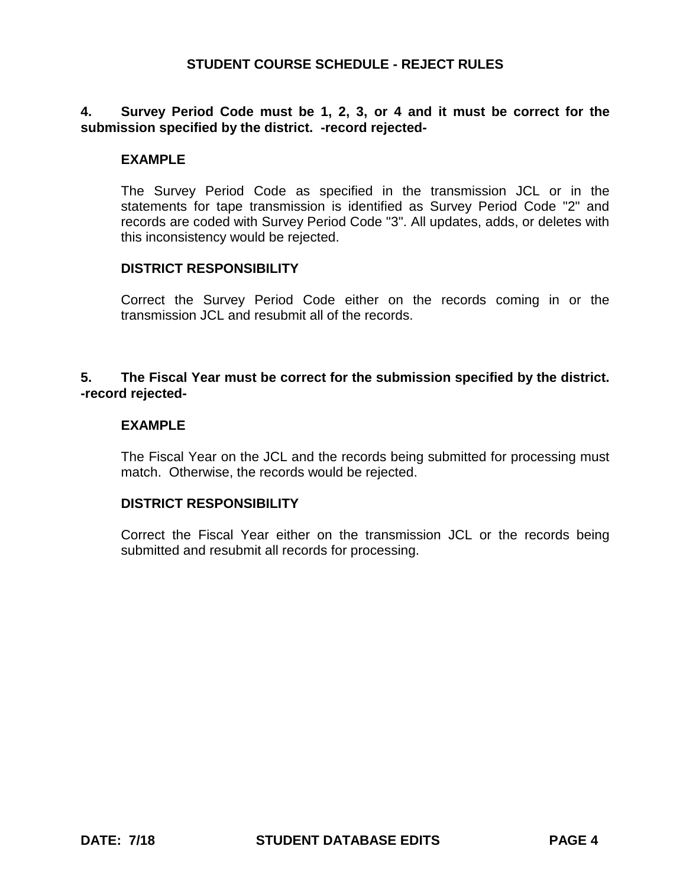## STUDENT COURSE SCHEDULE - REJECT RULES

**4. Survey Period Code must be 1, 2, 3, or 4 and it must be correct for the submission specified by the district. -record rejected-**

**EXAMPLE**

The Survey Period Code as specified in the transmission JCL or in the statements for tape transmission is identified as Survey Period Code "2" and records are coded with Survey Period Code "3". All updates, adds, or deletes with this inconsistency would be rejected.

**DISTRICT RESPONSIBILITY**

Correct the Survey Period Code either on the records coming in or the transmission JCL and resubmit all of the records.

**5. The Fiscal Year must be correct for the submission specified by the district. -record rejected-**

**EXAMPLE**

The Fiscal Year on the JCL and the records being submitted for processing must match. Otherwise, the records would be rejected.

**DISTRICT RESPONSIBILITY**

Correct the Fiscal Year either on the transmission JCL or the records being submitted and resubmit all records for processing.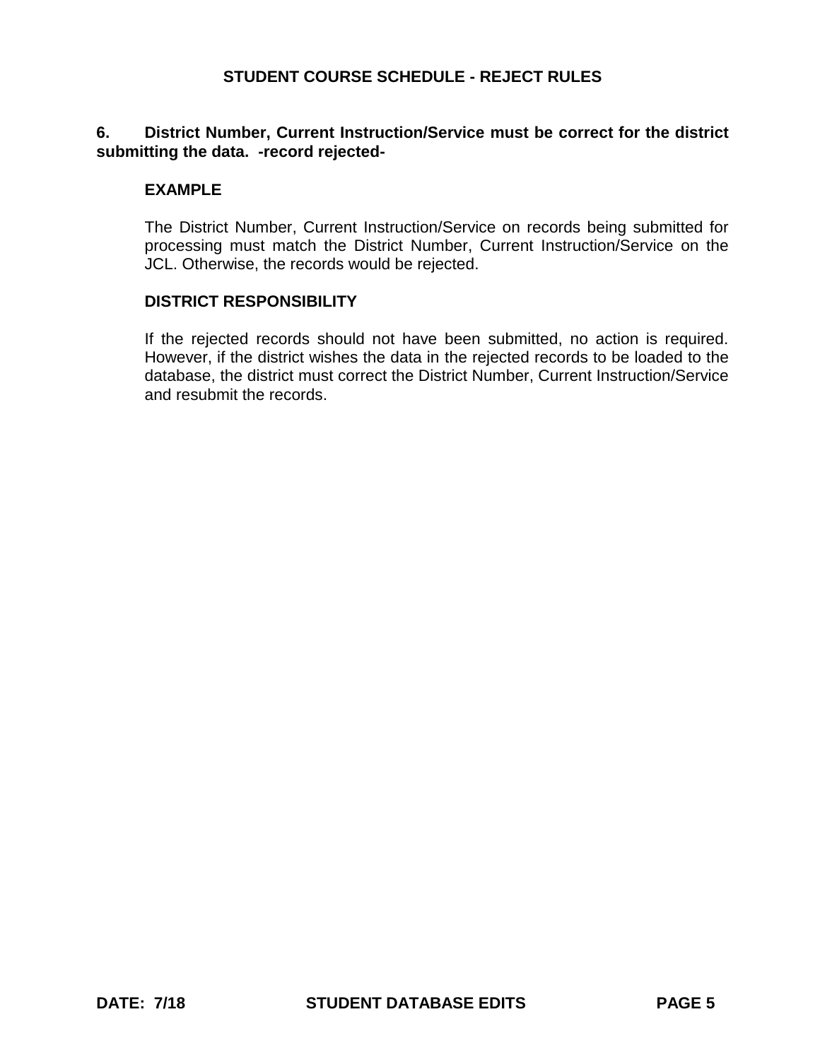# STUDENT COURSE SCHEDULE - REJECT RULES

**6. District Number, Current Instruction/Service must be correct for the district submitting the data. -record rejected-**

**EXAMPLE**

The District Number, Current Instruction/Service on records being submitted for processing must match the District Number, Current Instruction/Service on the JCL. Otherwise, the records would be rejected.

**DISTRICT RESPONSIBILITY**

If the rejected records should not have been submitted, no action is required. However, if the district wishes the data in the rejected records to be loaded to the database, the district must correct the District Number, Current Instruction/Service and resubmit the records.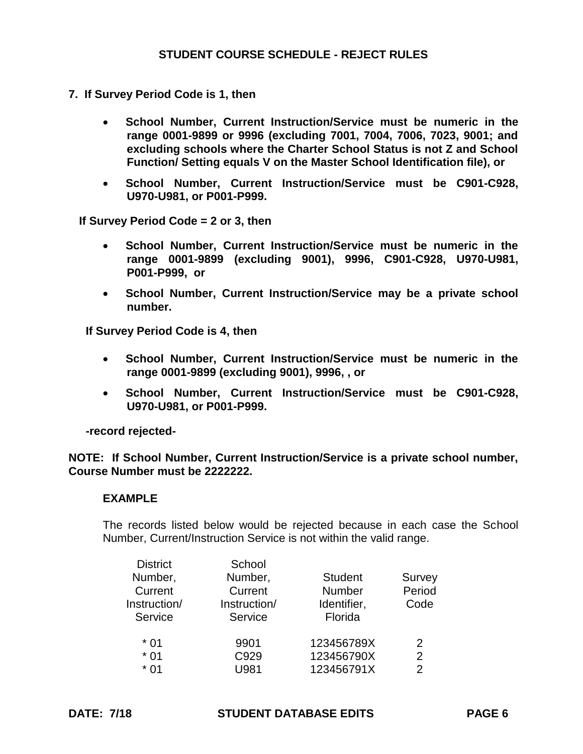## STUDENT COURSE SCHEDULE - REJECT RULES

**7. If Survey Period Code is 1, then**

- **School Number, Current Instruction/Service must be numeric in the range 0001-9899 or 9996 (excluding 7001, 7004, 7006, 7023, 9001; and excluding schools where the Charter School Status is not Z and School Function/ Setting equals V on the Master School Identification file), or**
- **School Number, Current Instruction/Service must be C901-C928, U970-U981, or P001-P999.**

**If Survey Period Code = 2 or 3, then**

- **School Number, Current Instruction/Service must be numeric in the range 0001-9899 (excluding 9001), 9996, C901-C928, U970-U981, P001-P999, or**
- **School Number, Current Instruction/Service may be a private school number.**

**If Survey Period Code is 4, then**

- **School Number, Current Instruction/Service must be numeric in the range 0001-9899 (excluding 9001), 9996, , or**
- **School Number, Current Instruction/Service must be C901-C928, U970-U981, or P001-P999.**

**-record rejected-**

**NOTE: If School Number, Current Instruction/Service is a private school number, Course Number must be 2222222.**

**EXAMPLE**

The records listed below would be rejected because in each case the School Number, Current/Instruction Service is not within the valid range.

| District Number, Current Instruction/ Service | School Number, Current Instruction/ Service | Student Number Identifier, Florida | Survey Period Code |
|---|---|---|---|
| * 01 | 9901 | 123456789X | 2 |
| * 01 | C929 | 123456790X | 2 |
| * 01 | U981 | 123456791X | 2 |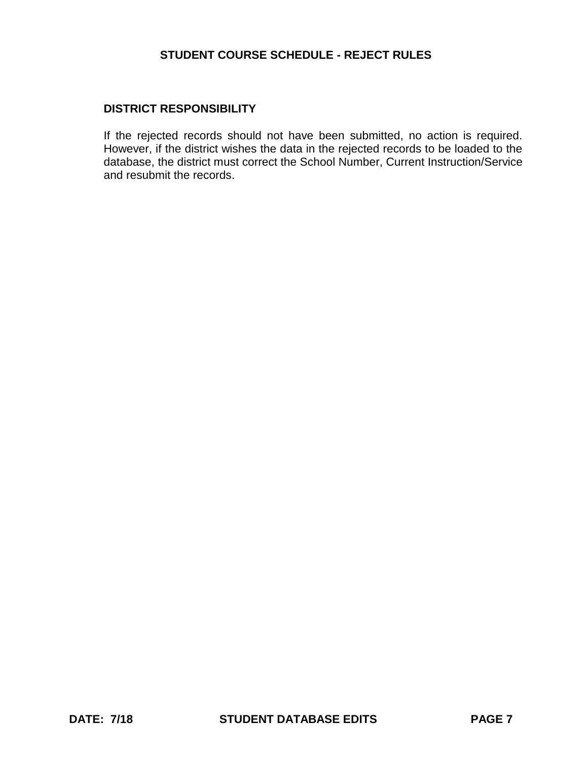## DISTRICT RESPONSIBILITY

If the rejected records should not have been submitted, no action is required. However, if the district wishes the data in the rejected records to be loaded to the database, the district must correct the School Number, Current Instruction/Service and resubmit the records.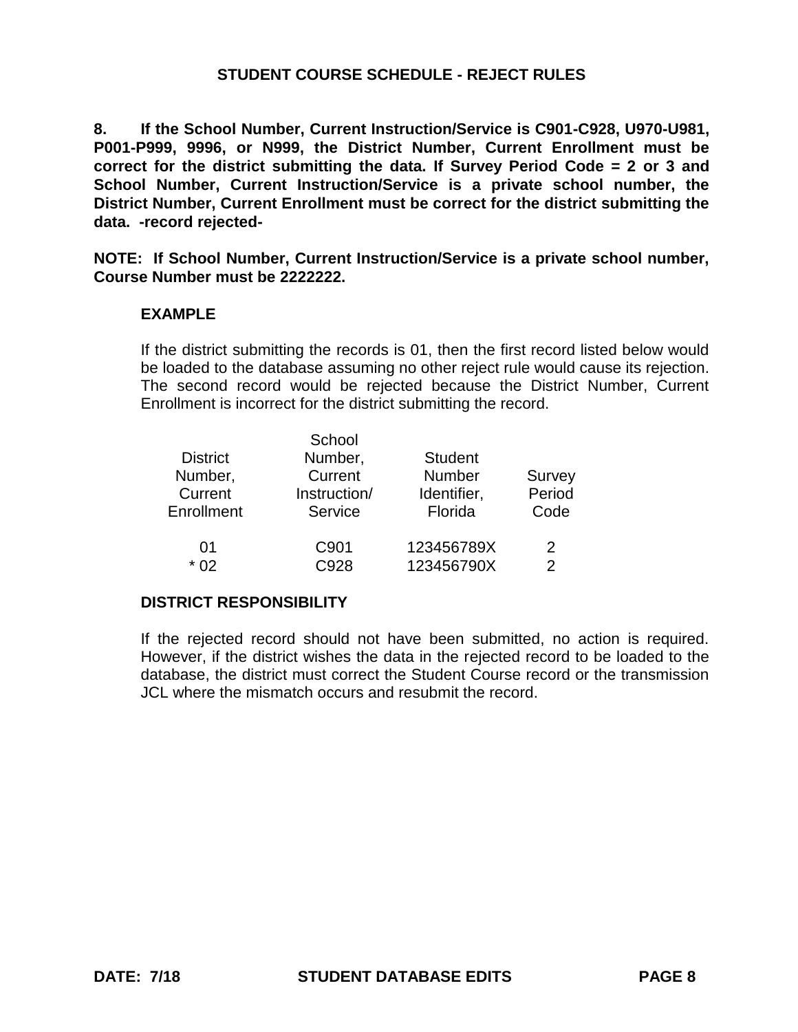## STUDENT COURSE SCHEDULE - REJECT RULES

**8. If the School Number, Current Instruction/Service is C901-C928, U970-U981, P001-P999, 9996, or N999, the District Number, Current Enrollment must be correct for the district submitting the data. If Survey Period Code = 2 or 3 and School Number, Current Instruction/Service is a private school number, the District Number, Current Enrollment must be correct for the district submitting the data. -record rejected-**

**NOTE: If School Number, Current Instruction/Service is a private school number, Course Number must be 2222222.**

### EXAMPLE

If the district submitting the records is 01, then the first record listed below would be loaded to the database assuming no other reject rule would cause its rejection. The second record would be rejected because the District Number, Current Enrollment is incorrect for the district submitting the record.

| District Number, Current Enrollment | School Number, Current Instruction/ Service | Student Number Identifier, Florida | Survey Period Code |
|---|---|---|---|
| 01 | C901 | 123456789X | 2 |
| * 02 | C928 | 123456790X | 2 |

### DISTRICT RESPONSIBILITY

If the rejected record should not have been submitted, no action is required. However, if the district wishes the data in the rejected record to be loaded to the database, the district must correct the Student Course record or the transmission JCL where the mismatch occurs and resubmit the record.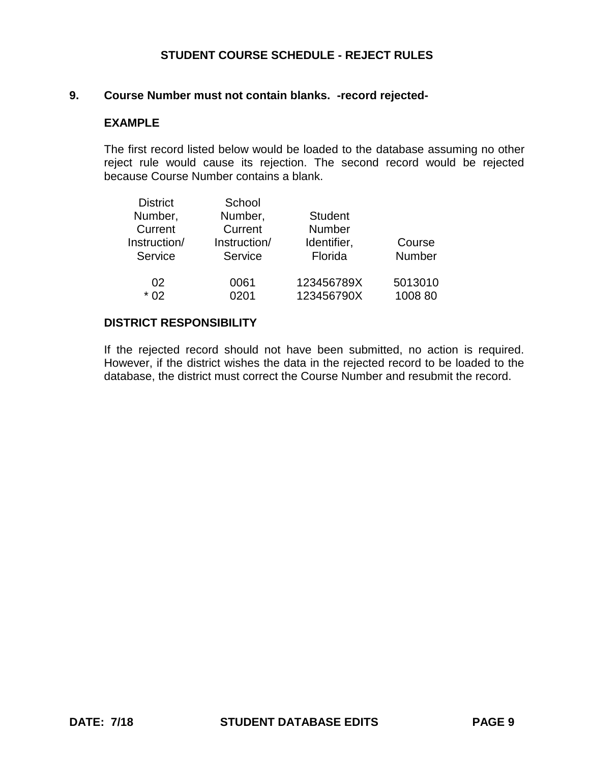# STUDENT COURSE SCHEDULE - REJECT RULES

## 9. Course Number must not contain blanks. -record rejected-

### EXAMPLE

The first record listed below would be loaded to the database assuming no other reject rule would cause its rejection. The second record would be rejected because Course Number contains a blank.

| District Number, Current Instruction/ Service | School Number, Current Instruction/ Service | Student Number Identifier, Florida | Course Number |
|---|---|---|---|
| 02 | 0061 | 123456789X | 5013010 |
| * 02 | 0201 | 123456790X | 1008 80 |

### DISTRICT RESPONSIBILITY

If the rejected record should not have been submitted, no action is required. However, if the district wishes the data in the rejected record to be loaded to the database, the district must correct the Course Number and resubmit the record.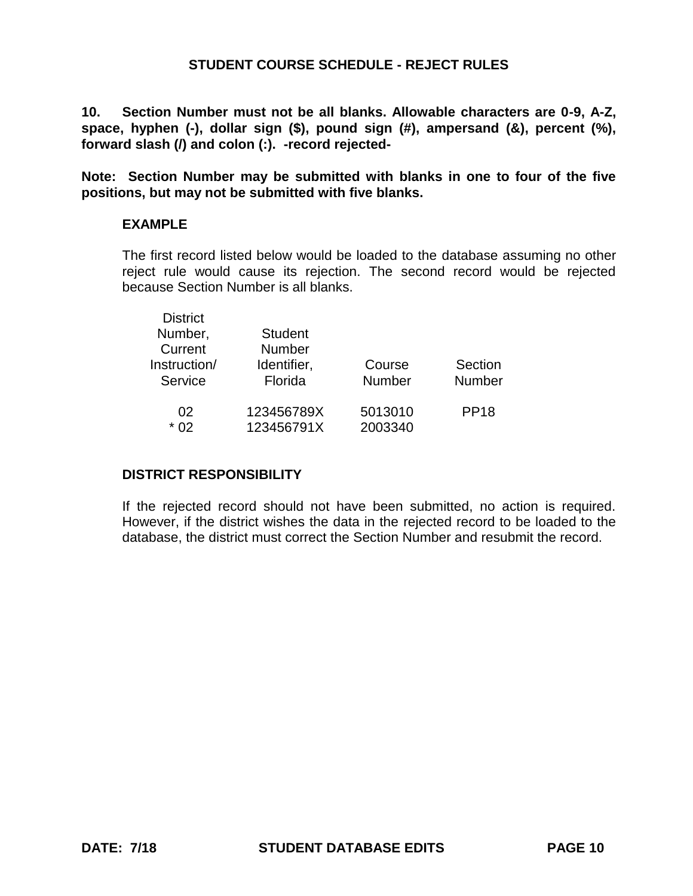## STUDENT COURSE SCHEDULE - REJECT RULES

**10. Section Number must not be all blanks. Allowable characters are 0-9, A-Z, space, hyphen (-), dollar sign ($), pound sign (#), ampersand (&), percent (%), forward slash (/) and colon (:). -record rejected-**

**Note: Section Number may be submitted with blanks in one to four of the five positions, but may not be submitted with five blanks.**

### EXAMPLE

The first record listed below would be loaded to the database assuming no other reject rule would cause its rejection. The second record would be rejected because Section Number is all blanks.

| District Number, Current Instruction/ Service | Student Number Identifier, Florida | Course Number | Section Number |
|---|---|---|---|
| 02 | 123456789X | 5013010 | PP18 |
| * 02 | 123456791X | 2003340 | |

### DISTRICT RESPONSIBILITY

If the rejected record should not have been submitted, no action is required. However, if the district wishes the data in the rejected record to be loaded to the database, the district must correct the Section Number and resubmit the record.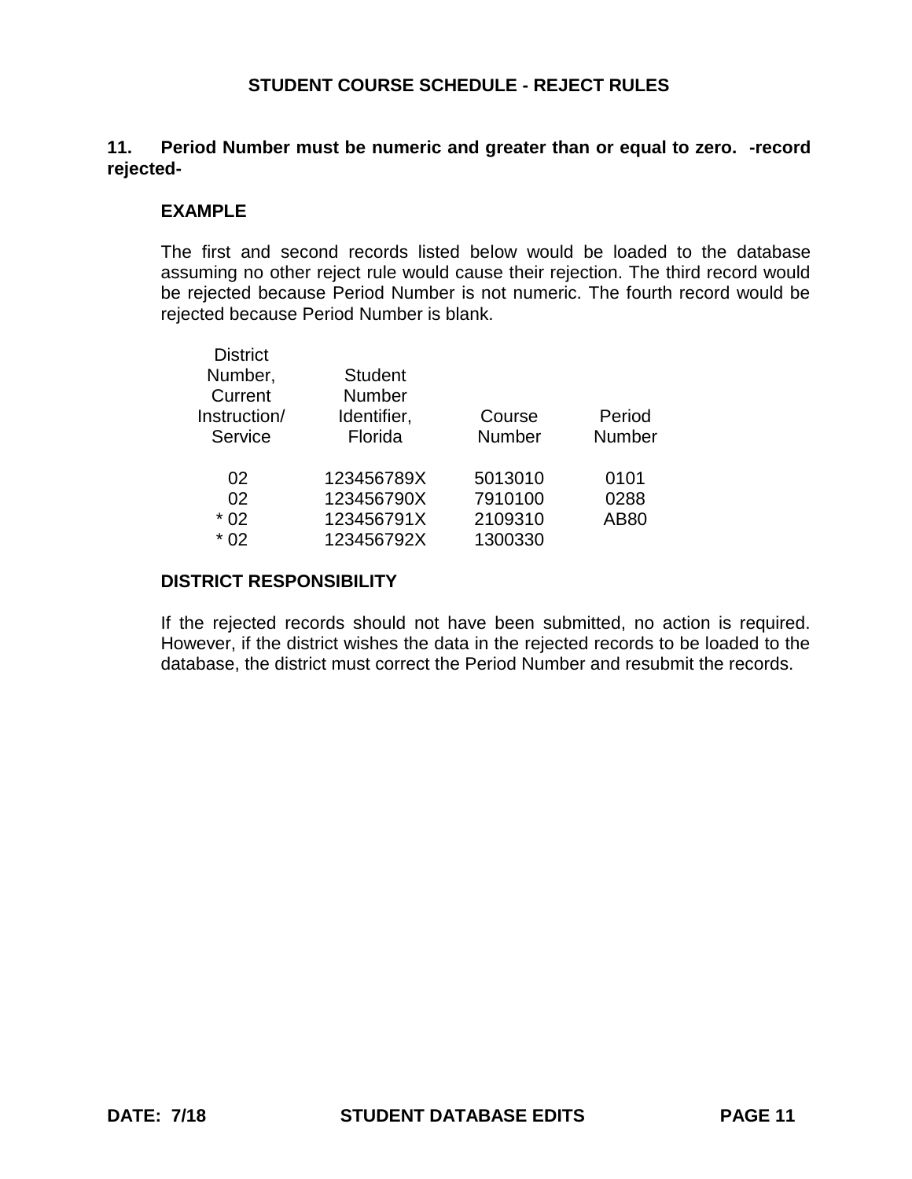## STUDENT COURSE SCHEDULE - REJECT RULES

**11. Period Number must be numeric and greater than or equal to zero. -record rejected-**

**EXAMPLE**

The first and second records listed below would be loaded to the database assuming no other reject rule would cause their rejection. The third record would be rejected because Period Number is not numeric. The fourth record would be rejected because Period Number is blank.

| District Number, Current Instruction/ Service | Student Number Identifier, Florida | Course Number | Period Number |
|---|---|---|---|
| 02 | 123456789X | 5013010 | 0101 |
| 02 | 123456790X | 7910100 | 0288 |
| * 02 | 123456791X | 2109310 | AB80 |
| * 02 | 123456792X | 1300330 | |

**DISTRICT RESPONSIBILITY**

If the rejected records should not have been submitted, no action is required. However, if the district wishes the data in the rejected records to be loaded to the database, the district must correct the Period Number and resubmit the records.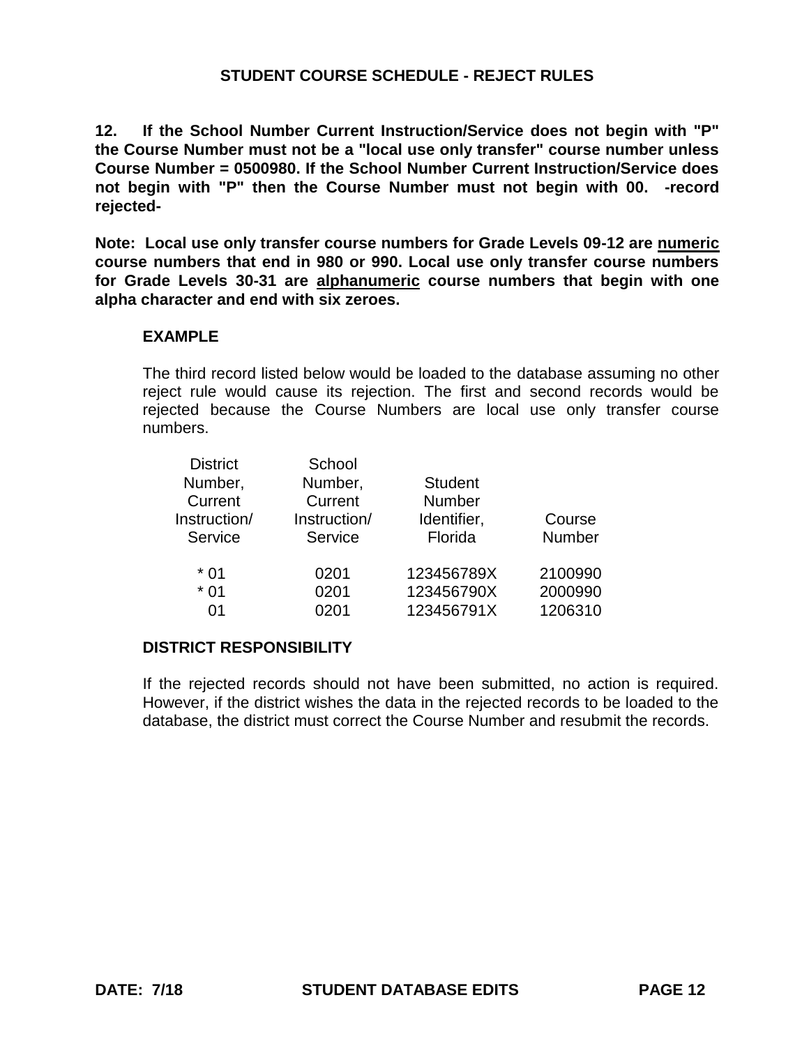## STUDENT COURSE SCHEDULE - REJECT RULES

**12. If the School Number Current Instruction/Service does not begin with "P" the Course Number must not be a "local use only transfer" course number unless Course Number = 0500980. If the School Number Current Instruction/Service does not begin with "P" then the Course Number must not begin with 00. -record rejected-**

**Note: Local use only transfer course numbers for Grade Levels 09-12 are <u>numeric</u> course numbers that end in 980 or 990. Local use only transfer course numbers for Grade Levels 30-31 are <u>alphanumeric</u> course numbers that begin with one alpha character and end with six zeroes.**

### EXAMPLE

The third record listed below would be loaded to the database assuming no other reject rule would cause its rejection. The first and second records would be rejected because the Course Numbers are local use only transfer course numbers.

| District Number, Current Instruction/ Service | School Number, Current Instruction/ Service | Student Number Identifier, Florida | Course Number |
|---|---|---|---|
| * 01 | 0201 | 123456789X | 2100990 |
| * 01 | 0201 | 123456790X | 2000990 |
| 01 | 0201 | 123456791X | 1206310 |

### DISTRICT RESPONSIBILITY

If the rejected records should not have been submitted, no action is required. However, if the district wishes the data in the rejected records to be loaded to the database, the district must correct the Course Number and resubmit the records.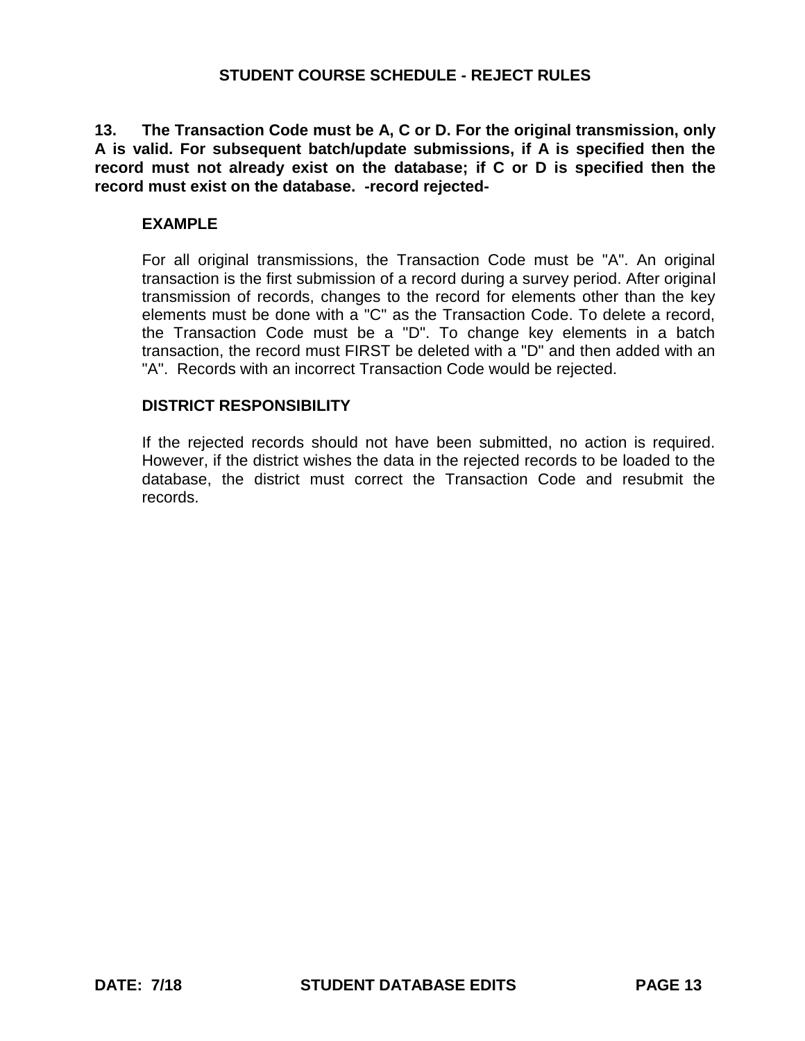**13. The Transaction Code must be A, C or D. For the original transmission, only A is valid. For subsequent batch/update submissions, if A is specified then the record must not already exist on the database; if C or D is specified then the record must exist on the database. -record rejected-**

### EXAMPLE

For all original transmissions, the Transaction Code must be "A". An original transaction is the first submission of a record during a survey period. After original transmission of records, changes to the record for elements other than the key elements must be done with a "C" as the Transaction Code. To delete a record, the Transaction Code must be a "D". To change key elements in a batch transaction, the record must FIRST be deleted with a "D" and then added with an "A". Records with an incorrect Transaction Code would be rejected.

### DISTRICT RESPONSIBILITY

If the rejected records should not have been submitted, no action is required. However, if the district wishes the data in the rejected records to be loaded to the database, the district must correct the Transaction Code and resubmit the records.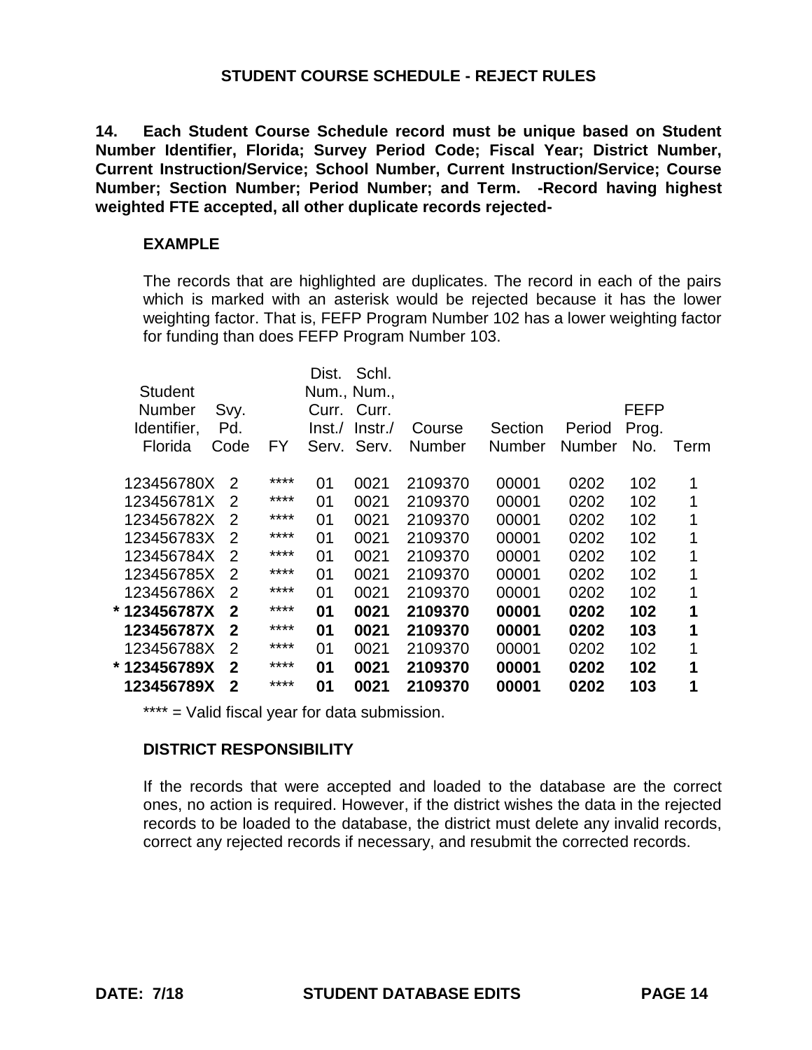## STUDENT COURSE SCHEDULE - REJECT RULES

**14. Each Student Course Schedule record must be unique based on Student Number Identifier, Florida; Survey Period Code; Fiscal Year; District Number, Current Instruction/Service; School Number, Current Instruction/Service; Course Number; Section Number; Period Number; and Term. -Record having highest weighted FTE accepted, all other duplicate records rejected-**

### EXAMPLE

The records that are highlighted are duplicates. The record in each of the pairs which is marked with an asterisk would be rejected because it has the lower weighting factor. That is, FEFP Program Number 102 has a lower weighting factor for funding than does FEFP Program Number 103.

| Student Number Identifier, Florida | Svy. Pd. Code | FY | Dist. Num., Curr. Inst./ Serv. | Schl. Num., Curr. Instr./ Serv. | Course Number | Section Number | Period Number | FEFP Prog. No. | Term |
|---|---|---|---|---|---|---|---|---|---|
| 123456780X | 2 | **** | 01 | 0021 | 2109370 | 00001 | 0202 | 102 | 1 |
| 123456781X | 2 | **** | 01 | 0021 | 2109370 | 00001 | 0202 | 102 | 1 |
| 123456782X | 2 | **** | 01 | 0021 | 2109370 | 00001 | 0202 | 102 | 1 |
| 123456783X | 2 | **** | 01 | 0021 | 2109370 | 00001 | 0202 | 102 | 1 |
| 123456784X | 2 | **** | 01 | 0021 | 2109370 | 00001 | 0202 | 102 | 1 |
| 123456785X | 2 | **** | 01 | 0021 | 2109370 | 00001 | 0202 | 102 | 1 |
| 123456786X | 2 | **** | 01 | 0021 | 2109370 | 00001 | 0202 | 102 | 1 |
| **\* 123456787X** | **2** | **** | **01** | **0021** | **2109370** | **00001** | **0202** | **102** | **1** |
| **123456787X** | **2** | **** | **01** | **0021** | **2109370** | **00001** | **0202** | **103** | **1** |
| 123456788X | 2 | **** | 01 | 0021 | 2109370 | 00001 | 0202 | 102 | 1 |
| **\* 123456789X** | **2** | **** | **01** | **0021** | **2109370** | **00001** | **0202** | **102** | **1** |
| **123456789X** | **2** | **** | **01** | **0021** | **2109370** | **00001** | **0202** | **103** | **1** |

**** = Valid fiscal year for data submission.

### DISTRICT RESPONSIBILITY

If the records that were accepted and loaded to the database are the correct ones, no action is required. However, if the district wishes the data in the rejected records to be loaded to the database, the district must delete any invalid records, correct any rejected records if necessary, and resubmit the corrected records.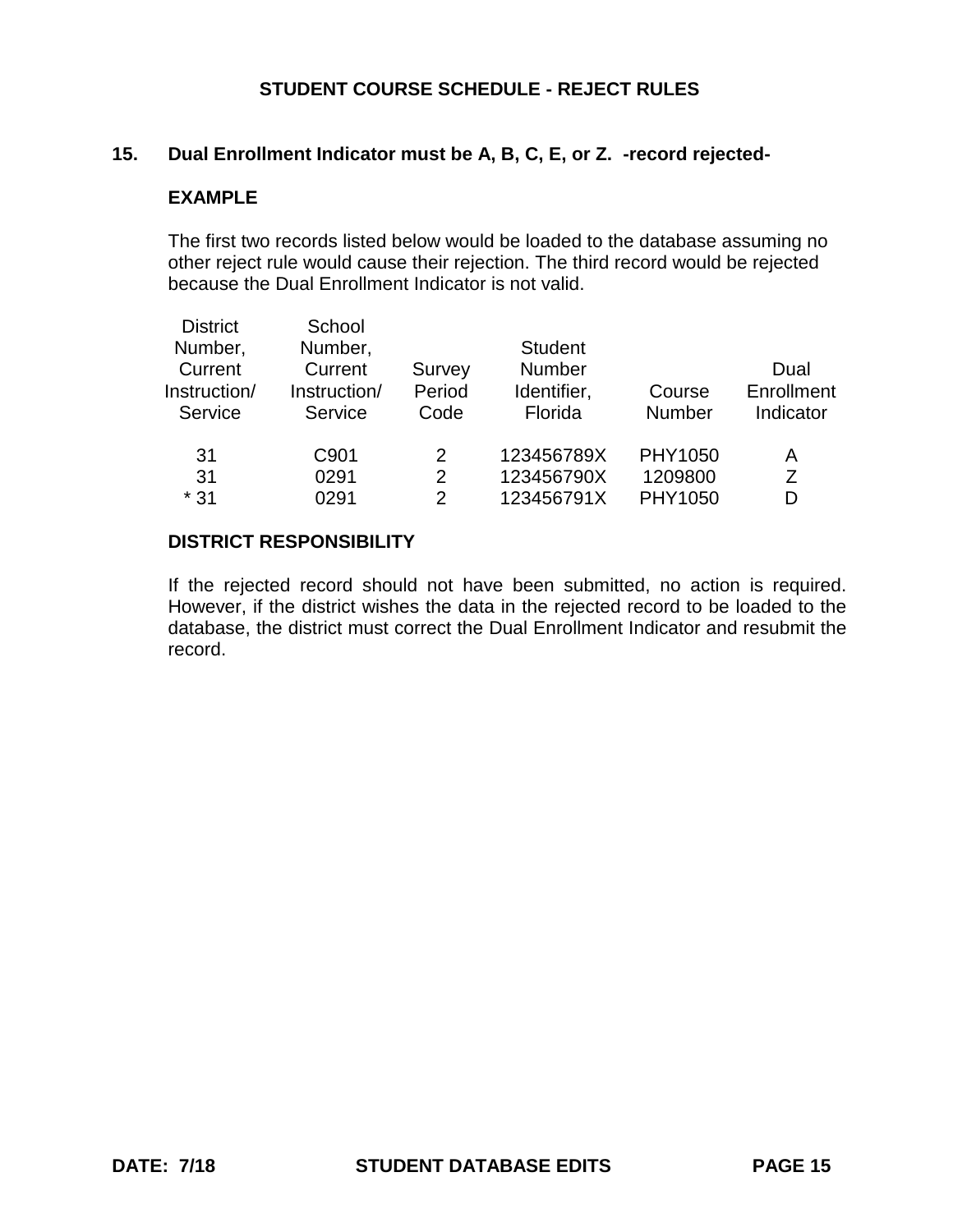## STUDENT COURSE SCHEDULE - REJECT RULES

### 15. Dual Enrollment Indicator must be A, B, C, E, or Z. -record rejected-

**EXAMPLE**

The first two records listed below would be loaded to the database assuming no other reject rule would cause their rejection. The third record would be rejected because the Dual Enrollment Indicator is not valid.

| District Number, Current Instruction/ Service | School Number, Current Instruction/ Service | Survey Period Code | Student Number Identifier, Florida | Course Number | Dual Enrollment Indicator |
|---|---|---|---|---|---|
| 31 | C901 | 2 | 123456789X | PHY1050 | A |
| 31 | 0291 | 2 | 123456790X | 1209800 | Z |
| * 31 | 0291 | 2 | 123456791X | PHY1050 | D |

**DISTRICT RESPONSIBILITY**

If the rejected record should not have been submitted, no action is required. However, if the district wishes the data in the rejected record to be loaded to the database, the district must correct the Dual Enrollment Indicator and resubmit the record.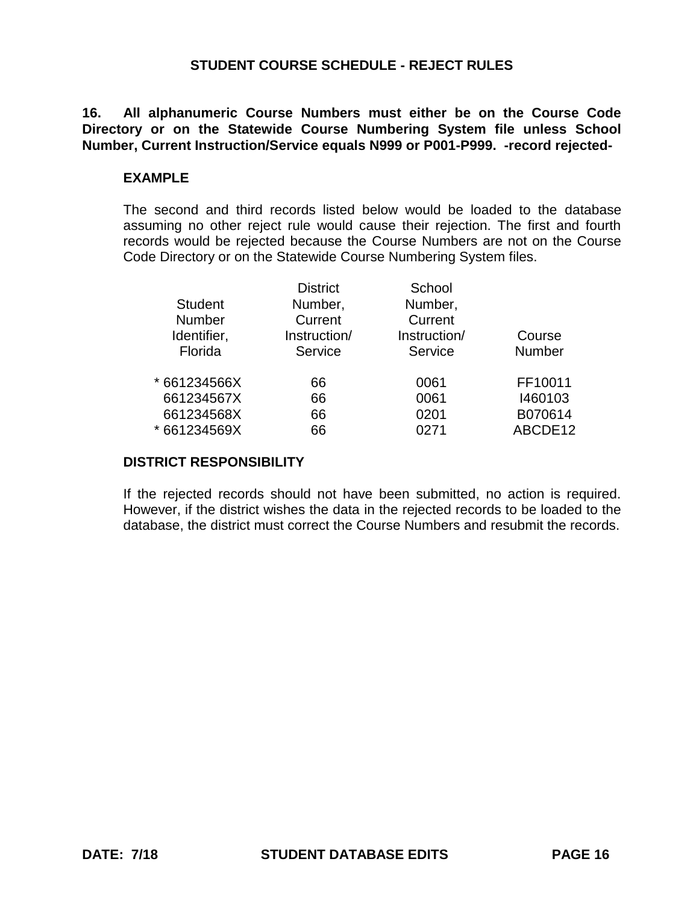## STUDENT COURSE SCHEDULE - REJECT RULES

**16. All alphanumeric Course Numbers must either be on the Course Code Directory or on the Statewide Course Numbering System file unless School Number, Current Instruction/Service equals N999 or P001-P999. -record rejected-**

### EXAMPLE

The second and third records listed below would be loaded to the database assuming no other reject rule would cause their rejection. The first and fourth records would be rejected because the Course Numbers are not on the Course Code Directory or on the Statewide Course Numbering System files.

| Student Number Identifier, Florida | District Number, Current Instruction/ Service | School Number, Current Instruction/ Service | Course Number |
|---|---|---|---|
| * 661234566X | 66 | 0061 | FF10011 |
| 661234567X | 66 | 0061 | I460103 |
| 661234568X | 66 | 0201 | B070614 |
| * 661234569X | 66 | 0271 | ABCDE12 |

### DISTRICT RESPONSIBILITY

If the rejected records should not have been submitted, no action is required. However, if the district wishes the data in the rejected records to be loaded to the database, the district must correct the Course Numbers and resubmit the records.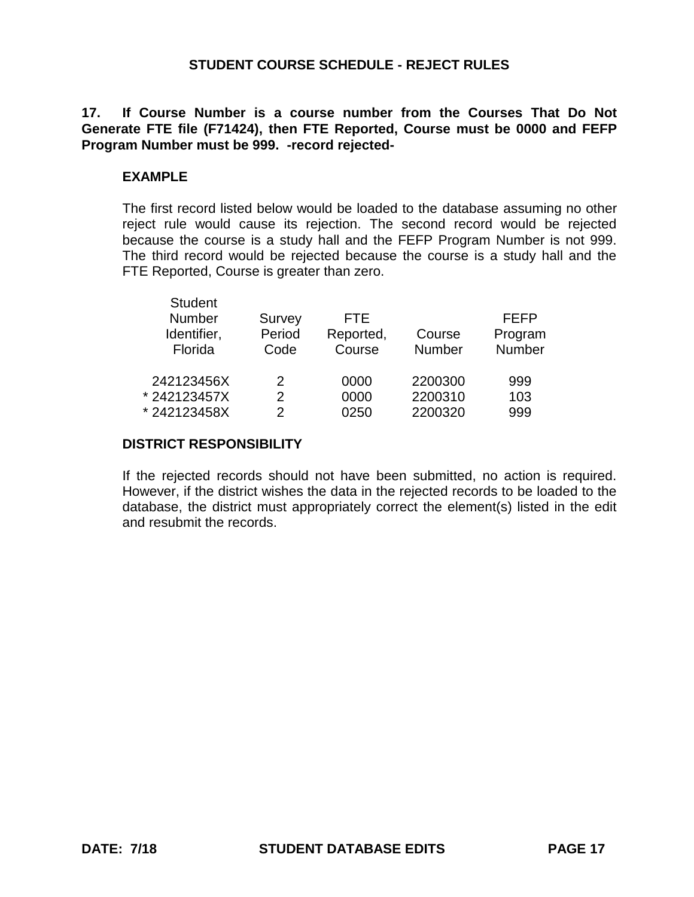## STUDENT COURSE SCHEDULE - REJECT RULES

**17. If Course Number is a course number from the Courses That Do Not Generate FTE file (F71424), then FTE Reported, Course must be 0000 and FEFP Program Number must be 999. -record rejected-**

### EXAMPLE

The first record listed below would be loaded to the database assuming no other reject rule would cause its rejection. The second record would be rejected because the course is a study hall and the FEFP Program Number is not 999. The third record would be rejected because the course is a study hall and the FTE Reported, Course is greater than zero.

| Student Number Identifier, Florida | Survey Period Code | FTE Reported, Course | Course Number | FEFP Program Number |
|---|---|---|---|---|
| 242123456X | 2 | 0000 | 2200300 | 999 |
| * 242123457X | 2 | 0000 | 2200310 | 103 |
| * 242123458X | 2 | 0250 | 2200320 | 999 |

### DISTRICT RESPONSIBILITY

If the rejected records should not have been submitted, no action is required. However, if the district wishes the data in the rejected records to be loaded to the database, the district must appropriately correct the element(s) listed in the edit and resubmit the records.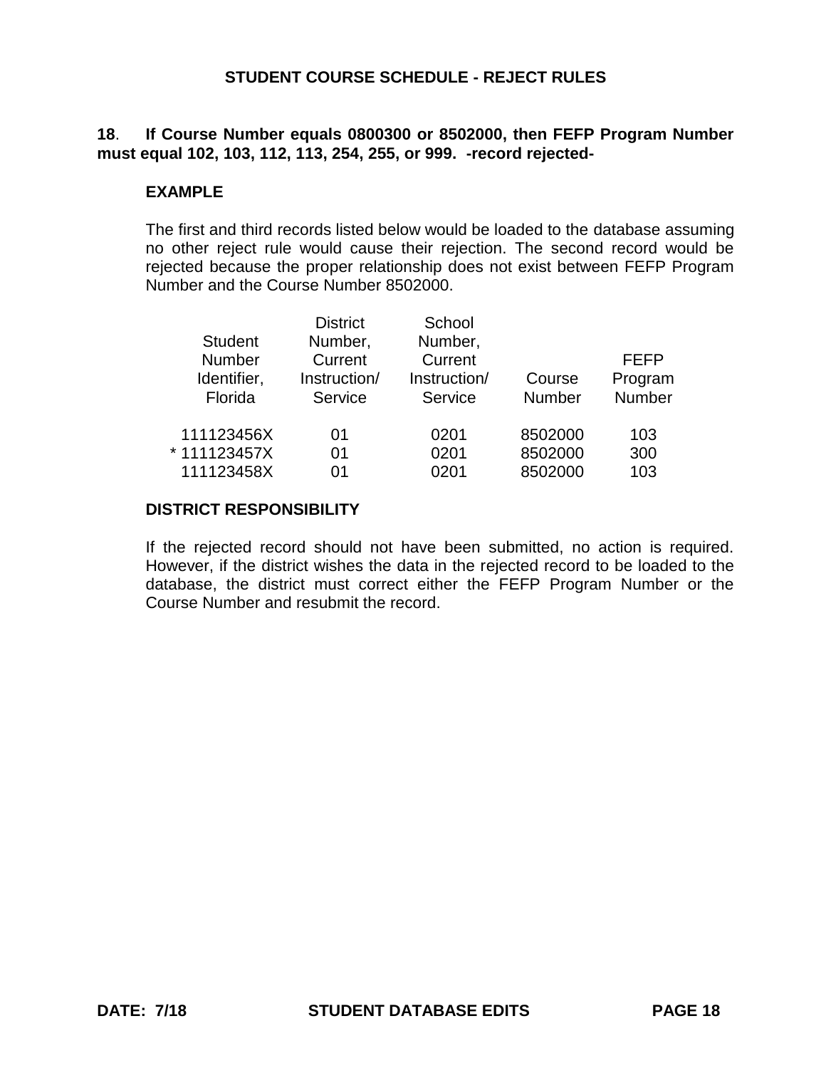## STUDENT COURSE SCHEDULE - REJECT RULES

**18. If Course Number equals 0800300 or 8502000, then FEFP Program Number must equal 102, 103, 112, 113, 254, 255, or 999. -record rejected-**

### EXAMPLE

The first and third records listed below would be loaded to the database assuming no other reject rule would cause their rejection. The second record would be rejected because the proper relationship does not exist between FEFP Program Number and the Course Number 8502000.

| Student Number Identifier, Florida | District Number, Current Instruction/ Service | School Number, Current Instruction/ Service | Course Number | FEFP Program Number |
|---|---|---|---|---|
| 111123456X | 01 | 0201 | 8502000 | 103 |
| * 111123457X | 01 | 0201 | 8502000 | 300 |
| 111123458X | 01 | 0201 | 8502000 | 103 |

### DISTRICT RESPONSIBILITY

If the rejected record should not have been submitted, no action is required. However, if the district wishes the data in the rejected record to be loaded to the database, the district must correct either the FEFP Program Number or the Course Number and resubmit the record.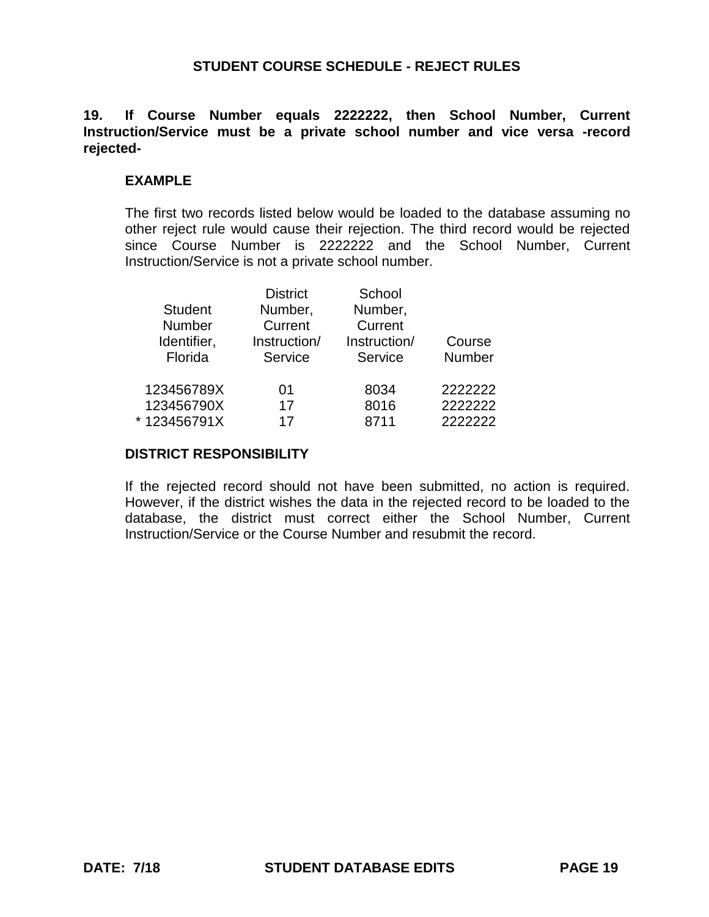## STUDENT COURSE SCHEDULE - REJECT RULES

**19. If Course Number equals 2222222, then School Number, Current Instruction/Service must be a private school number and vice versa -record rejected-**

### EXAMPLE

The first two records listed below would be loaded to the database assuming no other reject rule would cause their rejection. The third record would be rejected since Course Number is 2222222 and the School Number, Current Instruction/Service is not a private school number.

| Student Number Identifier, Florida | District Number, Current Instruction/ Service | School Number, Current Instruction/ Service | Course Number |
|---|---|---|---|
| 123456789X | 01 | 8034 | 2222222 |
| 123456790X | 17 | 8016 | 2222222 |
| * 123456791X | 17 | 8711 | 2222222 |

### DISTRICT RESPONSIBILITY

If the rejected record should not have been submitted, no action is required. However, if the district wishes the data in the rejected record to be loaded to the database, the district must correct either the School Number, Current Instruction/Service or the Course Number and resubmit the record.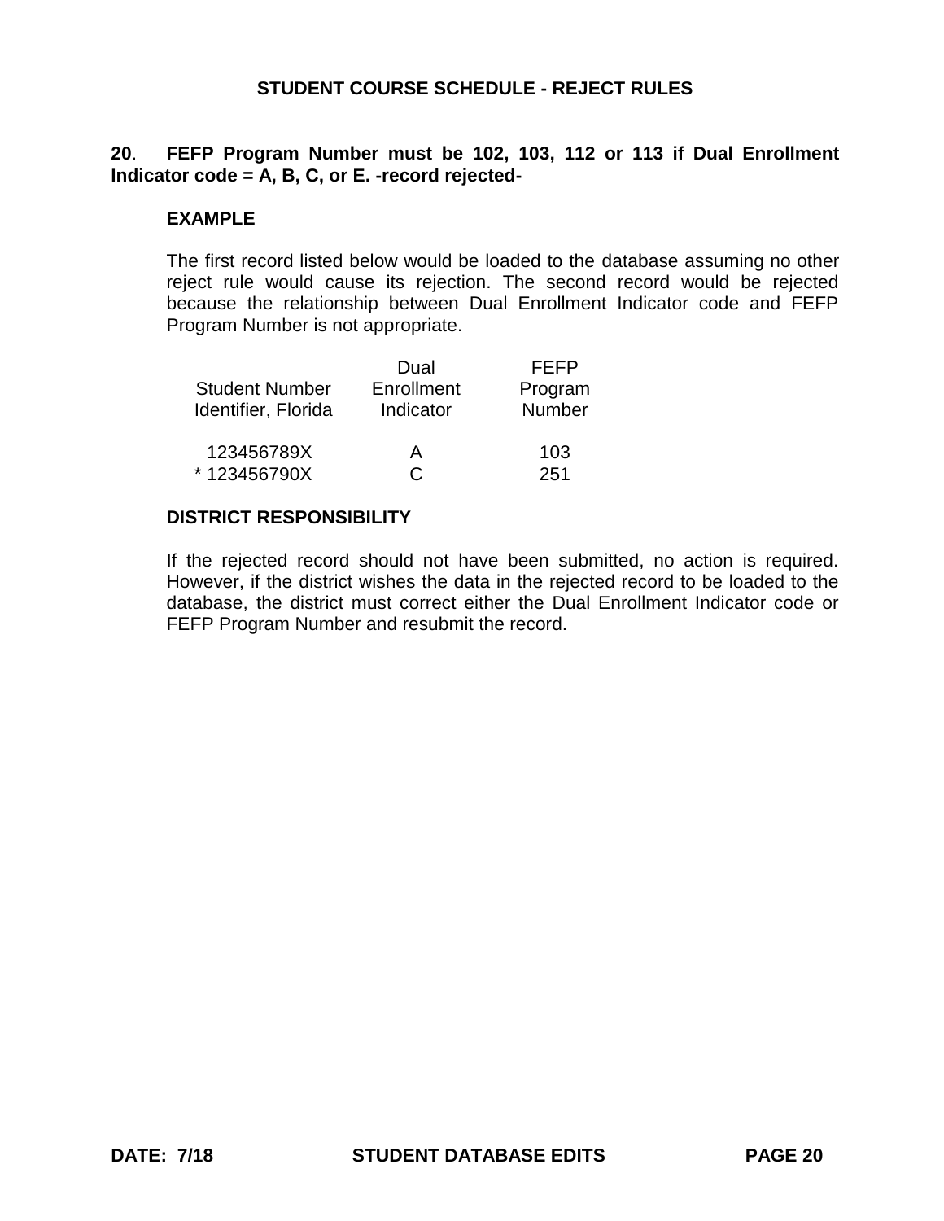## STUDENT COURSE SCHEDULE - REJECT RULES

**20**. **FEFP Program Number must be 102, 103, 112 or 113 if Dual Enrollment Indicator code = A, B, C, or E. -record rejected-**

**EXAMPLE**

The first record listed below would be loaded to the database assuming no other reject rule would cause its rejection. The second record would be rejected because the relationship between Dual Enrollment Indicator code and FEFP Program Number is not appropriate.

| Student Number Identifier, Florida | Dual Enrollment Indicator | FEFP Program Number |
|---|---|---|
| 123456789X | A | 103 |
| * 123456790X | C | 251 |

**DISTRICT RESPONSIBILITY**

If the rejected record should not have been submitted, no action is required. However, if the district wishes the data in the rejected record to be loaded to the database, the district must correct either the Dual Enrollment Indicator code or FEFP Program Number and resubmit the record.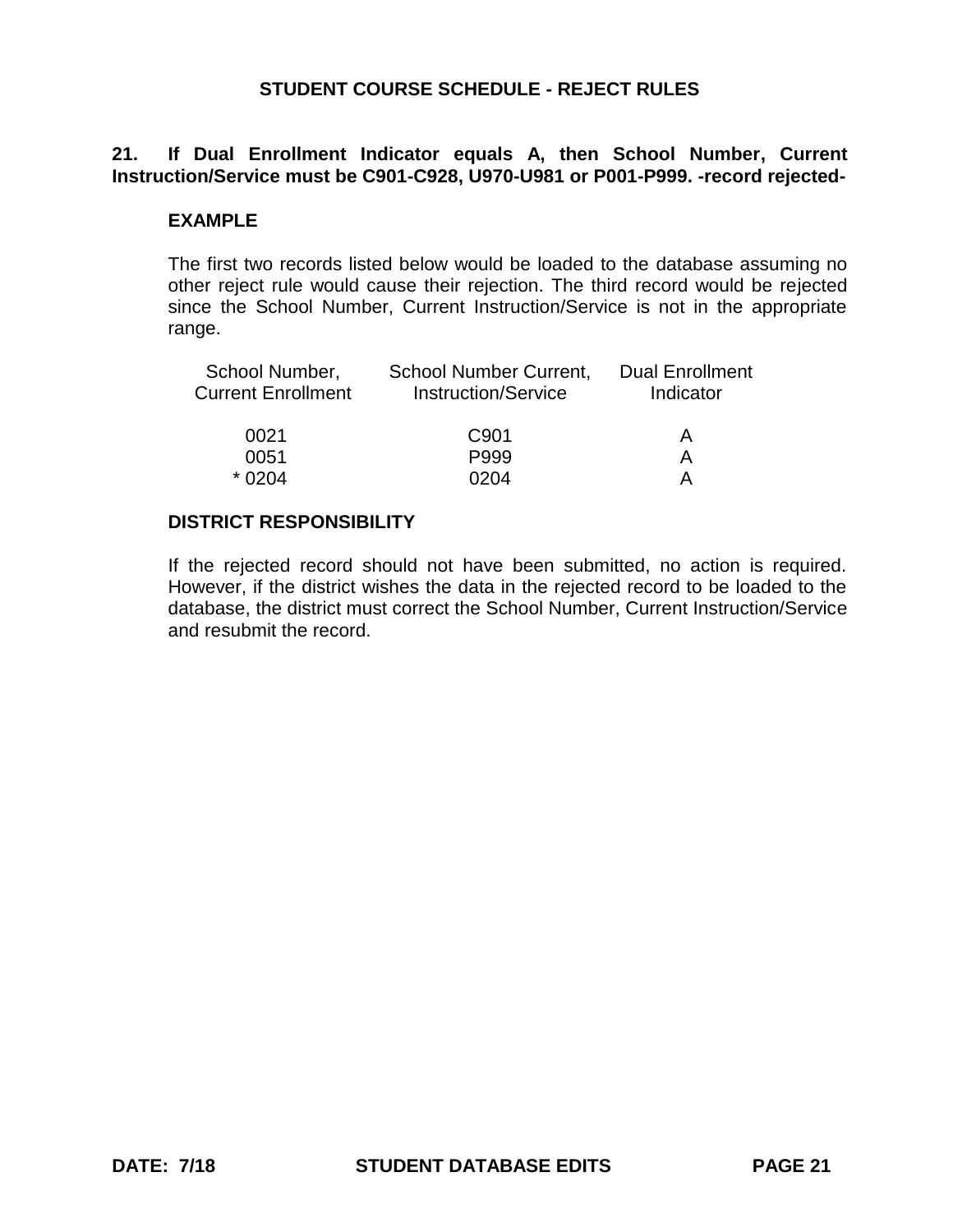## STUDENT COURSE SCHEDULE - REJECT RULES

**21. If Dual Enrollment Indicator equals A, then School Number, Current Instruction/Service must be C901-C928, U970-U981 or P001-P999. -record rejected-**

### EXAMPLE

The first two records listed below would be loaded to the database assuming no other reject rule would cause their rejection. The third record would be rejected since the School Number, Current Instruction/Service is not in the appropriate range.

| School Number, Current Enrollment | School Number Current, Instruction/Service | Dual Enrollment Indicator |
|---|---|---|
| 0021 | C901 | A |
| 0051 | P999 | A |
| * 0204 | 0204 | A |

### DISTRICT RESPONSIBILITY

If the rejected record should not have been submitted, no action is required. However, if the district wishes the data in the rejected record to be loaded to the database, the district must correct the School Number, Current Instruction/Service and resubmit the record.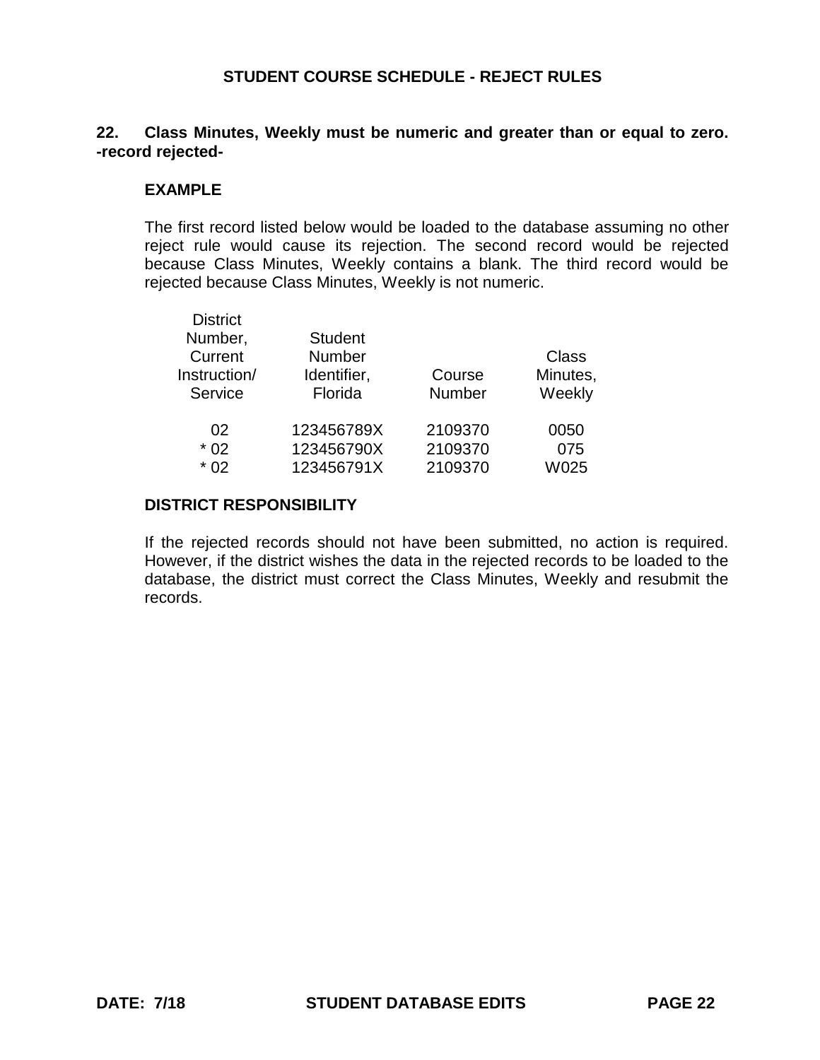## STUDENT COURSE SCHEDULE - REJECT RULES

**22. Class Minutes, Weekly must be numeric and greater than or equal to zero. -record rejected-**

### EXAMPLE

The first record listed below would be loaded to the database assuming no other reject rule would cause its rejection. The second record would be rejected because Class Minutes, Weekly contains a blank. The third record would be rejected because Class Minutes, Weekly is not numeric.

| District Number, Current Instruction/ Service | Student Number Identifier, Florida | Course Number | Class Minutes, Weekly |
|---|---|---|---|
| 02 | 123456789X | 2109370 | 0050 |
| * 02 | 123456790X | 2109370 | 075 |
| * 02 | 123456791X | 2109370 | W025 |

### DISTRICT RESPONSIBILITY

If the rejected records should not have been submitted, no action is required. However, if the district wishes the data in the rejected records to be loaded to the database, the district must correct the Class Minutes, Weekly and resubmit the records.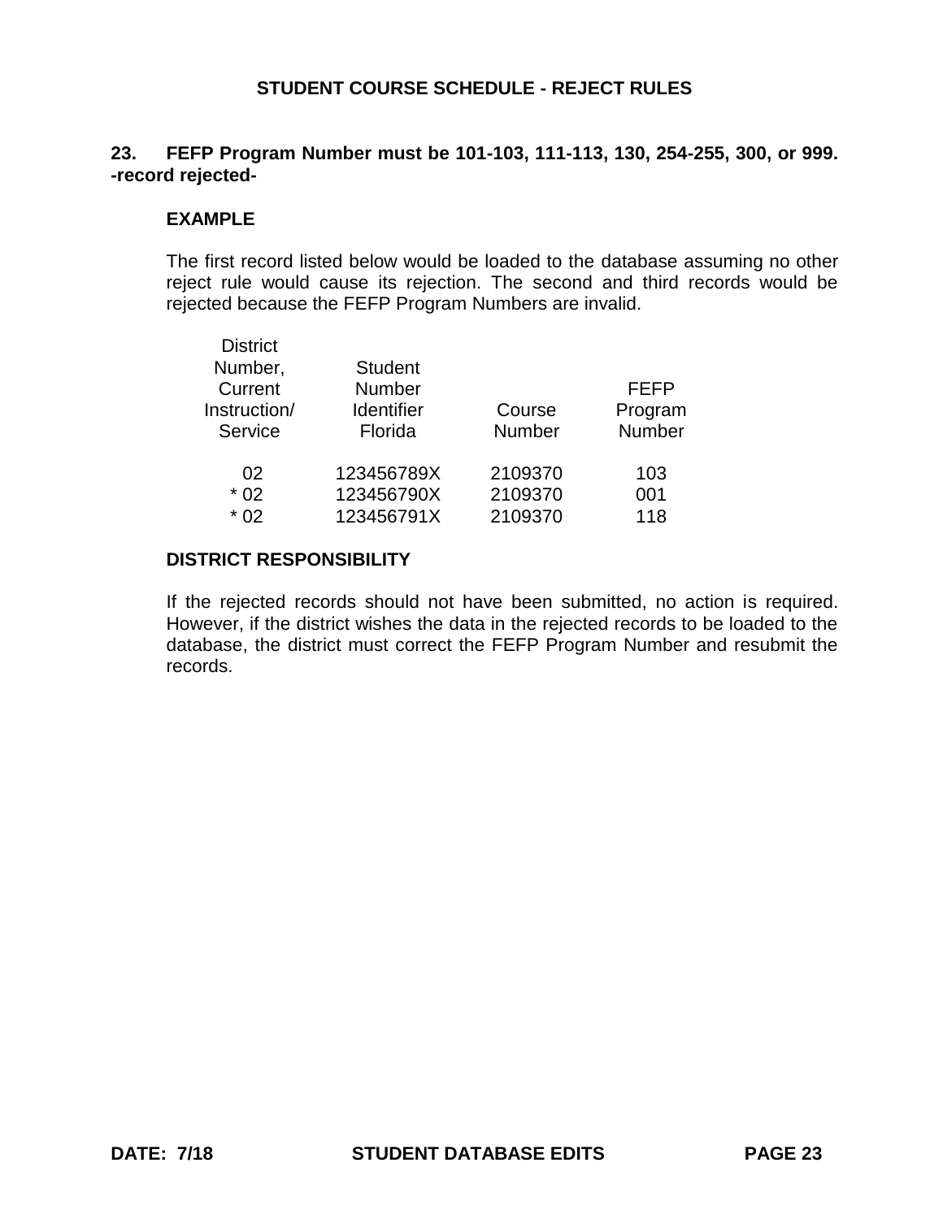## STUDENT COURSE SCHEDULE - REJECT RULES

**23. FEFP Program Number must be 101-103, 111-113, 130, 254-255, 300, or 999. -record rejected-**

**EXAMPLE**

The first record listed below would be loaded to the database assuming no other reject rule would cause its rejection. The second and third records would be rejected because the FEFP Program Numbers are invalid.

| District Number, Current Instruction/ Service | Student Number Identifier Florida | Course Number | FEFP Program Number |
|---|---|---|---|
| 02 | 123456789X | 2109370 | 103 |
| * 02 | 123456790X | 2109370 | 001 |
| * 02 | 123456791X | 2109370 | 118 |

**DISTRICT RESPONSIBILITY**

If the rejected records should not have been submitted, no action is required. However, if the district wishes the data in the rejected records to be loaded to the database, the district must correct the FEFP Program Number and resubmit the records.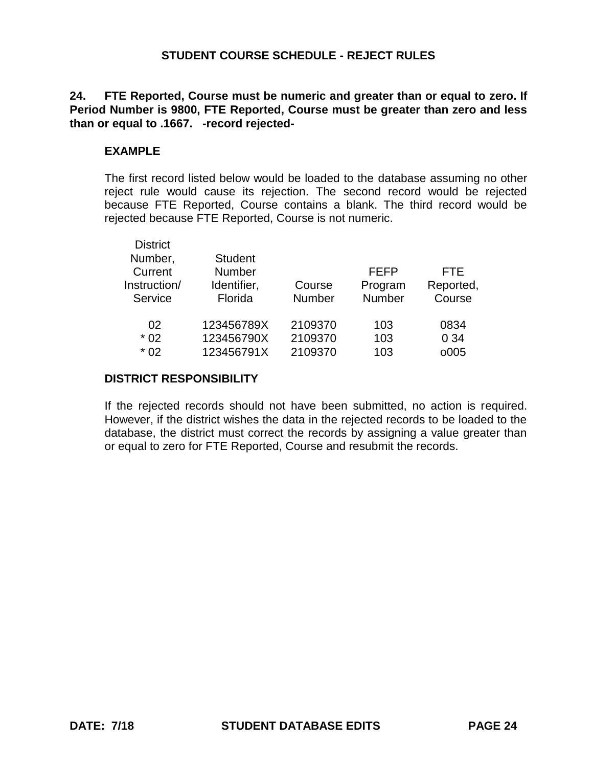## STUDENT COURSE SCHEDULE - REJECT RULES

**24. FTE Reported, Course must be numeric and greater than or equal to zero. If Period Number is 9800, FTE Reported, Course must be greater than zero and less than or equal to .1667. -record rejected-**

### EXAMPLE

The first record listed below would be loaded to the database assuming no other reject rule would cause its rejection. The second record would be rejected because FTE Reported, Course contains a blank. The third record would be rejected because FTE Reported, Course is not numeric.

| District Number, Current Instruction/ Service | Student Number Identifier, Florida | Course Number | FEFP Program Number | FTE Reported, Course |
|---|---|---|---|---|
| 02 | 123456789X | 2109370 | 103 | 0834 |
| * 02 | 123456790X | 2109370 | 103 | 0 34 |
| * 02 | 123456791X | 2109370 | 103 | o005 |

### DISTRICT RESPONSIBILITY

If the rejected records should not have been submitted, no action is required. However, if the district wishes the data in the rejected records to be loaded to the database, the district must correct the records by assigning a value greater than or equal to zero for FTE Reported, Course and resubmit the records.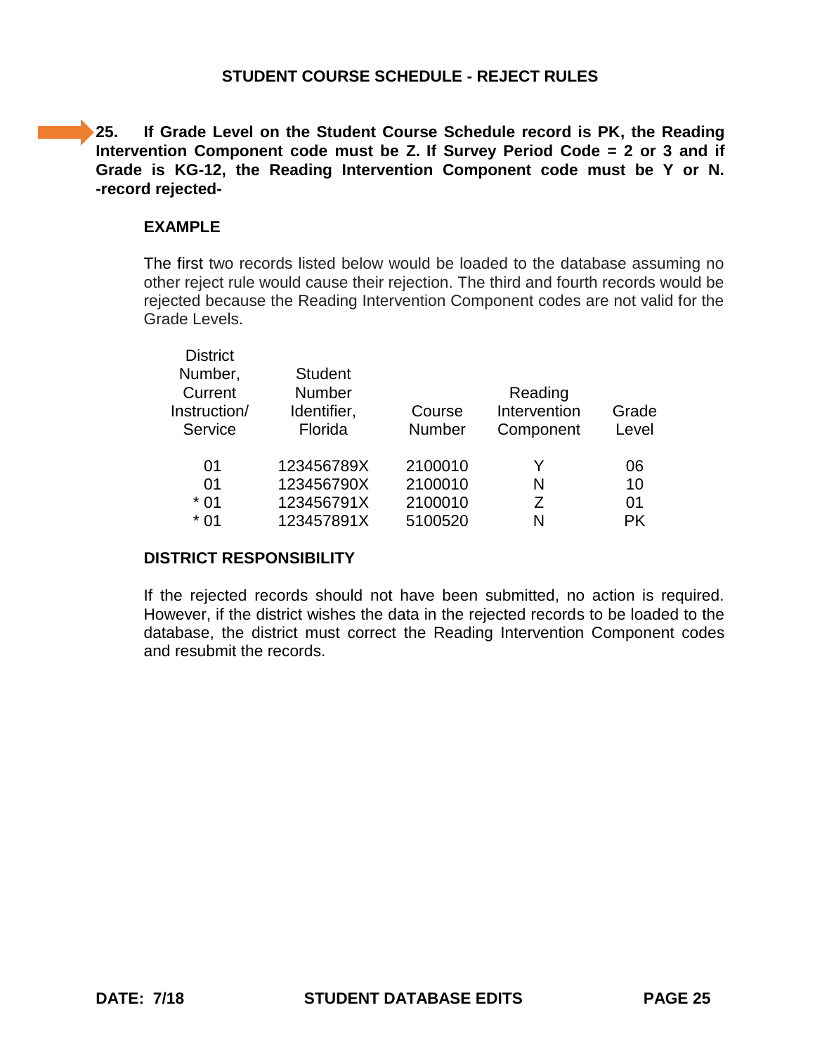## STUDENT COURSE SCHEDULE - REJECT RULES

**25. If Grade Level on the Student Course Schedule record is PK, the Reading Intervention Component code must be Z. If Survey Period Code = 2 or 3 and if Grade is KG-12, the Reading Intervention Component code must be Y or N. -record rejected-**

### EXAMPLE

The first two records listed below would be loaded to the database assuming no other reject rule would cause their rejection. The third and fourth records would be rejected because the Reading Intervention Component codes are not valid for the Grade Levels.

| District Number, Current Instruction/ Service | Student Number Identifier, Florida | Course Number | Reading Intervention Component | Grade Level |
|---|---|---|---|---|
| 01 | 123456789X | 2100010 | Y | 06 |
| 01 | 123456790X | 2100010 | N | 10 |
| * 01 | 123456791X | 2100010 | Z | 01 |
| * 01 | 123457891X | 5100520 | N | PK |

### DISTRICT RESPONSIBILITY

If the rejected records should not have been submitted, no action is required. However, if the district wishes the data in the rejected records to be loaded to the database, the district must correct the Reading Intervention Component codes and resubmit the records.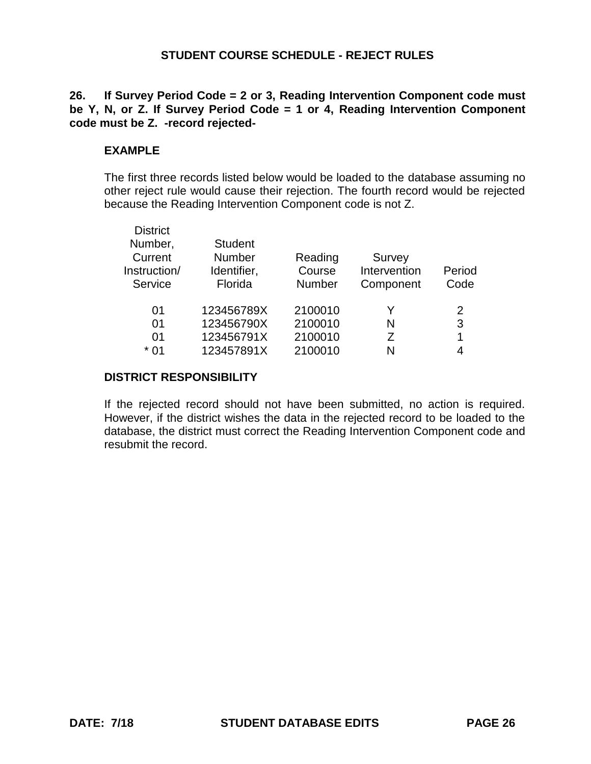## STUDENT COURSE SCHEDULE - REJECT RULES

**26. If Survey Period Code = 2 or 3, Reading Intervention Component code must be Y, N, or Z. If Survey Period Code = 1 or 4, Reading Intervention Component code must be Z. -record rejected-**

### EXAMPLE

The first three records listed below would be loaded to the database assuming no other reject rule would cause their rejection. The fourth record would be rejected because the Reading Intervention Component code is not Z.

| District Number, Current Instruction/ Service | Student Number Identifier, Florida | Reading Course Number | Survey Intervention Component | Period Code |
|---|---|---|---|---|
| 01 | 123456789X | 2100010 | Y | 2 |
| 01 | 123456790X | 2100010 | N | 3 |
| 01 | 123456791X | 2100010 | Z | 1 |
| * 01 | 123457891X | 2100010 | N | 4 |

### DISTRICT RESPONSIBILITY

If the rejected record should not have been submitted, no action is required. However, if the district wishes the data in the rejected record to be loaded to the database, the district must correct the Reading Intervention Component code and resubmit the record.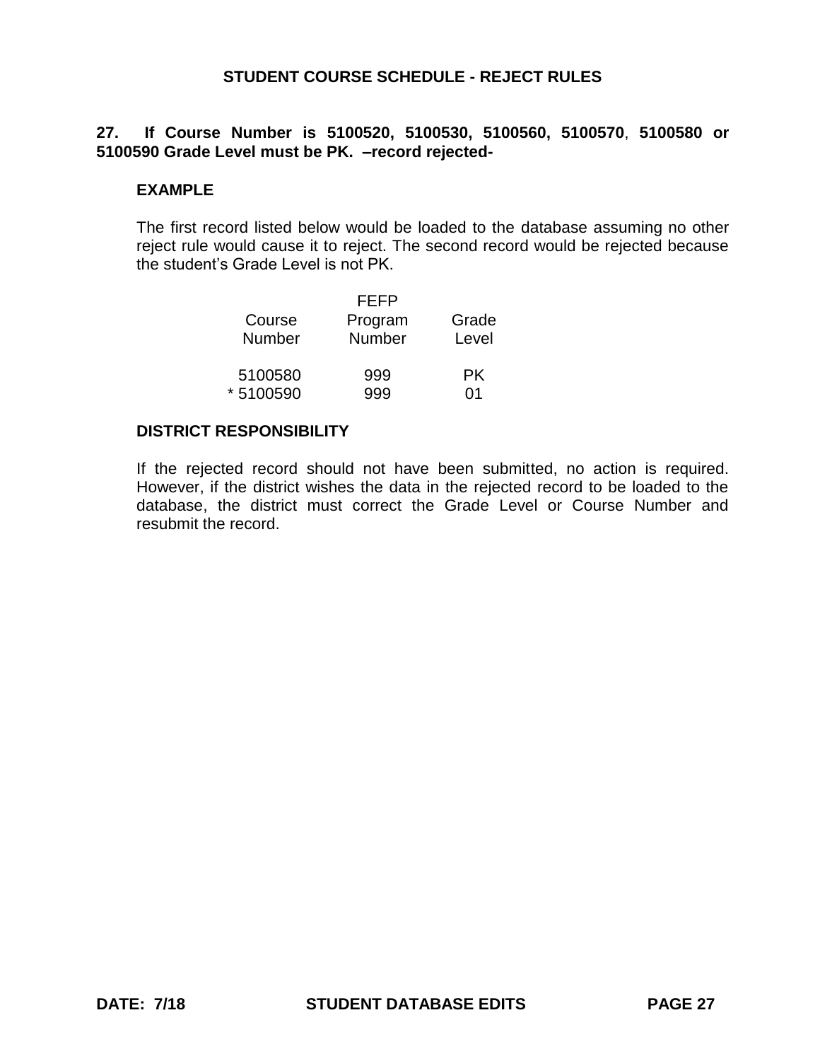## STUDENT COURSE SCHEDULE - REJECT RULES

**27. If Course Number is 5100520, 5100530, 5100560, 5100570, 5100580 or 5100590 Grade Level must be PK. –record rejected-**

**EXAMPLE**

The first record listed below would be loaded to the database assuming no other reject rule would cause it to reject. The second record would be rejected because the student's Grade Level is not PK.

| Course Number | FEFP Program Number | Grade Level |
|---|---|---|
| 5100580 | 999 | PK |
| * 5100590 | 999 | 01 |

**DISTRICT RESPONSIBILITY**

If the rejected record should not have been submitted, no action is required. However, if the district wishes the data in the rejected record to be loaded to the database, the district must correct the Grade Level or Course Number and resubmit the record.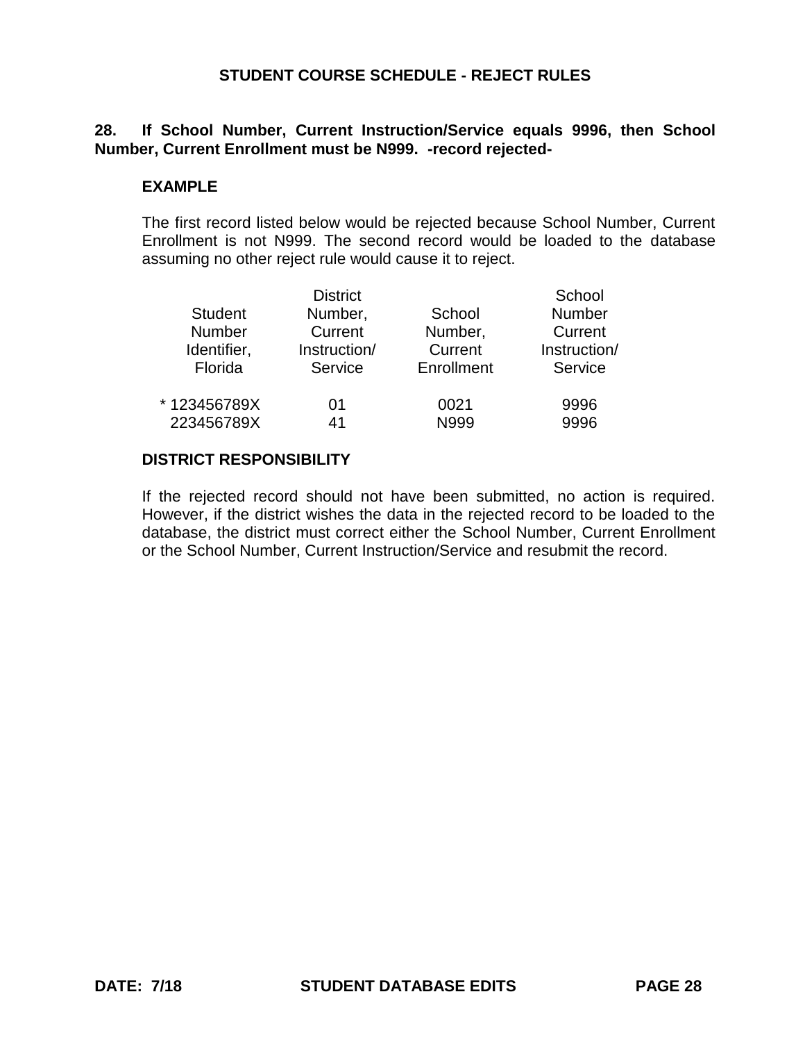## STUDENT COURSE SCHEDULE - REJECT RULES

**28. If School Number, Current Instruction/Service equals 9996, then School Number, Current Enrollment must be N999. -record rejected-**

### EXAMPLE

The first record listed below would be rejected because School Number, Current Enrollment is not N999. The second record would be loaded to the database assuming no other reject rule would cause it to reject.

| Student Number Identifier, Florida | District Number, Current Instruction/ Service | School Number, Current Enrollment | School Number Current Instruction/ Service |
|---|---|---|---|
| * 123456789X | 01 | 0021 | 9996 |
| 223456789X | 41 | N999 | 9996 |

### DISTRICT RESPONSIBILITY

If the rejected record should not have been submitted, no action is required. However, if the district wishes the data in the rejected record to be loaded to the database, the district must correct either the School Number, Current Enrollment or the School Number, Current Instruction/Service and resubmit the record.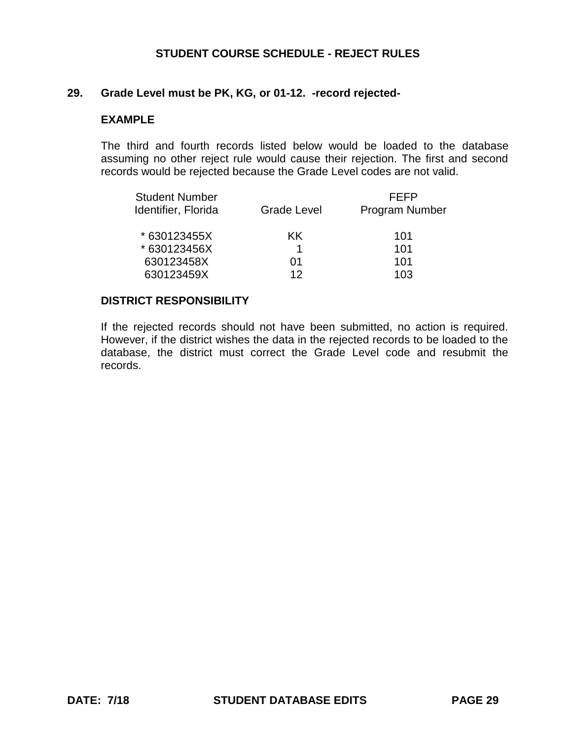## STUDENT COURSE SCHEDULE - REJECT RULES

### 29. Grade Level must be PK, KG, or 01-12. -record rejected-

**EXAMPLE**

The third and fourth records listed below would be loaded to the database assuming no other reject rule would cause their rejection. The first and second records would be rejected because the Grade Level codes are not valid.

| Student Number Identifier, Florida | Grade Level | FEFP Program Number |
|---|---|---|
| * 630123455X | KK | 101 |
| * 630123456X | 1 | 101 |
| 630123458X | 01 | 101 |
| 630123459X | 12 | 103 |

**DISTRICT RESPONSIBILITY**

If the rejected records should not have been submitted, no action is required. However, if the district wishes the data in the rejected records to be loaded to the database, the district must correct the Grade Level code and resubmit the records.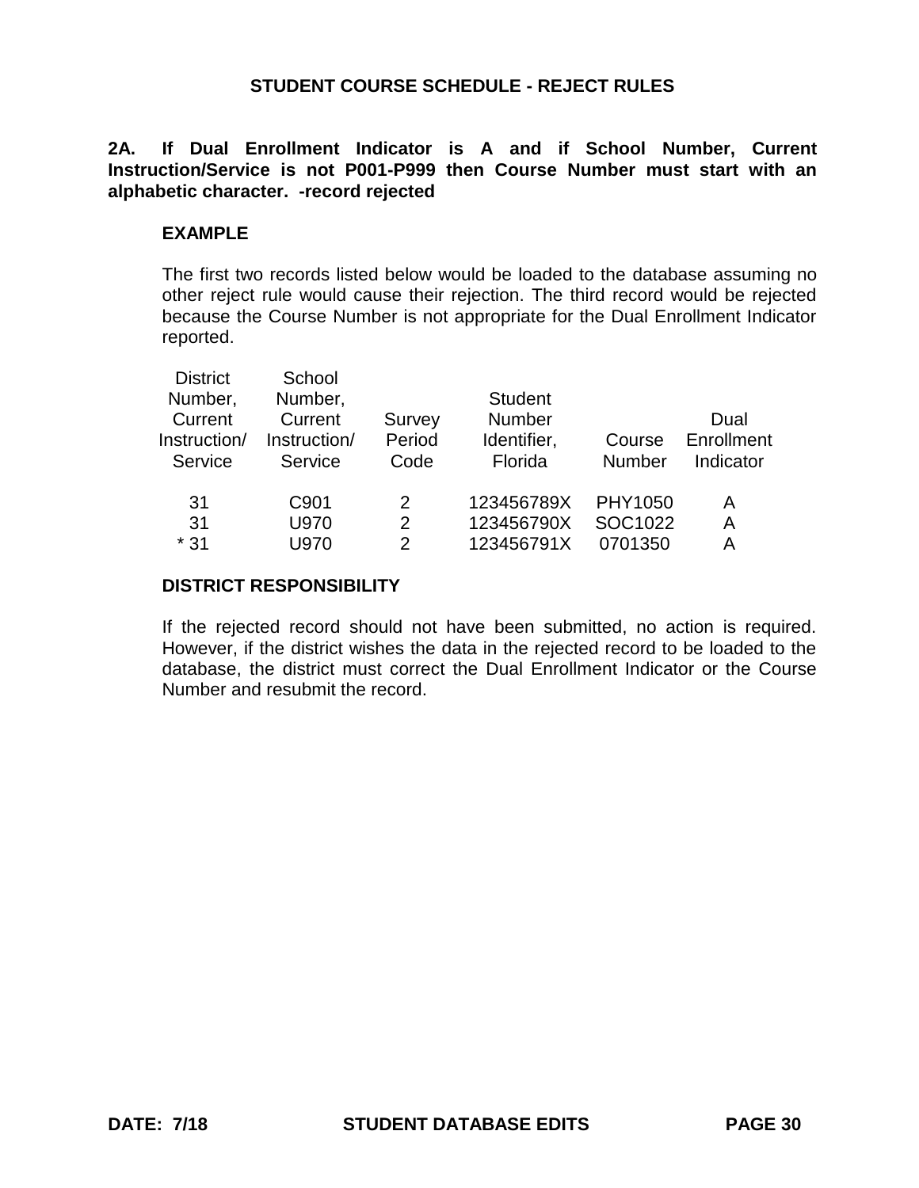## STUDENT COURSE SCHEDULE - REJECT RULES

**2A. If Dual Enrollment Indicator is A and if School Number, Current Instruction/Service is not P001-P999 then Course Number must start with an alphabetic character. -record rejected**

**EXAMPLE**

The first two records listed below would be loaded to the database assuming no other reject rule would cause their rejection. The third record would be rejected because the Course Number is not appropriate for the Dual Enrollment Indicator reported.

| District Number, Current Instruction/ Service | School Number, Current Instruction/ Service | Survey Period Code | Student Number Identifier, Florida | Course Number | Dual Enrollment Indicator |
|---|---|---|---|---|---|
| 31 | C901 | 2 | 123456789X | PHY1050 | A |
| 31 | U970 | 2 | 123456790X | SOC1022 | A |
| * 31 | U970 | 2 | 123456791X | 0701350 | A |

**DISTRICT RESPONSIBILITY**

If the rejected record should not have been submitted, no action is required. However, if the district wishes the data in the rejected record to be loaded to the database, the district must correct the Dual Enrollment Indicator or the Course Number and resubmit the record.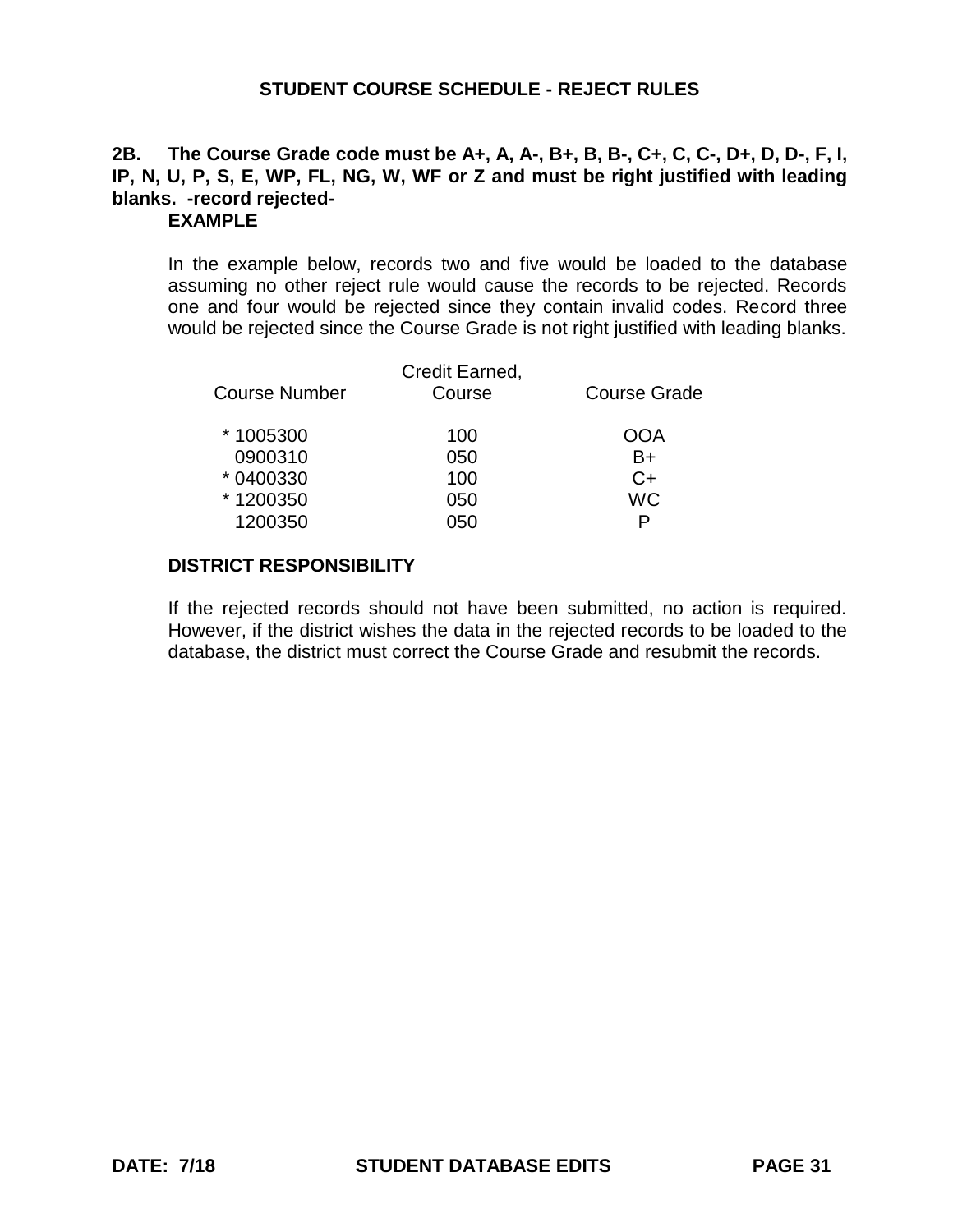## STUDENT COURSE SCHEDULE - REJECT RULES

**2B. The Course Grade code must be A+, A, A-, B+, B, B-, C+, C, C-, D+, D, D-, F, I, IP, N, U, P, S, E, WP, FL, NG, W, WF or Z and must be right justified with leading blanks. -record rejected-**

**EXAMPLE**

In the example below, records two and five would be loaded to the database assuming no other reject rule would cause the records to be rejected. Records one and four would be rejected since they contain invalid codes. Record three would be rejected since the Course Grade is not right justified with leading blanks.

| Course Number | Credit Earned, Course | Course Grade |
|---|---|---|
| * 1005300 | 100 | OOA |
| 0900310 | 050 | B+ |
| * 0400330 | 100 | C+ |
| * 1200350 | 050 | WC |
| 1200350 | 050 | P |

**DISTRICT RESPONSIBILITY**

If the rejected records should not have been submitted, no action is required. However, if the district wishes the data in the rejected records to be loaded to the database, the district must correct the Course Grade and resubmit the records.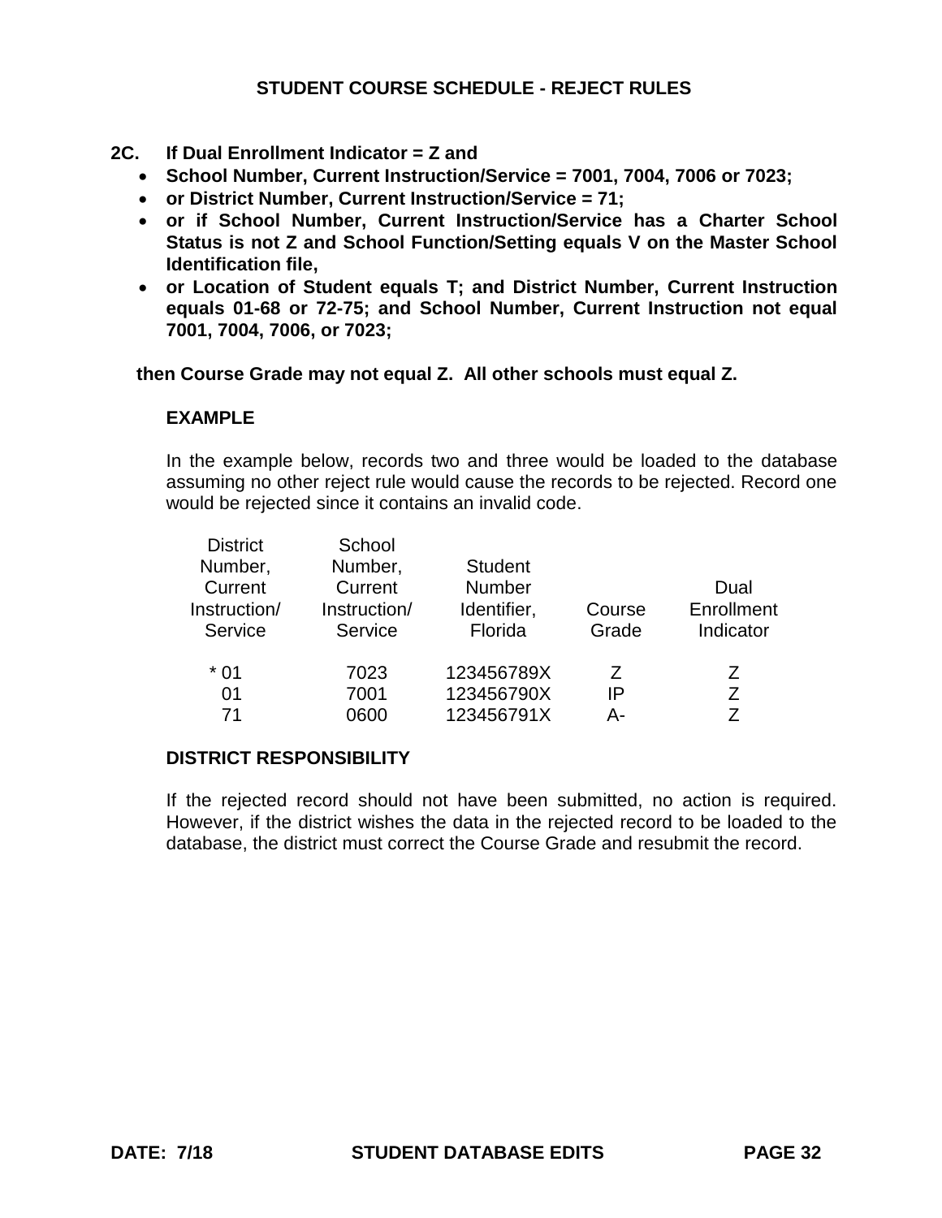# STUDENT COURSE SCHEDULE - REJECT RULES

**2C. If Dual Enrollment Indicator = Z and**

- **School Number, Current Instruction/Service = 7001, 7004, 7006 or 7023;**
- **or District Number, Current Instruction/Service = 71;**
- **or if School Number, Current Instruction/Service has a Charter School Status is not Z and School Function/Setting equals V on the Master School Identification file,**
- **or Location of Student equals T; and District Number, Current Instruction equals 01-68 or 72-75; and School Number, Current Instruction not equal 7001, 7004, 7006, or 7023;**

**then Course Grade may not equal Z. All other schools must equal Z.**

**EXAMPLE**

In the example below, records two and three would be loaded to the database assuming no other reject rule would cause the records to be rejected. Record one would be rejected since it contains an invalid code.

| District Number, Current Instruction/ Service | School Number, Current Instruction/ Service | Student Number Identifier, Florida | Course Grade | Dual Enrollment Indicator |
|---|---|---|---|---|
| * 01 | 7023 | 123456789X | Z | Z |
| 01 | 7001 | 123456790X | IP | Z |
| 71 | 0600 | 123456791X | A- | Z |

**DISTRICT RESPONSIBILITY**

If the rejected record should not have been submitted, no action is required. However, if the district wishes the data in the rejected record to be loaded to the database, the district must correct the Course Grade and resubmit the record.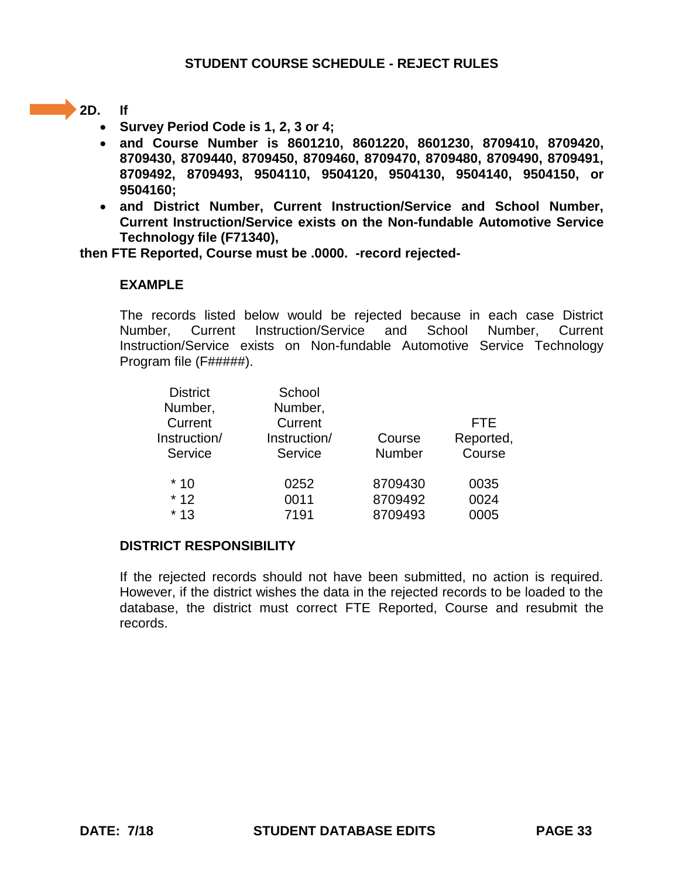## STUDENT COURSE SCHEDULE - REJECT RULES

**2D. If**

- **Survey Period Code is 1, 2, 3 or 4;**
- **and Course Number is 8601210, 8601220, 8601230, 8709410, 8709420, 8709430, 8709440, 8709450, 8709460, 8709470, 8709480, 8709490, 8709491, 8709492, 8709493, 9504110, 9504120, 9504130, 9504140, 9504150, or 9504160;**
- **and District Number, Current Instruction/Service and School Number, Current Instruction/Service exists on the Non-fundable Automotive Service Technology file (F71340),**

**then FTE Reported, Course must be .0000. -record rejected-**

**EXAMPLE**

The records listed below would be rejected because in each case District Number, Current Instruction/Service and School Number, Current Instruction/Service exists on Non-fundable Automotive Service Technology Program file (F#####).

| District Number, Current Instruction/ Service | School Number, Current Instruction/ Service | Course Number | FTE Reported, Course |
|---|---|---|---|
| * 10 | 0252 | 8709430 | 0035 |
| * 12 | 0011 | 8709492 | 0024 |
| * 13 | 7191 | 8709493 | 0005 |

**DISTRICT RESPONSIBILITY**

If the rejected records should not have been submitted, no action is required. However, if the district wishes the data in the rejected records to be loaded to the database, the district must correct FTE Reported, Course and resubmit the records.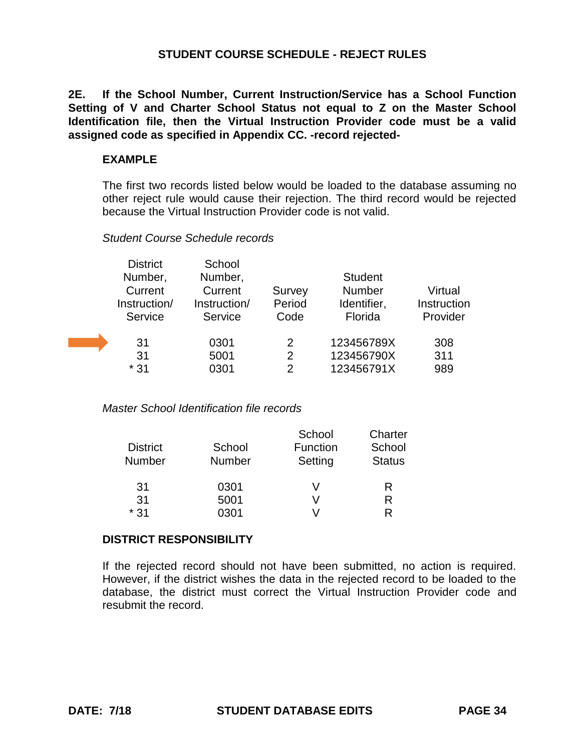## STUDENT COURSE SCHEDULE - REJECT RULES

**2E. If the School Number, Current Instruction/Service has a School Function Setting of V and Charter School Status not equal to Z on the Master School Identification file, then the Virtual Instruction Provider code must be a valid assigned code as specified in Appendix CC. -record rejected-**

### EXAMPLE

The first two records listed below would be loaded to the database assuming no other reject rule would cause their rejection. The third record would be rejected because the Virtual Instruction Provider code is not valid.

*Student Course Schedule records*

| District Number, Current Instruction/ Service | School Number, Current Instruction/ Service | Survey Period Code | Student Number Identifier, Florida | Virtual Instruction Provider |
|---|---|---|---|---|
| 31 | 0301 | 2 | 123456789X | 308 |
| 31 | 5001 | 2 | 123456790X | 311 |
| * 31 | 0301 | 2 | 123456791X | 989 |

*Master School Identification file records*

| District Number | School Number | School Function Setting | Charter School Status |
|---|---|---|---|
| 31 | 0301 | V | R |
| 31 | 5001 | V | R |
| * 31 | 0301 | V | R |

### DISTRICT RESPONSIBILITY

If the rejected record should not have been submitted, no action is required. However, if the district wishes the data in the rejected record to be loaded to the database, the district must correct the Virtual Instruction Provider code and resubmit the record.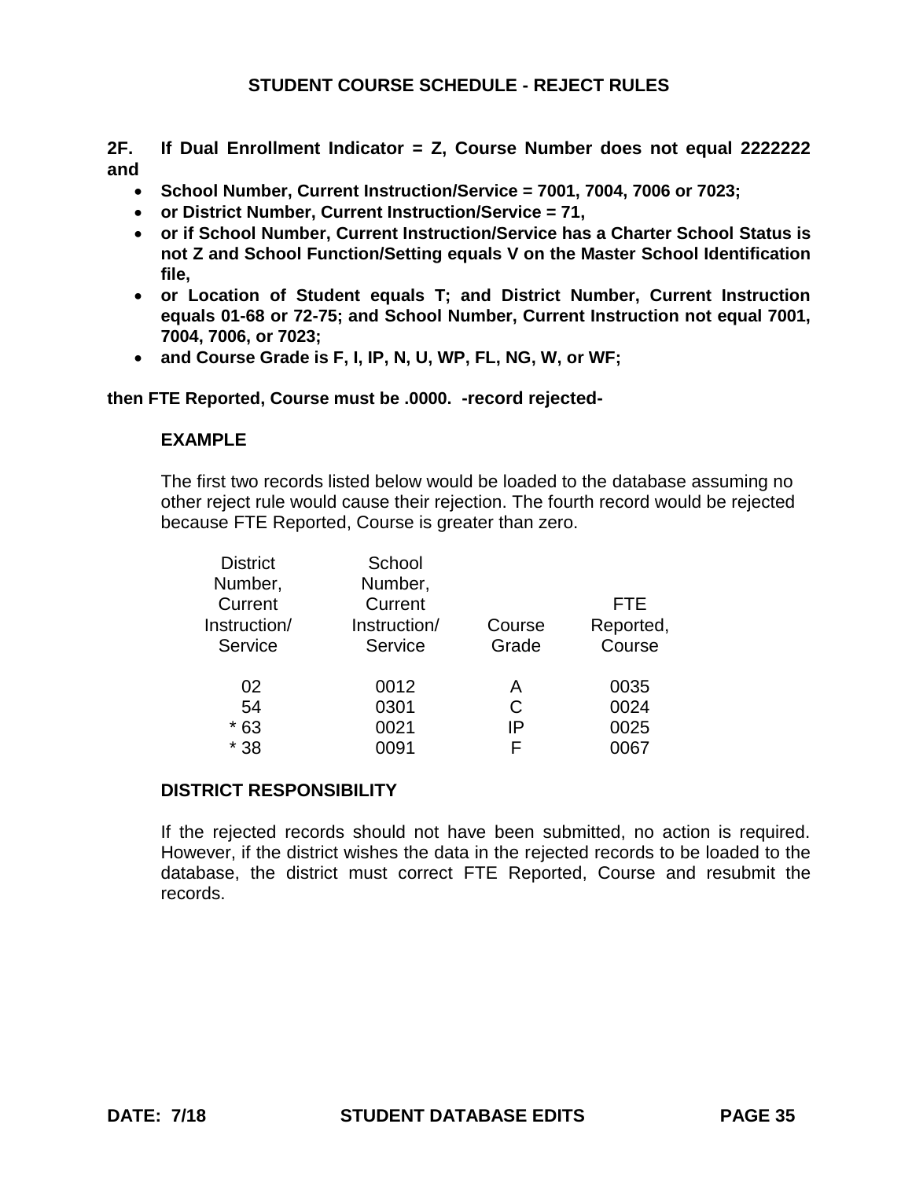## STUDENT COURSE SCHEDULE - REJECT RULES

**2F. If Dual Enrollment Indicator = Z, Course Number does not equal 2222222 and**

- **School Number, Current Instruction/Service = 7001, 7004, 7006 or 7023;**
- **or District Number, Current Instruction/Service = 71,**
- **or if School Number, Current Instruction/Service has a Charter School Status is not Z and School Function/Setting equals V on the Master School Identification file,**
- **or Location of Student equals T; and District Number, Current Instruction equals 01-68 or 72-75; and School Number, Current Instruction not equal 7001, 7004, 7006, or 7023;**
- **and Course Grade is F, I, IP, N, U, WP, FL, NG, W, or WF;**

**then FTE Reported, Course must be .0000. -record rejected-**

### EXAMPLE

The first two records listed below would be loaded to the database assuming no other reject rule would cause their rejection. The fourth record would be rejected because FTE Reported, Course is greater than zero.

| District Number, Current Instruction/ Service | School Number, Current Instruction/ Service | Course Grade | FTE Reported, Course |
|---|---|---|---|
| 02 | 0012 | A | 0035 |
| 54 | 0301 | C | 0024 |
| * 63 | 0021 | IP | 0025 |
| * 38 | 0091 | F | 0067 |

### DISTRICT RESPONSIBILITY

If the rejected records should not have been submitted, no action is required. However, if the district wishes the data in the rejected records to be loaded to the database, the district must correct FTE Reported, Course and resubmit the records.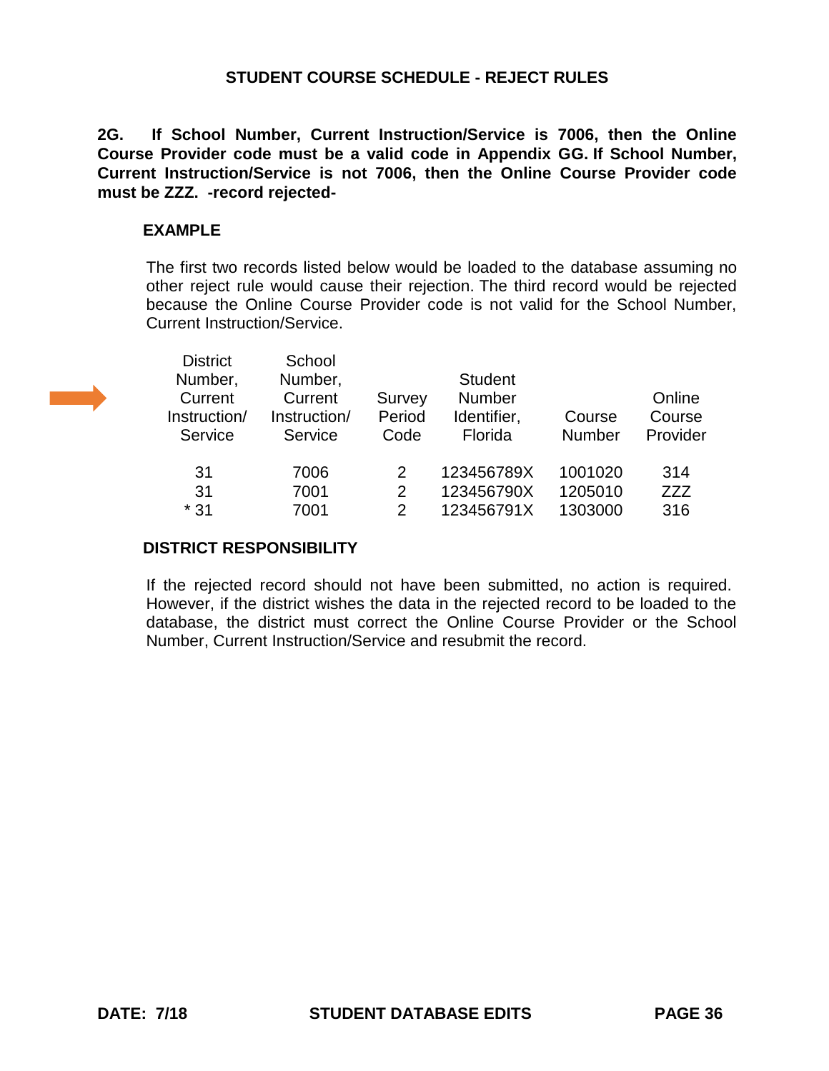**STUDENT COURSE SCHEDULE - REJECT RULES**

**2G. If School Number, Current Instruction/Service is 7006, then the Online Course Provider code must be a valid code in Appendix GG. If School Number, Current Instruction/Service is not 7006, then the Online Course Provider code must be ZZZ. -record rejected-**

**EXAMPLE**

The first two records listed below would be loaded to the database assuming no other reject rule would cause their rejection. The third record would be rejected because the Online Course Provider code is not valid for the School Number, Current Instruction/Service.

| District Number, Current Instruction/ Service | School Number, Current Instruction/ Service | Survey Period Code | Student Number Identifier, Florida | Course Number | Online Course Provider |
|---|---|---|---|---|---|
| 31 | 7006 | 2 | 123456789X | 1001020 | 314 |
| 31 | 7001 | 2 | 123456790X | 1205010 | ZZZ |
| * 31 | 7001 | 2 | 123456791X | 1303000 | 316 |

**DISTRICT RESPONSIBILITY**

If the rejected record should not have been submitted, no action is required. However, if the district wishes the data in the rejected record to be loaded to the database, the district must correct the Online Course Provider or the School Number, Current Instruction/Service and resubmit the record.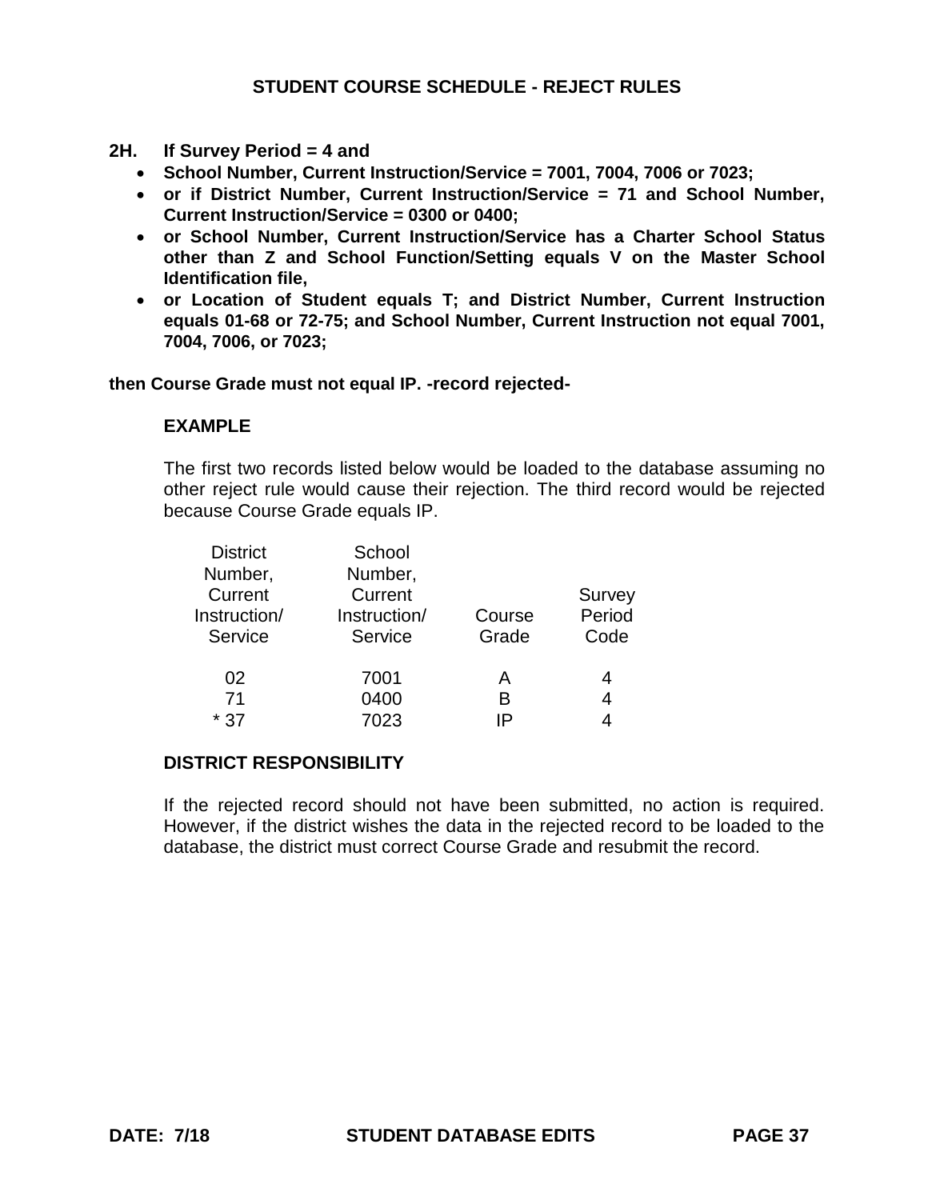## STUDENT COURSE SCHEDULE - REJECT RULES

**2H. If Survey Period = 4 and**

- **School Number, Current Instruction/Service = 7001, 7004, 7006 or 7023;**
- **or if District Number, Current Instruction/Service = 71 and School Number, Current Instruction/Service = 0300 or 0400;**
- **or School Number, Current Instruction/Service has a Charter School Status other than Z and School Function/Setting equals V on the Master School Identification file,**
- **or Location of Student equals T; and District Number, Current Instruction equals 01-68 or 72-75; and School Number, Current Instruction not equal 7001, 7004, 7006, or 7023;**

**then Course Grade must not equal IP. -record rejected-**

**EXAMPLE**

The first two records listed below would be loaded to the database assuming no other reject rule would cause their rejection. The third record would be rejected because Course Grade equals IP.

| District Number, Current Instruction/ Service | School Number, Current Instruction/ Service | Course Grade | Survey Period Code |
|---|---|---|---|
| 02 | 7001 | A | 4 |
| 71 | 0400 | B | 4 |
| * 37 | 7023 | IP | 4 |

**DISTRICT RESPONSIBILITY**

If the rejected record should not have been submitted, no action is required. However, if the district wishes the data in the rejected record to be loaded to the database, the district must correct Course Grade and resubmit the record.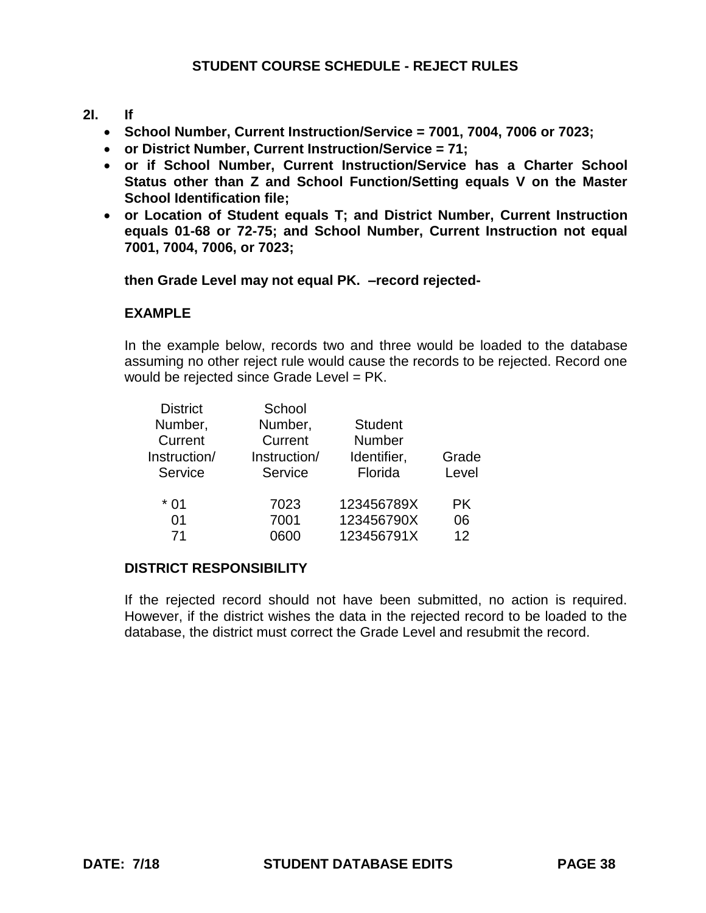## STUDENT COURSE SCHEDULE - REJECT RULES

**2I. If**

- **School Number, Current Instruction/Service = 7001, 7004, 7006 or 7023;**
- **or District Number, Current Instruction/Service = 71;**
- **or if School Number, Current Instruction/Service has a Charter School Status other than Z and School Function/Setting equals V on the Master School Identification file;**
- **or Location of Student equals T; and District Number, Current Instruction equals 01-68 or 72-75; and School Number, Current Instruction not equal 7001, 7004, 7006, or 7023;**

**then Grade Level may not equal PK. –record rejected-**

**EXAMPLE**

In the example below, records two and three would be loaded to the database assuming no other reject rule would cause the records to be rejected. Record one would be rejected since Grade Level = PK.

| District Number, Current Instruction/ Service | School Number, Current Instruction/ Service | Student Number Identifier, Florida | Grade Level |
|---|---|---|---|
| * 01 | 7023 | 123456789X | PK |
| 01 | 7001 | 123456790X | 06 |
| 71 | 0600 | 123456791X | 12 |

**DISTRICT RESPONSIBILITY**

If the rejected record should not have been submitted, no action is required. However, if the district wishes the data in the rejected record to be loaded to the database, the district must correct the Grade Level and resubmit the record.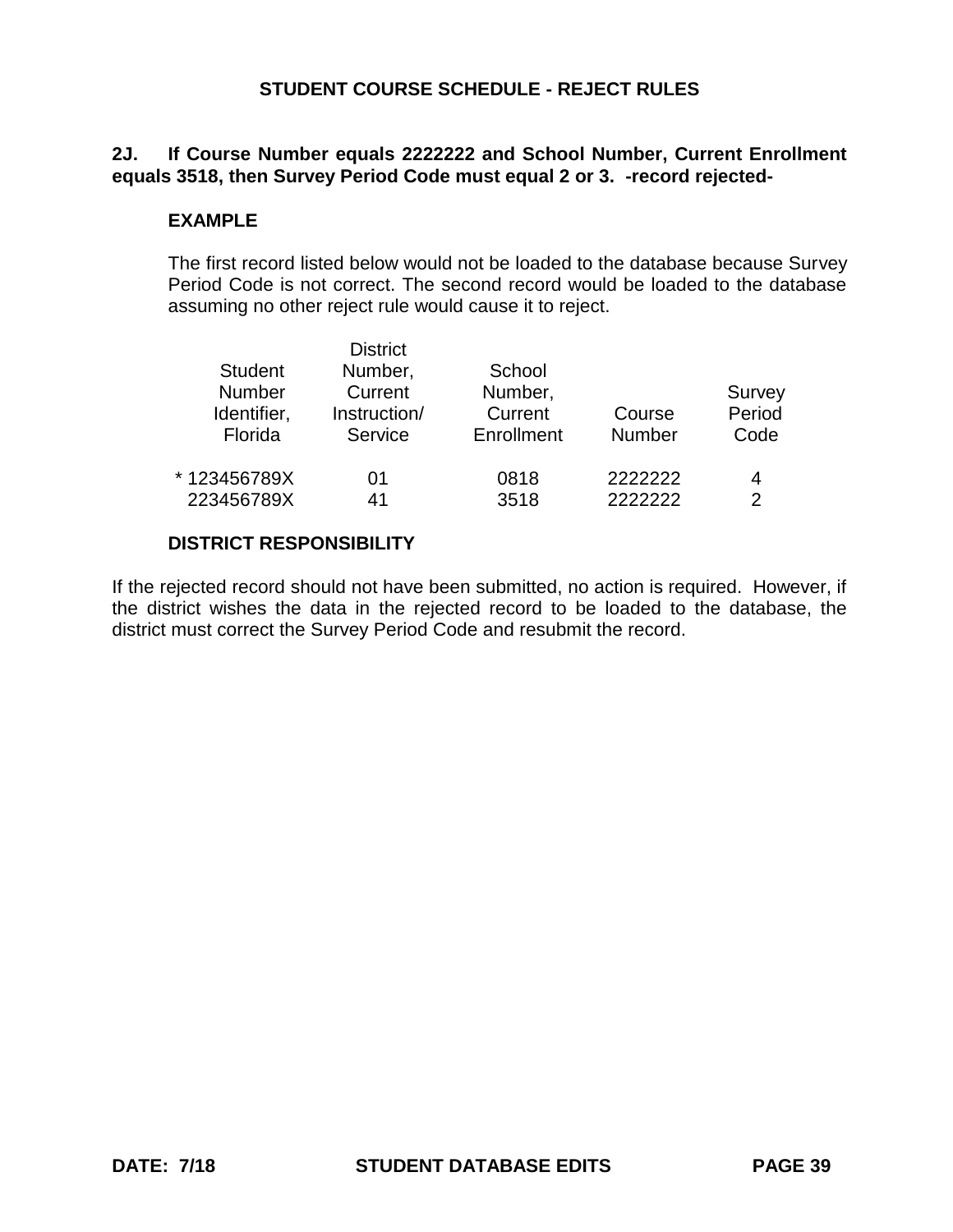## STUDENT COURSE SCHEDULE - REJECT RULES

**2J. If Course Number equals 2222222 and School Number, Current Enrollment equals 3518, then Survey Period Code must equal 2 or 3. -record rejected-**

### EXAMPLE

The first record listed below would not be loaded to the database because Survey Period Code is not correct. The second record would be loaded to the database assuming no other reject rule would cause it to reject.

| Student Number Identifier, Florida | District Number, Current Instruction/ Service | School Number, Current Enrollment | Course Number | Survey Period Code |
|---|---|---|---|---|
| * 123456789X | 01 | 0818 | 2222222 | 4 |
| 223456789X | 41 | 3518 | 2222222 | 2 |

### DISTRICT RESPONSIBILITY

If the rejected record should not have been submitted, no action is required. However, if the district wishes the data in the rejected record to be loaded to the database, the district must correct the Survey Period Code and resubmit the record.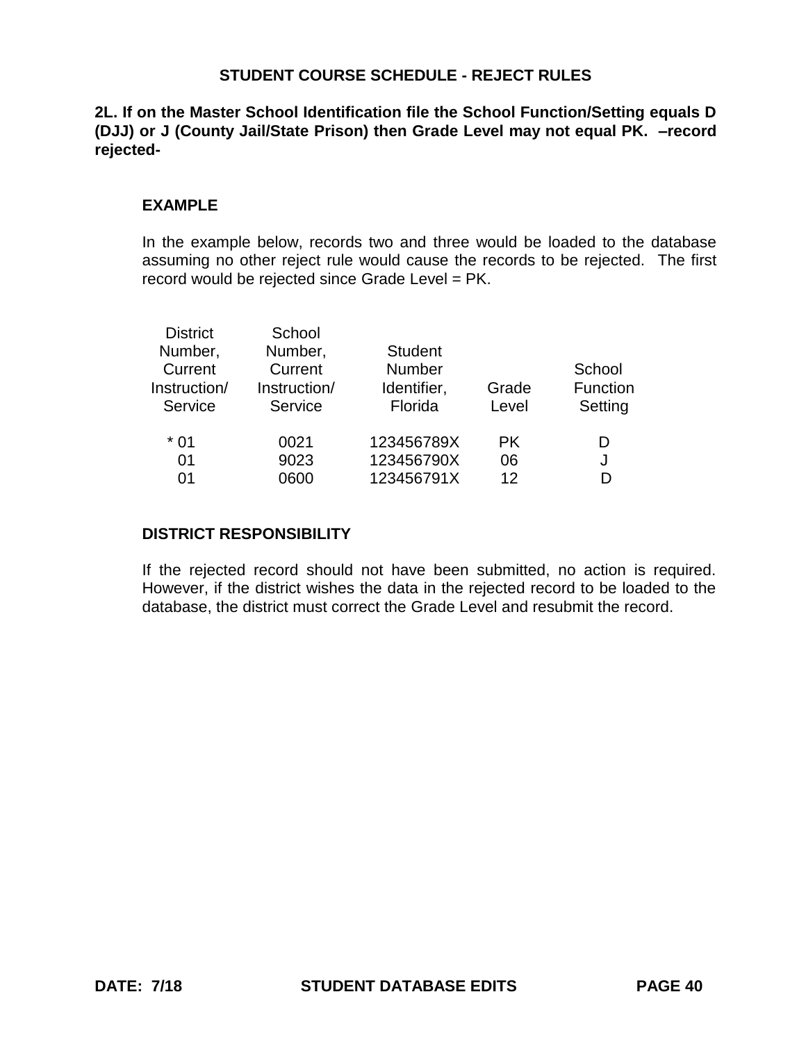## STUDENT COURSE SCHEDULE - REJECT RULES

**2L. If on the Master School Identification file the School Function/Setting equals D (DJJ) or J (County Jail/State Prison) then Grade Level may not equal PK. –record rejected-**

### EXAMPLE

In the example below, records two and three would be loaded to the database assuming no other reject rule would cause the records to be rejected. The first record would be rejected since Grade Level = PK.

| District Number, Current Instruction/ Service | School Number, Current Instruction/ Service | Student Number Identifier, Florida | Grade Level | School Function Setting |
|---|---|---|---|---|
| * 01 | 0021 | 123456789X | PK | D |
| 01 | 9023 | 123456790X | 06 | J |
| 01 | 0600 | 123456791X | 12 | D |

### DISTRICT RESPONSIBILITY

If the rejected record should not have been submitted, no action is required. However, if the district wishes the data in the rejected record to be loaded to the database, the district must correct the Grade Level and resubmit the record.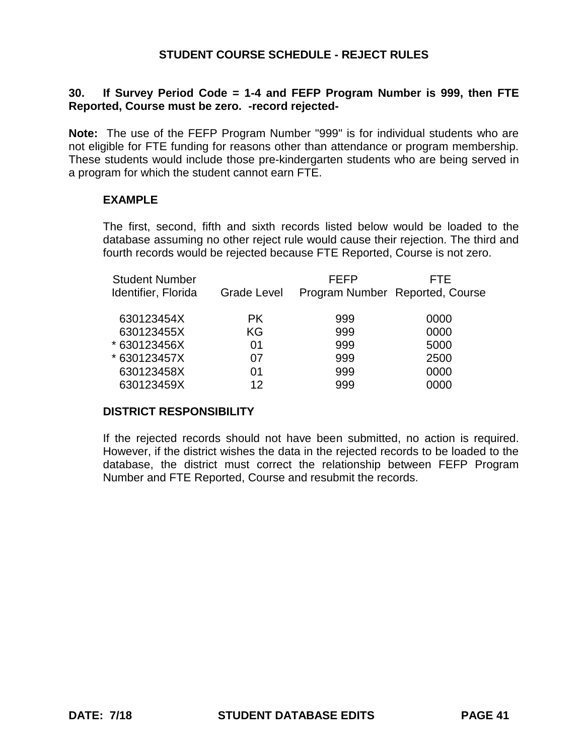## STUDENT COURSE SCHEDULE - REJECT RULES

**30. If Survey Period Code = 1-4 and FEFP Program Number is 999, then FTE Reported, Course must be zero. -record rejected-**

**Note:** The use of the FEFP Program Number "999" is for individual students who are not eligible for FTE funding for reasons other than attendance or program membership. These students would include those pre-kindergarten students who are being served in a program for which the student cannot earn FTE.

**EXAMPLE**

The first, second, fifth and sixth records listed below would be loaded to the database assuming no other reject rule would cause their rejection. The third and fourth records would be rejected because FTE Reported, Course is not zero.

| Student Number Identifier, Florida | Grade Level | FEFP Program Number | FTE Reported, Course |
|---|---|---|---|
| 630123454X | PK | 999 | 0000 |
| 630123455X | KG | 999 | 0000 |
| * 630123456X | 01 | 999 | 5000 |
| * 630123457X | 07 | 999 | 2500 |
| 630123458X | 01 | 999 | 0000 |
| 630123459X | 12 | 999 | 0000 |

**DISTRICT RESPONSIBILITY**

If the rejected records should not have been submitted, no action is required. However, if the district wishes the data in the rejected records to be loaded to the database, the district must correct the relationship between FEFP Program Number and FTE Reported, Course and resubmit the records.

**DATE: 7/18** **STUDENT DATABASE EDITS**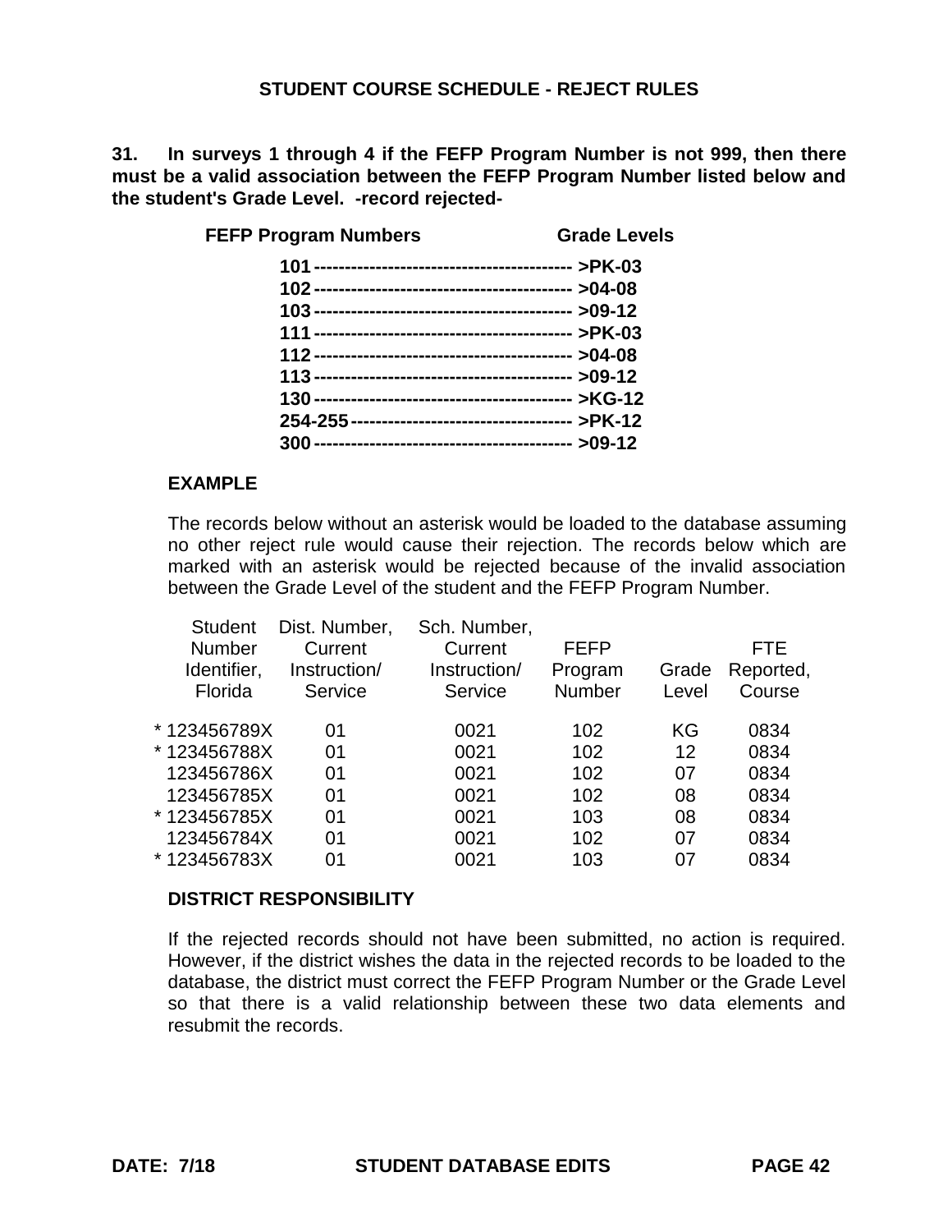## STUDENT COURSE SCHEDULE - REJECT RULES

**31. In surveys 1 through 4 if the FEFP Program Number is not 999, then there must be a valid association between the FEFP Program Number listed below and the student's Grade Level. -record rejected-**

| FEFP Program Numbers | Grade Levels |
|---|---|
| 101 | >PK-03 |
| 102 | >04-08 |
| 103 | >09-12 |
| 111 | >PK-03 |
| 112 | >04-08 |
| 113 | >09-12 |
| 130 | >KG-12 |
| 254-255 | >PK-12 |
| 300 | >09-12 |

**EXAMPLE**

The records below without an asterisk would be loaded to the database assuming no other reject rule would cause their rejection. The records below which are marked with an asterisk would be rejected because of the invalid association between the Grade Level of the student and the FEFP Program Number.

| Student Number Identifier, Florida | Dist. Number, Current Instruction/ Service | Sch. Number, Current Instruction/ Service | FEFP Program Number | Grade Level | FTE Reported, Course |
|---|---|---|---|---|---|
| * 123456789X | 01 | 0021 | 102 | KG | 0834 |
| * 123456788X | 01 | 0021 | 102 | 12 | 0834 |
| 123456786X | 01 | 0021 | 102 | 07 | 0834 |
| 123456785X | 01 | 0021 | 102 | 08 | 0834 |
| * 123456785X | 01 | 0021 | 103 | 08 | 0834 |
| 123456784X | 01 | 0021 | 102 | 07 | 0834 |
| * 123456783X | 01 | 0021 | 103 | 07 | 0834 |

**DISTRICT RESPONSIBILITY**

If the rejected records should not have been submitted, no action is required. However, if the district wishes the data in the rejected records to be loaded to the database, the district must correct the FEFP Program Number or the Grade Level so that there is a valid relationship between these two data elements and resubmit the records.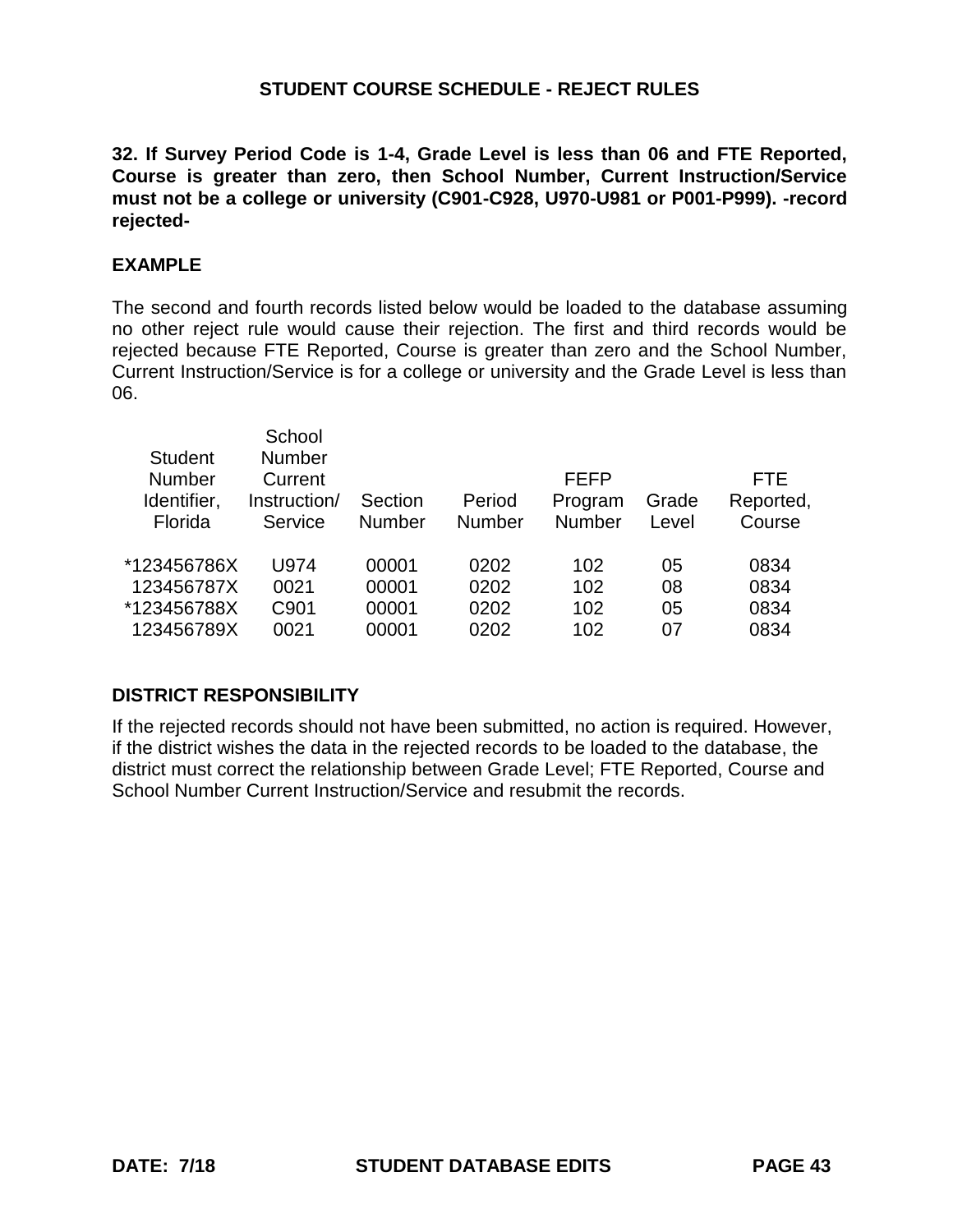## STUDENT COURSE SCHEDULE - REJECT RULES

**32. If Survey Period Code is 1-4, Grade Level is less than 06 and FTE Reported, Course is greater than zero, then School Number, Current Instruction/Service must not be a college or university (C901-C928, U970-U981 or P001-P999). -record rejected-**

### EXAMPLE

The second and fourth records listed below would be loaded to the database assuming no other reject rule would cause their rejection. The first and third records would be rejected because FTE Reported, Course is greater than zero and the School Number, Current Instruction/Service is for a college or university and the Grade Level is less than 06.

| Student Number Identifier, Florida | School Number Current Instruction/ Service | Section Number | Period Number | FEFP Program Number | Grade Level | FTE Reported, Course |
|---|---|---|---|---|---|---|
| *123456786X | U974 | 00001 | 0202 | 102 | 05 | 0834 |
| 123456787X | 0021 | 00001 | 0202 | 102 | 08 | 0834 |
| *123456788X | C901 | 00001 | 0202 | 102 | 05 | 0834 |
| 123456789X | 0021 | 00001 | 0202 | 102 | 07 | 0834 |

### DISTRICT RESPONSIBILITY

If the rejected records should not have been submitted, no action is required. However, if the district wishes the data in the rejected records to be loaded to the database, the district must correct the relationship between Grade Level; FTE Reported, Course and School Number Current Instruction/Service and resubmit the records.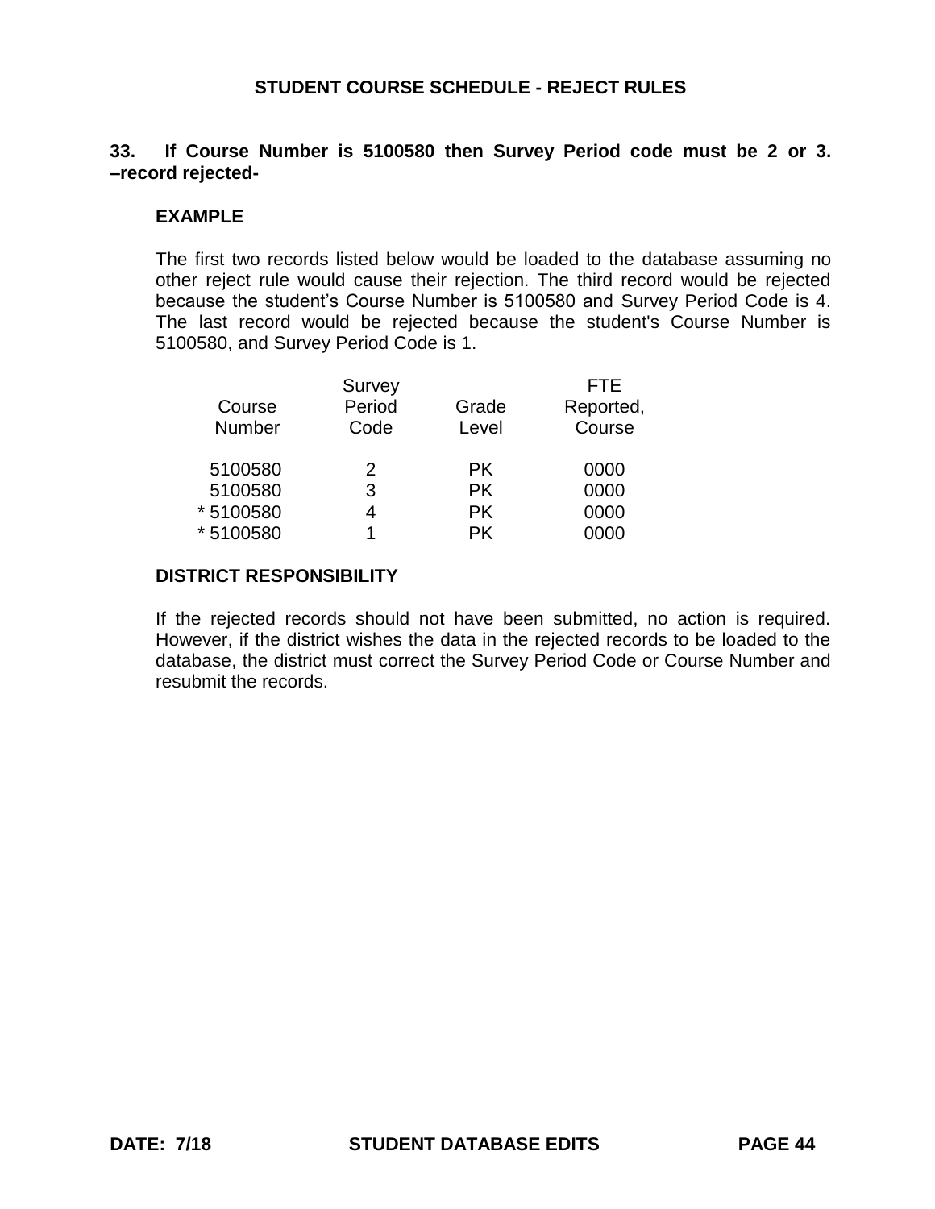## STUDENT COURSE SCHEDULE - REJECT RULES

**33. If Course Number is 5100580 then Survey Period code must be 2 or 3. –record rejected-**

### EXAMPLE

The first two records listed below would be loaded to the database assuming no other reject rule would cause their rejection. The third record would be rejected because the student's Course Number is 5100580 and Survey Period Code is 4. The last record would be rejected because the student's Course Number is 5100580, and Survey Period Code is 1.

| Course Number | Survey Period Code | Grade Level | FTE Reported, Course |
|---|---|---|---|
| 5100580 | 2 | PK | 0000 |
| 5100580 | 3 | PK | 0000 |
| * 5100580 | 4 | PK | 0000 |
| * 5100580 | 1 | PK | 0000 |

### DISTRICT RESPONSIBILITY

If the rejected records should not have been submitted, no action is required. However, if the district wishes the data in the rejected records to be loaded to the database, the district must correct the Survey Period Code or Course Number and resubmit the records.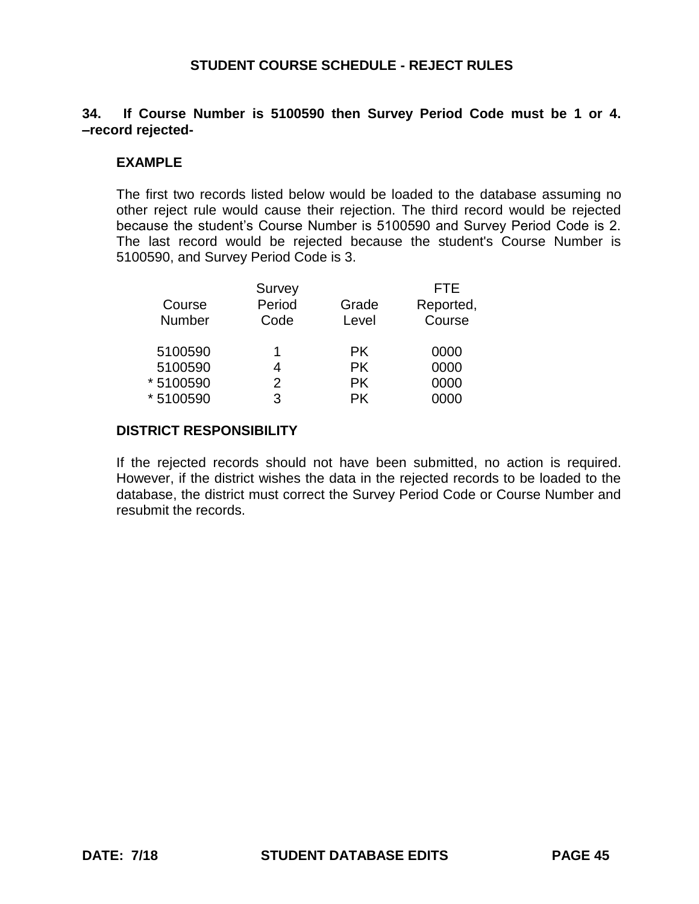## STUDENT COURSE SCHEDULE - REJECT RULES

**34. If Course Number is 5100590 then Survey Period Code must be 1 or 4. –record rejected-**

**EXAMPLE**

The first two records listed below would be loaded to the database assuming no other reject rule would cause their rejection. The third record would be rejected because the student's Course Number is 5100590 and Survey Period Code is 2. The last record would be rejected because the student's Course Number is 5100590, and Survey Period Code is 3.

| Course Number | Survey Period Code | Grade Level | FTE Reported, Course |
|---|---|---|---|
| 5100590 | 1 | PK | 0000 |
| 5100590 | 4 | PK | 0000 |
| * 5100590 | 2 | PK | 0000 |
| * 5100590 | 3 | PK | 0000 |

**DISTRICT RESPONSIBILITY**

If the rejected records should not have been submitted, no action is required. However, if the district wishes the data in the rejected records to be loaded to the database, the district must correct the Survey Period Code or Course Number and resubmit the records.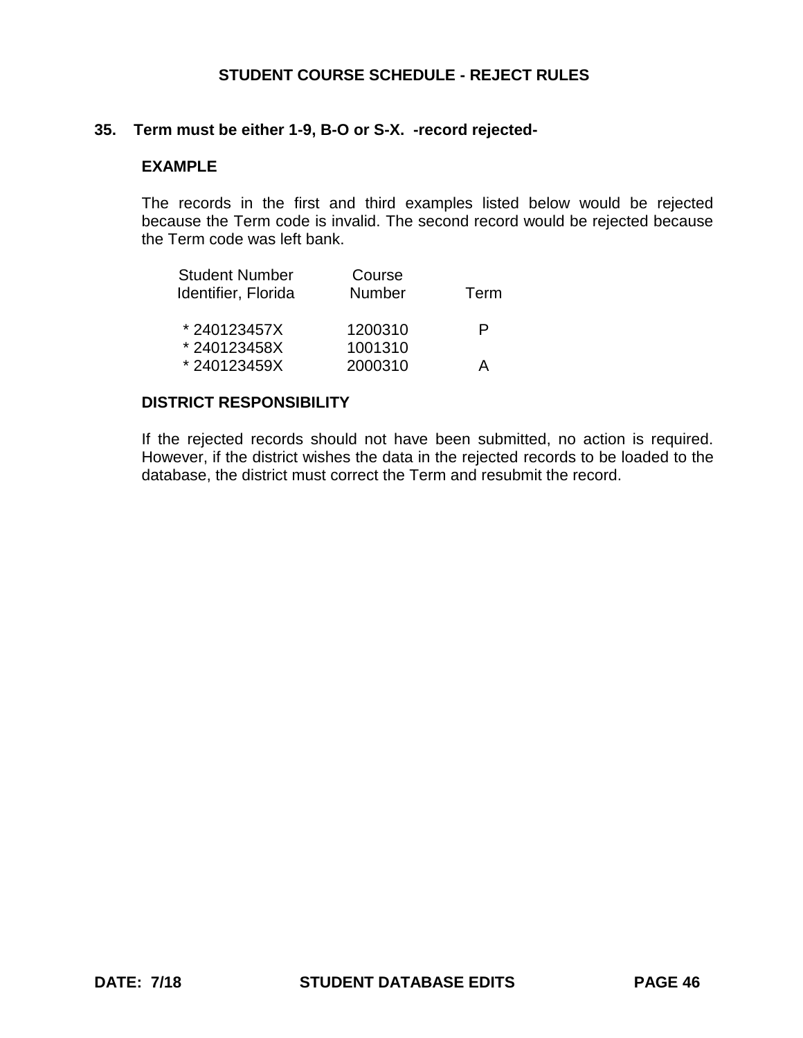## STUDENT COURSE SCHEDULE - REJECT RULES

### 35. Term must be either 1-9, B-O or S-X. -record rejected-

**EXAMPLE**

The records in the first and third examples listed below would be rejected because the Term code is invalid. The second record would be rejected because the Term code was left bank.

| Student Number Identifier, Florida | Course Number | Term |
|---|---|---|
| * 240123457X | 1200310 | P |
| * 240123458X | 1001310 | |
| * 240123459X | 2000310 | A |

**DISTRICT RESPONSIBILITY**

If the rejected records should not have been submitted, no action is required. However, if the district wishes the data in the rejected records to be loaded to the database, the district must correct the Term and resubmit the record.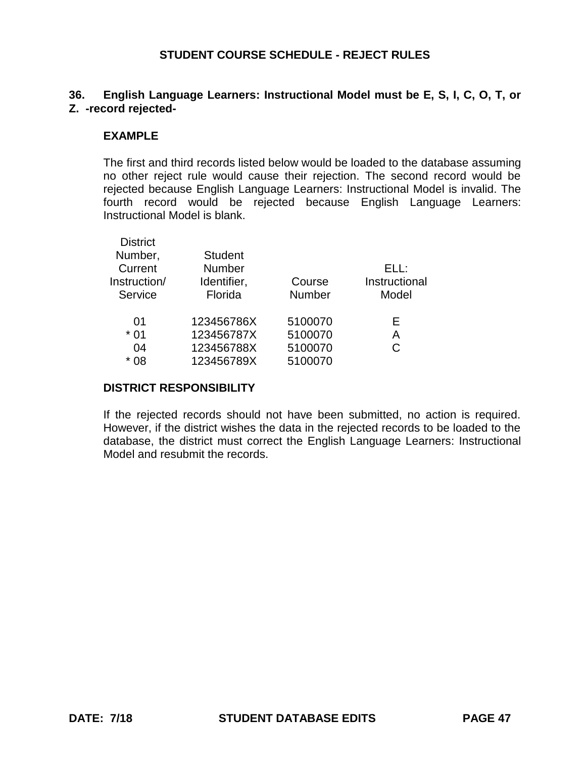## STUDENT COURSE SCHEDULE - REJECT RULES

**36. English Language Learners: Instructional Model must be E, S, I, C, O, T, or Z. -record rejected-**

**EXAMPLE**

The first and third records listed below would be loaded to the database assuming no other reject rule would cause their rejection. The second record would be rejected because English Language Learners: Instructional Model is invalid. The fourth record would be rejected because English Language Learners: Instructional Model is blank.

| District Number, Current Instruction/ Service | Student Number Identifier, Florida | Course Number | ELL: Instructional Model |
|---|---|---|---|
| 01 | 123456786X | 5100070 | E |
| * 01 | 123456787X | 5100070 | A |
| 04 | 123456788X | 5100070 | C |
| * 08 | 123456789X | 5100070 | |

**DISTRICT RESPONSIBILITY**

If the rejected records should not have been submitted, no action is required. However, if the district wishes the data in the rejected records to be loaded to the database, the district must correct the English Language Learners: Instructional Model and resubmit the records.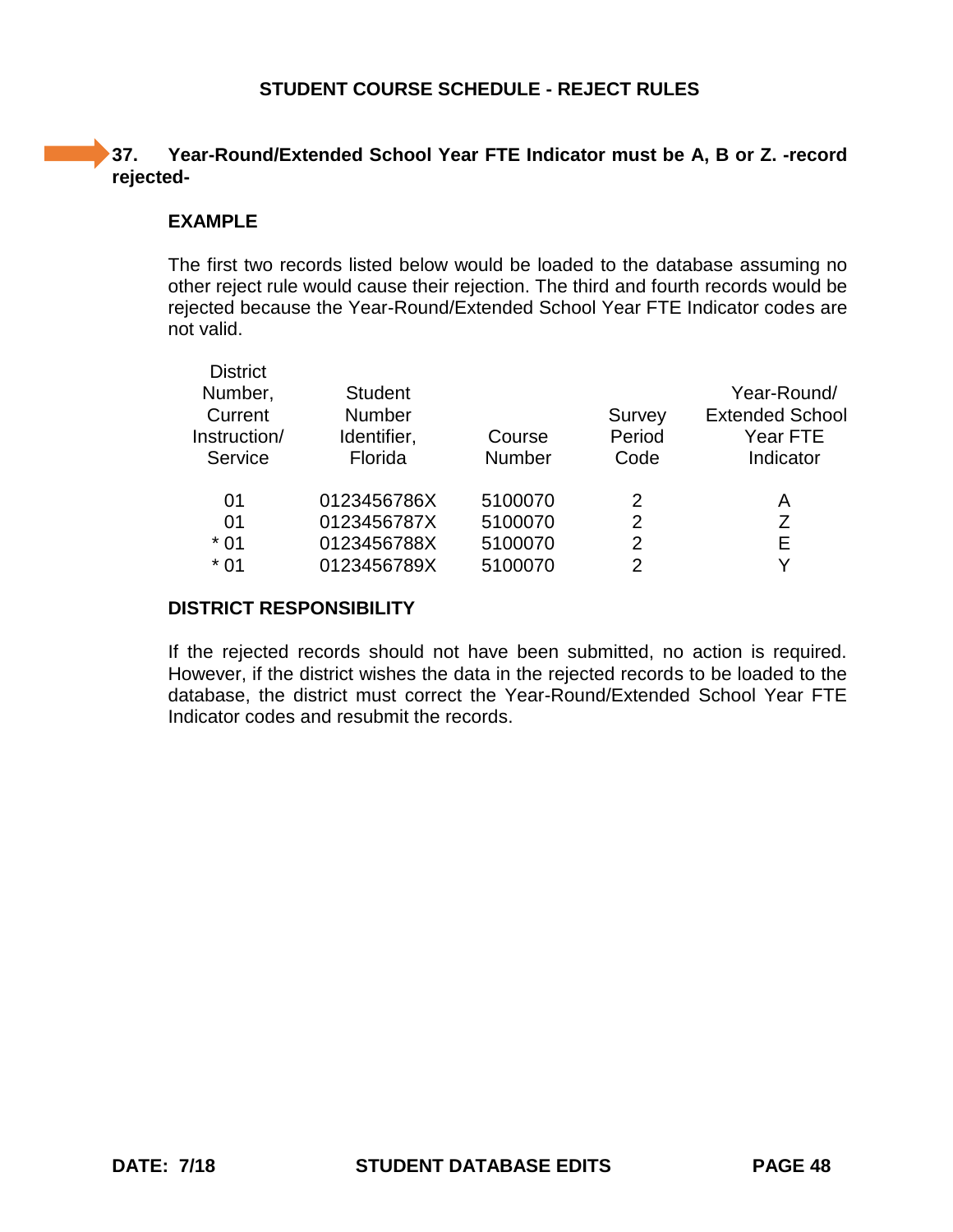## STUDENT COURSE SCHEDULE - REJECT RULES

**37. Year-Round/Extended School Year FTE Indicator must be A, B or Z. -record rejected-**

**EXAMPLE**

The first two records listed below would be loaded to the database assuming no other reject rule would cause their rejection. The third and fourth records would be rejected because the Year-Round/Extended School Year FTE Indicator codes are not valid.

| District Number, Current Instruction/ Service | Student Number Identifier, Florida | Course Number | Survey Period Code | Year-Round/ Extended School Year FTE Indicator |
|---|---|---|---|---|
| 01 | 0123456786X | 5100070 | 2 | A |
| 01 | 0123456787X | 5100070 | 2 | Z |
| * 01 | 0123456788X | 5100070 | 2 | E |
| * 01 | 0123456789X | 5100070 | 2 | Y |

**DISTRICT RESPONSIBILITY**

If the rejected records should not have been submitted, no action is required. However, if the district wishes the data in the rejected records to be loaded to the database, the district must correct the Year-Round/Extended School Year FTE Indicator codes and resubmit the records.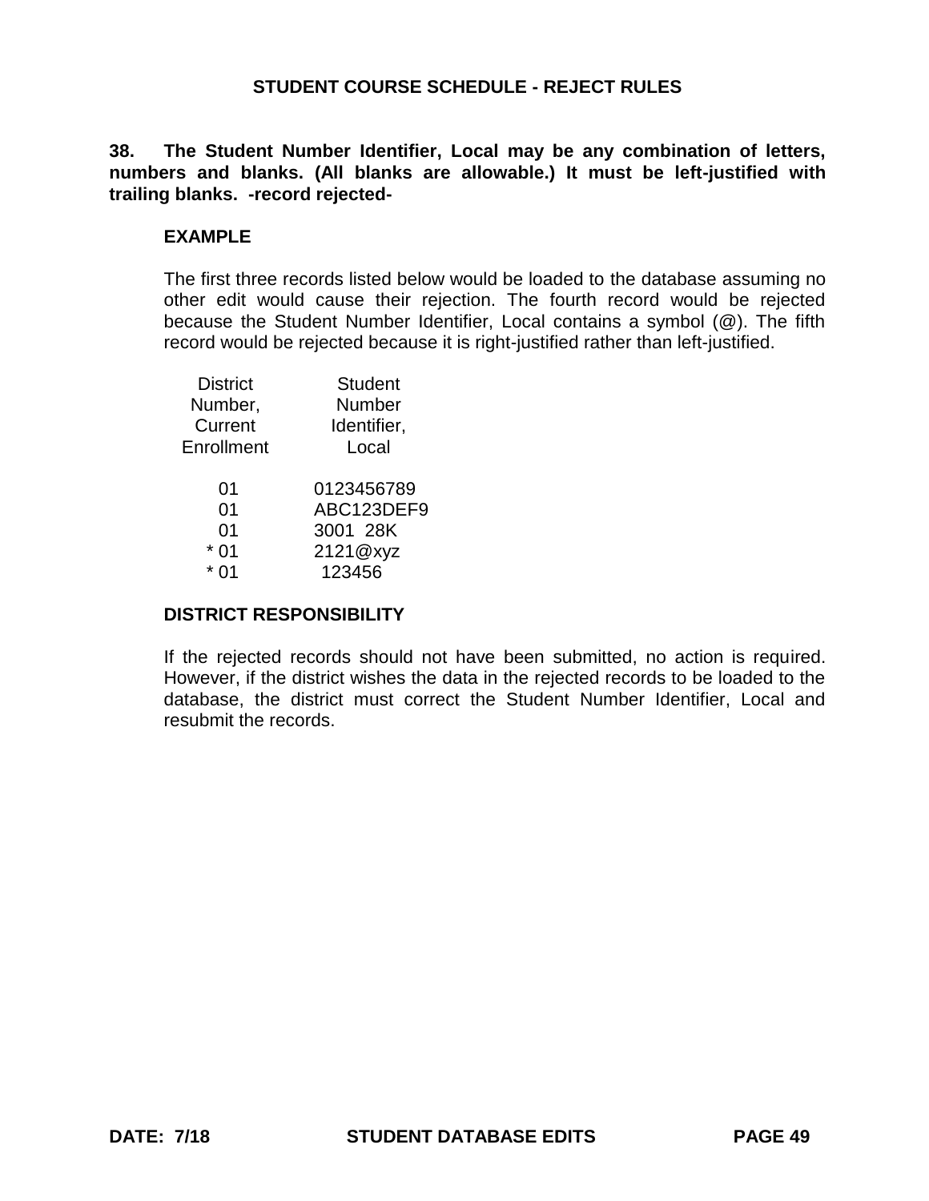## STUDENT COURSE SCHEDULE - REJECT RULES

**38. The Student Number Identifier, Local may be any combination of letters, numbers and blanks. (All blanks are allowable.) It must be left-justified with trailing blanks. -record rejected-**

### EXAMPLE

The first three records listed below would be loaded to the database assuming no other edit would cause their rejection. The fourth record would be rejected because the Student Number Identifier, Local contains a symbol (@). The fifth record would be rejected because it is right-justified rather than left-justified.

| District Number, Current Enrollment | Student Number Identifier, Local |
|---|---|
| 01 | 0123456789 |
| 01 | ABC123DEF9 |
| 01 | 3001  28K |
| * 01 | 2121@xyz |
| * 01 |  123456 |

### DISTRICT RESPONSIBILITY

If the rejected records should not have been submitted, no action is required. However, if the district wishes the data in the rejected records to be loaded to the database, the district must correct the Student Number Identifier, Local and resubmit the records.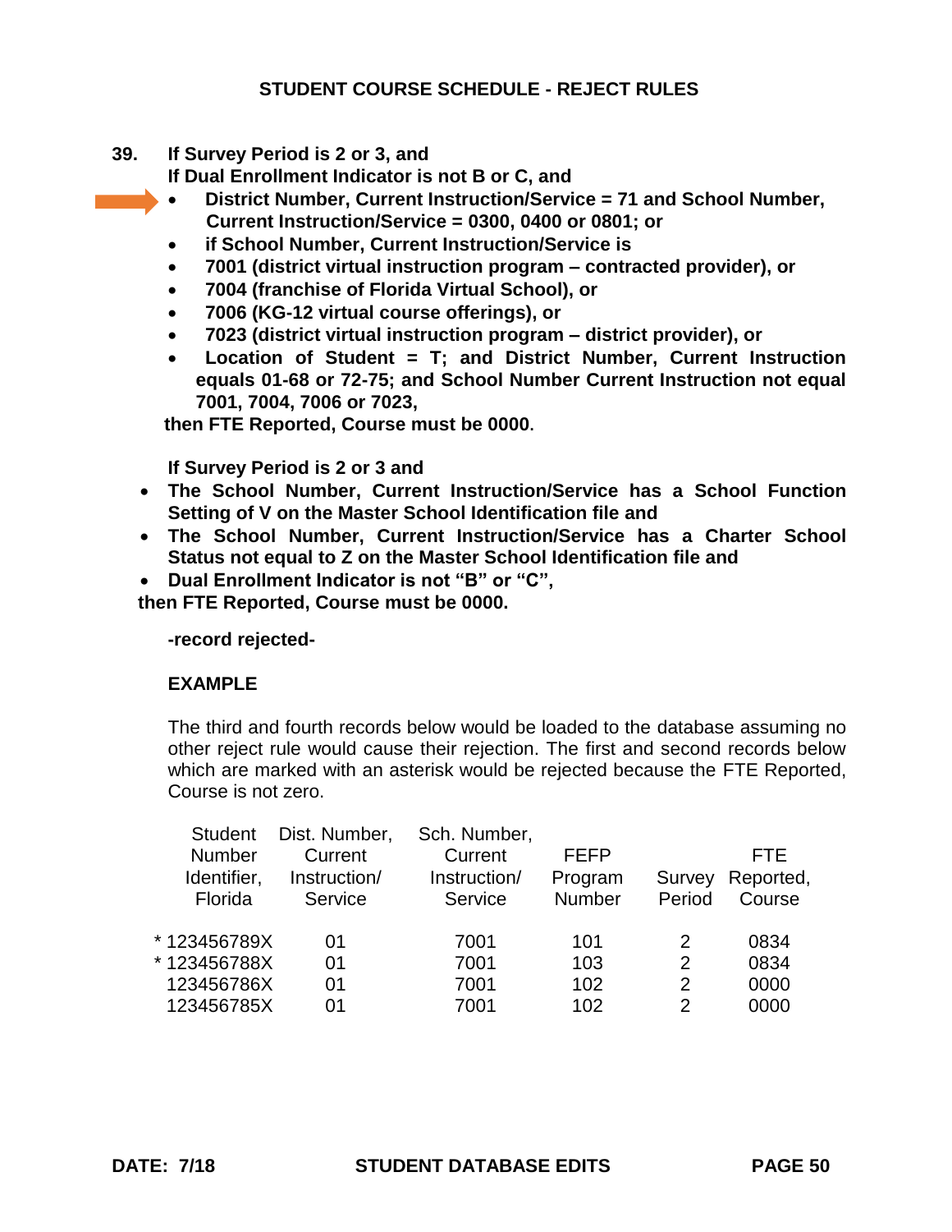## STUDENT COURSE SCHEDULE - REJECT RULES

**39. If Survey Period is 2 or 3, and**
**If Dual Enrollment Indicator is not B or C, and**

- **District Number, Current Instruction/Service = 71 and School Number, Current Instruction/Service = 0300, 0400 or 0801; or**
- **if School Number, Current Instruction/Service is**
- **7001 (district virtual instruction program – contracted provider), or**
- **7004 (franchise of Florida Virtual School), or**
- **7006 (KG-12 virtual course offerings), or**
- **7023 (district virtual instruction program – district provider), or**
- **Location of Student = T; and District Number, Current Instruction equals 01-68 or 72-75; and School Number Current Instruction not equal 7001, 7004, 7006 or 7023,**

**then FTE Reported, Course must be 0000.**

**If Survey Period is 2 or 3 and**

- **The School Number, Current Instruction/Service has a School Function Setting of V on the Master School Identification file and**
- **The School Number, Current Instruction/Service has a Charter School Status not equal to Z on the Master School Identification file and**
- **Dual Enrollment Indicator is not "B" or "C",**

**then FTE Reported, Course must be 0000.**

**-record rejected-**

**EXAMPLE**

The third and fourth records below would be loaded to the database assuming no other reject rule would cause their rejection. The first and second records below which are marked with an asterisk would be rejected because the FTE Reported, Course is not zero.

| Student Number Identifier, Florida | Dist. Number, Current Instruction/ Service | Sch. Number, Current Instruction/ Service | FEFP Program Number | Survey Period | FTE Reported, Course |
|---|---|---|---|---|---|
| * 123456789X | 01 | 7001 | 101 | 2 | 0834 |
| * 123456788X | 01 | 7001 | 103 | 2 | 0834 |
| 123456786X | 01 | 7001 | 102 | 2 | 0000 |
| 123456785X | 01 | 7001 | 102 | 2 | 0000 |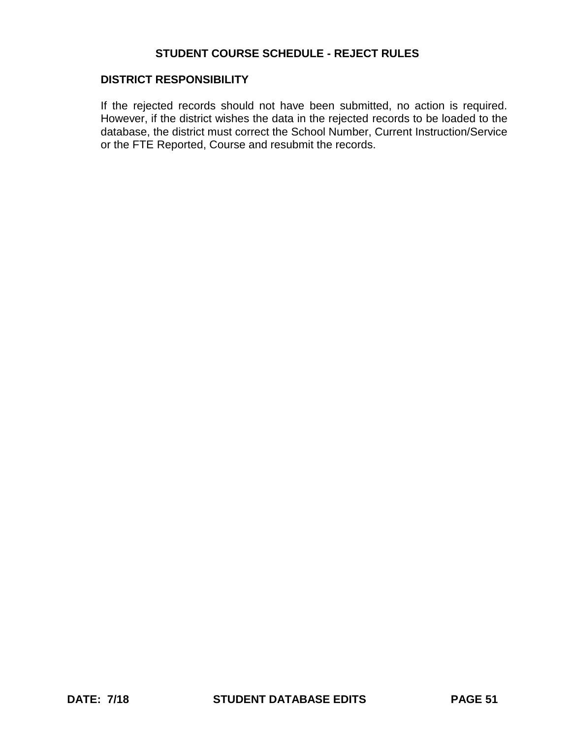## STUDENT COURSE SCHEDULE - REJECT RULES

### DISTRICT RESPONSIBILITY

If the rejected records should not have been submitted, no action is required. However, if the district wishes the data in the rejected records to be loaded to the database, the district must correct the School Number, Current Instruction/Service or the FTE Reported, Course and resubmit the records.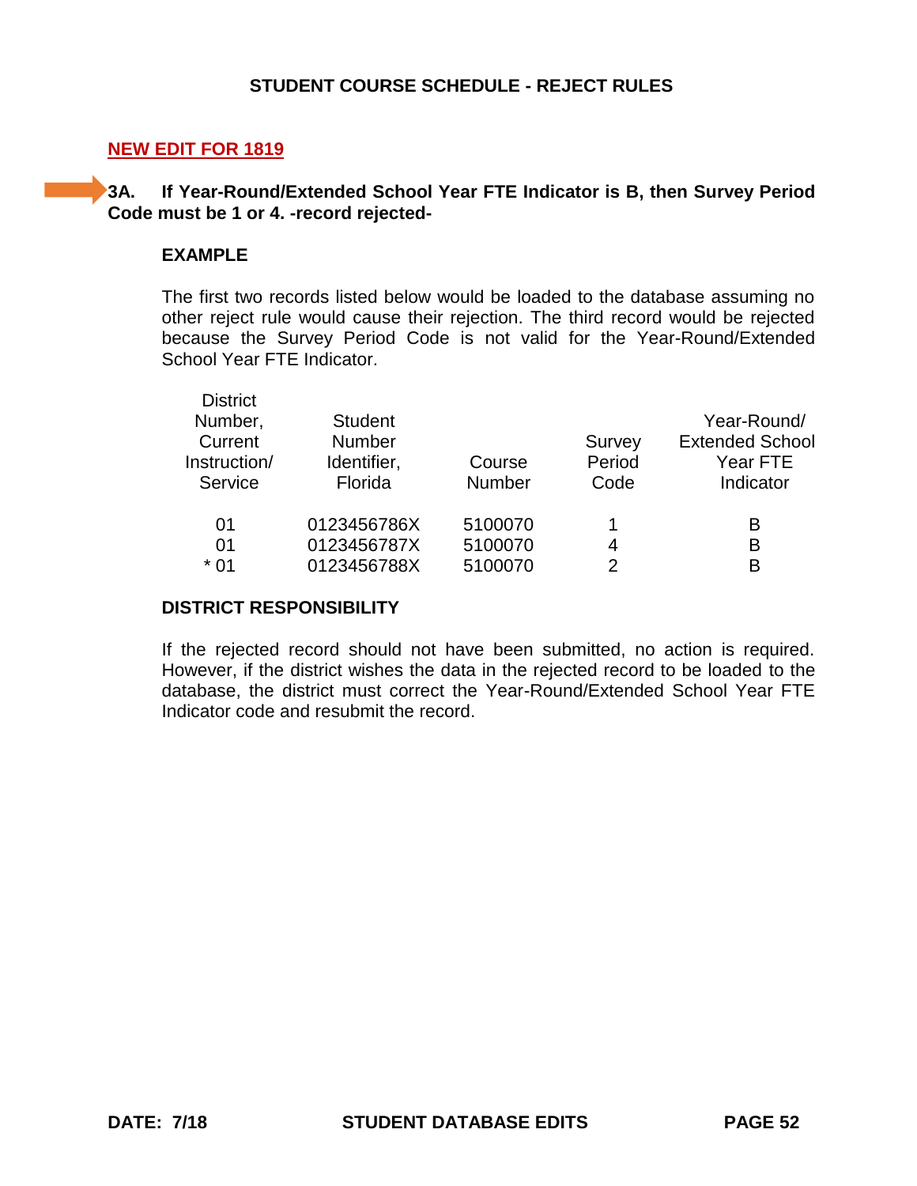## STUDENT COURSE SCHEDULE - REJECT RULES

**NEW EDIT FOR 1819**

**3A. If Year-Round/Extended School Year FTE Indicator is B, then Survey Period Code must be 1 or 4. -record rejected-**

**EXAMPLE**

The first two records listed below would be loaded to the database assuming no other reject rule would cause their rejection. The third record would be rejected because the Survey Period Code is not valid for the Year-Round/Extended School Year FTE Indicator.

| District Number, Current Instruction/ Service | Student Number Identifier, Florida | Course Number | Survey Period Code | Year-Round/ Extended School Year FTE Indicator |
|---|---|---|---|---|
| 01 | 0123456786X | 5100070 | 1 | B |
| 01 | 0123456787X | 5100070 | 4 | B |
| * 01 | 0123456788X | 5100070 | 2 | B |

**DISTRICT RESPONSIBILITY**

If the rejected record should not have been submitted, no action is required. However, if the district wishes the data in the rejected record to be loaded to the database, the district must correct the Year-Round/Extended School Year FTE Indicator code and resubmit the record.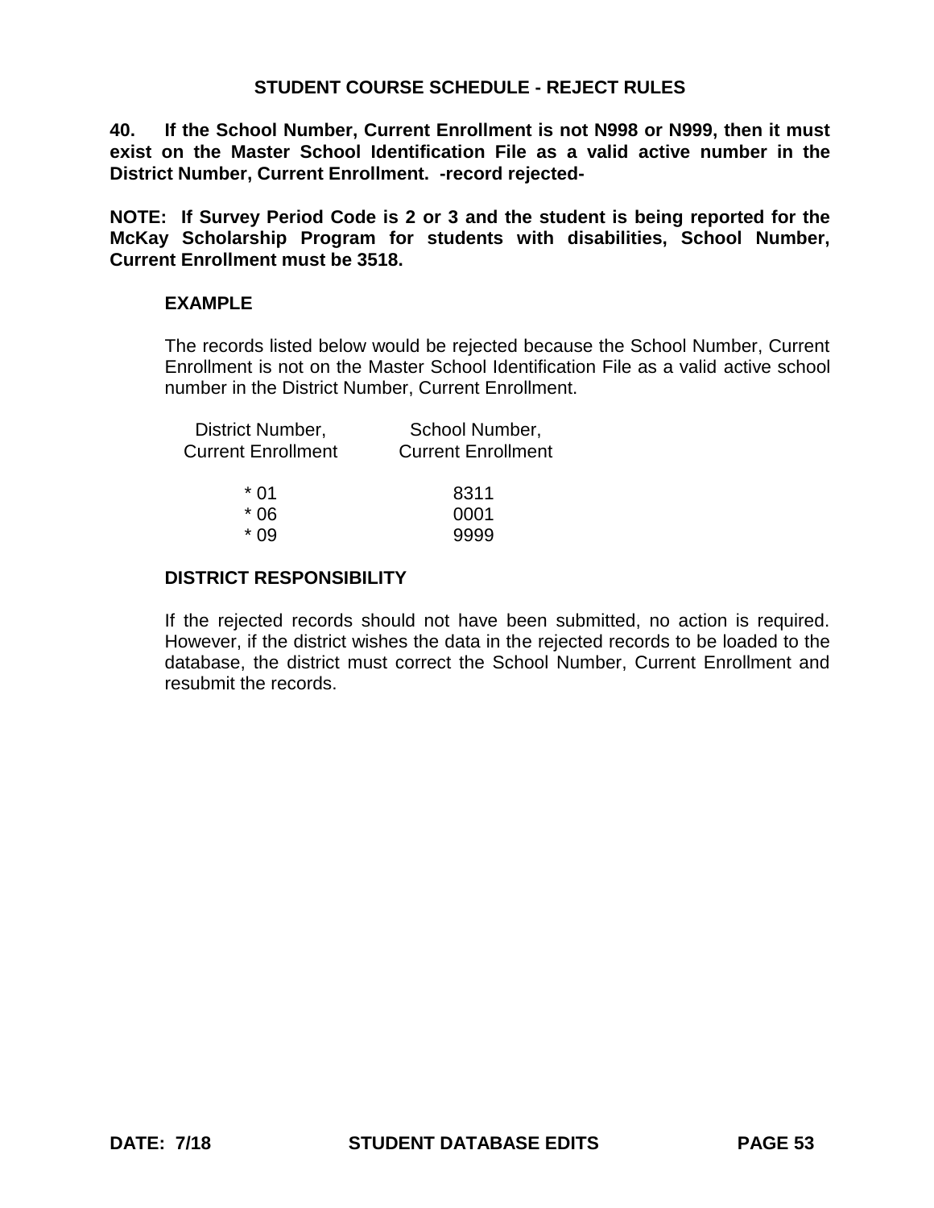## STUDENT COURSE SCHEDULE - REJECT RULES

**40. If the School Number, Current Enrollment is not N998 or N999, then it must exist on the Master School Identification File as a valid active number in the District Number, Current Enrollment. -record rejected-**

**NOTE: If Survey Period Code is 2 or 3 and the student is being reported for the McKay Scholarship Program for students with disabilities, School Number, Current Enrollment must be 3518.**

### EXAMPLE

The records listed below would be rejected because the School Number, Current Enrollment is not on the Master School Identification File as a valid active school number in the District Number, Current Enrollment.

| District Number, Current Enrollment | School Number, Current Enrollment |
|---|---|
| * 01 | 8311 |
| * 06 | 0001 |
| * 09 | 9999 |

### DISTRICT RESPONSIBILITY

If the rejected records should not have been submitted, no action is required. However, if the district wishes the data in the rejected records to be loaded to the database, the district must correct the School Number, Current Enrollment and resubmit the records.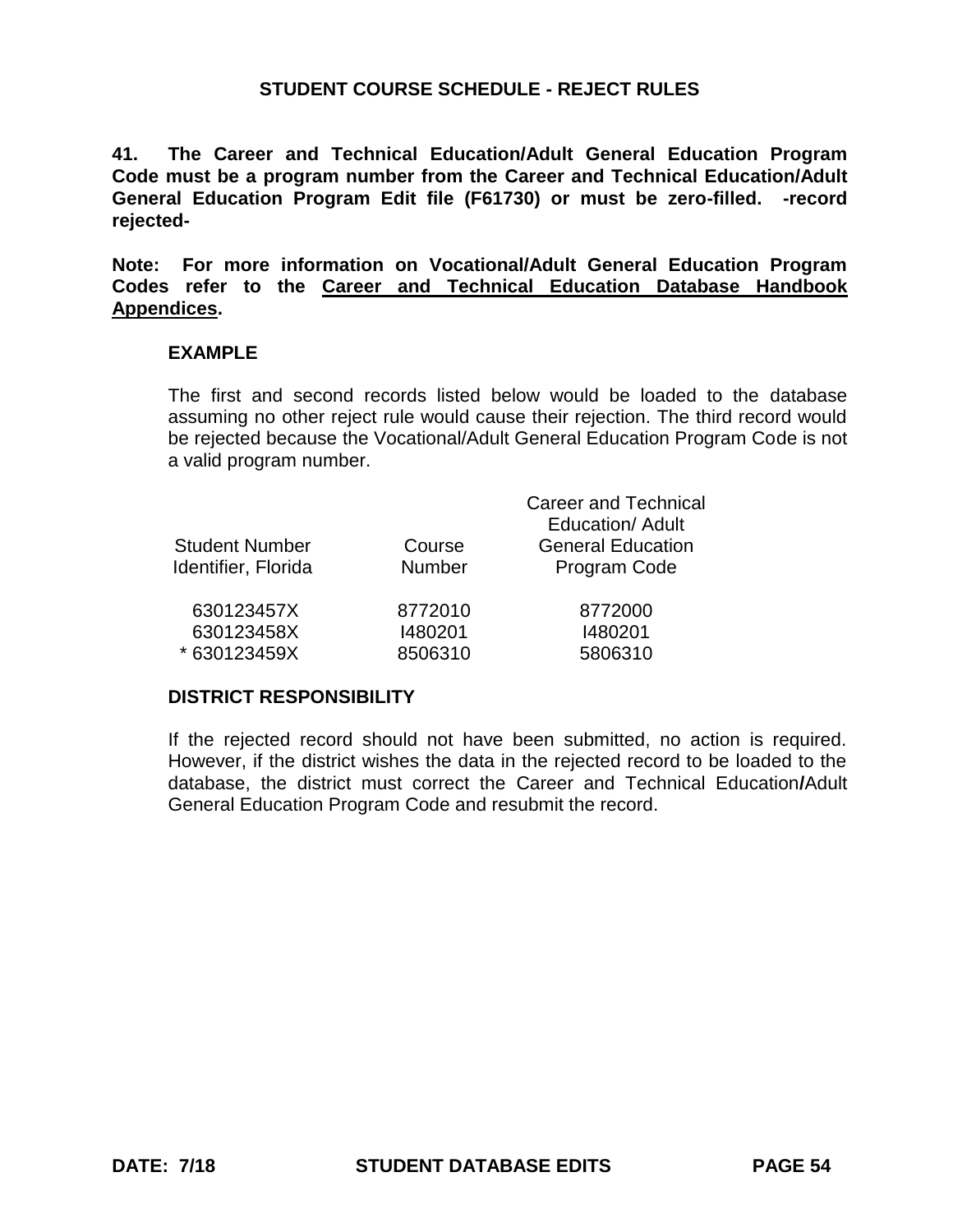## STUDENT COURSE SCHEDULE - REJECT RULES

**41. The Career and Technical Education/Adult General Education Program Code must be a program number from the Career and Technical Education/Adult General Education Program Edit file (F61730) or must be zero-filled. -record rejected-**

**Note: For more information on Vocational/Adult General Education Program Codes refer to the <u>Career and Technical Education Database Handbook Appendices</u>.**

### EXAMPLE

The first and second records listed below would be loaded to the database assuming no other reject rule would cause their rejection. The third record would be rejected because the Vocational/Adult General Education Program Code is not a valid program number.

| Student Number Identifier, Florida | Course Number | Career and Technical Education/ Adult General Education Program Code |
|---|---|---|
| 630123457X | 8772010 | 8772000 |
| 630123458X | I480201 | I480201 |
| * 630123459X | 8506310 | 5806310 |

### DISTRICT RESPONSIBILITY

If the rejected record should not have been submitted, no action is required. However, if the district wishes the data in the rejected record to be loaded to the database, the district must correct the Career and Technical Education**/**Adult General Education Program Code and resubmit the record.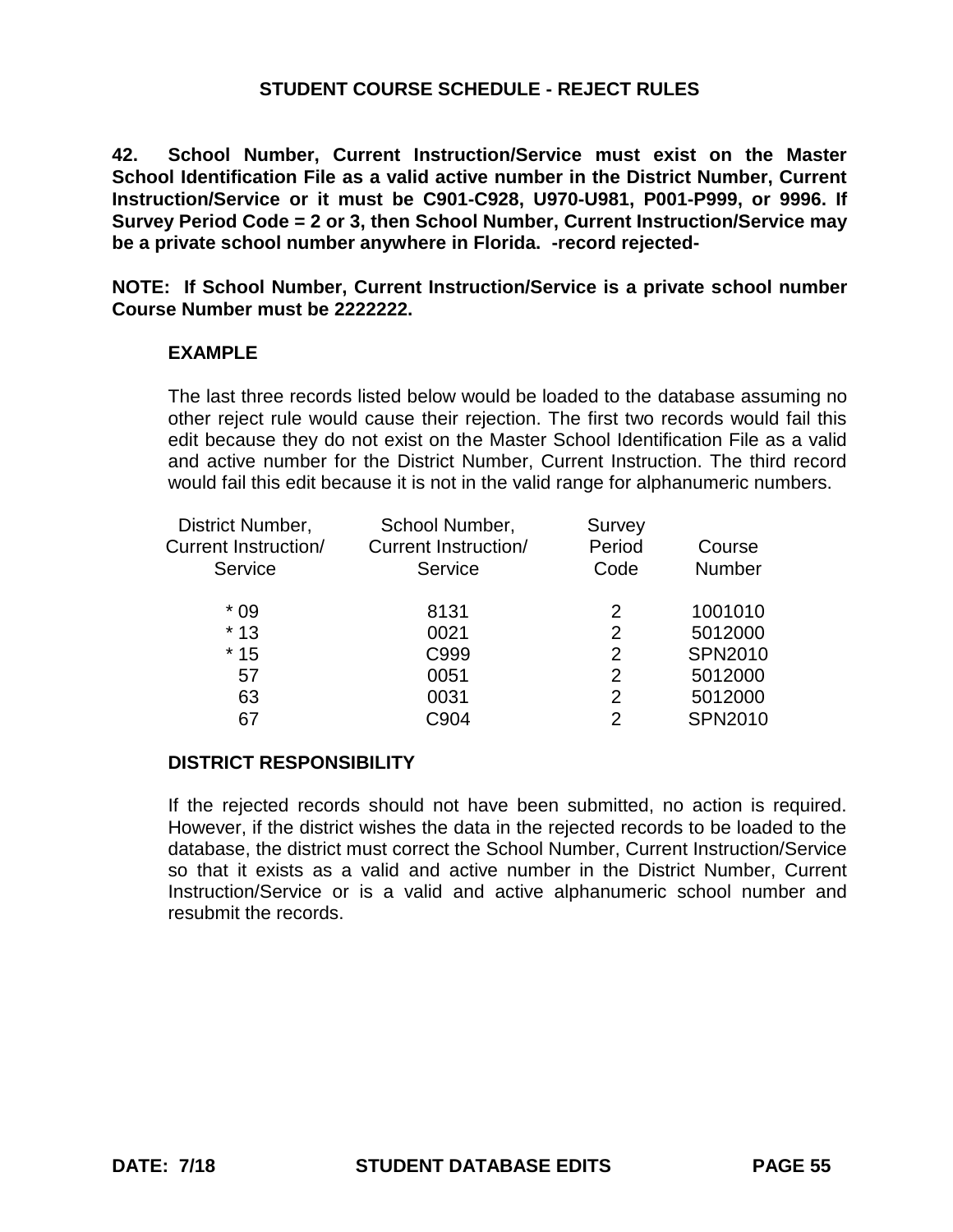# STUDENT COURSE SCHEDULE - REJECT RULES

**42. School Number, Current Instruction/Service must exist on the Master School Identification File as a valid active number in the District Number, Current Instruction/Service or it must be C901-C928, U970-U981, P001-P999, or 9996. If Survey Period Code = 2 or 3, then School Number, Current Instruction/Service may be a private school number anywhere in Florida. -record rejected-**

**NOTE: If School Number, Current Instruction/Service is a private school number Course Number must be 2222222.**

**EXAMPLE**

The last three records listed below would be loaded to the database assuming no other reject rule would cause their rejection. The first two records would fail this edit because they do not exist on the Master School Identification File as a valid and active number for the District Number, Current Instruction. The third record would fail this edit because it is not in the valid range for alphanumeric numbers.

| District Number, Current Instruction/ Service | School Number, Current Instruction/ Service | Survey Period Code | Course Number |
|---|---|---|---|
| * 09 | 8131 | 2 | 1001010 |
| * 13 | 0021 | 2 | 5012000 |
| * 15 | C999 | 2 | SPN2010 |
| 57 | 0051 | 2 | 5012000 |
| 63 | 0031 | 2 | 5012000 |
| 67 | C904 | 2 | SPN2010 |

**DISTRICT RESPONSIBILITY**

If the rejected records should not have been submitted, no action is required. However, if the district wishes the data in the rejected records to be loaded to the database, the district must correct the School Number, Current Instruction/Service so that it exists as a valid and active number in the District Number, Current Instruction/Service or is a valid and active alphanumeric school number and resubmit the records.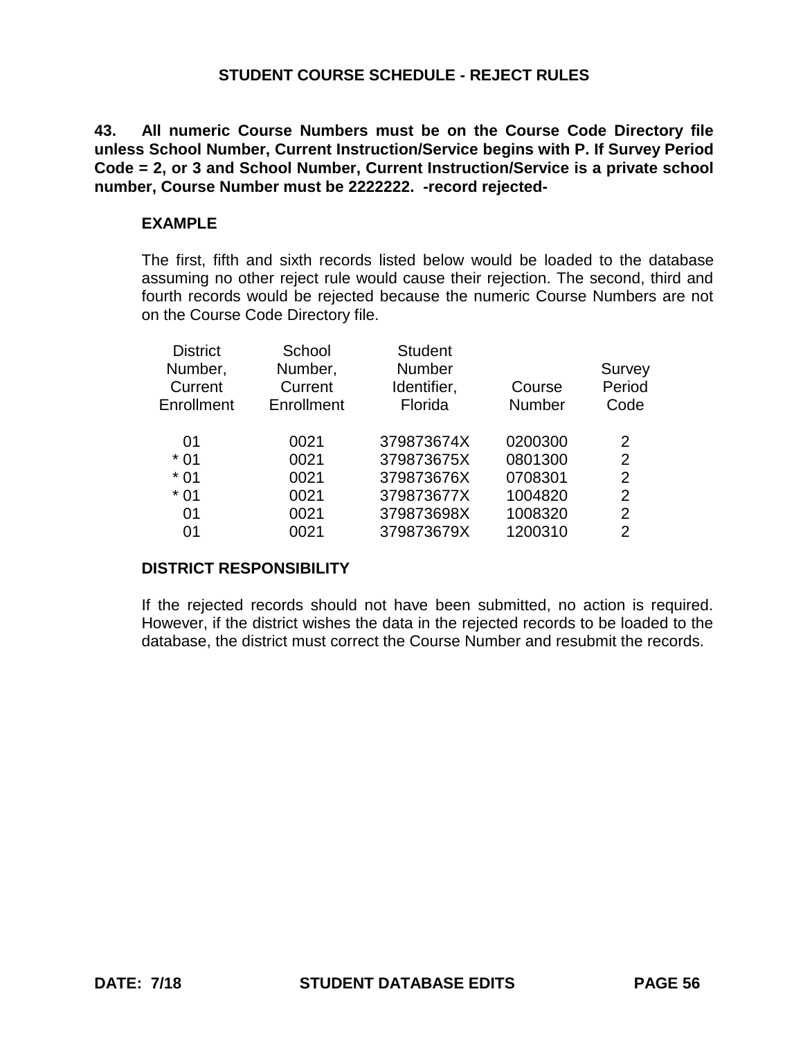## STUDENT COURSE SCHEDULE - REJECT RULES

**43. All numeric Course Numbers must be on the Course Code Directory file unless School Number, Current Instruction/Service begins with P. If Survey Period Code = 2, or 3 and School Number, Current Instruction/Service is a private school number, Course Number must be 2222222. -record rejected-**

### EXAMPLE

The first, fifth and sixth records listed below would be loaded to the database assuming no other reject rule would cause their rejection. The second, third and fourth records would be rejected because the numeric Course Numbers are not on the Course Code Directory file.

| District Number, Current Enrollment | School Number, Current Enrollment | Student Number Identifier, Florida | Course Number | Survey Period Code |
|---|---|---|---|---|
| 01 | 0021 | 379873674X | 0200300 | 2 |
| * 01 | 0021 | 379873675X | 0801300 | 2 |
| * 01 | 0021 | 379873676X | 0708301 | 2 |
| * 01 | 0021 | 379873677X | 1004820 | 2 |
| 01 | 0021 | 379873698X | 1008320 | 2 |
| 01 | 0021 | 379873679X | 1200310 | 2 |

### DISTRICT RESPONSIBILITY

If the rejected records should not have been submitted, no action is required. However, if the district wishes the data in the rejected records to be loaded to the database, the district must correct the Course Number and resubmit the records.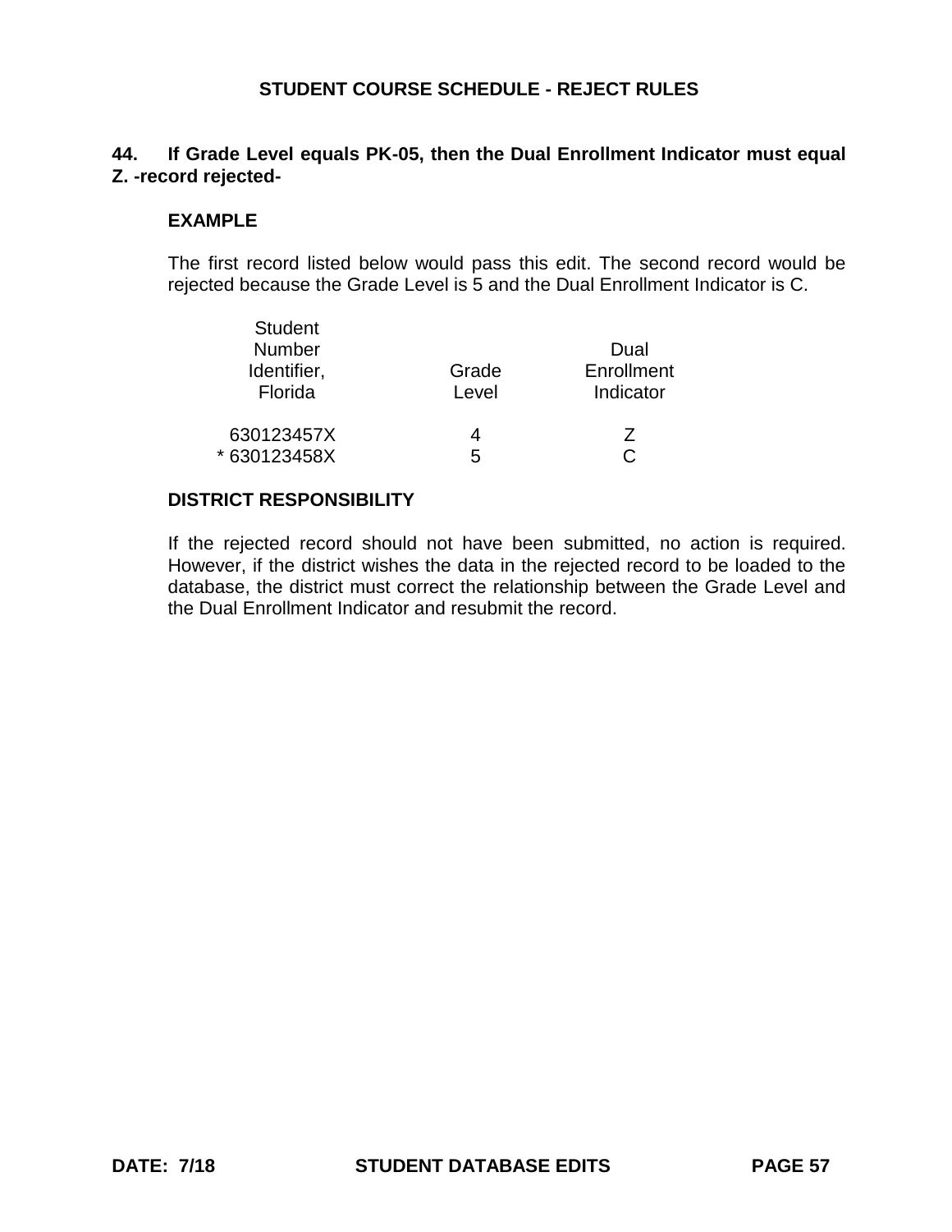## STUDENT COURSE SCHEDULE - REJECT RULES

**44. If Grade Level equals PK-05, then the Dual Enrollment Indicator must equal Z. -record rejected-**

### EXAMPLE

The first record listed below would pass this edit. The second record would be rejected because the Grade Level is 5 and the Dual Enrollment Indicator is C.

| Student Number Identifier, Florida | Grade Level | Dual Enrollment Indicator |
|---|---|---|
| 630123457X | 4 | Z |
| * 630123458X | 5 | C |

### DISTRICT RESPONSIBILITY

If the rejected record should not have been submitted, no action is required. However, if the district wishes the data in the rejected record to be loaded to the database, the district must correct the relationship between the Grade Level and the Dual Enrollment Indicator and resubmit the record.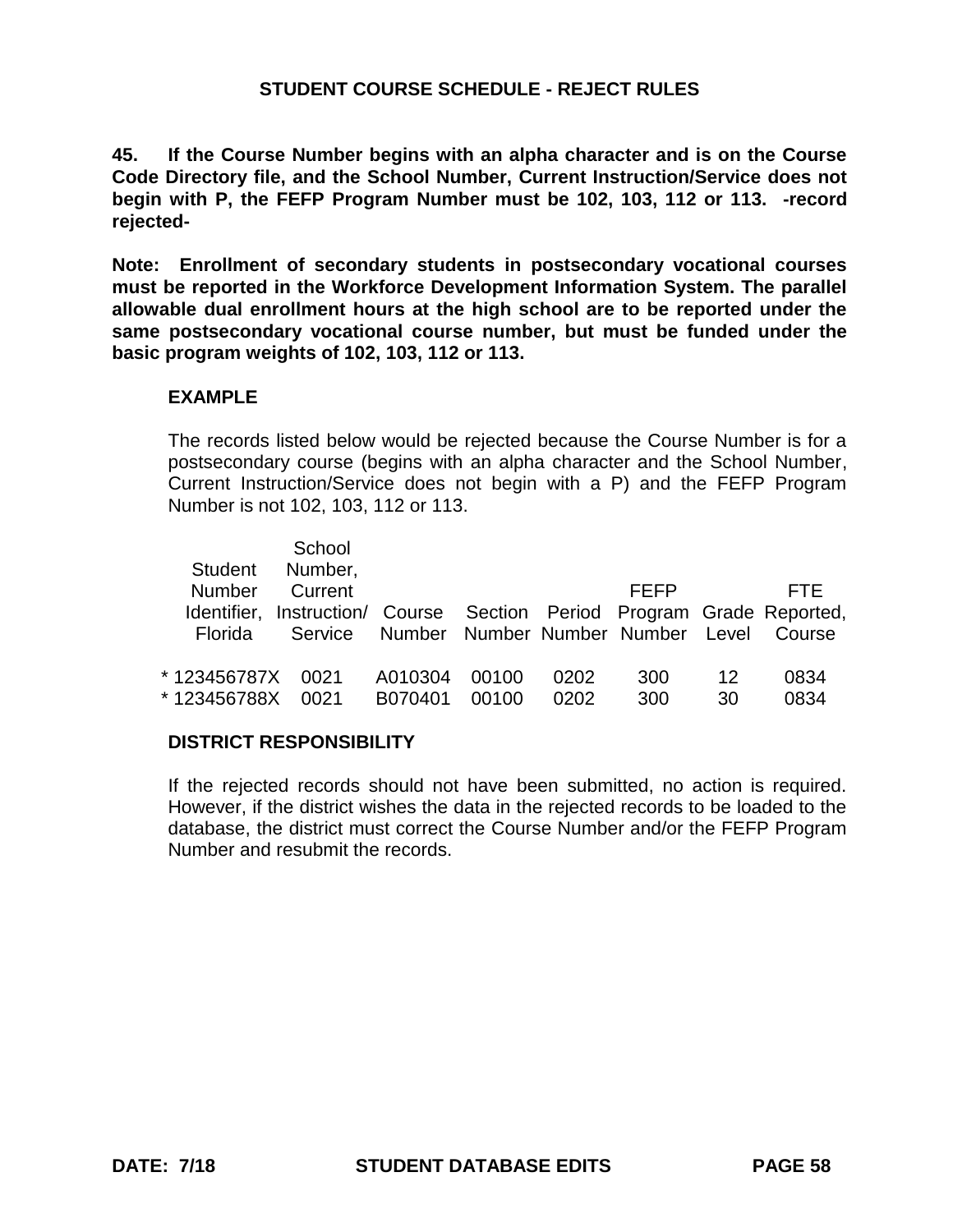## STUDENT COURSE SCHEDULE - REJECT RULES

**45. If the Course Number begins with an alpha character and is on the Course Code Directory file, and the School Number, Current Instruction/Service does not begin with P, the FEFP Program Number must be 102, 103, 112 or 113. -record rejected-**

**Note: Enrollment of secondary students in postsecondary vocational courses must be reported in the Workforce Development Information System. The parallel allowable dual enrollment hours at the high school are to be reported under the same postsecondary vocational course number, but must be funded under the basic program weights of 102, 103, 112 or 113.**

**EXAMPLE**

The records listed below would be rejected because the Course Number is for a postsecondary course (begins with an alpha character and the School Number, Current Instruction/Service does not begin with a P) and the FEFP Program Number is not 102, 103, 112 or 113.

| Student Number Identifier, Florida | School Number, Current Instruction/ Service | Course Number | Section Number | Period Number | FEFP Program Number | Grade Level | FTE Reported, Course |
|---|---|---|---|---|---|---|---|
| * 123456787X | 0021 | A010304 | 00100 | 0202 | 300 | 12 | 0834 |
| * 123456788X | 0021 | B070401 | 00100 | 0202 | 300 | 30 | 0834 |

**DISTRICT RESPONSIBILITY**

If the rejected records should not have been submitted, no action is required. However, if the district wishes the data in the rejected records to be loaded to the database, the district must correct the Course Number and/or the FEFP Program Number and resubmit the records.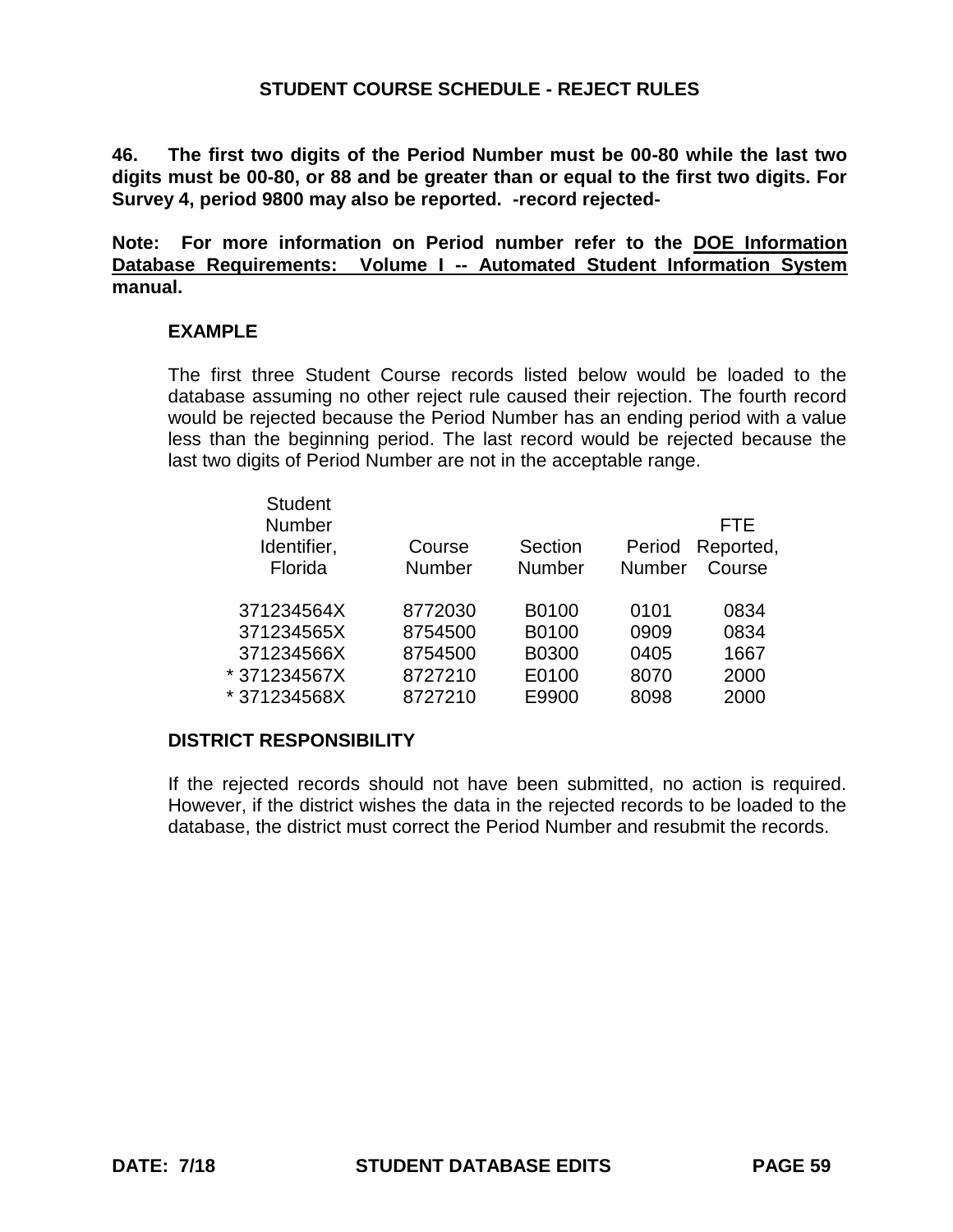## STUDENT COURSE SCHEDULE - REJECT RULES

**46. The first two digits of the Period Number must be 00-80 while the last two digits must be 00-80, or 88 and be greater than or equal to the first two digits. For Survey 4, period 9800 may also be reported. -record rejected-**

**Note: For more information on Period number refer to the <u>DOE Information Database Requirements: Volume I -- Automated Student Information System</u> manual.**

### EXAMPLE

The first three Student Course records listed below would be loaded to the database assuming no other reject rule caused their rejection. The fourth record would be rejected because the Period Number has an ending period with a value less than the beginning period. The last record would be rejected because the last two digits of Period Number are not in the acceptable range.

| Student Number Identifier, Florida | Course Number | Section Number | Period Number | FTE Reported, Course |
|---|---|---|---|---|
| 371234564X | 8772030 | B0100 | 0101 | 0834 |
| 371234565X | 8754500 | B0100 | 0909 | 0834 |
| 371234566X | 8754500 | B0300 | 0405 | 1667 |
| * 371234567X | 8727210 | E0100 | 8070 | 2000 |
| * 371234568X | 8727210 | E9900 | 8098 | 2000 |

### DISTRICT RESPONSIBILITY

If the rejected records should not have been submitted, no action is required. However, if the district wishes the data in the rejected records to be loaded to the database, the district must correct the Period Number and resubmit the records.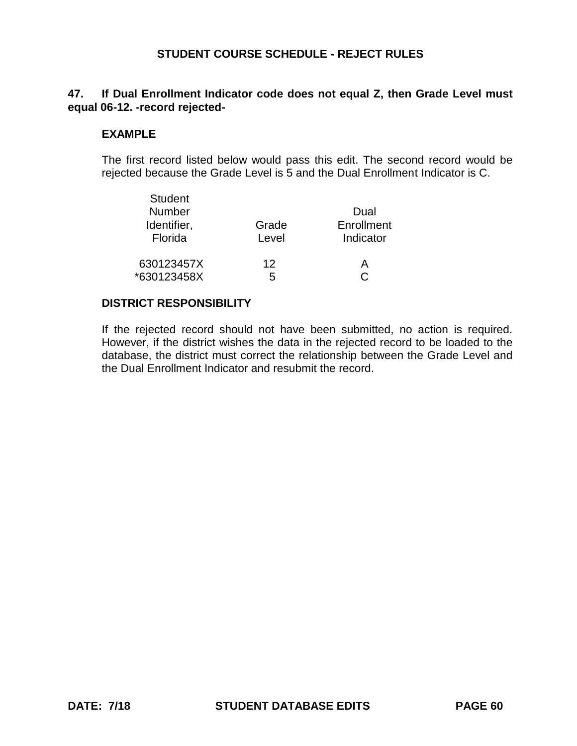## STUDENT COURSE SCHEDULE - REJECT RULES

**47. If Dual Enrollment Indicator code does not equal Z, then Grade Level must equal 06-12. -record rejected-**

**EXAMPLE**

The first record listed below would pass this edit. The second record would be rejected because the Grade Level is 5 and the Dual Enrollment Indicator is C.

| Student Number Identifier, Florida | Grade Level | Dual Enrollment Indicator |
|---|---|---|
| 630123457X | 12 | A |
| *630123458X | 5 | C |

**DISTRICT RESPONSIBILITY**

If the rejected record should not have been submitted, no action is required. However, if the district wishes the data in the rejected record to be loaded to the database, the district must correct the relationship between the Grade Level and the Dual Enrollment Indicator and resubmit the record.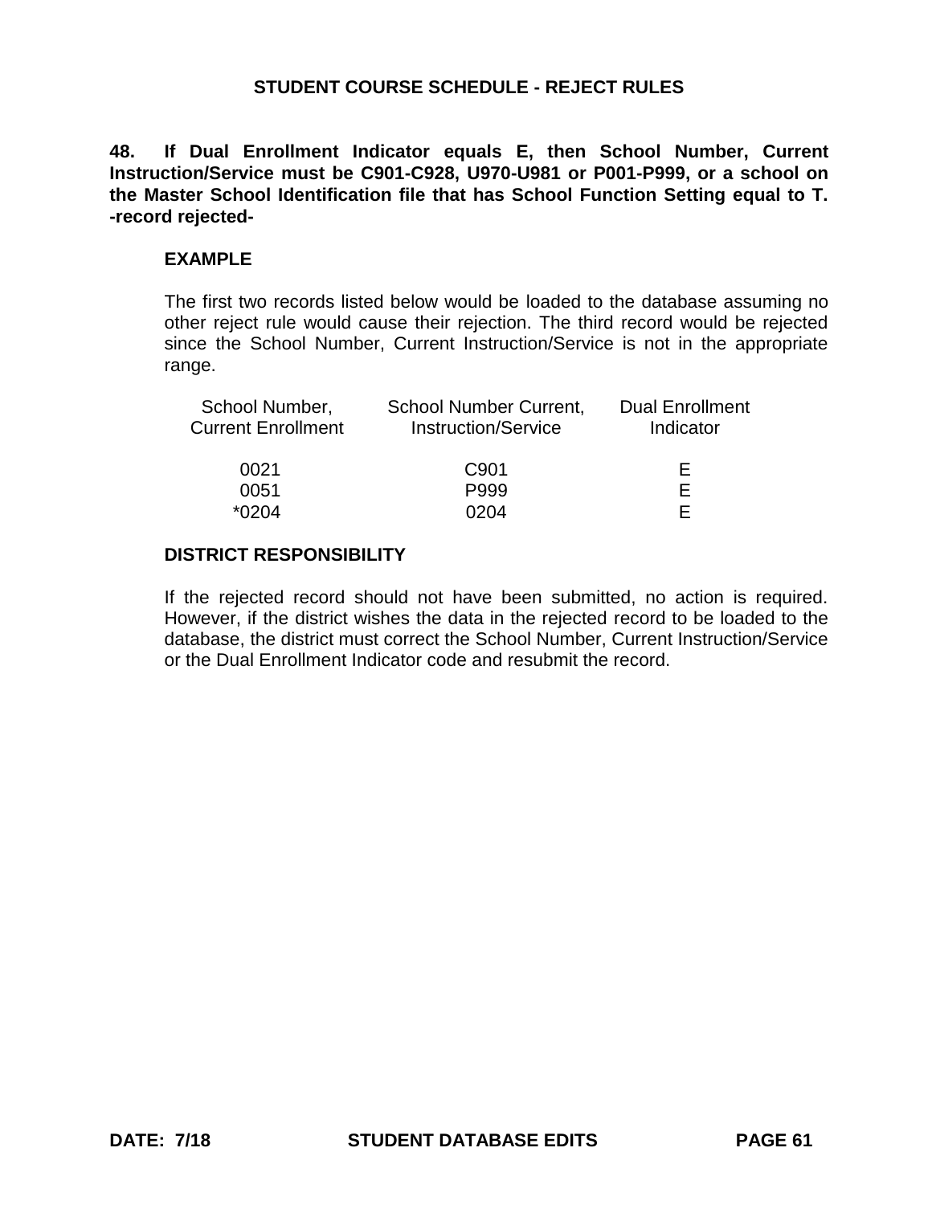## STUDENT COURSE SCHEDULE - REJECT RULES

**48. If Dual Enrollment Indicator equals E, then School Number, Current Instruction/Service must be C901-C928, U970-U981 or P001-P999, or a school on the Master School Identification file that has School Function Setting equal to T. -record rejected-**

### EXAMPLE

The first two records listed below would be loaded to the database assuming no other reject rule would cause their rejection. The third record would be rejected since the School Number, Current Instruction/Service is not in the appropriate range.

| School Number, Current Enrollment | School Number Current, Instruction/Service | Dual Enrollment Indicator |
| --- | --- | --- |
| 0021 | C901 | E |
| 0051 | P999 | E |
| *0204 | 0204 | E |

### DISTRICT RESPONSIBILITY

If the rejected record should not have been submitted, no action is required. However, if the district wishes the data in the rejected record to be loaded to the database, the district must correct the School Number, Current Instruction/Service or the Dual Enrollment Indicator code and resubmit the record.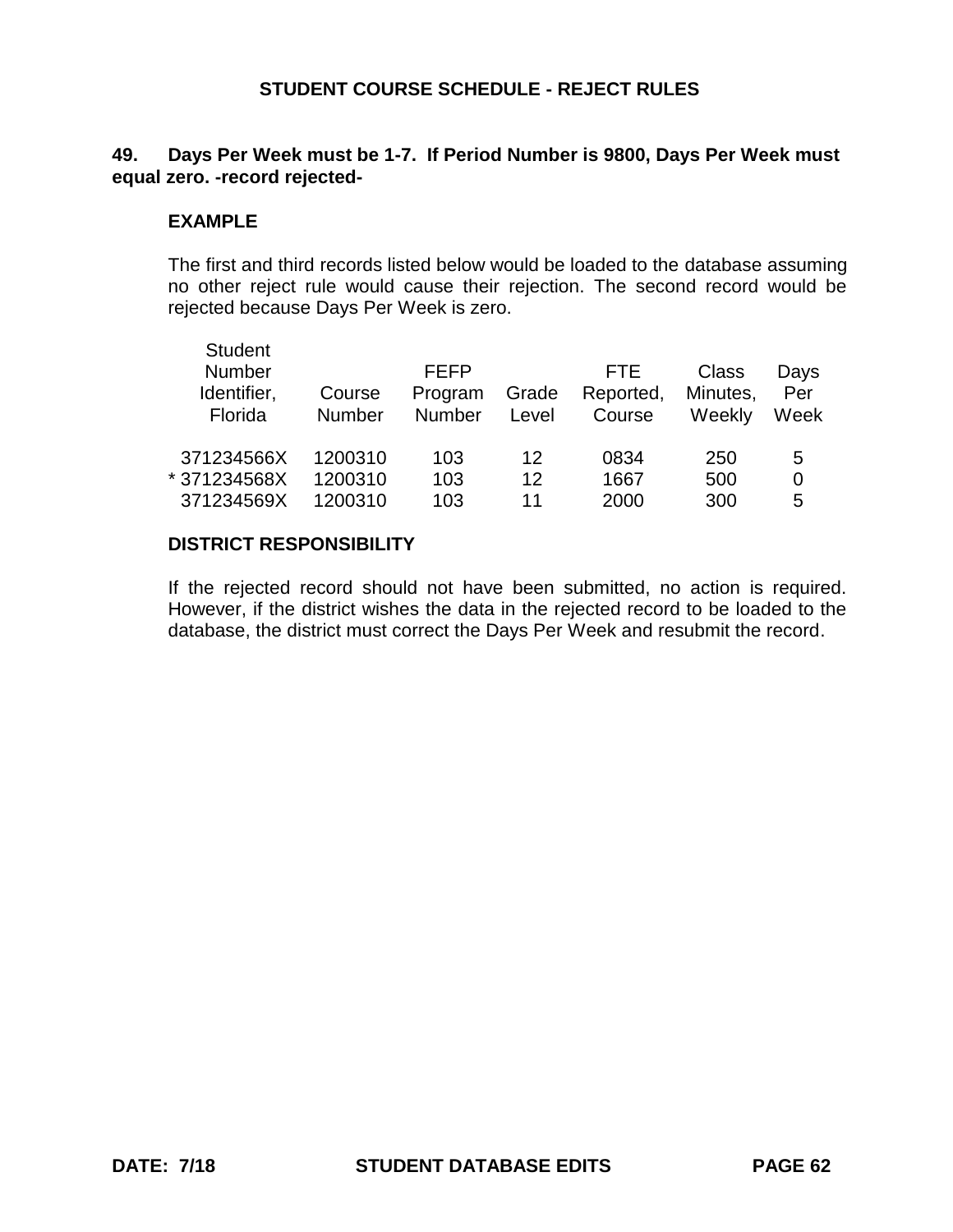## STUDENT COURSE SCHEDULE - REJECT RULES

**49. Days Per Week must be 1-7. If Period Number is 9800, Days Per Week must equal zero. -record rejected-**

### EXAMPLE

The first and third records listed below would be loaded to the database assuming no other reject rule would cause their rejection. The second record would be rejected because Days Per Week is zero.

| Student Number Identifier, Florida | Course Number | FEFP Program Number | Grade Level | FTE Reported, Course | Class Minutes, Weekly | Days Per Week |
|---|---|---|---|---|---|---|
| 371234566X | 1200310 | 103 | 12 | 0834 | 250 | 5 |
| * 371234568X | 1200310 | 103 | 12 | 1667 | 500 | 0 |
| 371234569X | 1200310 | 103 | 11 | 2000 | 300 | 5 |

### DISTRICT RESPONSIBILITY

If the rejected record should not have been submitted, no action is required. However, if the district wishes the data in the rejected record to be loaded to the database, the district must correct the Days Per Week and resubmit the record.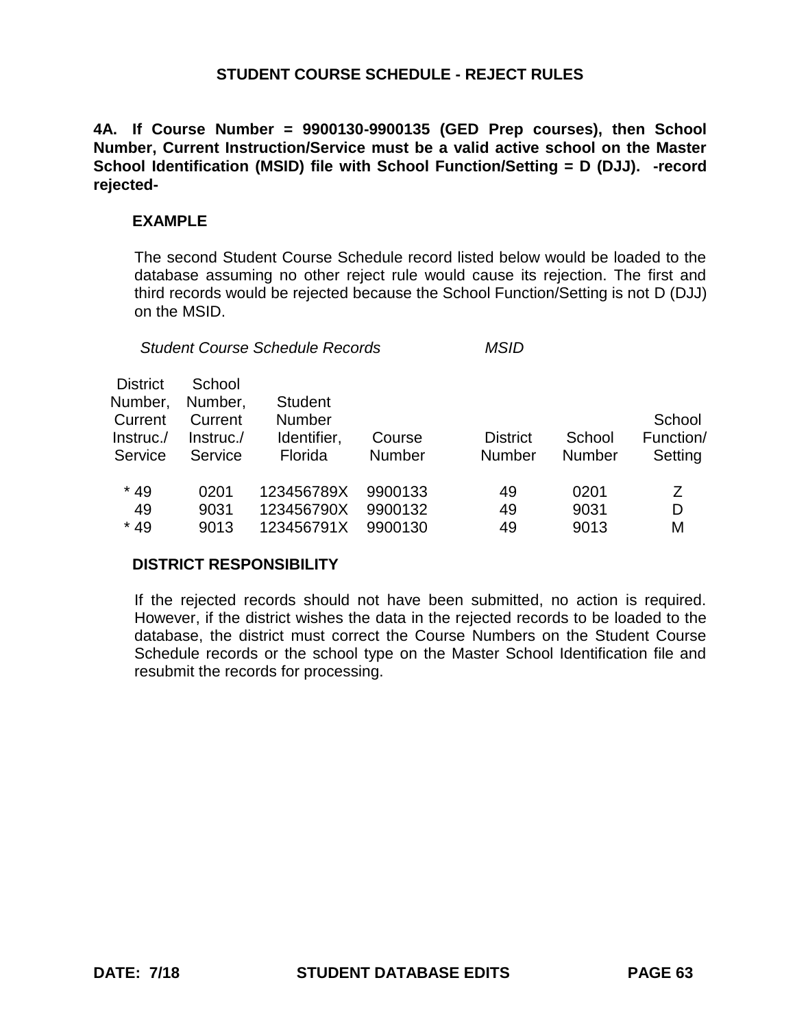## STUDENT COURSE SCHEDULE - REJECT RULES

**4A. If Course Number = 9900130-9900135 (GED Prep courses), then School Number, Current Instruction/Service must be a valid active school on the Master School Identification (MSID) file with School Function/Setting = D (DJJ). -record rejected-**

### EXAMPLE

The second Student Course Schedule record listed below would be loaded to the database assuming no other reject rule would cause its rejection. The first and third records would be rejected because the School Function/Setting is not D (DJJ) on the MSID.

| *Student Course Schedule Records* | | | | *MSID* | | |
|---|---|---|---|---|---|---|
| District Number, Current Instruc./ Service | School Number, Current Instruc./ Service | Student Number Identifier, Florida | Course Number | District Number | School Number | School Function/ Setting |
| * 49 | 0201 | 123456789X | 9900133 | 49 | 0201 | Z |
| 49 | 9031 | 123456790X | 9900132 | 49 | 9031 | D |
| * 49 | 9013 | 123456791X | 9900130 | 49 | 9013 | M |

### DISTRICT RESPONSIBILITY

If the rejected records should not have been submitted, no action is required. However, if the district wishes the data in the rejected records to be loaded to the database, the district must correct the Course Numbers on the Student Course Schedule records or the school type on the Master School Identification file and resubmit the records for processing.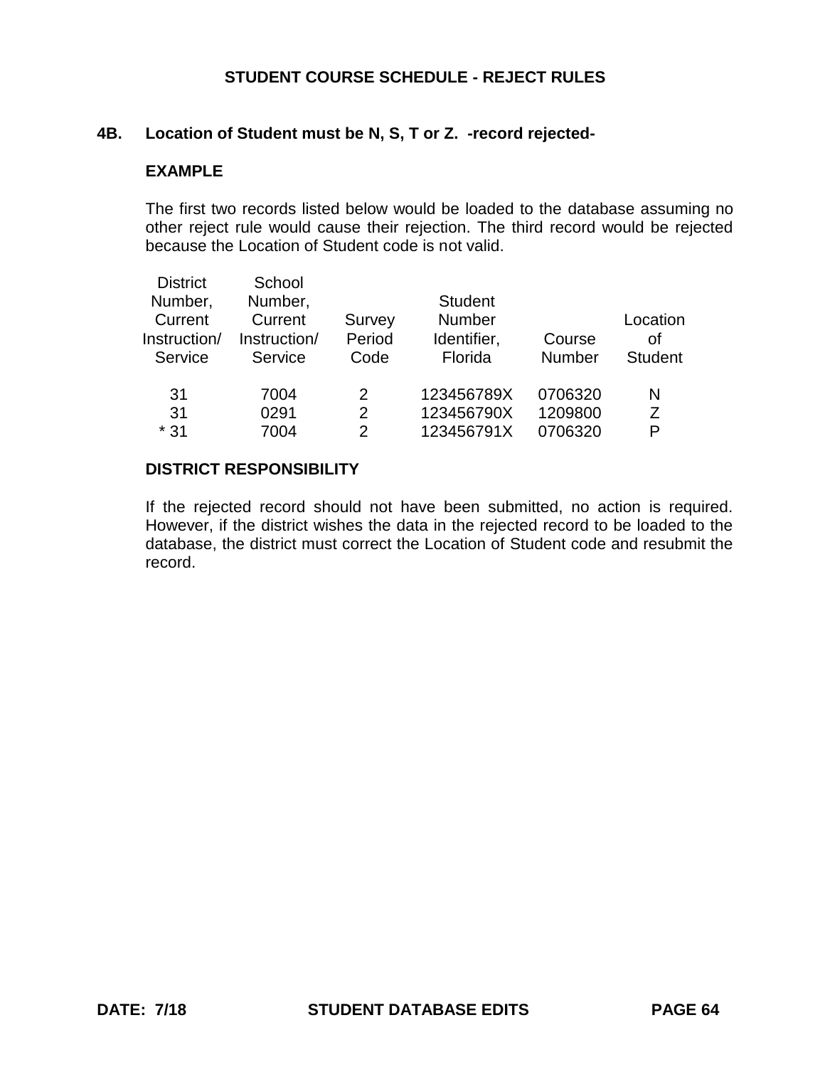## STUDENT COURSE SCHEDULE - REJECT RULES

### 4B. Location of Student must be N, S, T or Z. -record rejected-

**EXAMPLE**

The first two records listed below would be loaded to the database assuming no other reject rule would cause their rejection. The third record would be rejected because the Location of Student code is not valid.

| District Number, Current Instruction/ Service | School Number, Current Instruction/ Service | Survey Period Code | Student Number Identifier, Florida | Course Number | Location of Student |
|---|---|---|---|---|---|
| 31 | 7004 | 2 | 123456789X | 0706320 | N |
| 31 | 0291 | 2 | 123456790X | 1209800 | Z |
| * 31 | 7004 | 2 | 123456791X | 0706320 | P |

**DISTRICT RESPONSIBILITY**

If the rejected record should not have been submitted, no action is required. However, if the district wishes the data in the rejected record to be loaded to the database, the district must correct the Location of Student code and resubmit the record.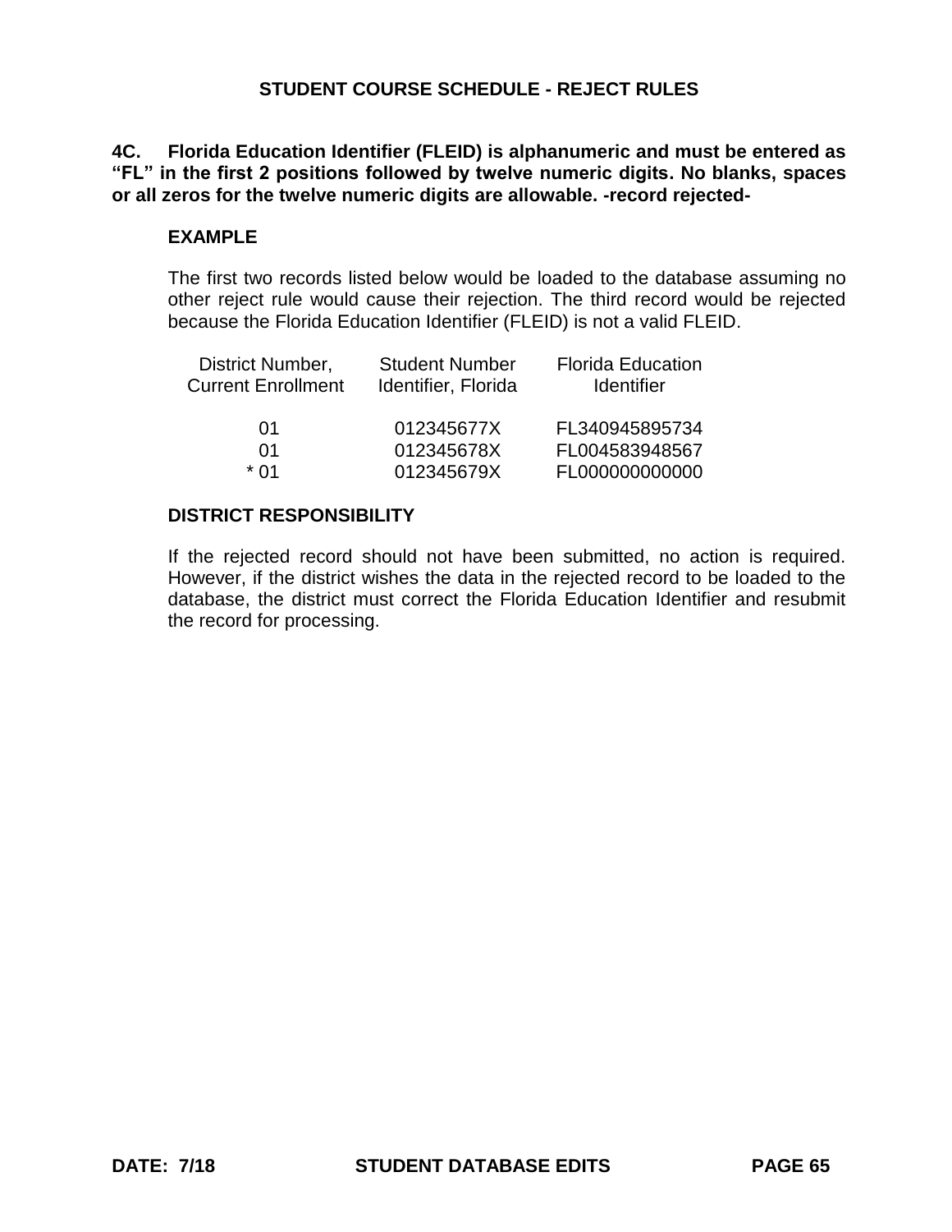# STUDENT COURSE SCHEDULE - REJECT RULES

**4C. Florida Education Identifier (FLEID) is alphanumeric and must be entered as "FL" in the first 2 positions followed by twelve numeric digits. No blanks, spaces or all zeros for the twelve numeric digits are allowable. -record rejected-**

### EXAMPLE

The first two records listed below would be loaded to the database assuming no other reject rule would cause their rejection. The third record would be rejected because the Florida Education Identifier (FLEID) is not a valid FLEID.

| District Number, Current Enrollment | Student Number Identifier, Florida | Florida Education Identifier |
|---|---|---|
| 01 | 012345677X | FL340945895734 |
| 01 | 012345678X | FL004583948567 |
| * 01 | 012345679X | FL000000000000 |

### DISTRICT RESPONSIBILITY

If the rejected record should not have been submitted, no action is required. However, if the district wishes the data in the rejected record to be loaded to the database, the district must correct the Florida Education Identifier and resubmit the record for processing.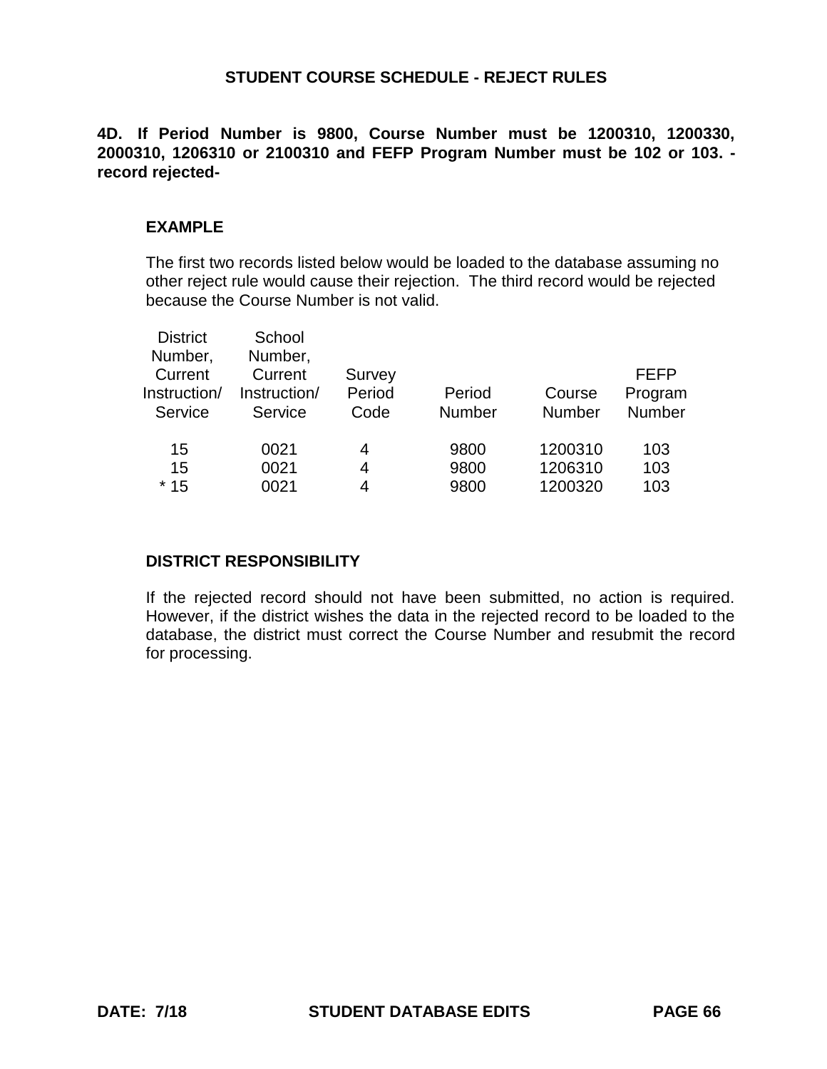## STUDENT COURSE SCHEDULE - REJECT RULES

**4D. If Period Number is 9800, Course Number must be 1200310, 1200330, 2000310, 1206310 or 2100310 and FEFP Program Number must be 102 or 103. - record rejected-**

### EXAMPLE

The first two records listed below would be loaded to the database assuming no other reject rule would cause their rejection. The third record would be rejected because the Course Number is not valid.

| District Number, Current Instruction/ Service | School Number, Current Instruction/ Service | Survey Period Code | Period Number | Course Number | FEFP Program Number |
|---|---|---|---|---|---|
| 15 | 0021 | 4 | 9800 | 1200310 | 103 |
| 15 | 0021 | 4 | 9800 | 1206310 | 103 |
| * 15 | 0021 | 4 | 9800 | 1200320 | 103 |

### DISTRICT RESPONSIBILITY

If the rejected record should not have been submitted, no action is required. However, if the district wishes the data in the rejected record to be loaded to the database, the district must correct the Course Number and resubmit the record for processing.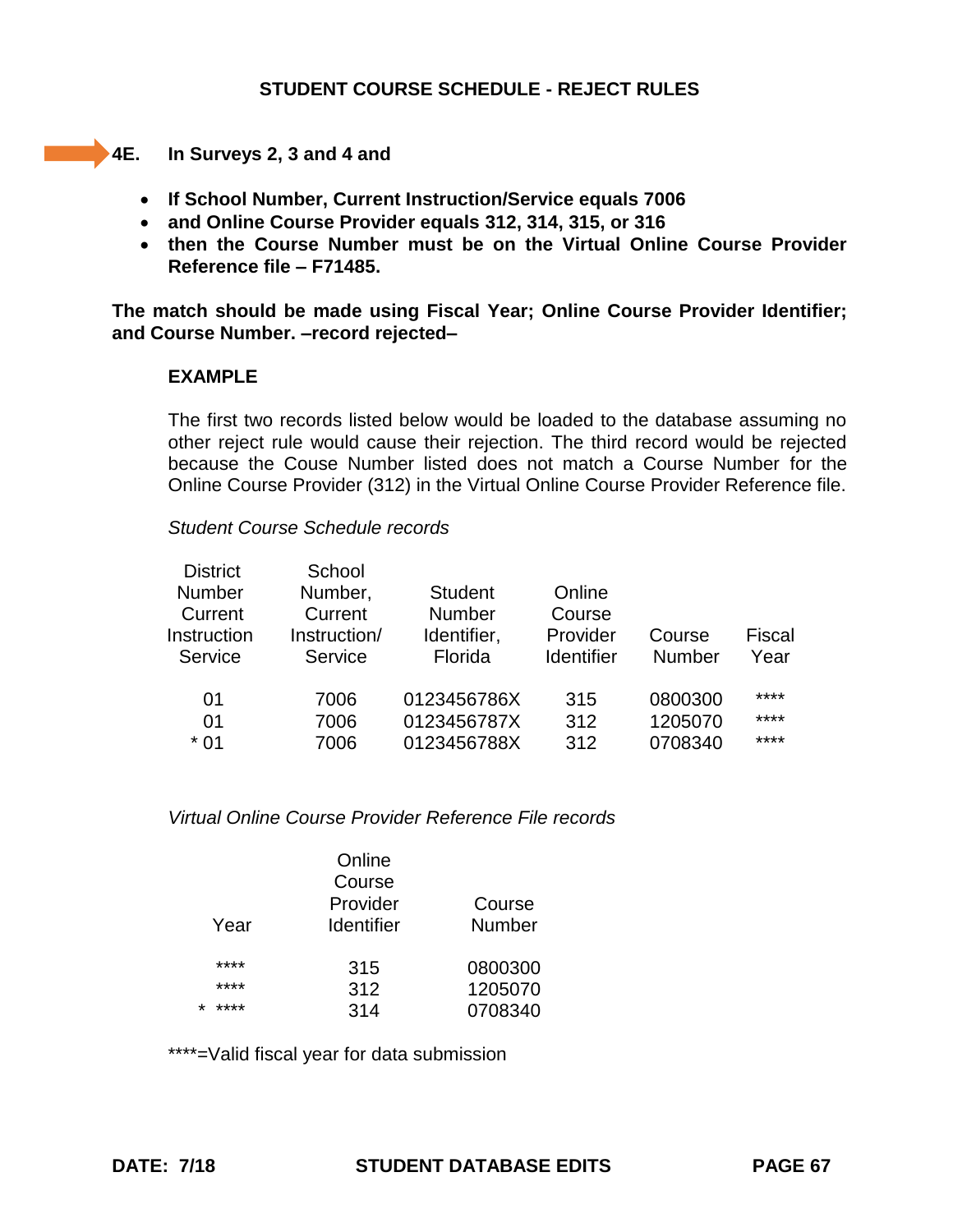## STUDENT COURSE SCHEDULE - REJECT RULES

**4E. In Surveys 2, 3 and 4 and**

- **If School Number, Current Instruction/Service equals 7006**
- **and Online Course Provider equals 312, 314, 315, or 316**
- **then the Course Number must be on the Virtual Online Course Provider Reference file – F71485.**

**The match should be made using Fiscal Year; Online Course Provider Identifier; and Course Number. –record rejected–**

**EXAMPLE**

The first two records listed below would be loaded to the database assuming no other reject rule would cause their rejection. The third record would be rejected because the Couse Number listed does not match a Course Number for the Online Course Provider (312) in the Virtual Online Course Provider Reference file.

*Student Course Schedule records*

| District Number Current Instruction Service | School Number, Current Instruction/ Service | Student Number Identifier, Florida | Online Course Provider Identifier | Course Number | Fiscal Year |
|---|---|---|---|---|---|
| 01 | 7006 | 0123456786X | 315 | 0800300 | **** |
| 01 | 7006 | 0123456787X | 312 | 1205070 | **** |
| * 01 | 7006 | 0123456788X | 312 | 0708340 | **** |

*Virtual Online Course Provider Reference File records*

| Year | Online Course Provider Identifier | Course Number |
|---|---|---|
| **** | 315 | 0800300 |
| **** | 312 | 1205070 |
| * **** | 314 | 0708340 |

****=Valid fiscal year for data submission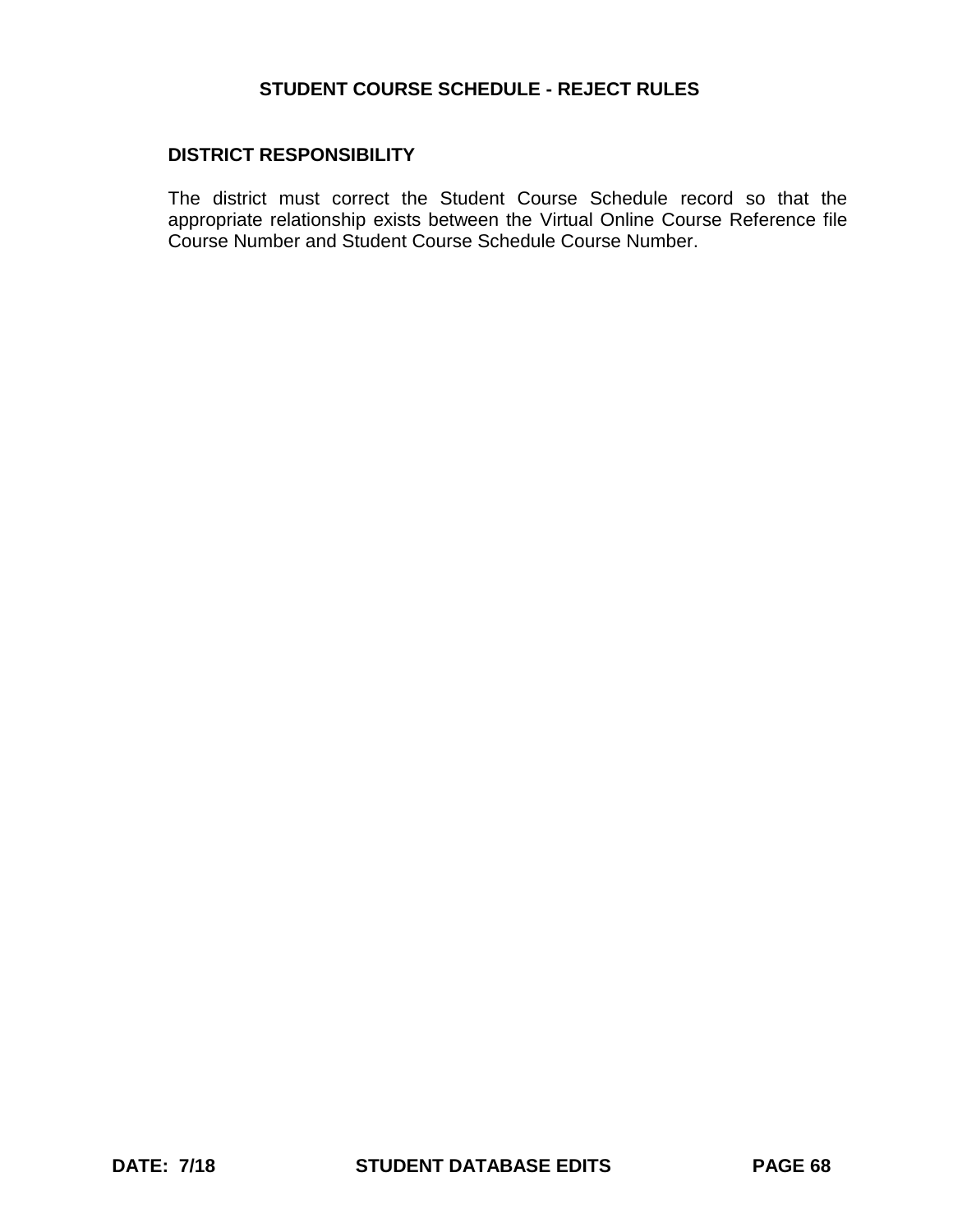# STUDENT COURSE SCHEDULE - REJECT RULES

## DISTRICT RESPONSIBILITY

The district must correct the Student Course Schedule record so that the appropriate relationship exists between the Virtual Online Course Reference file Course Number and Student Course Schedule Course Number.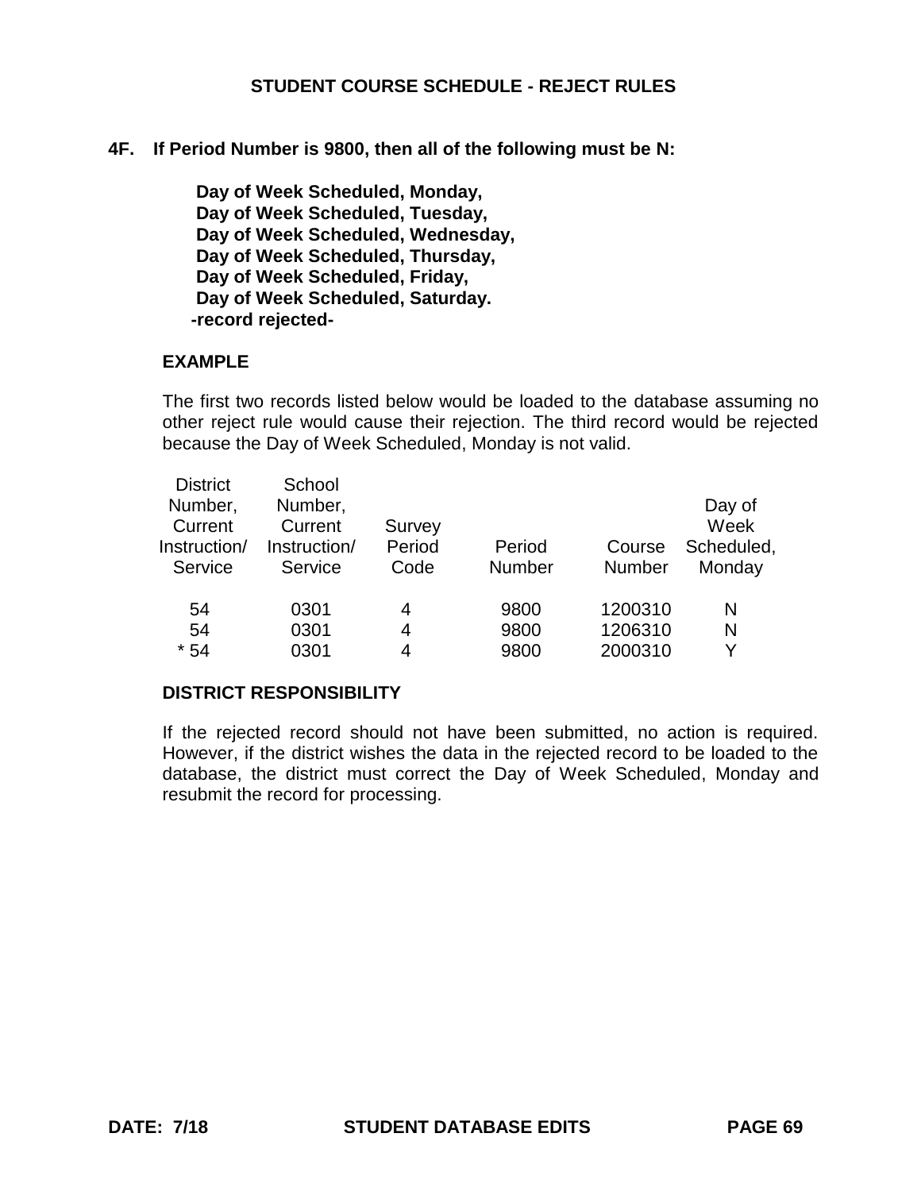## STUDENT COURSE SCHEDULE - REJECT RULES

**4F. If Period Number is 9800, then all of the following must be N:**

**Day of Week Scheduled, Monday,**
**Day of Week Scheduled, Tuesday,**
**Day of Week Scheduled, Wednesday,**
**Day of Week Scheduled, Thursday,**
**Day of Week Scheduled, Friday,**
**Day of Week Scheduled, Saturday.**
**-record rejected-**

**EXAMPLE**

The first two records listed below would be loaded to the database assuming no other reject rule would cause their rejection. The third record would be rejected because the Day of Week Scheduled, Monday is not valid.

| District Number, Current Instruction/ Service | School Number, Current Instruction/ Service | Survey Period Code | Period Number | Course Number | Day of Week Scheduled, Monday |
|---|---|---|---|---|---|
| 54 | 0301 | 4 | 9800 | 1200310 | N |
| 54 | 0301 | 4 | 9800 | 1206310 | N |
| * 54 | 0301 | 4 | 9800 | 2000310 | Y |

**DISTRICT RESPONSIBILITY**

If the rejected record should not have been submitted, no action is required. However, if the district wishes the data in the rejected record to be loaded to the database, the district must correct the Day of Week Scheduled, Monday and resubmit the record for processing.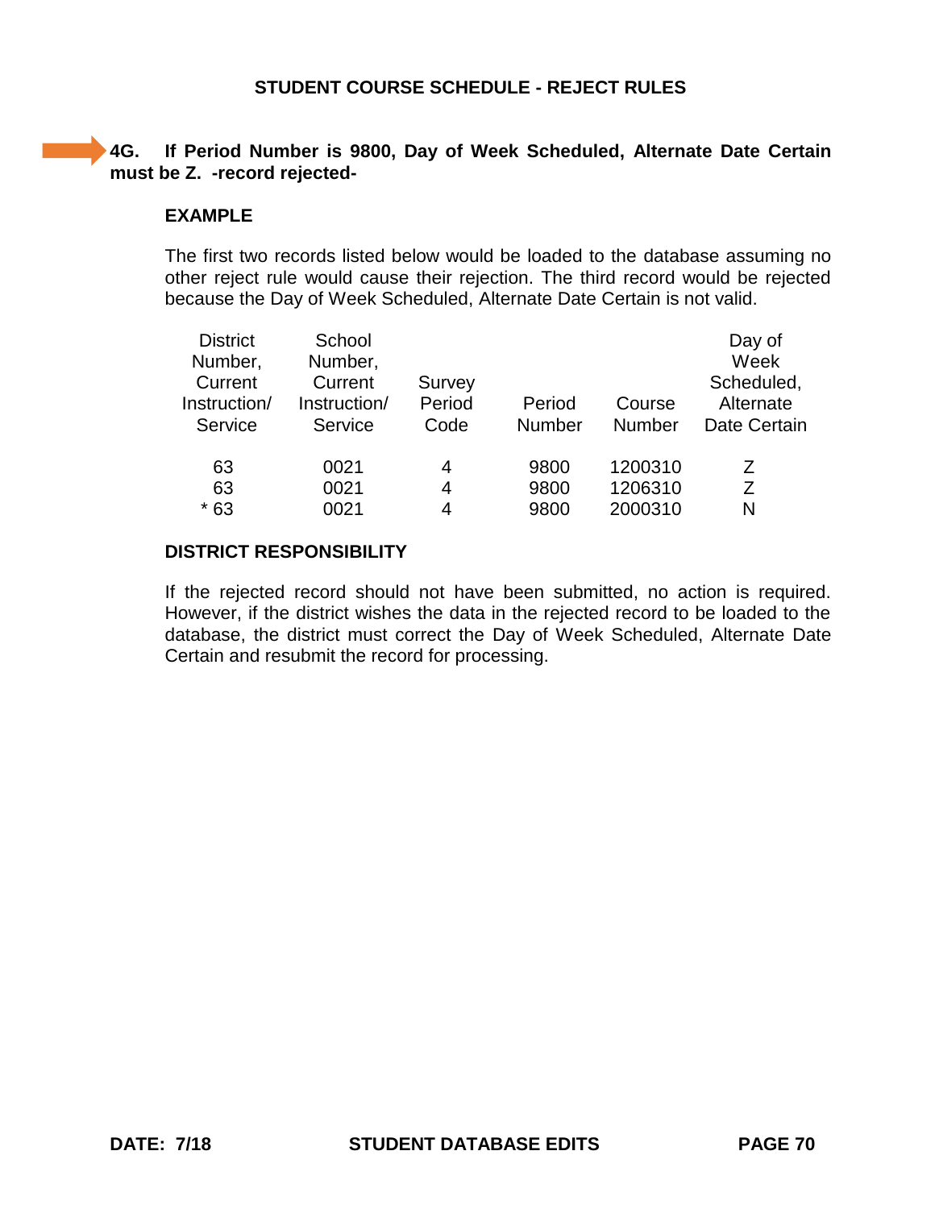## STUDENT COURSE SCHEDULE - REJECT RULES

**4G. If Period Number is 9800, Day of Week Scheduled, Alternate Date Certain must be Z. -record rejected-**

**EXAMPLE**

The first two records listed below would be loaded to the database assuming no other reject rule would cause their rejection. The third record would be rejected because the Day of Week Scheduled, Alternate Date Certain is not valid.

| District Number, Current Instruction/ Service | School Number, Current Instruction/ Service | Survey Period Code | Period Number | Course Number | Day of Week Scheduled, Alternate Date Certain |
|---|---|---|---|---|---|
| 63 | 0021 | 4 | 9800 | 1200310 | Z |
| 63 | 0021 | 4 | 9800 | 1206310 | Z |
| * 63 | 0021 | 4 | 9800 | 2000310 | N |

**DISTRICT RESPONSIBILITY**

If the rejected record should not have been submitted, no action is required. However, if the district wishes the data in the rejected record to be loaded to the database, the district must correct the Day of Week Scheduled, Alternate Date Certain and resubmit the record for processing.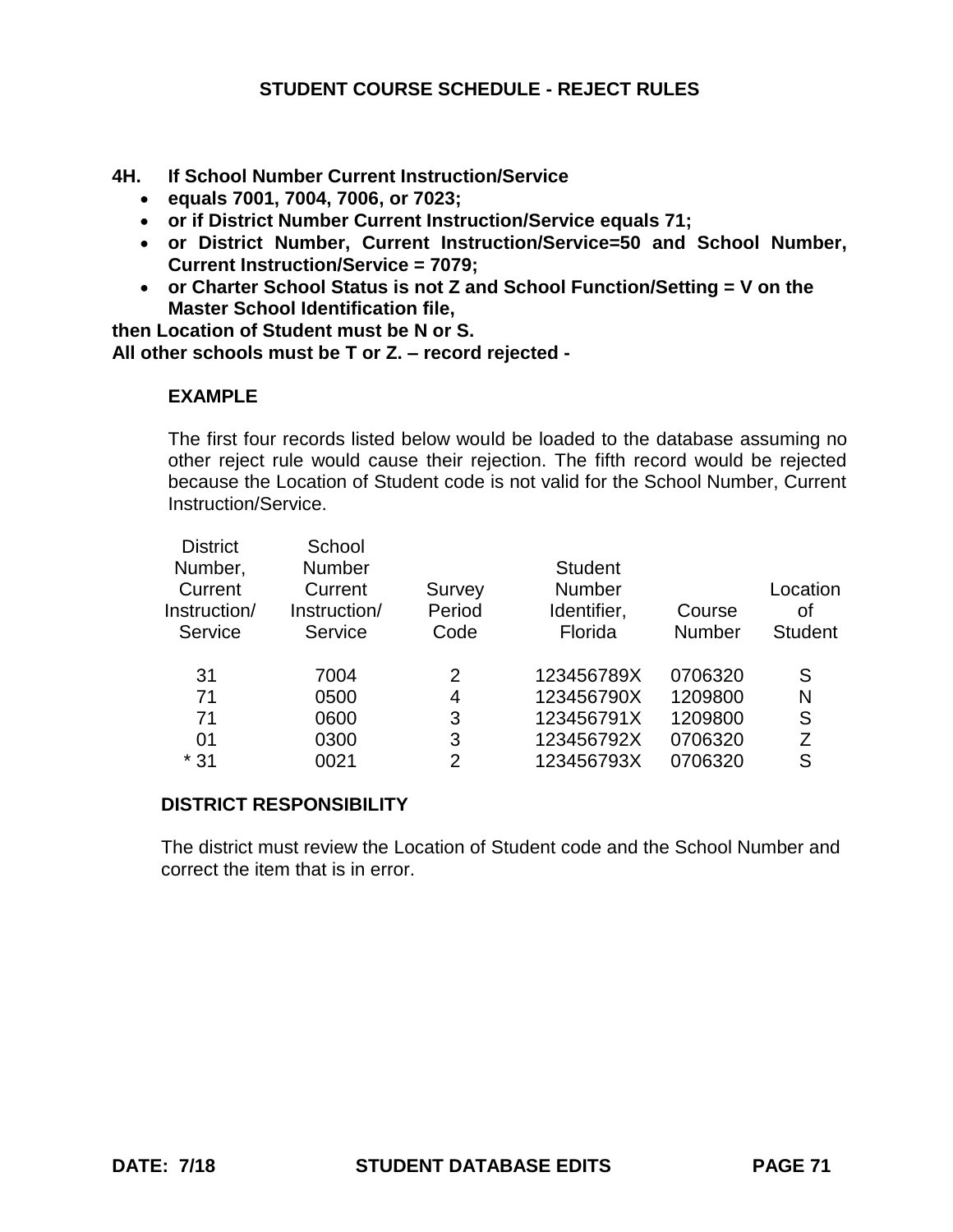## STUDENT COURSE SCHEDULE - REJECT RULES

**4H. If School Number Current Instruction/Service**

- **equals 7001, 7004, 7006, or 7023;**
- **or if District Number Current Instruction/Service equals 71;**
- **or District Number, Current Instruction/Service=50 and School Number, Current Instruction/Service = 7079;**
- **or Charter School Status is not Z and School Function/Setting = V on the Master School Identification file,**

**then Location of Student must be N or S.**
**All other schools must be T or Z. – record rejected -**

**EXAMPLE**

The first four records listed below would be loaded to the database assuming no other reject rule would cause their rejection. The fifth record would be rejected because the Location of Student code is not valid for the School Number, Current Instruction/Service.

| District Number, Current Instruction/ Service | School Number Current Instruction/ Service | Survey Period Code | Student Number Identifier, Florida | Course Number | Location of Student |
|---|---|---|---|---|---|
| 31 | 7004 | 2 | 123456789X | 0706320 | S |
| 71 | 0500 | 4 | 123456790X | 1209800 | N |
| 71 | 0600 | 3 | 123456791X | 1209800 | S |
| 01 | 0300 | 3 | 123456792X | 0706320 | Z |
| * 31 | 0021 | 2 | 123456793X | 0706320 | S |

**DISTRICT RESPONSIBILITY**

The district must review the Location of Student code and the School Number and correct the item that is in error.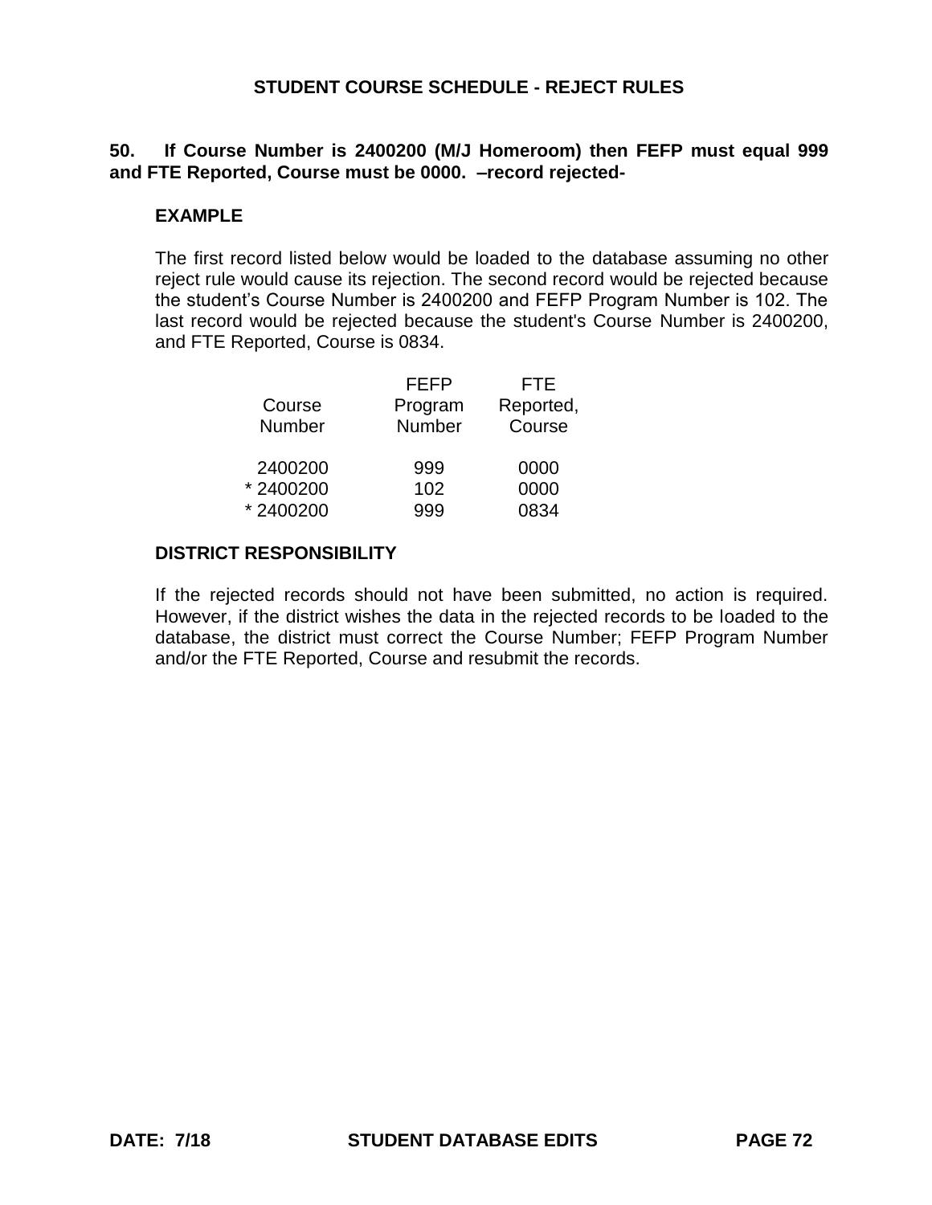## STUDENT COURSE SCHEDULE - REJECT RULES

**50. If Course Number is 2400200 (M/J Homeroom) then FEFP must equal 999 and FTE Reported, Course must be 0000. –record rejected-**

**EXAMPLE**

The first record listed below would be loaded to the database assuming no other reject rule would cause its rejection. The second record would be rejected because the student's Course Number is 2400200 and FEFP Program Number is 102. The last record would be rejected because the student's Course Number is 2400200, and FTE Reported, Course is 0834.

| Course Number | FEFP Program Number | FTE Reported, Course |
|---|---|---|
| 2400200 | 999 | 0000 |
| * 2400200 | 102 | 0000 |
| * 2400200 | 999 | 0834 |

**DISTRICT RESPONSIBILITY**

If the rejected records should not have been submitted, no action is required. However, if the district wishes the data in the rejected records to be loaded to the database, the district must correct the Course Number; FEFP Program Number and/or the FTE Reported, Course and resubmit the records.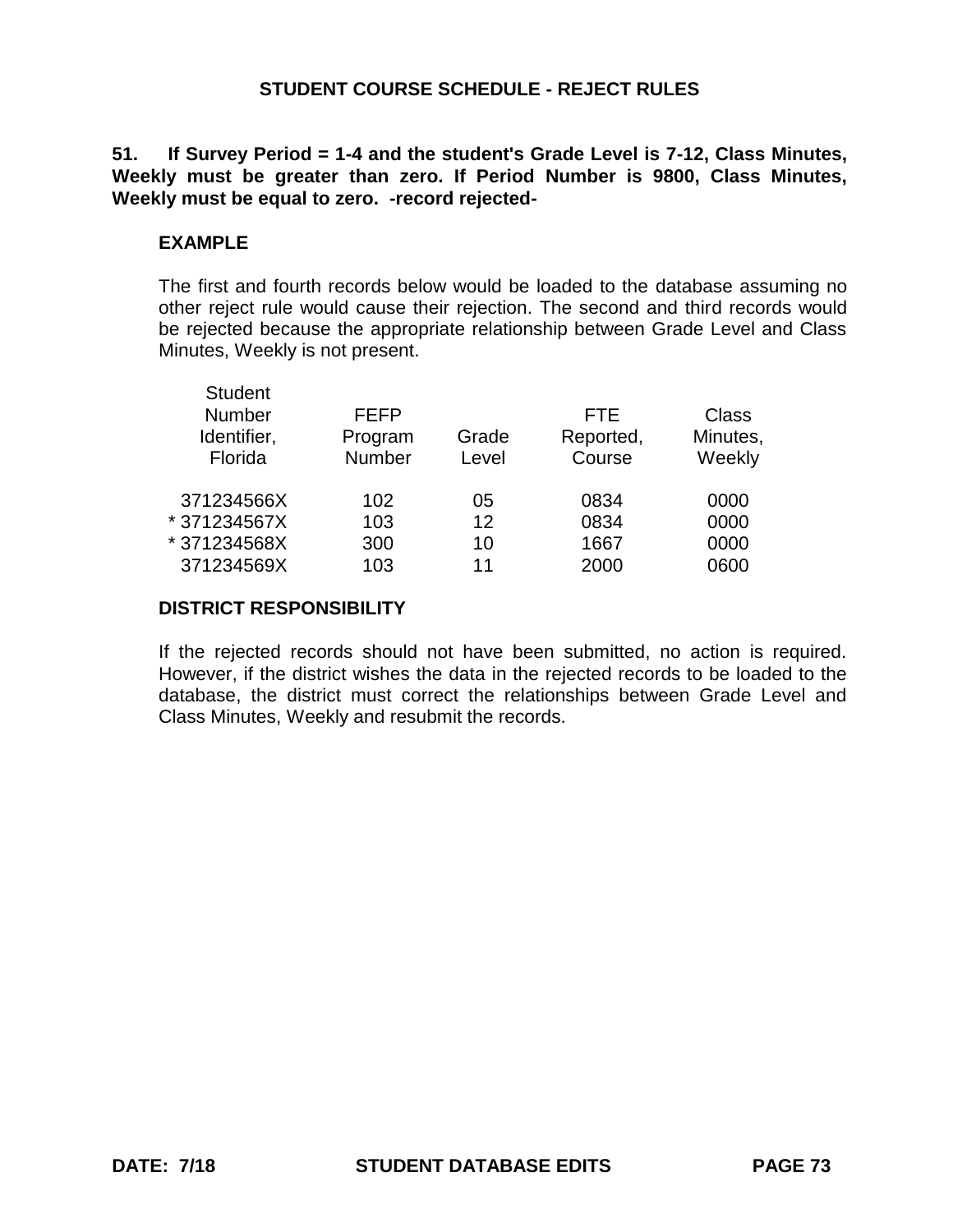## STUDENT COURSE SCHEDULE - REJECT RULES

**51. If Survey Period = 1-4 and the student's Grade Level is 7-12, Class Minutes, Weekly must be greater than zero. If Period Number is 9800, Class Minutes, Weekly must be equal to zero. -record rejected-**

### EXAMPLE

The first and fourth records below would be loaded to the database assuming no other reject rule would cause their rejection. The second and third records would be rejected because the appropriate relationship between Grade Level and Class Minutes, Weekly is not present.

| Student Number Identifier, Florida | FEFP Program Number | Grade Level | FTE Reported, Course | Class Minutes, Weekly |
|---|---|---|---|---|
| 371234566X | 102 | 05 | 0834 | 0000 |
| * 371234567X | 103 | 12 | 0834 | 0000 |
| * 371234568X | 300 | 10 | 1667 | 0000 |
| 371234569X | 103 | 11 | 2000 | 0600 |

### DISTRICT RESPONSIBILITY

If the rejected records should not have been submitted, no action is required. However, if the district wishes the data in the rejected records to be loaded to the database, the district must correct the relationships between Grade Level and Class Minutes, Weekly and resubmit the records.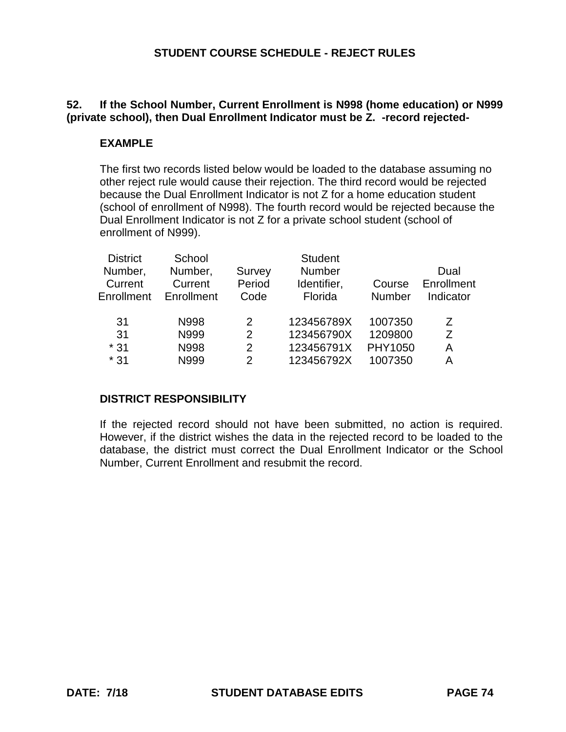# STUDENT COURSE SCHEDULE - REJECT RULES

**52. If the School Number, Current Enrollment is N998 (home education) or N999 (private school), then Dual Enrollment Indicator must be Z. -record rejected-**

**EXAMPLE**

The first two records listed below would be loaded to the database assuming no other reject rule would cause their rejection. The third record would be rejected because the Dual Enrollment Indicator is not Z for a home education student (school of enrollment of N998). The fourth record would be rejected because the Dual Enrollment Indicator is not Z for a private school student (school of enrollment of N999).

| District Number, Current Enrollment | School Number, Current Enrollment | Survey Period Code | Student Number Identifier, Florida | Course Number | Dual Enrollment Indicator |
|---|---|---|---|---|---|
| 31 | N998 | 2 | 123456789X | 1007350 | Z |
| 31 | N999 | 2 | 123456790X | 1209800 | Z |
| * 31 | N998 | 2 | 123456791X | PHY1050 | A |
| * 31 | N999 | 2 | 123456792X | 1007350 | A |

**DISTRICT RESPONSIBILITY**

If the rejected record should not have been submitted, no action is required. However, if the district wishes the data in the rejected record to be loaded to the database, the district must correct the Dual Enrollment Indicator or the School Number, Current Enrollment and resubmit the record.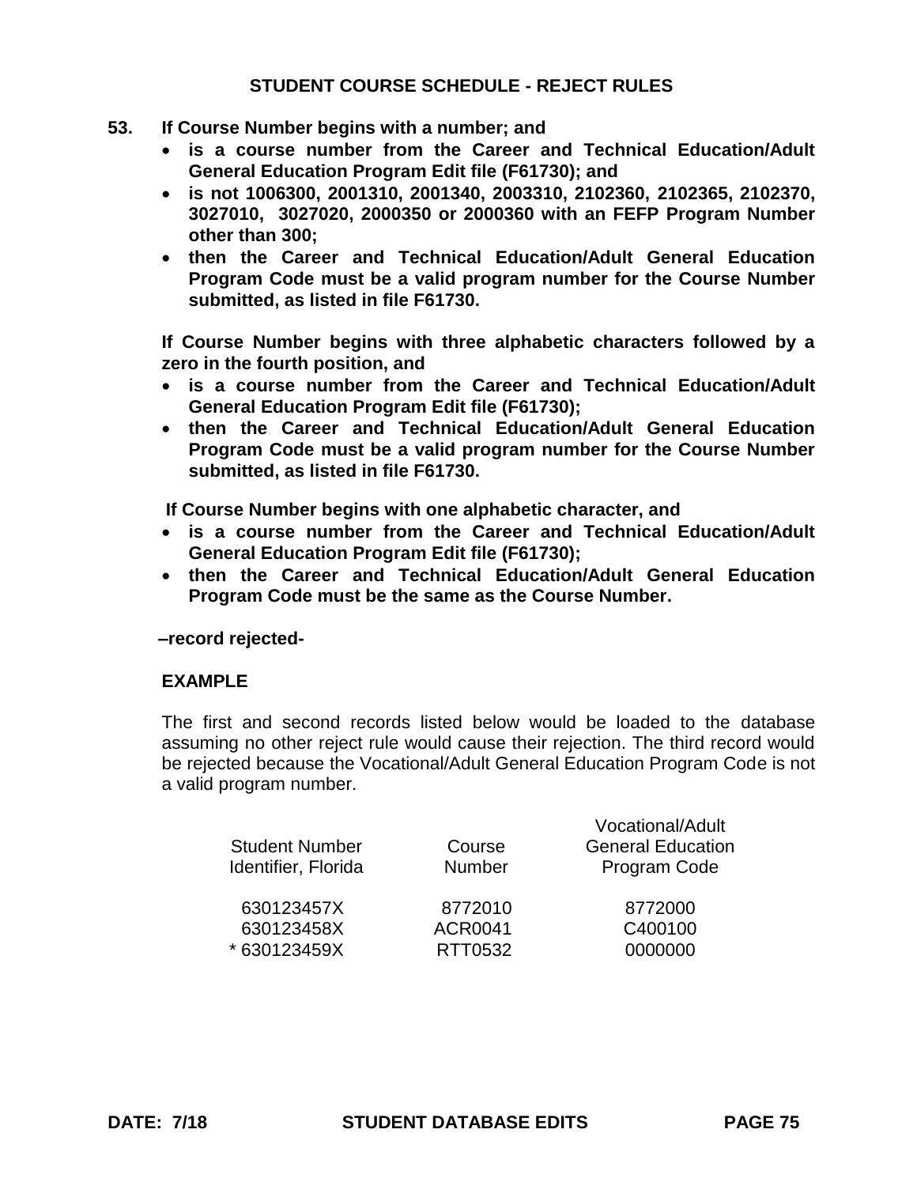## STUDENT COURSE SCHEDULE - REJECT RULES

**53. If Course Number begins with a number; and**

- **is a course number from the Career and Technical Education/Adult General Education Program Edit file (F61730); and**
- **is not 1006300, 2001310, 2001340, 2003310, 2102360, 2102365, 2102370, 3027010, 3027020, 2000350 or 2000360 with an FEFP Program Number other than 300;**
- **then the Career and Technical Education/Adult General Education Program Code must be a valid program number for the Course Number submitted, as listed in file F61730.**

**If Course Number begins with three alphabetic characters followed by a zero in the fourth position, and**

- **is a course number from the Career and Technical Education/Adult General Education Program Edit file (F61730);**
- **then the Career and Technical Education/Adult General Education Program Code must be a valid program number for the Course Number submitted, as listed in file F61730.**

**If Course Number begins with one alphabetic character, and**

- **is a course number from the Career and Technical Education/Adult General Education Program Edit file (F61730);**
- **then the Career and Technical Education/Adult General Education Program Code must be the same as the Course Number.**

**–record rejected-**

**EXAMPLE**

The first and second records listed below would be loaded to the database assuming no other reject rule would cause their rejection. The third record would be rejected because the Vocational/Adult General Education Program Code is not a valid program number.

| Student Number Identifier, Florida | Course Number | Vocational/Adult General Education Program Code |
|---|---|---|
| 630123457X | 8772010 | 8772000 |
| 630123458X | ACR0041 | C400100 |
| * 630123459X | RTT0532 | 0000000 |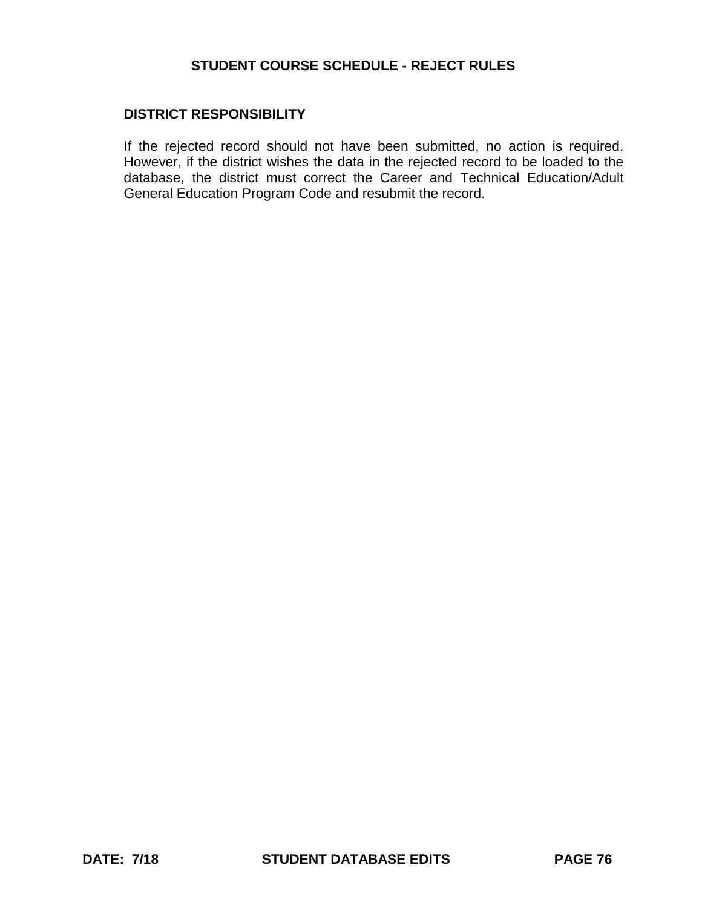## DISTRICT RESPONSIBILITY

If the rejected record should not have been submitted, no action is required. However, if the district wishes the data in the rejected record to be loaded to the database, the district must correct the Career and Technical Education/Adult General Education Program Code and resubmit the record.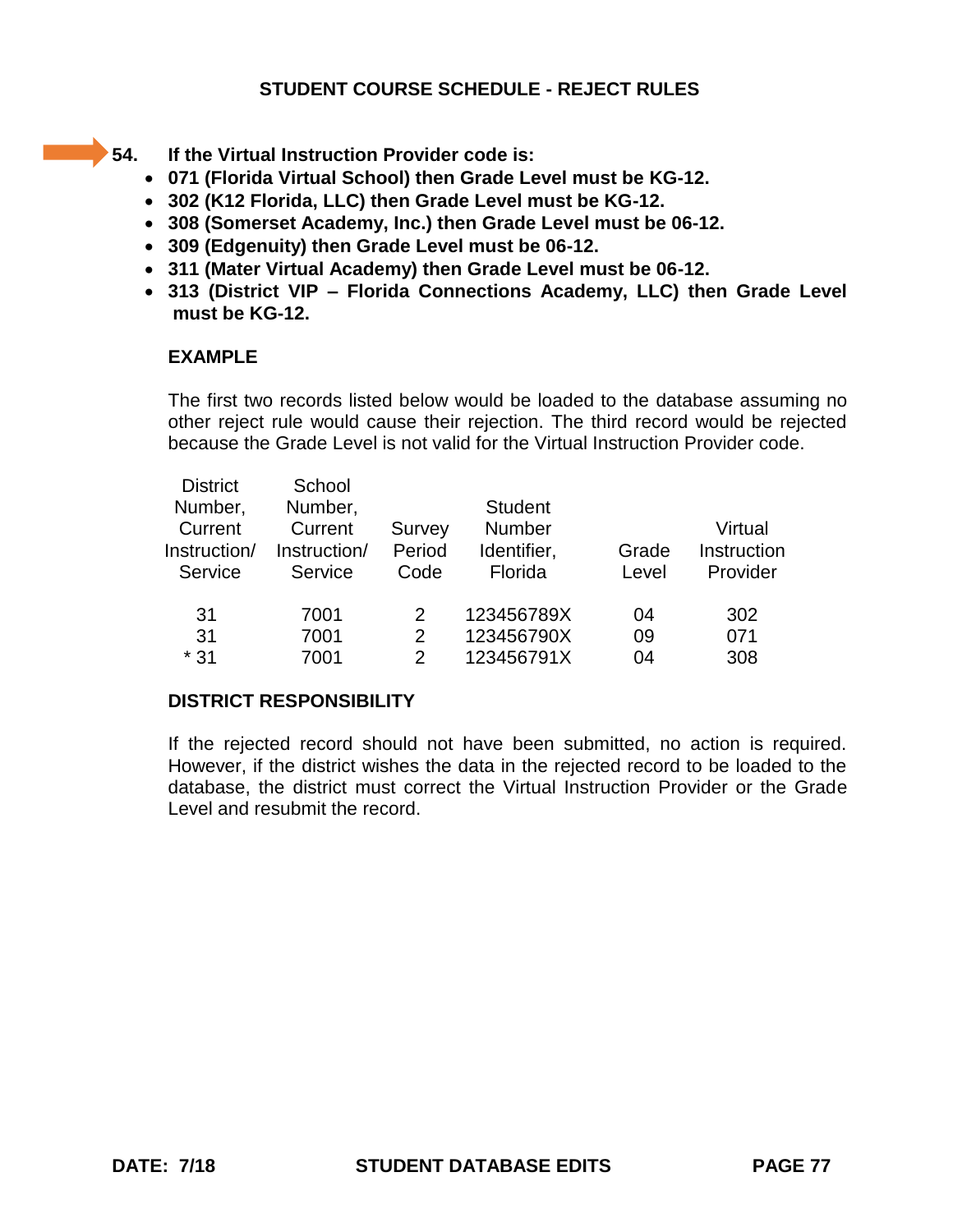## STUDENT COURSE SCHEDULE - REJECT RULES

**54. If the Virtual Instruction Provider code is:**

- **071 (Florida Virtual School) then Grade Level must be KG-12.**
- **302 (K12 Florida, LLC) then Grade Level must be KG-12.**
- **308 (Somerset Academy, Inc.) then Grade Level must be 06-12.**
- **309 (Edgenuity) then Grade Level must be 06-12.**
- **311 (Mater Virtual Academy) then Grade Level must be 06-12.**
- **313 (District VIP – Florida Connections Academy, LLC) then Grade Level must be KG-12.**

**EXAMPLE**

The first two records listed below would be loaded to the database assuming no other reject rule would cause their rejection. The third record would be rejected because the Grade Level is not valid for the Virtual Instruction Provider code.

| District Number, Current Instruction/ Service | School Number, Current Instruction/ Service | Survey Period Code | Student Number Identifier, Florida | Grade Level | Virtual Instruction Provider |
|---|---|---|---|---|---|
| 31 | 7001 | 2 | 123456789X | 04 | 302 |
| 31 | 7001 | 2 | 123456790X | 09 | 071 |
| * 31 | 7001 | 2 | 123456791X | 04 | 308 |

**DISTRICT RESPONSIBILITY**

If the rejected record should not have been submitted, no action is required. However, if the district wishes the data in the rejected record to be loaded to the database, the district must correct the Virtual Instruction Provider or the Grade Level and resubmit the record.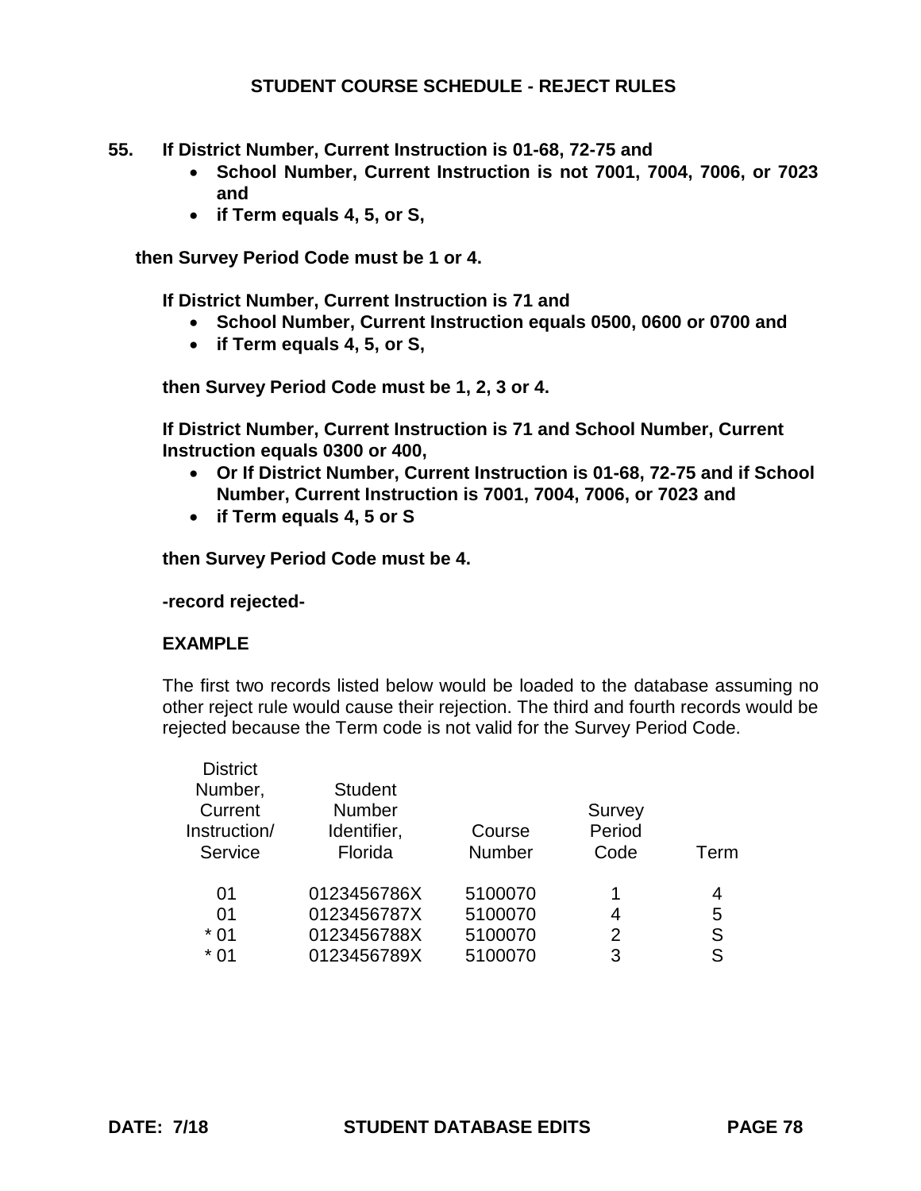## STUDENT COURSE SCHEDULE - REJECT RULES

**55. If District Number, Current Instruction is 01-68, 72-75 and**

- **School Number, Current Instruction is not 7001, 7004, 7006, or 7023 and**
- **if Term equals 4, 5, or S,**

**then Survey Period Code must be 1 or 4.**

**If District Number, Current Instruction is 71 and**

- **School Number, Current Instruction equals 0500, 0600 or 0700 and**
- **if Term equals 4, 5, or S,**

**then Survey Period Code must be 1, 2, 3 or 4.**

**If District Number, Current Instruction is 71 and School Number, Current Instruction equals 0300 or 400,**

- **Or If District Number, Current Instruction is 01-68, 72-75 and if School Number, Current Instruction is 7001, 7004, 7006, or 7023 and**
- **if Term equals 4, 5 or S**

**then Survey Period Code must be 4.**

**-record rejected-**

**EXAMPLE**

The first two records listed below would be loaded to the database assuming no other reject rule would cause their rejection. The third and fourth records would be rejected because the Term code is not valid for the Survey Period Code.

| District Number, Current Instruction/ Service | Student Number Identifier, Florida | Course Number | Survey Period Code | Term |
|---|---|---|---|---|
| 01 | 0123456786X | 5100070 | 1 | 4 |
| 01 | 0123456787X | 5100070 | 4 | 5 |
| * 01 | 0123456788X | 5100070 | 2 | S |
| * 01 | 0123456789X | 5100070 | 3 | S |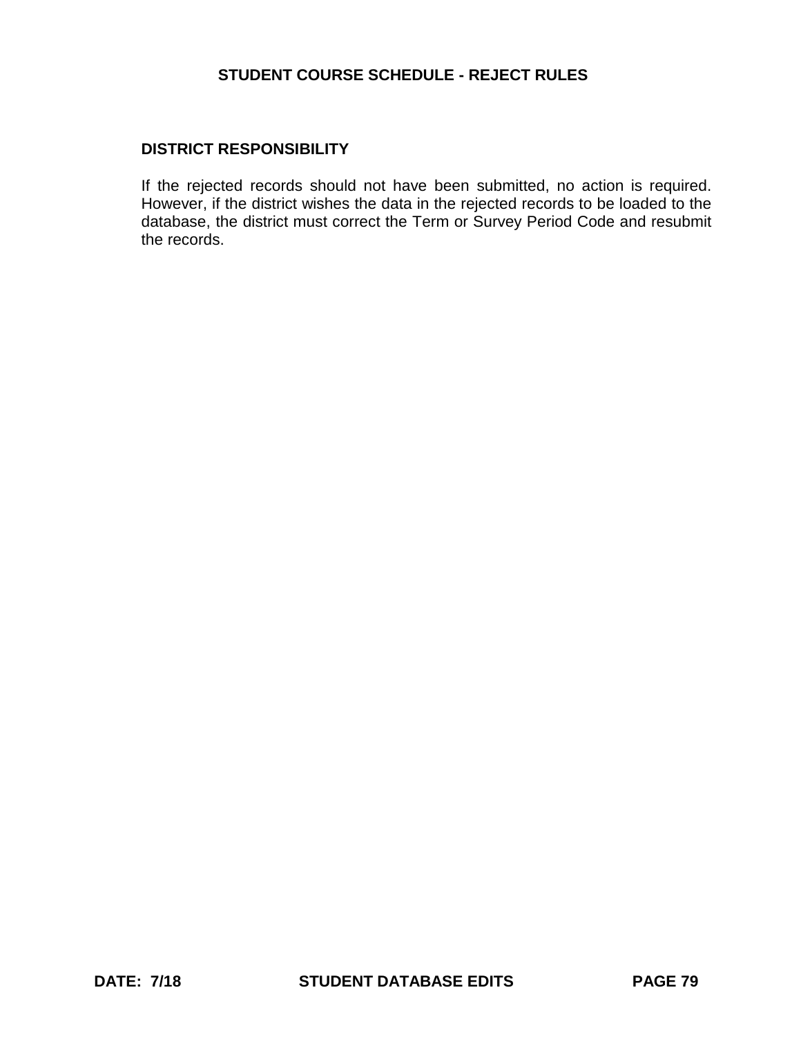## DISTRICT RESPONSIBILITY

If the rejected records should not have been submitted, no action is required. However, if the district wishes the data in the rejected records to be loaded to the database, the district must correct the Term or Survey Period Code and resubmit the records.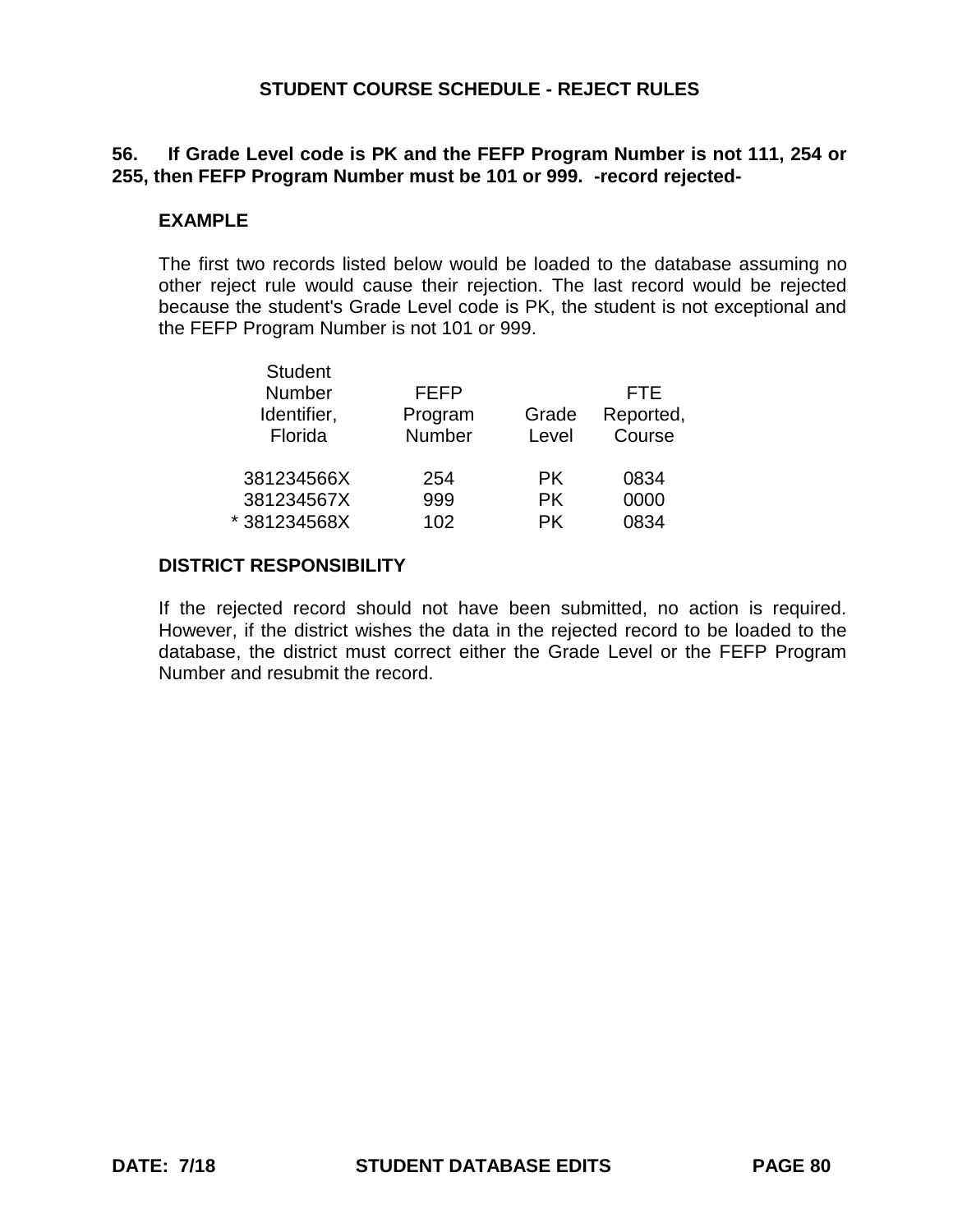## STUDENT COURSE SCHEDULE - REJECT RULES

**56. If Grade Level code is PK and the FEFP Program Number is not 111, 254 or 255, then FEFP Program Number must be 101 or 999. -record rejected-**

**EXAMPLE**

The first two records listed below would be loaded to the database assuming no other reject rule would cause their rejection. The last record would be rejected because the student's Grade Level code is PK, the student is not exceptional and the FEFP Program Number is not 101 or 999.

| Student Number Identifier, Florida | FEFP Program Number | Grade Level | FTE Reported, Course |
|---|---|---|---|
| 381234566X | 254 | PK | 0834 |
| 381234567X | 999 | PK | 0000 |
| * 381234568X | 102 | PK | 0834 |

**DISTRICT RESPONSIBILITY**

If the rejected record should not have been submitted, no action is required. However, if the district wishes the data in the rejected record to be loaded to the database, the district must correct either the Grade Level or the FEFP Program Number and resubmit the record.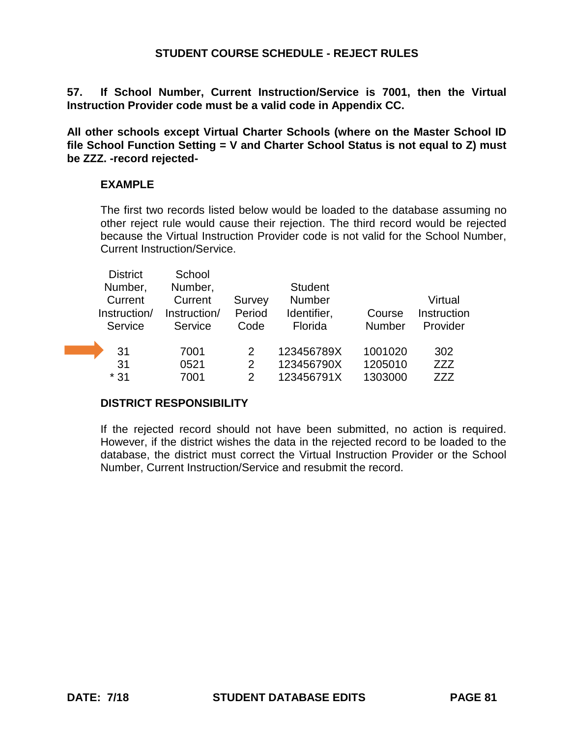## STUDENT COURSE SCHEDULE - REJECT RULES

**57. If School Number, Current Instruction/Service is 7001, then the Virtual Instruction Provider code must be a valid code in Appendix CC.**

**All other schools except Virtual Charter Schools (where on the Master School ID file School Function Setting = V and Charter School Status is not equal to Z) must be ZZZ. -record rejected-**

### EXAMPLE

The first two records listed below would be loaded to the database assuming no other reject rule would cause their rejection. The third record would be rejected because the Virtual Instruction Provider code is not valid for the School Number, Current Instruction/Service.

| District Number, Current Instruction/ Service | School Number, Current Instruction/ Service | Survey Period Code | Student Number Identifier, Florida | Course Number | Virtual Instruction Provider |
|---|---|---|---|---|---|
| 31 | 7001 | 2 | 123456789X | 1001020 | 302 |
| 31 | 0521 | 2 | 123456790X | 1205010 | ZZZ |
| * 31 | 7001 | 2 | 123456791X | 1303000 | ZZZ |

### DISTRICT RESPONSIBILITY

If the rejected record should not have been submitted, no action is required. However, if the district wishes the data in the rejected record to be loaded to the database, the district must correct the Virtual Instruction Provider or the School Number, Current Instruction/Service and resubmit the record.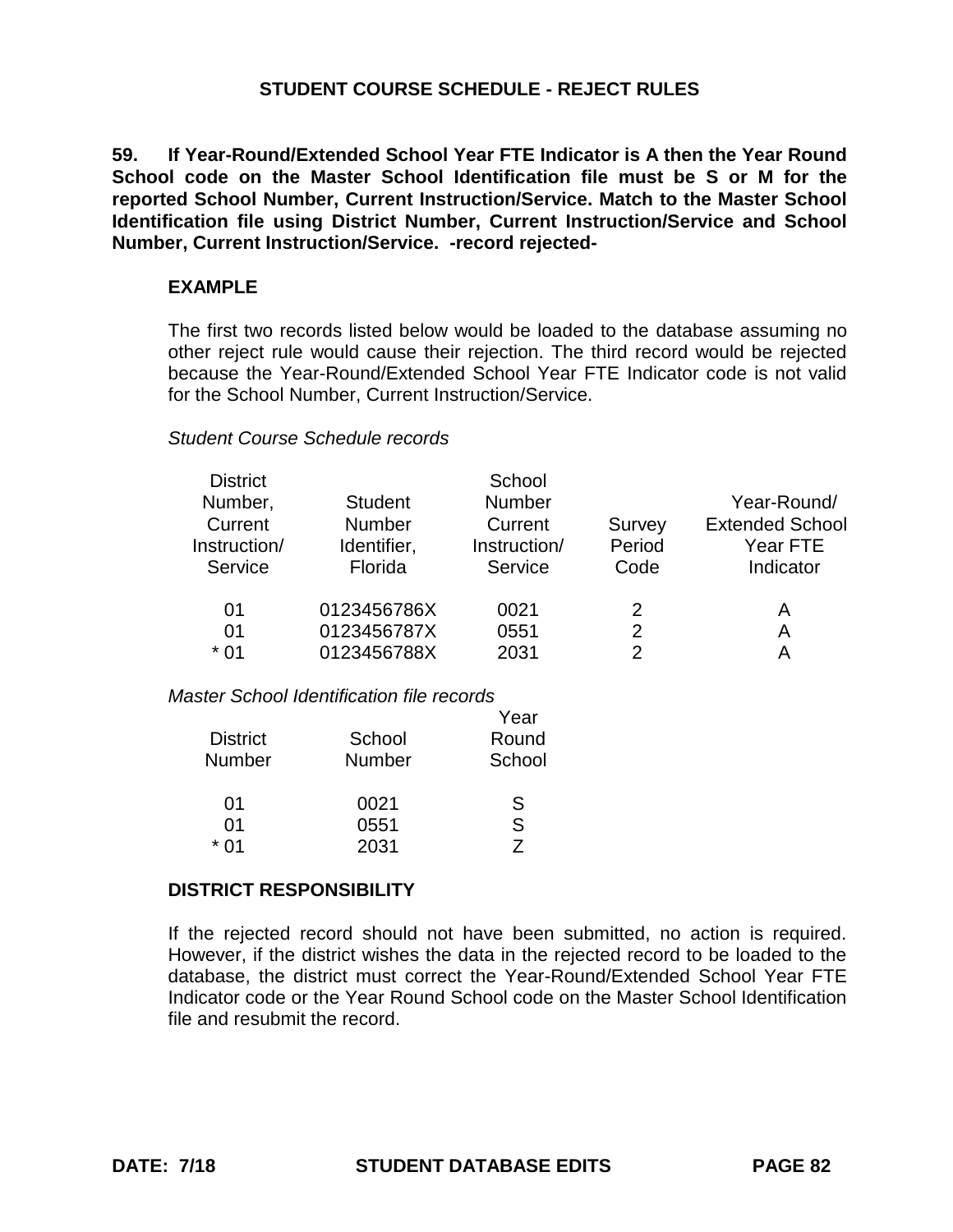## STUDENT COURSE SCHEDULE - REJECT RULES

**59. If Year-Round/Extended School Year FTE Indicator is A then the Year Round School code on the Master School Identification file must be S or M for the reported School Number, Current Instruction/Service. Match to the Master School Identification file using District Number, Current Instruction/Service and School Number, Current Instruction/Service. -record rejected-**

**EXAMPLE**

The first two records listed below would be loaded to the database assuming no other reject rule would cause their rejection. The third record would be rejected because the Year-Round/Extended School Year FTE Indicator code is not valid for the School Number, Current Instruction/Service.

*Student Course Schedule records*

| District Number, Current Instruction/ Service | Student Number Identifier, Florida | School Number Current Instruction/ Service | Survey Period Code | Year-Round/ Extended School Year FTE Indicator |
|---|---|---|---|---|
| 01 | 0123456786X | 0021 | 2 | A |
| 01 | 0123456787X | 0551 | 2 | A |
| * 01 | 0123456788X | 2031 | 2 | A |

*Master School Identification file records*

| District Number | School Number | Year Round School |
|---|---|---|
| 01 | 0021 | S |
| 01 | 0551 | S |
| * 01 | 2031 | Z |

**DISTRICT RESPONSIBILITY**

If the rejected record should not have been submitted, no action is required. However, if the district wishes the data in the rejected record to be loaded to the database, the district must correct the Year-Round/Extended School Year FTE Indicator code or the Year Round School code on the Master School Identification file and resubmit the record.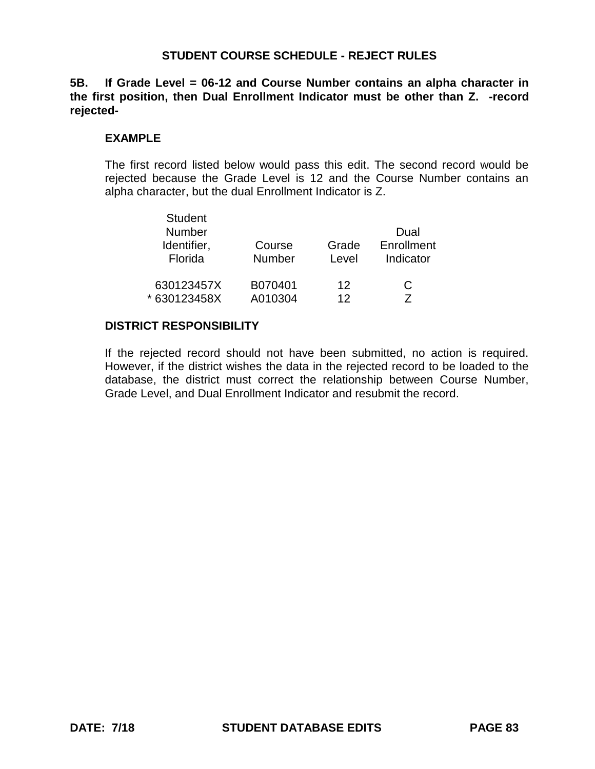## STUDENT COURSE SCHEDULE - REJECT RULES

**5B. If Grade Level = 06-12 and Course Number contains an alpha character in the first position, then Dual Enrollment Indicator must be other than Z. -record rejected-**

### EXAMPLE

The first record listed below would pass this edit. The second record would be rejected because the Grade Level is 12 and the Course Number contains an alpha character, but the dual Enrollment Indicator is Z.

| Student Number Identifier, Florida | Course Number | Grade Level | Dual Enrollment Indicator |
|---|---|---|---|
| 630123457X | B070401 | 12 | C |
| * 630123458X | A010304 | 12 | Z |

### DISTRICT RESPONSIBILITY

If the rejected record should not have been submitted, no action is required. However, if the district wishes the data in the rejected record to be loaded to the database, the district must correct the relationship between Course Number, Grade Level, and Dual Enrollment Indicator and resubmit the record.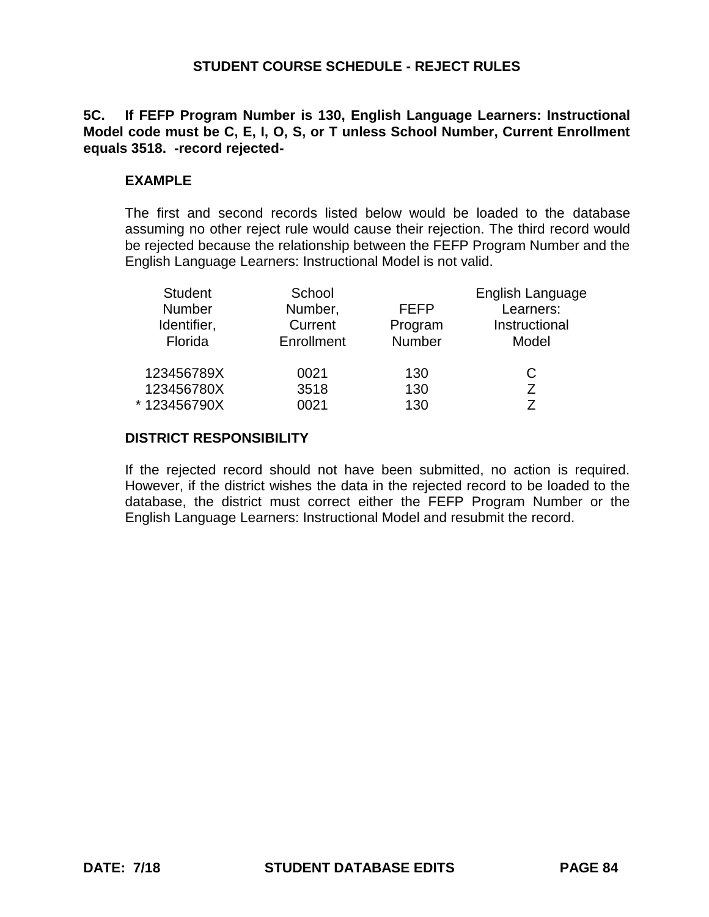## STUDENT COURSE SCHEDULE - REJECT RULES

**5C. If FEFP Program Number is 130, English Language Learners: Instructional Model code must be C, E, I, O, S, or T unless School Number, Current Enrollment equals 3518. -record rejected-**

### EXAMPLE

The first and second records listed below would be loaded to the database assuming no other reject rule would cause their rejection. The third record would be rejected because the relationship between the FEFP Program Number and the English Language Learners: Instructional Model is not valid.

| Student Number Identifier, Florida | School Number, Current Enrollment | FEFP Program Number | English Language Learners: Instructional Model |
|---|---|---|---|
| 123456789X | 0021 | 130 | C |
| 123456780X | 3518 | 130 | Z |
| * 123456790X | 0021 | 130 | Z |

### DISTRICT RESPONSIBILITY

If the rejected record should not have been submitted, no action is required. However, if the district wishes the data in the rejected record to be loaded to the database, the district must correct either the FEFP Program Number or the English Language Learners: Instructional Model and resubmit the record.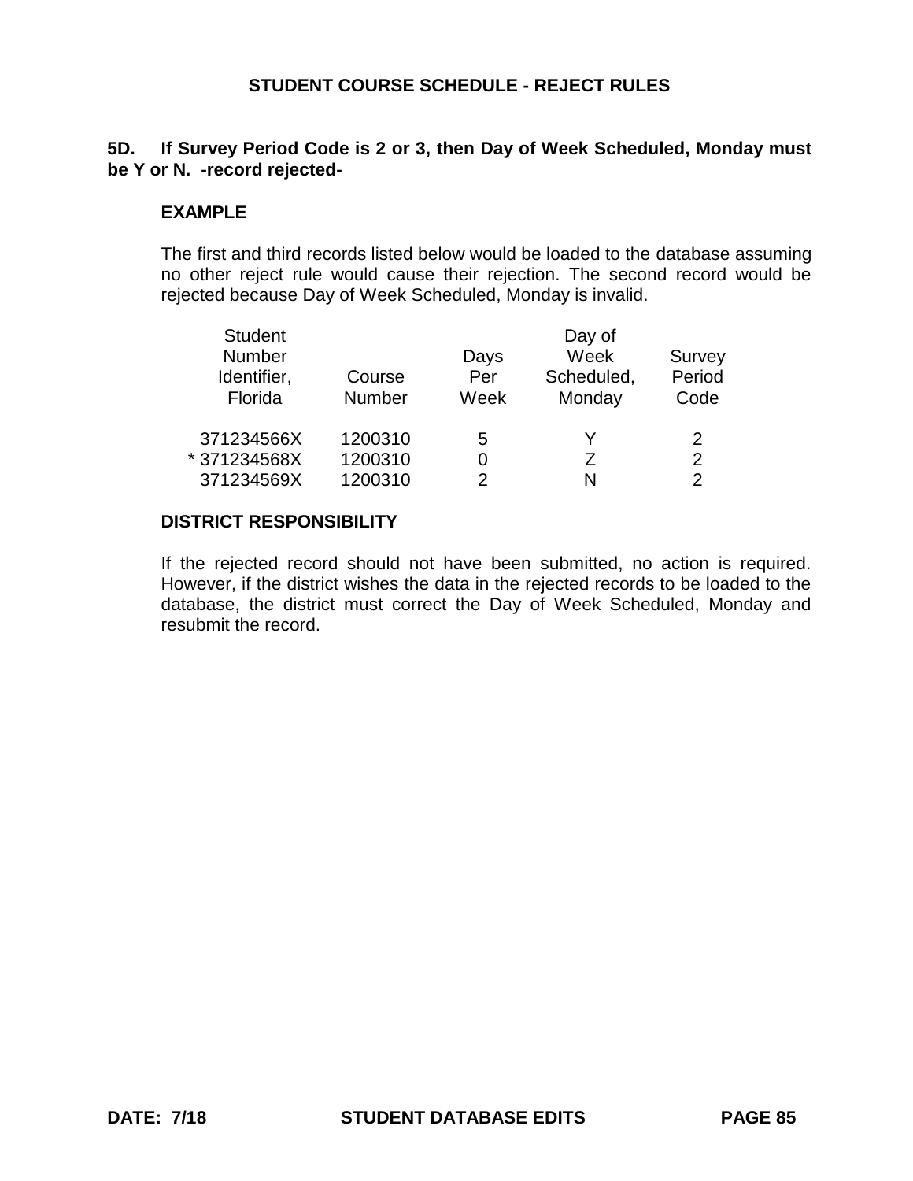## STUDENT COURSE SCHEDULE - REJECT RULES

**5D. If Survey Period Code is 2 or 3, then Day of Week Scheduled, Monday must be Y or N. -record rejected-**

**EXAMPLE**

The first and third records listed below would be loaded to the database assuming no other reject rule would cause their rejection. The second record would be rejected because Day of Week Scheduled, Monday is invalid.

| Student Number Identifier, Florida | Course Number | Days Per Week | Day of Week Scheduled, Monday | Survey Period Code |
|---|---|---|---|---|
| 371234566X | 1200310 | 5 | Y | 2 |
| * 371234568X | 1200310 | 0 | Z | 2 |
| 371234569X | 1200310 | 2 | N | 2 |

**DISTRICT RESPONSIBILITY**

If the rejected record should not have been submitted, no action is required. However, if the district wishes the data in the rejected records to be loaded to the database, the district must correct the Day of Week Scheduled, Monday and resubmit the record.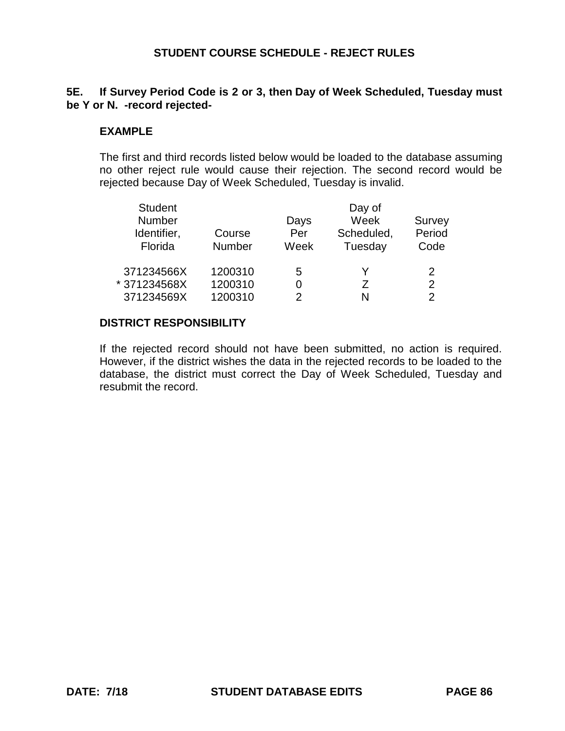## STUDENT COURSE SCHEDULE - REJECT RULES

**5E. If Survey Period Code is 2 or 3, then Day of Week Scheduled, Tuesday must be Y or N. -record rejected-**

### EXAMPLE

The first and third records listed below would be loaded to the database assuming no other reject rule would cause their rejection. The second record would be rejected because Day of Week Scheduled, Tuesday is invalid.

| Student Number Identifier, Florida | Course Number | Days Per Week | Day of Week Scheduled, Tuesday | Survey Period Code |
|---|---|---|---|---|
| 371234566X | 1200310 | 5 | Y | 2 |
| * 371234568X | 1200310 | 0 | Z | 2 |
| 371234569X | 1200310 | 2 | N | 2 |

### DISTRICT RESPONSIBILITY

If the rejected record should not have been submitted, no action is required. However, if the district wishes the data in the rejected records to be loaded to the database, the district must correct the Day of Week Scheduled, Tuesday and resubmit the record.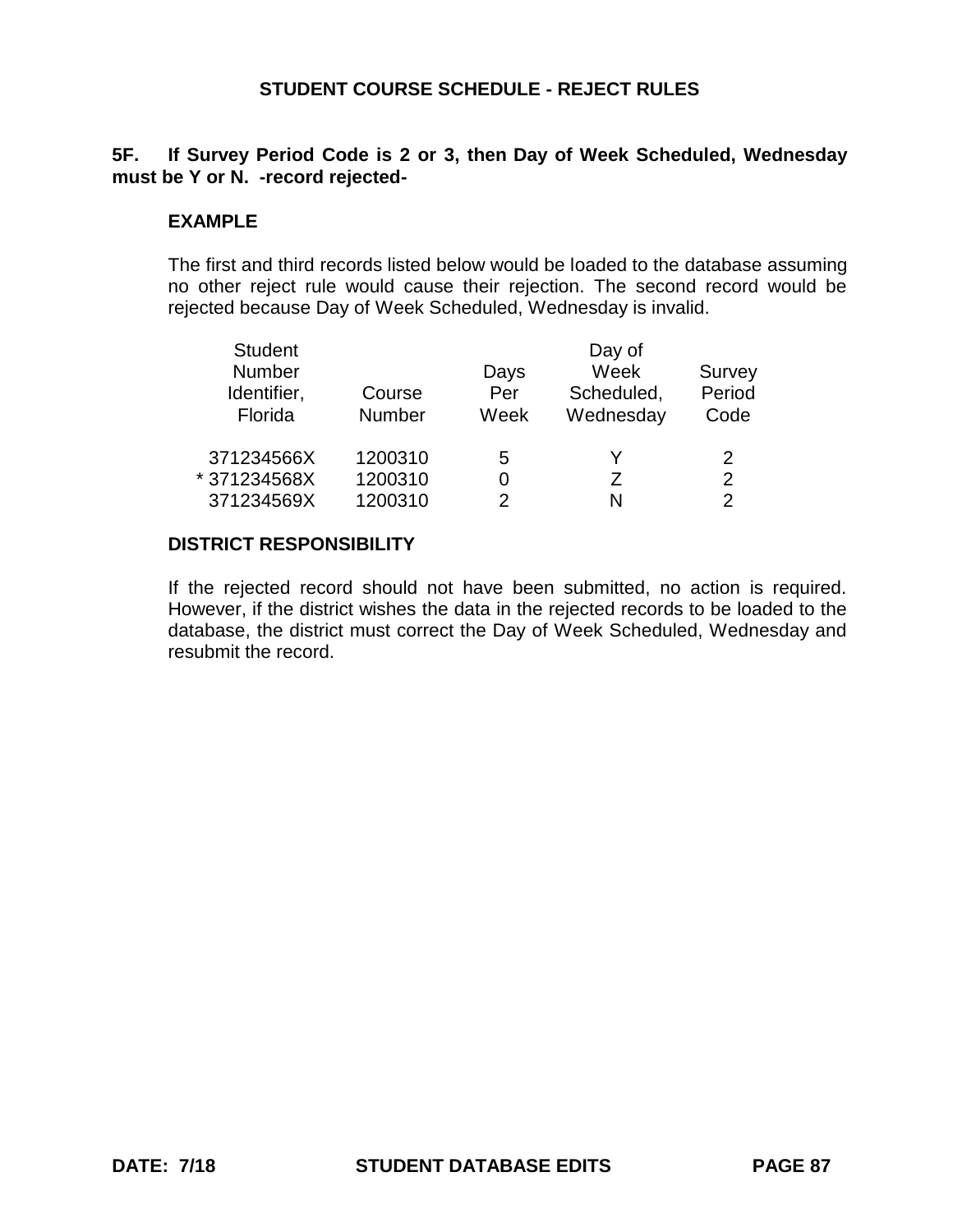## STUDENT COURSE SCHEDULE - REJECT RULES

**5F. If Survey Period Code is 2 or 3, then Day of Week Scheduled, Wednesday must be Y or N. -record rejected-**

### EXAMPLE

The first and third records listed below would be loaded to the database assuming no other reject rule would cause their rejection. The second record would be rejected because Day of Week Scheduled, Wednesday is invalid.

| Student Number Identifier, Florida | Course Number | Days Per Week | Day of Week Scheduled, Wednesday | Survey Period Code |
|---|---|---|---|---|
| 371234566X | 1200310 | 5 | Y | 2 |
| * 371234568X | 1200310 | 0 | Z | 2 |
| 371234569X | 1200310 | 2 | N | 2 |

### DISTRICT RESPONSIBILITY

If the rejected record should not have been submitted, no action is required. However, if the district wishes the data in the rejected records to be loaded to the database, the district must correct the Day of Week Scheduled, Wednesday and resubmit the record.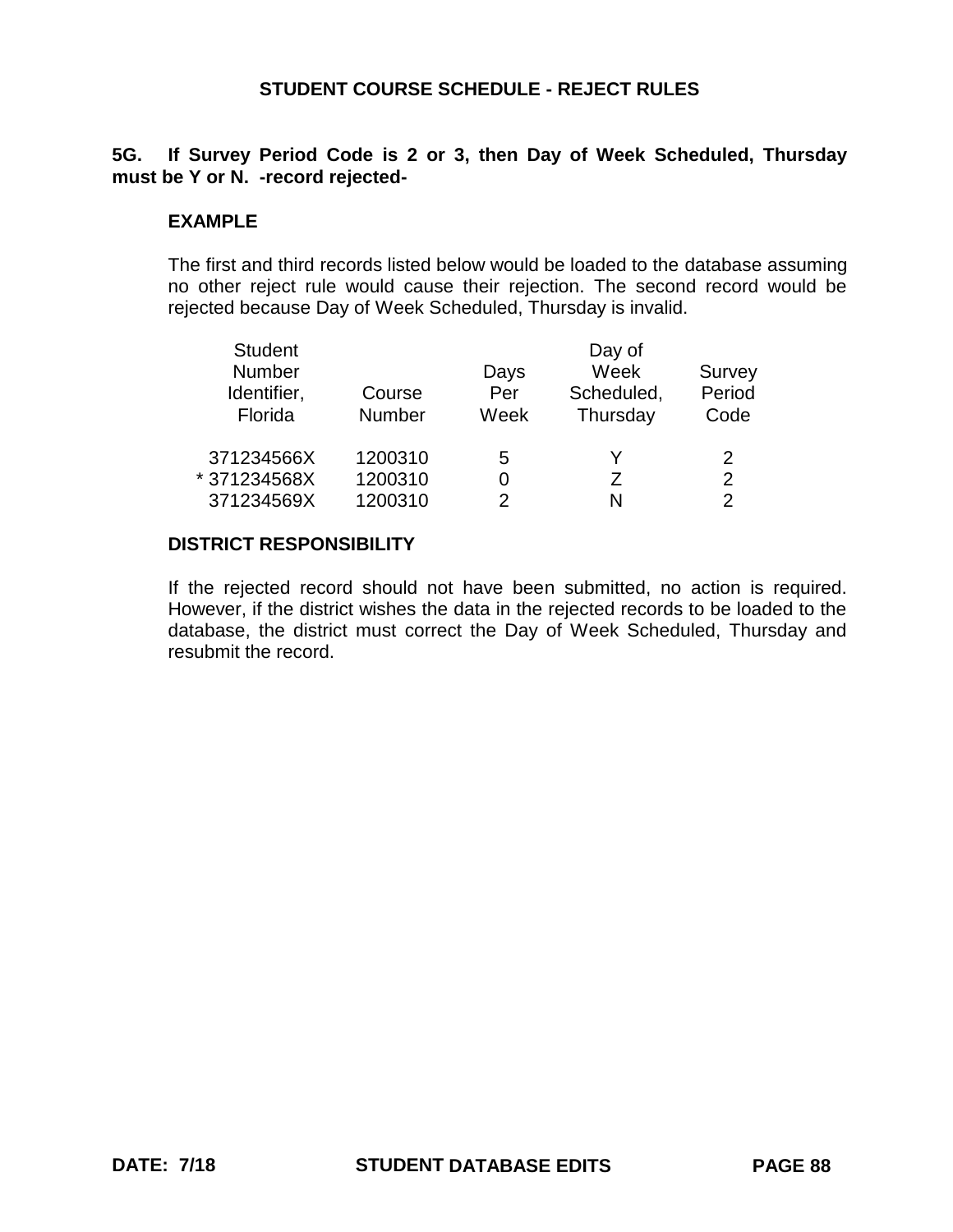## STUDENT COURSE SCHEDULE - REJECT RULES

**5G. If Survey Period Code is 2 or 3, then Day of Week Scheduled, Thursday must be Y or N. -record rejected-**

### EXAMPLE

The first and third records listed below would be loaded to the database assuming no other reject rule would cause their rejection. The second record would be rejected because Day of Week Scheduled, Thursday is invalid.

| Student Number Identifier, Florida | Course Number | Days Per Week | Day of Week Scheduled, Thursday | Survey Period Code |
|---|---|---|---|---|
| 371234566X | 1200310 | 5 | Y | 2 |
| * 371234568X | 1200310 | 0 | Z | 2 |
| 371234569X | 1200310 | 2 | N | 2 |

### DISTRICT RESPONSIBILITY

If the rejected record should not have been submitted, no action is required. However, if the district wishes the data in the rejected records to be loaded to the database, the district must correct the Day of Week Scheduled, Thursday and resubmit the record.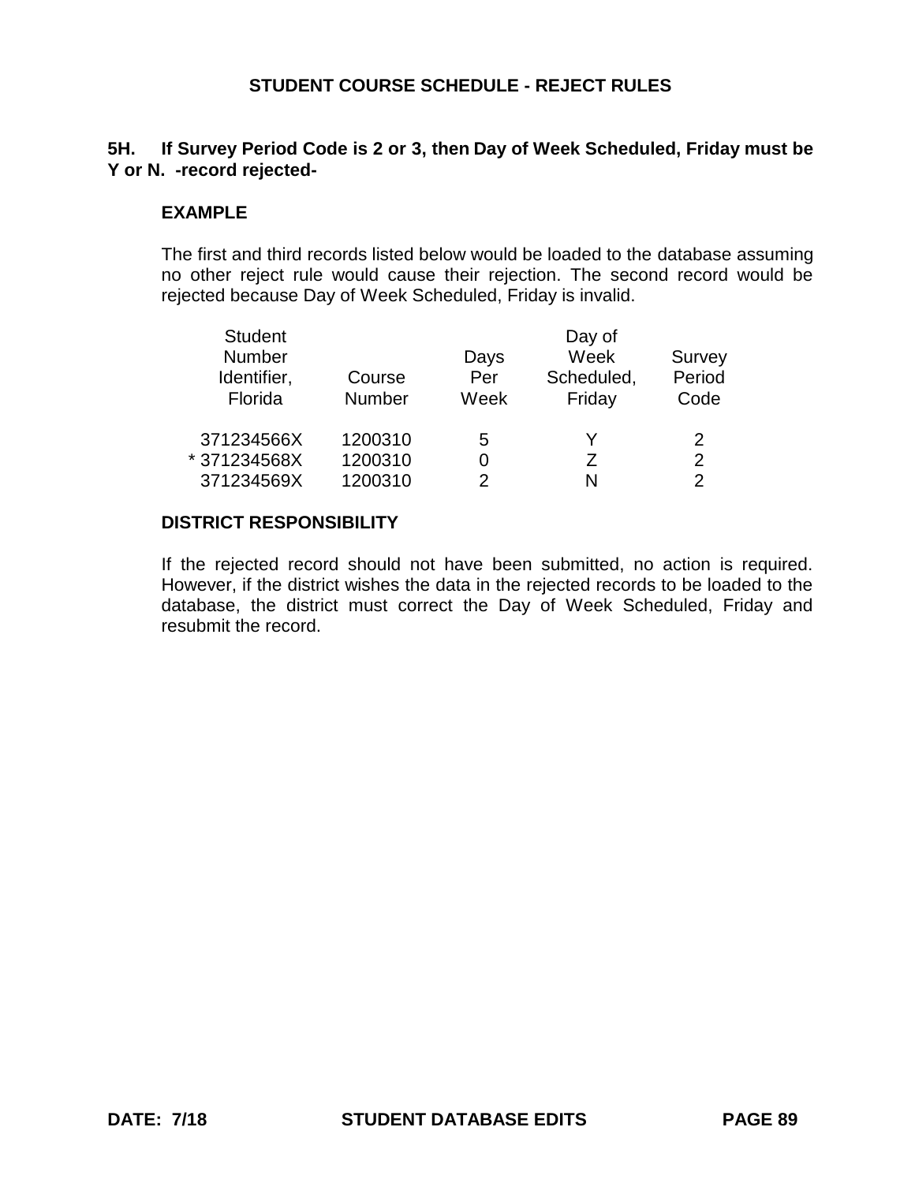## STUDENT COURSE SCHEDULE - REJECT RULES

**5H. If Survey Period Code is 2 or 3, then Day of Week Scheduled, Friday must be Y or N. -record rejected-**

### EXAMPLE

The first and third records listed below would be loaded to the database assuming no other reject rule would cause their rejection. The second record would be rejected because Day of Week Scheduled, Friday is invalid.

| Student Number Identifier, Florida | Course Number | Days Per Week | Day of Week Scheduled, Friday | Survey Period Code |
|---|---|---|---|---|
| 371234566X | 1200310 | 5 | Y | 2 |
| * 371234568X | 1200310 | 0 | Z | 2 |
| 371234569X | 1200310 | 2 | N | 2 |

### DISTRICT RESPONSIBILITY

If the rejected record should not have been submitted, no action is required. However, if the district wishes the data in the rejected records to be loaded to the database, the district must correct the Day of Week Scheduled, Friday and resubmit the record.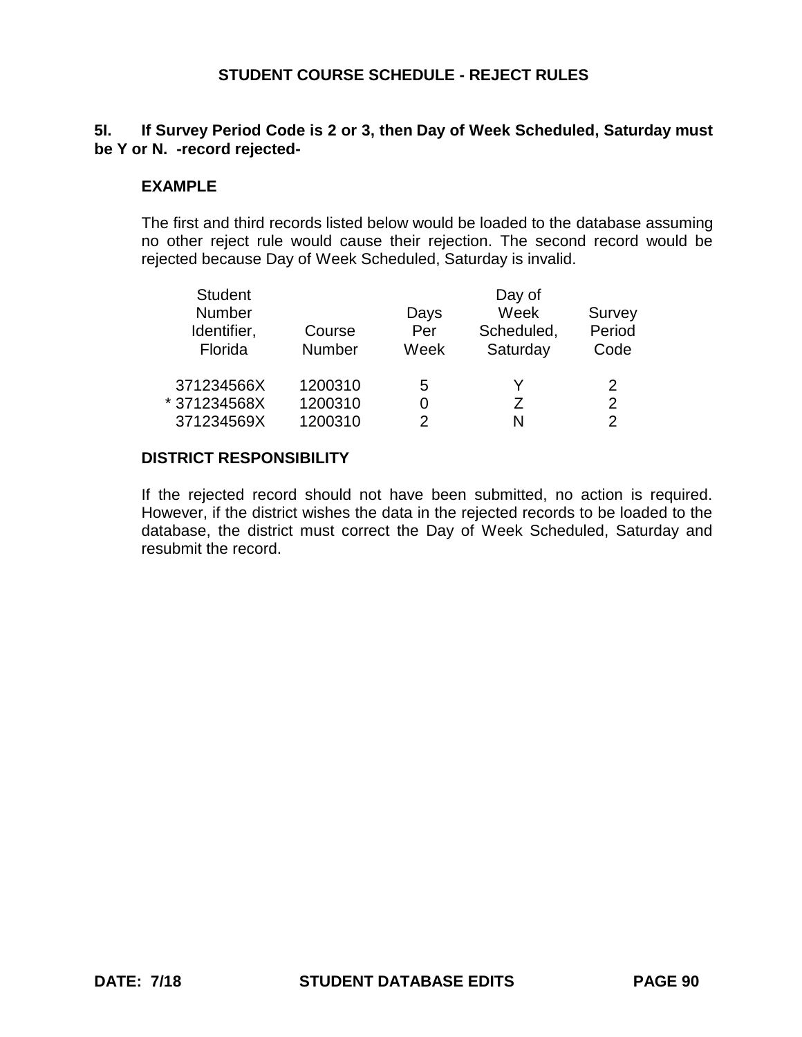## STUDENT COURSE SCHEDULE - REJECT RULES

**5I. If Survey Period Code is 2 or 3, then Day of Week Scheduled, Saturday must be Y or N. -record rejected-**

### EXAMPLE

The first and third records listed below would be loaded to the database assuming no other reject rule would cause their rejection. The second record would be rejected because Day of Week Scheduled, Saturday is invalid.

| Student Number Identifier, Florida | Course Number | Days Per Week | Day of Week Scheduled, Saturday | Survey Period Code |
|---|---|---|---|---|
| 371234566X | 1200310 | 5 | Y | 2 |
| * 371234568X | 1200310 | 0 | Z | 2 |
| 371234569X | 1200310 | 2 | N | 2 |

### DISTRICT RESPONSIBILITY

If the rejected record should not have been submitted, no action is required. However, if the district wishes the data in the rejected records to be loaded to the database, the district must correct the Day of Week Scheduled, Saturday and resubmit the record.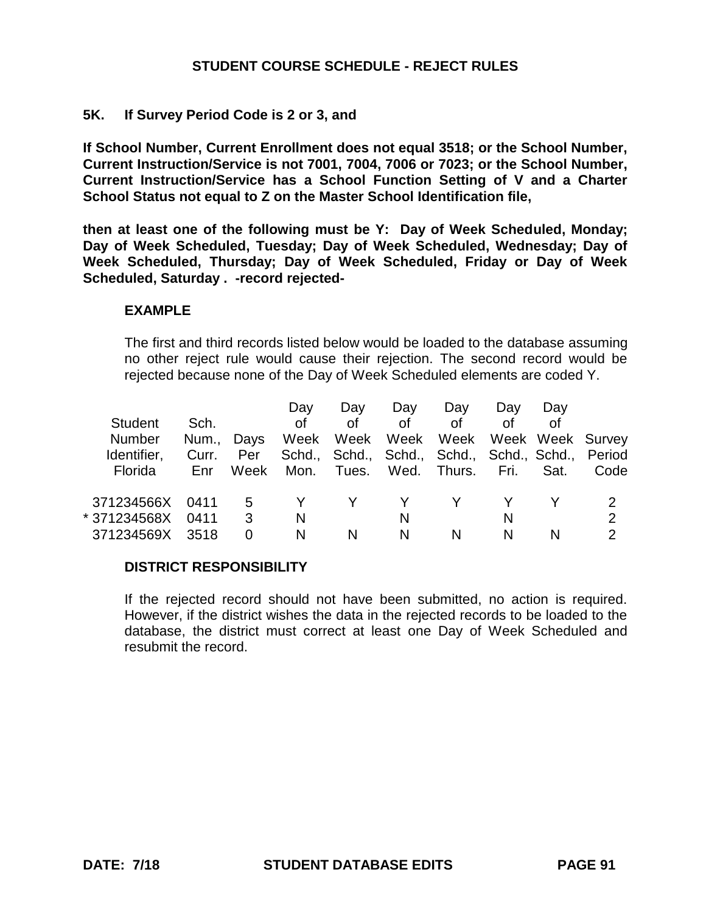## STUDENT COURSE SCHEDULE - REJECT RULES

**5K. If Survey Period Code is 2 or 3, and**

**If School Number, Current Enrollment does not equal 3518; or the School Number, Current Instruction/Service is not 7001, 7004, 7006 or 7023; or the School Number, Current Instruction/Service has a School Function Setting of V and a Charter School Status not equal to Z on the Master School Identification file,**

**then at least one of the following must be Y: Day of Week Scheduled, Monday; Day of Week Scheduled, Tuesday; Day of Week Scheduled, Wednesday; Day of Week Scheduled, Thursday; Day of Week Scheduled, Friday or Day of Week Scheduled, Saturday . -record rejected-**

**EXAMPLE**

The first and third records listed below would be loaded to the database assuming no other reject rule would cause their rejection. The second record would be rejected because none of the Day of Week Scheduled elements are coded Y.

| Student Number Identifier, Florida | Sch. Num., Curr. Enr | Days Per Week | Day of Week Schd., Mon. | Day of Week Schd., Tues. | Day of Week Schd., Wed. | Day of Week Schd., Thurs. | Day of Week Schd., Fri. | Day of Week Schd., Sat. | Survey Period Code |
|---|---|---|---|---|---|---|---|---|---|
| 371234566X | 0411 | 5 | Y | Y | Y | Y | Y | Y | 2 |
| * 371234568X | 0411 | 3 | N | | N | | N | | 2 |
| 371234569X | 3518 | 0 | N | N | N | N | N | N | 2 |

**DISTRICT RESPONSIBILITY**

If the rejected record should not have been submitted, no action is required. However, if the district wishes the data in the rejected records to be loaded to the database, the district must correct at least one Day of Week Scheduled and resubmit the record.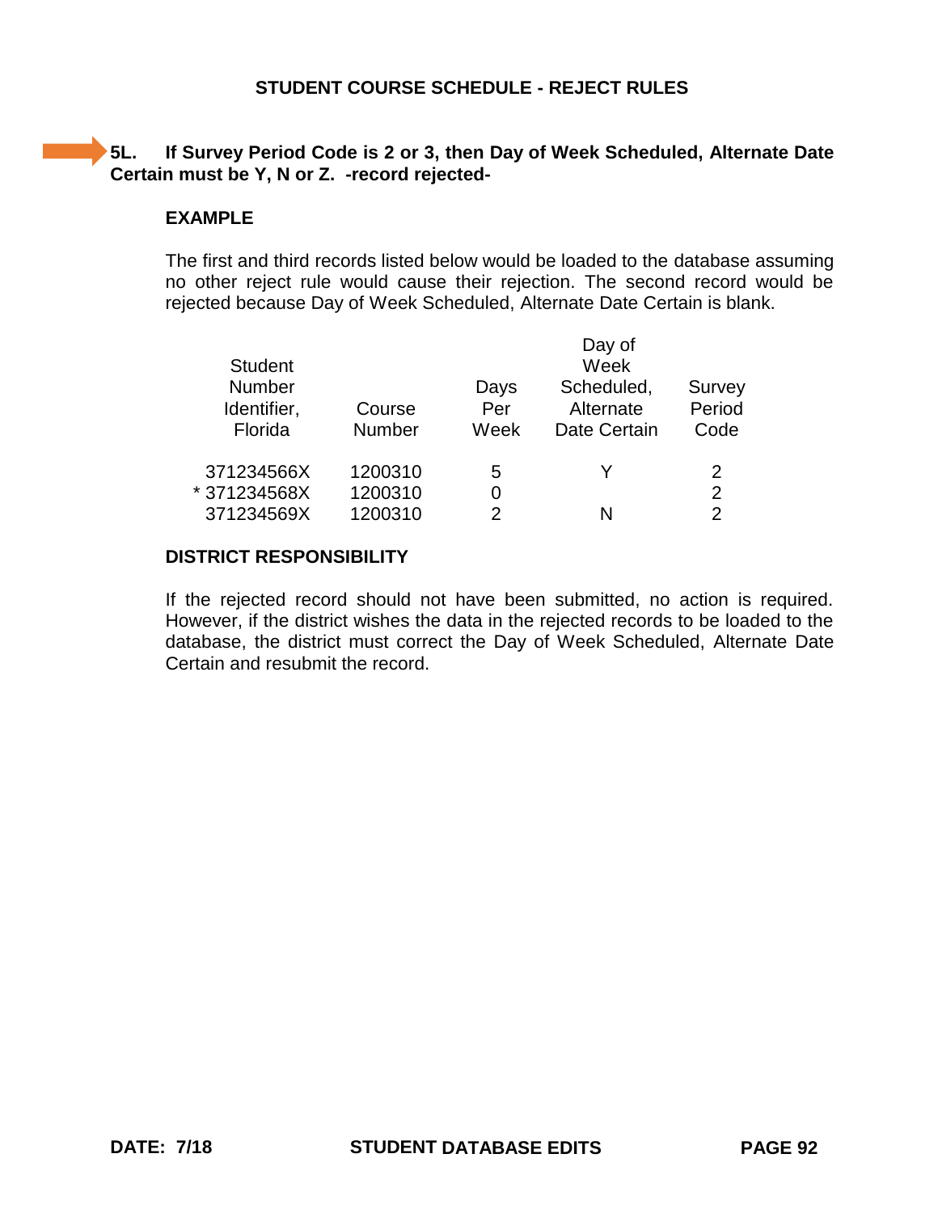## STUDENT COURSE SCHEDULE - REJECT RULES

**5L. If Survey Period Code is 2 or 3, then Day of Week Scheduled, Alternate Date Certain must be Y, N or Z. -record rejected-**

### EXAMPLE

The first and third records listed below would be loaded to the database assuming no other reject rule would cause their rejection. The second record would be rejected because Day of Week Scheduled, Alternate Date Certain is blank.

| Student Number Identifier, Florida | Course Number | Days Per Week | Day of Week Scheduled, Alternate Date Certain | Survey Period Code |
|---|---|---|---|---|
| 371234566X | 1200310 | 5 | Y | 2 |
| * 371234568X | 1200310 | 0 | | 2 |
| 371234569X | 1200310 | 2 | N | 2 |

### DISTRICT RESPONSIBILITY

If the rejected record should not have been submitted, no action is required. However, if the district wishes the data in the rejected records to be loaded to the database, the district must correct the Day of Week Scheduled, Alternate Date Certain and resubmit the record.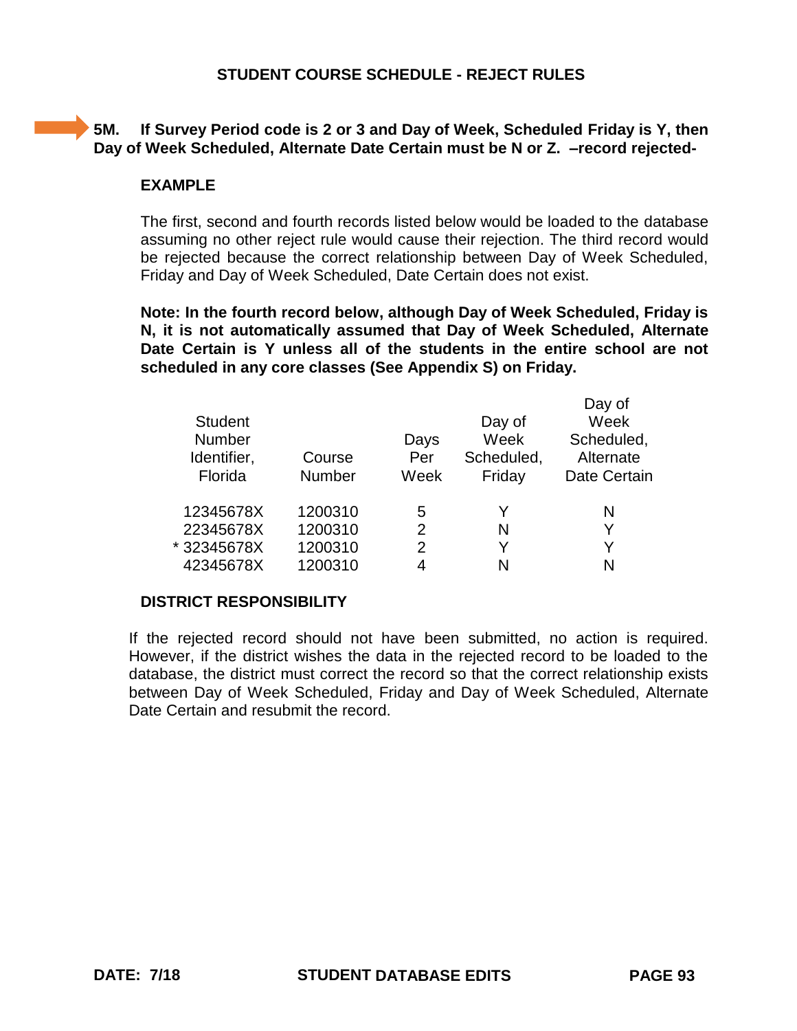## STUDENT COURSE SCHEDULE - REJECT RULES

**5M. If Survey Period code is 2 or 3 and Day of Week, Scheduled Friday is Y, then Day of Week Scheduled, Alternate Date Certain must be N or Z. –record rejected-**

**EXAMPLE**

The first, second and fourth records listed below would be loaded to the database assuming no other reject rule would cause their rejection. The third record would be rejected because the correct relationship between Day of Week Scheduled, Friday and Day of Week Scheduled, Date Certain does not exist.

**Note: In the fourth record below, although Day of Week Scheduled, Friday is N, it is not automatically assumed that Day of Week Scheduled, Alternate Date Certain is Y unless all of the students in the entire school are not scheduled in any core classes (See Appendix S) on Friday.**

| Student Number Identifier, Florida | Course Number | Days Per Week | Day of Week Scheduled, Friday | Day of Week Scheduled, Alternate Date Certain |
|---|---|---|---|---|
| 12345678X | 1200310 | 5 | Y | N |
| 22345678X | 1200310 | 2 | N | Y |
| * 32345678X | 1200310 | 2 | Y | Y |
| 42345678X | 1200310 | 4 | N | N |

**DISTRICT RESPONSIBILITY**

If the rejected record should not have been submitted, no action is required. However, if the district wishes the data in the rejected record to be loaded to the database, the district must correct the record so that the correct relationship exists between Day of Week Scheduled, Friday and Day of Week Scheduled, Alternate Date Certain and resubmit the record.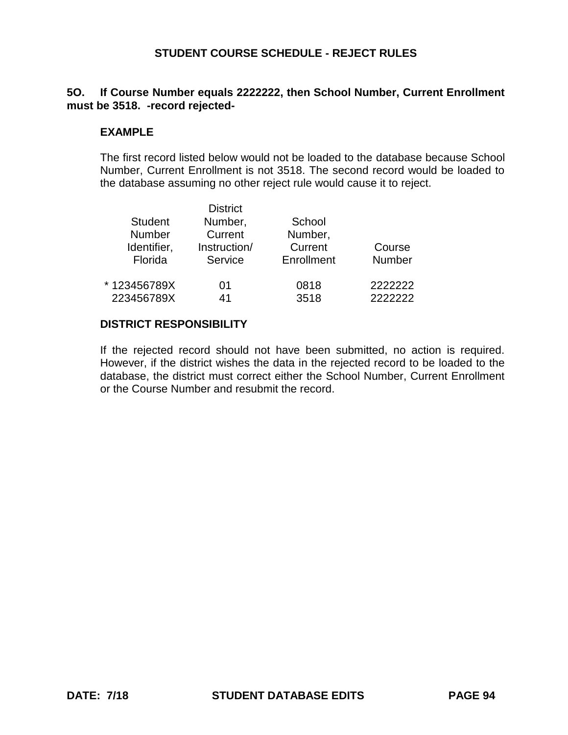# STUDENT COURSE SCHEDULE - REJECT RULES

**5O. If Course Number equals 2222222, then School Number, Current Enrollment must be 3518. -record rejected-**

### EXAMPLE

The first record listed below would not be loaded to the database because School Number, Current Enrollment is not 3518. The second record would be loaded to the database assuming no other reject rule would cause it to reject.

| Student Number Identifier, Florida | District Number, Current Instruction/ Service | School Number, Current Enrollment | Course Number |
|---|---|---|---|
| * 123456789X | 01 | 0818 | 2222222 |
| 223456789X | 41 | 3518 | 2222222 |

### DISTRICT RESPONSIBILITY

If the rejected record should not have been submitted, no action is required. However, if the district wishes the data in the rejected record to be loaded to the database, the district must correct either the School Number, Current Enrollment or the Course Number and resubmit the record.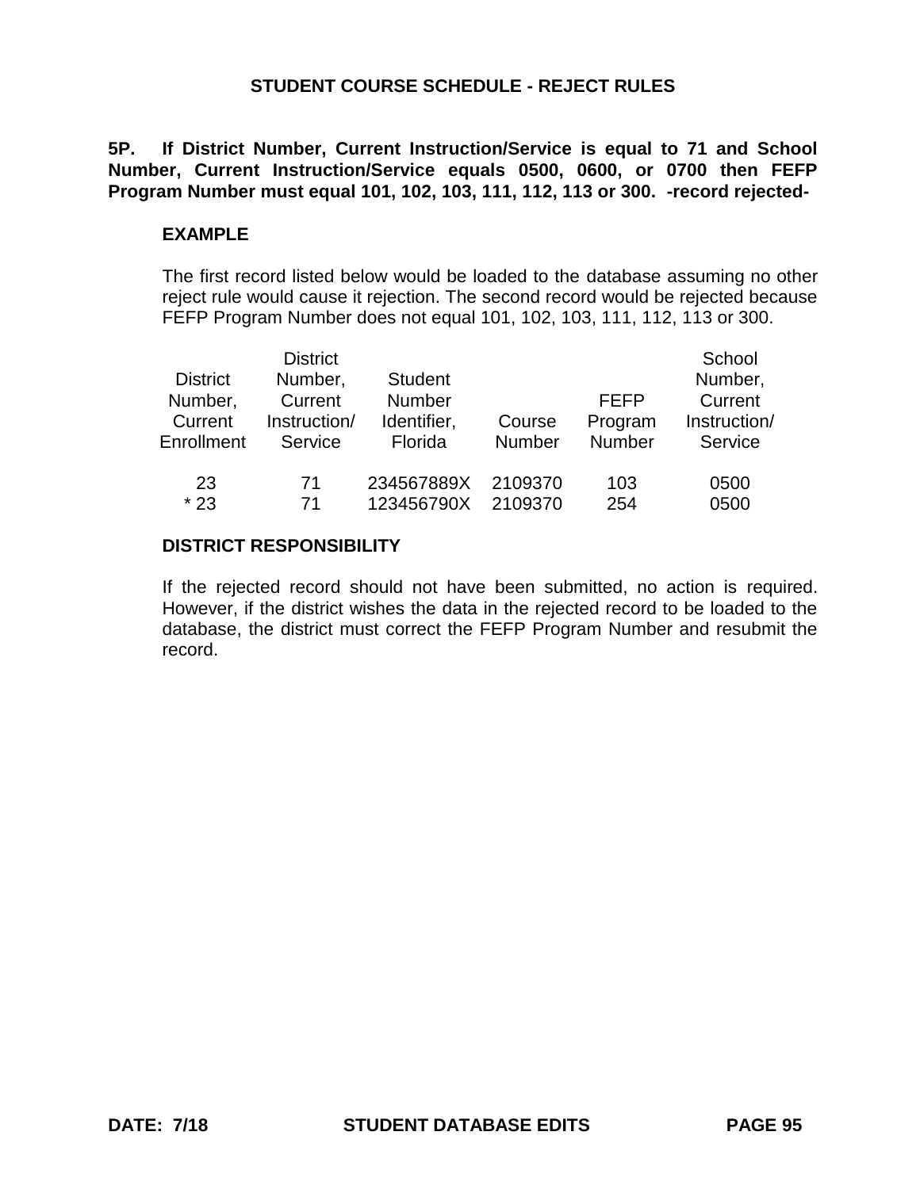# STUDENT COURSE SCHEDULE - REJECT RULES

**5P. If District Number, Current Instruction/Service is equal to 71 and School Number, Current Instruction/Service equals 0500, 0600, or 0700 then FEFP Program Number must equal 101, 102, 103, 111, 112, 113 or 300. -record rejected-**

**EXAMPLE**

The first record listed below would be loaded to the database assuming no other reject rule would cause it rejection. The second record would be rejected because FEFP Program Number does not equal 101, 102, 103, 111, 112, 113 or 300.

| District Number, Current Enrollment | District Number, Current Instruction/ Service | Student Number Identifier, Florida | Course Number | FEFP Program Number | School Number, Current Instruction/ Service |
|---|---|---|---|---|---|
| 23 | 71 | 234567889X | 2109370 | 103 | 0500 |
| * 23 | 71 | 123456790X | 2109370 | 254 | 0500 |

**DISTRICT RESPONSIBILITY**

If the rejected record should not have been submitted, no action is required. However, if the district wishes the data in the rejected record to be loaded to the database, the district must correct the FEFP Program Number and resubmit the record.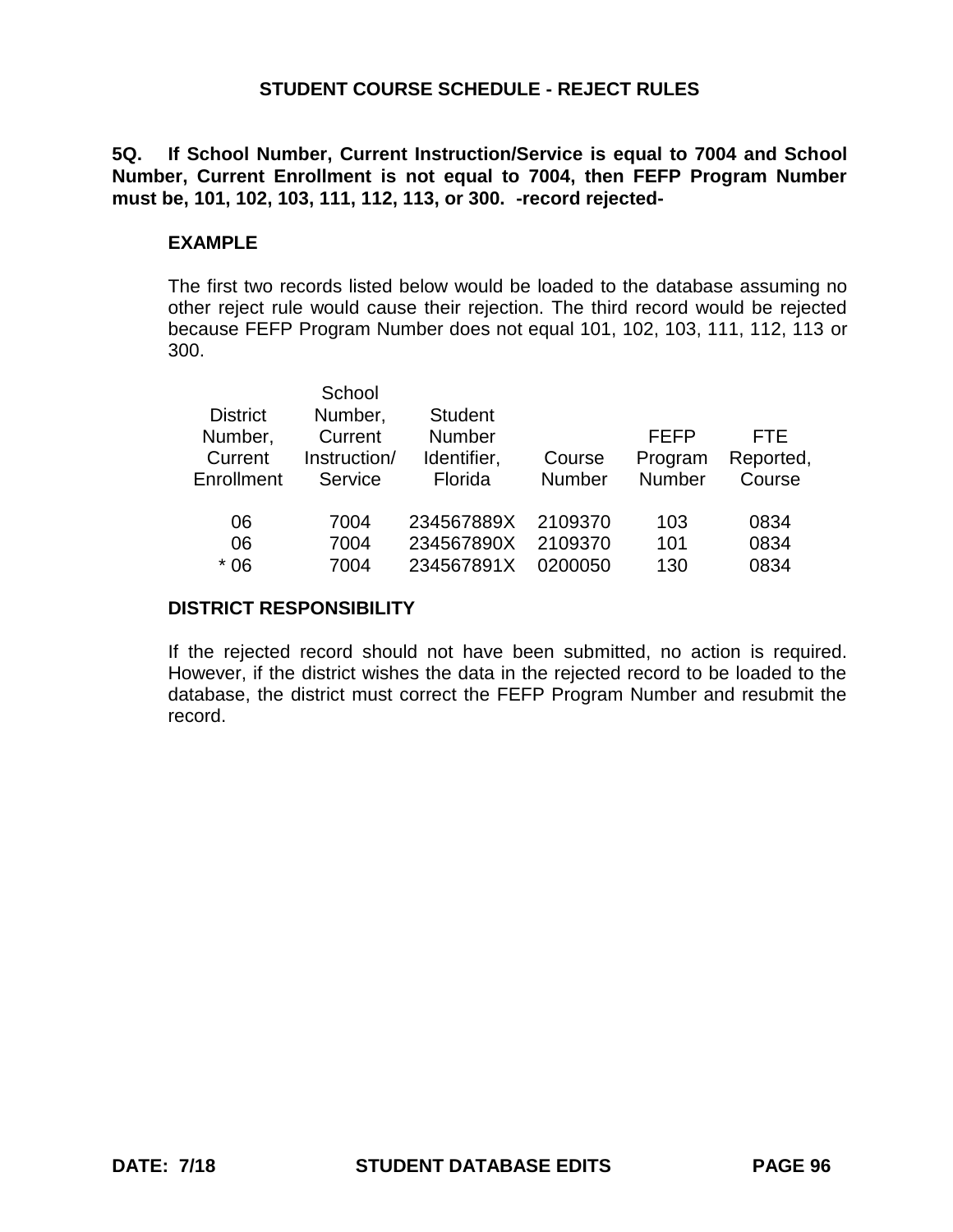## STUDENT COURSE SCHEDULE - REJECT RULES

**5Q. If School Number, Current Instruction/Service is equal to 7004 and School Number, Current Enrollment is not equal to 7004, then FEFP Program Number must be, 101, 102, 103, 111, 112, 113, or 300. -record rejected-**

### EXAMPLE

The first two records listed below would be loaded to the database assuming no other reject rule would cause their rejection. The third record would be rejected because FEFP Program Number does not equal 101, 102, 103, 111, 112, 113 or 300.

| District Number, Current Enrollment | School Number, Current Instruction/ Service | Student Number Identifier, Florida | Course Number | FEFP Program Number | FTE Reported, Course |
|---|---|---|---|---|---|
| 06 | 7004 | 234567889X | 2109370 | 103 | 0834 |
| 06 | 7004 | 234567890X | 2109370 | 101 | 0834 |
| * 06 | 7004 | 234567891X | 0200050 | 130 | 0834 |

### DISTRICT RESPONSIBILITY

If the rejected record should not have been submitted, no action is required. However, if the district wishes the data in the rejected record to be loaded to the database, the district must correct the FEFP Program Number and resubmit the record.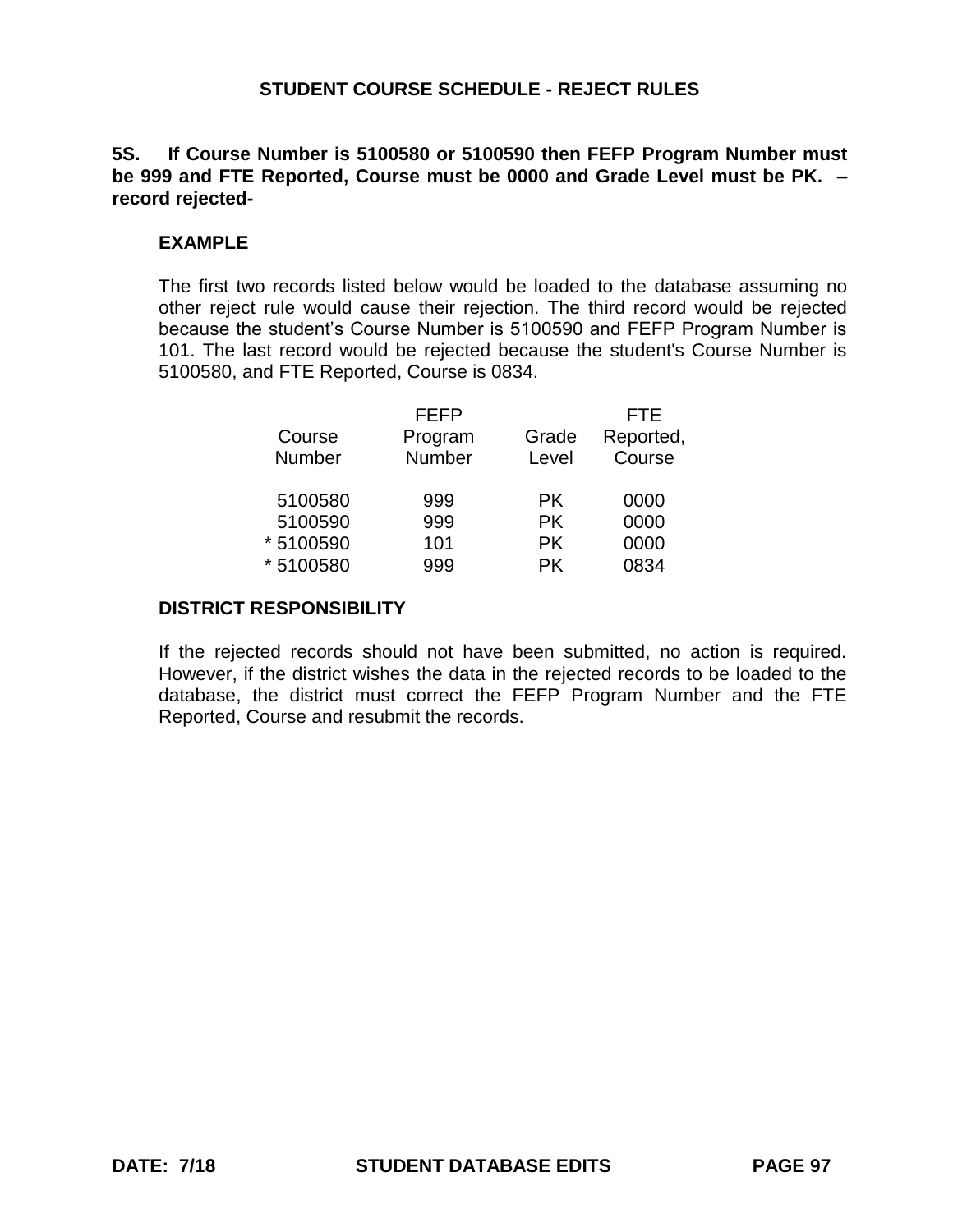## STUDENT COURSE SCHEDULE - REJECT RULES

**5S. If Course Number is 5100580 or 5100590 then FEFP Program Number must be 999 and FTE Reported, Course must be 0000 and Grade Level must be PK. – record rejected-**

### EXAMPLE

The first two records listed below would be loaded to the database assuming no other reject rule would cause their rejection. The third record would be rejected because the student's Course Number is 5100590 and FEFP Program Number is 101. The last record would be rejected because the student's Course Number is 5100580, and FTE Reported, Course is 0834.

| Course Number | FEFP Program Number | Grade Level | FTE Reported, Course |
|---|---|---|---|
| 5100580 | 999 | PK | 0000 |
| 5100590 | 999 | PK | 0000 |
| * 5100590 | 101 | PK | 0000 |
| * 5100580 | 999 | PK | 0834 |

### DISTRICT RESPONSIBILITY

If the rejected records should not have been submitted, no action is required. However, if the district wishes the data in the rejected records to be loaded to the database, the district must correct the FEFP Program Number and the FTE Reported, Course and resubmit the records.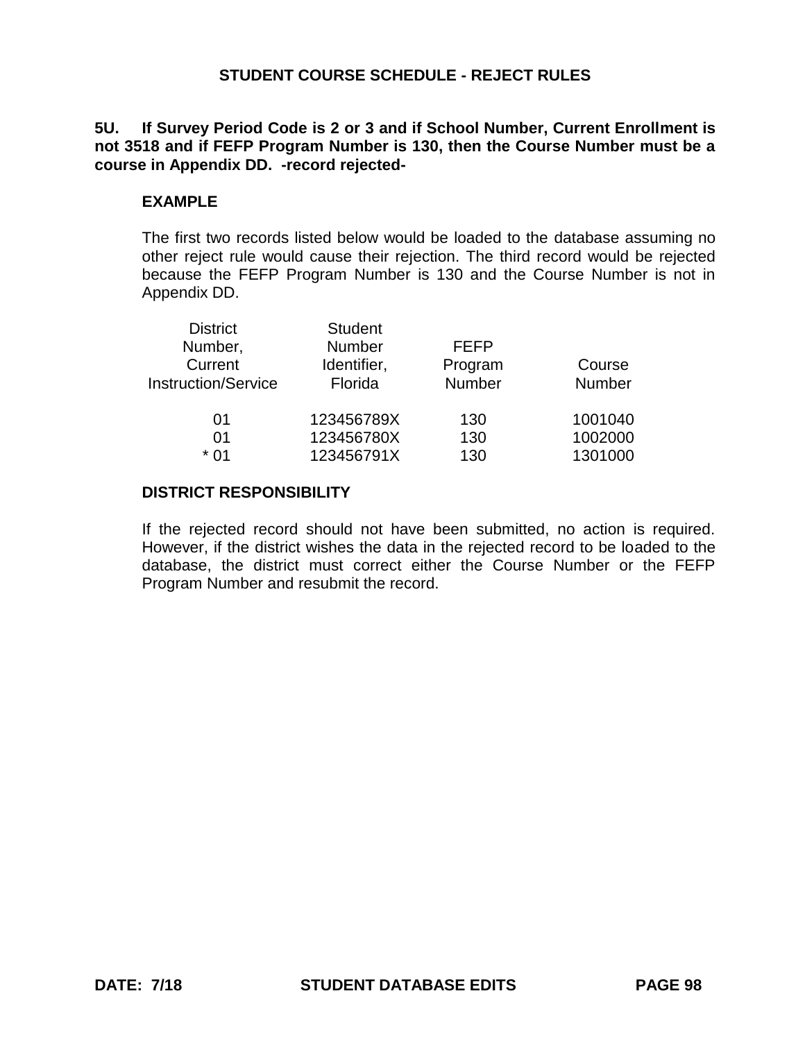## STUDENT COURSE SCHEDULE - REJECT RULES

**5U. If Survey Period Code is 2 or 3 and if School Number, Current Enrollment is not 3518 and if FEFP Program Number is 130, then the Course Number must be a course in Appendix DD. -record rejected-**

### EXAMPLE

The first two records listed below would be loaded to the database assuming no other reject rule would cause their rejection. The third record would be rejected because the FEFP Program Number is 130 and the Course Number is not in Appendix DD.

| District Number, Current Instruction/Service | Student Number Identifier, Florida | FEFP Program Number | Course Number |
|---|---|---|---|
| 01 | 123456789X | 130 | 1001040 |
| 01 | 123456780X | 130 | 1002000 |
| * 01 | 123456791X | 130 | 1301000 |

### DISTRICT RESPONSIBILITY

If the rejected record should not have been submitted, no action is required. However, if the district wishes the data in the rejected record to be loaded to the database, the district must correct either the Course Number or the FEFP Program Number and resubmit the record.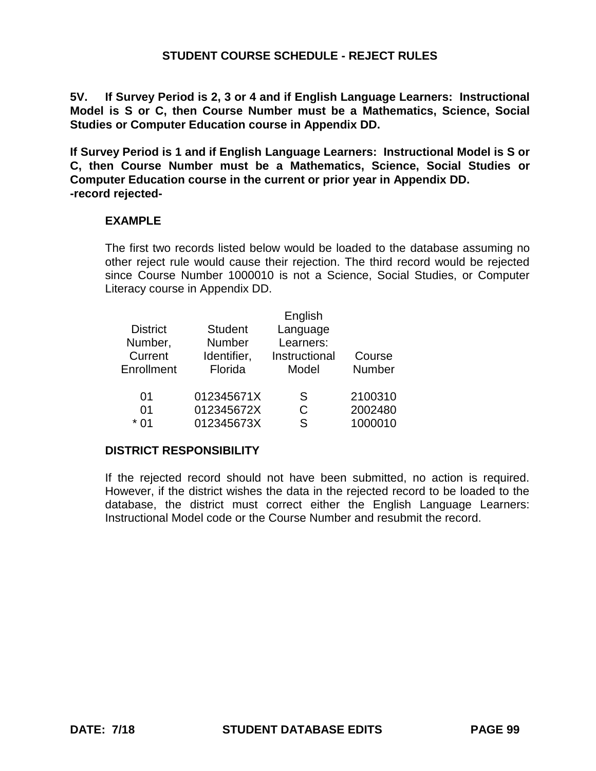## STUDENT COURSE SCHEDULE - REJECT RULES

**5V. If Survey Period is 2, 3 or 4 and if English Language Learners: Instructional Model is S or C, then Course Number must be a Mathematics, Science, Social Studies or Computer Education course in Appendix DD.**

**If Survey Period is 1 and if English Language Learners: Instructional Model is S or C, then Course Number must be a Mathematics, Science, Social Studies or Computer Education course in the current or prior year in Appendix DD.**
**-record rejected-**

### EXAMPLE

The first two records listed below would be loaded to the database assuming no other reject rule would cause their rejection. The third record would be rejected since Course Number 1000010 is not a Science, Social Studies, or Computer Literacy course in Appendix DD.

| District Number, Current Enrollment | Student Number Identifier, Florida | English Language Learners: Instructional Model | Course Number |
|---|---|---|---|
| 01 | 012345671X | S | 2100310 |
| 01 | 012345672X | C | 2002480 |
| * 01 | 012345673X | S | 1000010 |

### DISTRICT RESPONSIBILITY

If the rejected record should not have been submitted, no action is required. However, if the district wishes the data in the rejected record to be loaded to the database, the district must correct either the English Language Learners: Instructional Model code or the Course Number and resubmit the record.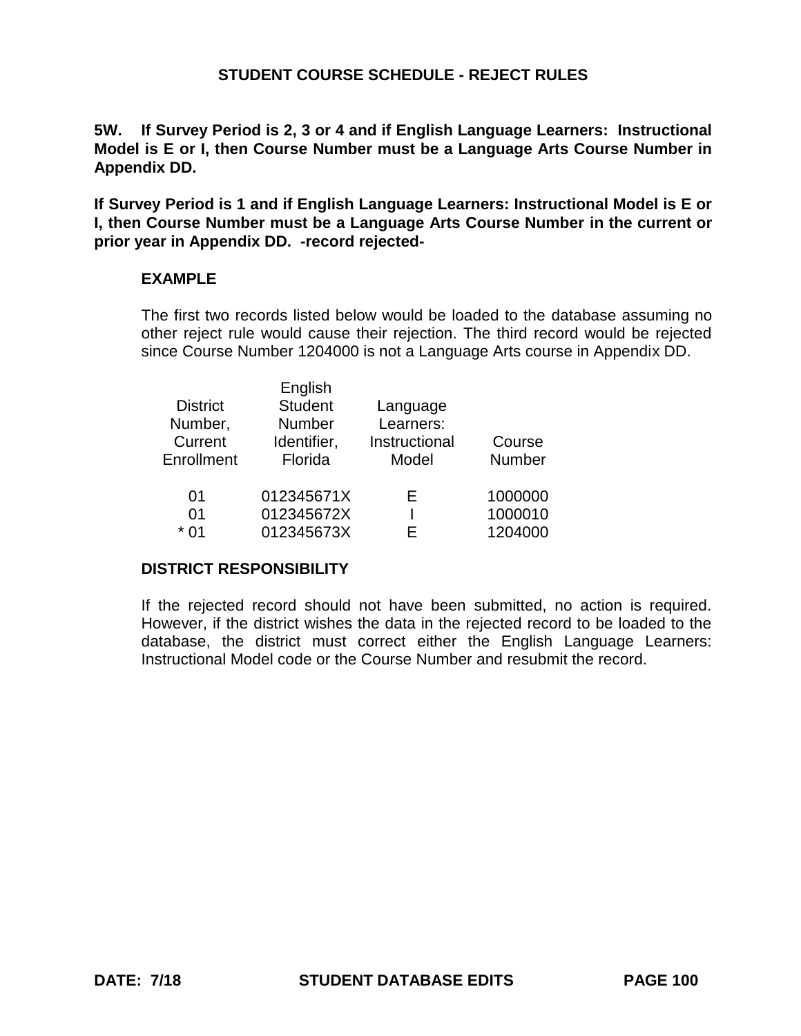## STUDENT COURSE SCHEDULE - REJECT RULES

**5W. If Survey Period is 2, 3 or 4 and if English Language Learners: Instructional Model is E or I, then Course Number must be a Language Arts Course Number in Appendix DD.**

**If Survey Period is 1 and if English Language Learners: Instructional Model is E or I, then Course Number must be a Language Arts Course Number in the current or prior year in Appendix DD. -record rejected-**

**EXAMPLE**

The first two records listed below would be loaded to the database assuming no other reject rule would cause their rejection. The third record would be rejected since Course Number 1204000 is not a Language Arts course in Appendix DD.

| District Number, Current Enrollment | Student Number Identifier, Florida | English Language Learners: Instructional Model | Course Number |
|---|---|---|---|
| 01 | 012345671X | E | 1000000 |
| 01 | 012345672X | I | 1000010 |
| * 01 | 012345673X | E | 1204000 |

**DISTRICT RESPONSIBILITY**

If the rejected record should not have been submitted, no action is required. However, if the district wishes the data in the rejected record to be loaded to the database, the district must correct either the English Language Learners: Instructional Model code or the Course Number and resubmit the record.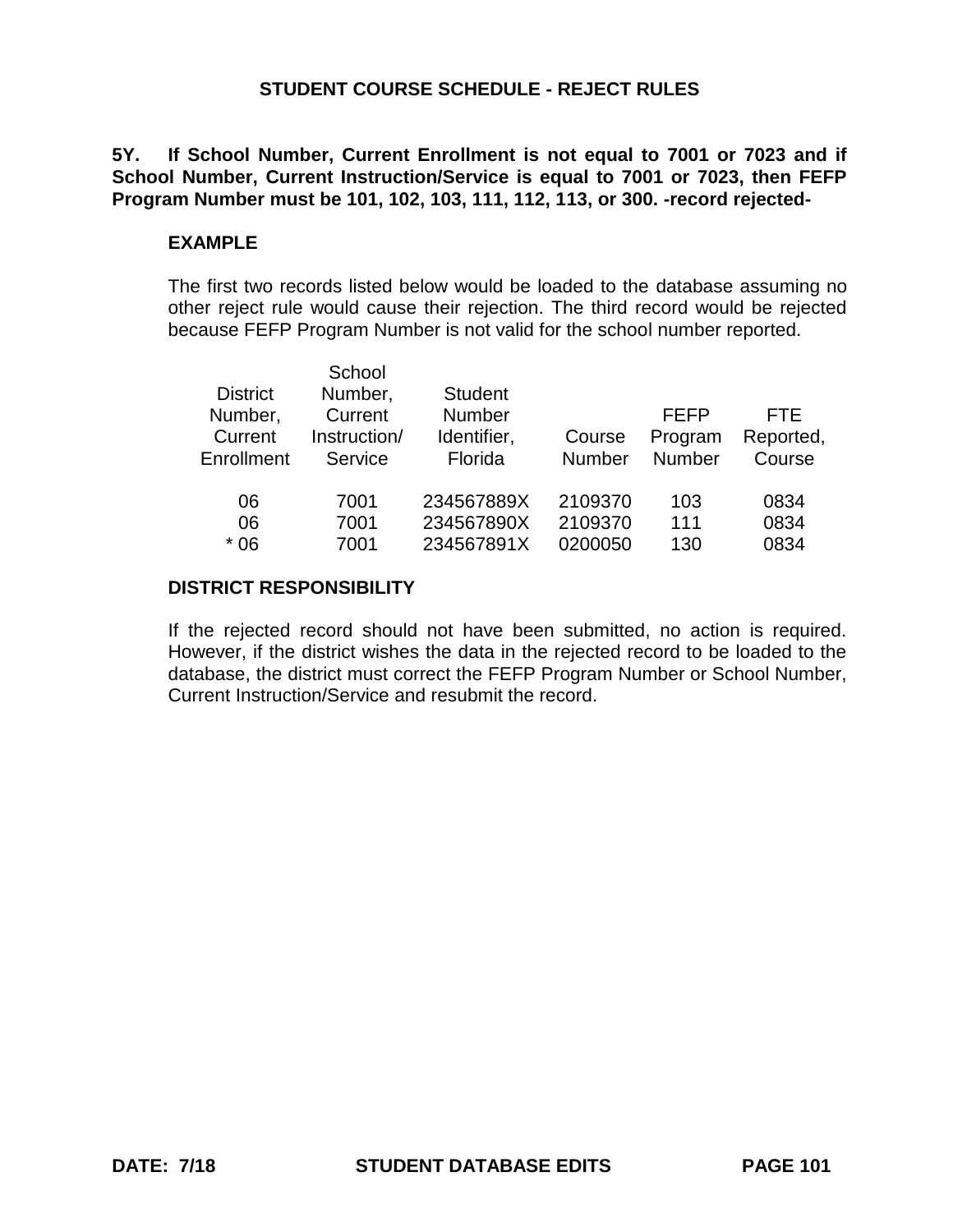## STUDENT COURSE SCHEDULE - REJECT RULES

**5Y. If School Number, Current Enrollment is not equal to 7001 or 7023 and if School Number, Current Instruction/Service is equal to 7001 or 7023, then FEFP Program Number must be 101, 102, 103, 111, 112, 113, or 300. -record rejected-**

### EXAMPLE

The first two records listed below would be loaded to the database assuming no other reject rule would cause their rejection. The third record would be rejected because FEFP Program Number is not valid for the school number reported.

| District Number, Current Enrollment | School Number, Current Instruction/ Service | Student Number Identifier, Florida | Course Number | FEFP Program Number | FTE Reported, Course |
|---|---|---|---|---|---|
| 06 | 7001 | 234567889X | 2109370 | 103 | 0834 |
| 06 | 7001 | 234567890X | 2109370 | 111 | 0834 |
| * 06 | 7001 | 234567891X | 0200050 | 130 | 0834 |

### DISTRICT RESPONSIBILITY

If the rejected record should not have been submitted, no action is required. However, if the district wishes the data in the rejected record to be loaded to the database, the district must correct the FEFP Program Number or School Number, Current Instruction/Service and resubmit the record.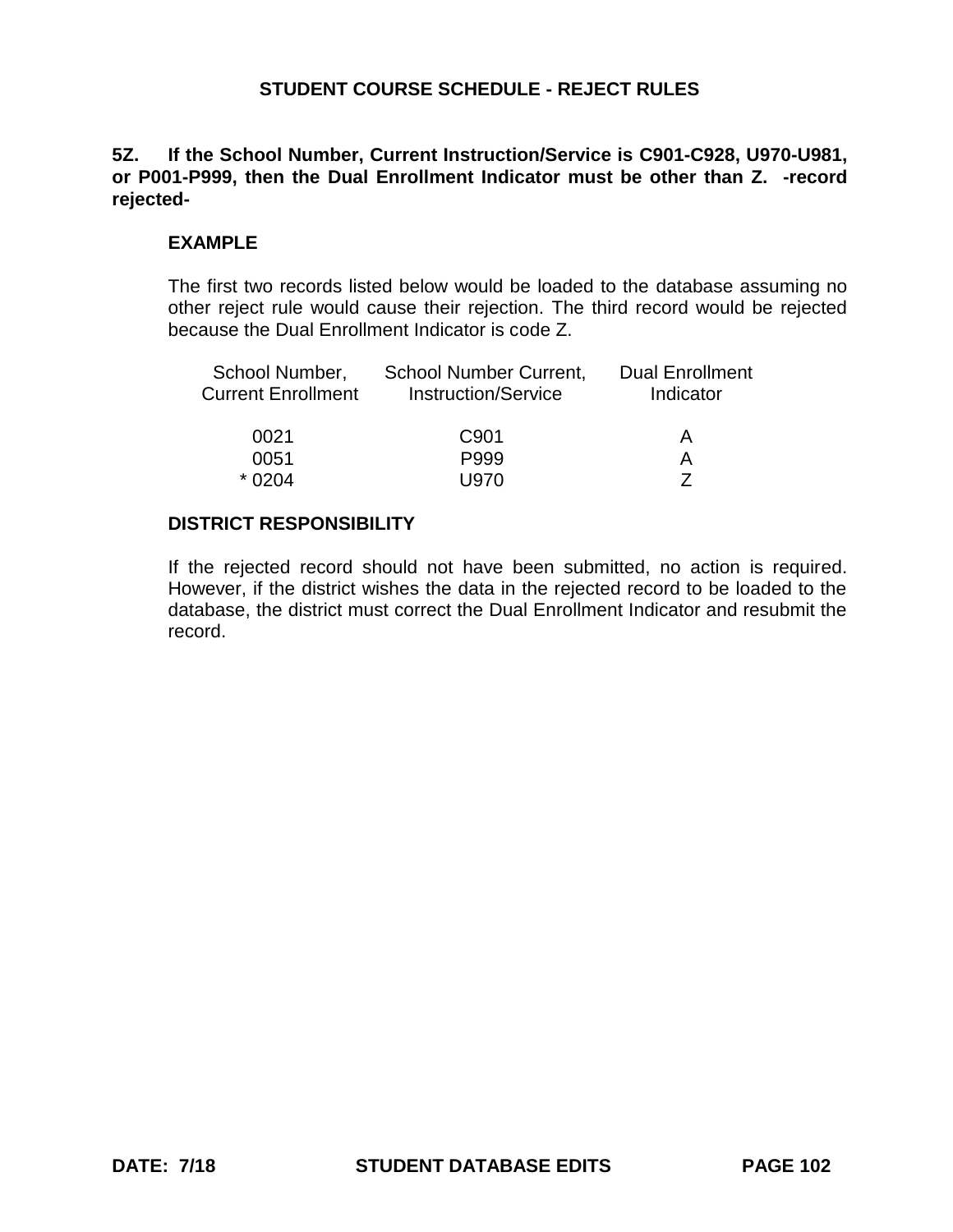## STUDENT COURSE SCHEDULE - REJECT RULES

**5Z. If the School Number, Current Instruction/Service is C901-C928, U970-U981, or P001-P999, then the Dual Enrollment Indicator must be other than Z. -record rejected-**

### EXAMPLE

The first two records listed below would be loaded to the database assuming no other reject rule would cause their rejection. The third record would be rejected because the Dual Enrollment Indicator is code Z.

| School Number, Current Enrollment | School Number Current, Instruction/Service | Dual Enrollment Indicator |
|---|---|---|
| 0021 | C901 | A |
| 0051 | P999 | A |
| * 0204 | U970 | Z |

### DISTRICT RESPONSIBILITY

If the rejected record should not have been submitted, no action is required. However, if the district wishes the data in the rejected record to be loaded to the database, the district must correct the Dual Enrollment Indicator and resubmit the record.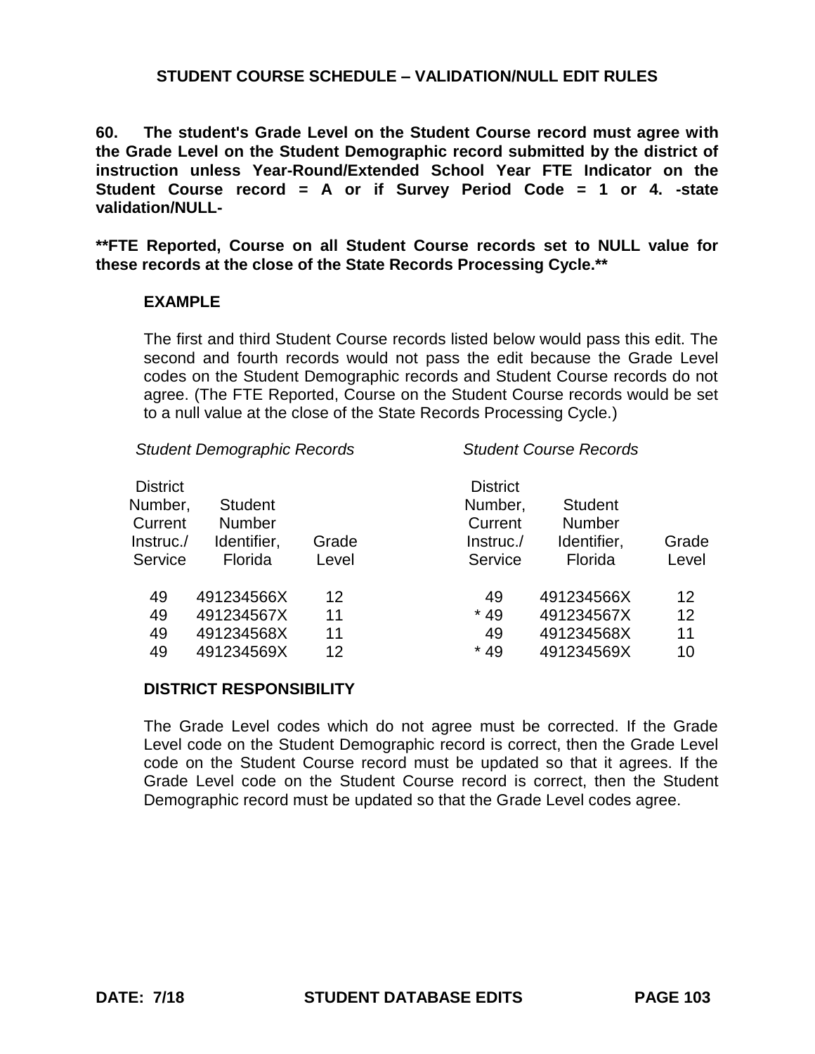## STUDENT COURSE SCHEDULE – VALIDATION/NULL EDIT RULES

**60. The student's Grade Level on the Student Course record must agree with the Grade Level on the Student Demographic record submitted by the district of instruction unless Year-Round/Extended School Year FTE Indicator on the Student Course record = A or if Survey Period Code = 1 or 4. -state validation/NULL-**

****FTE Reported, Course on all Student Course records set to NULL value for these records at the close of the State Records Processing Cycle.****

### EXAMPLE

The first and third Student Course records listed below would pass this edit. The second and fourth records would not pass the edit because the Grade Level codes on the Student Demographic records and Student Course records do not agree. (The FTE Reported, Course on the Student Course records would be set to a null value at the close of the State Records Processing Cycle.)

| *Student Demographic Records* | | | *Student Course Records* | | |
|---|---|---|---|---|---|
| District Number, Current Instruc./ Service | Student Number Identifier, Florida | Grade Level | District Number, Current Instruc./ Service | Student Number Identifier, Florida | Grade Level |
| 49 | 491234566X | 12 | 49 | 491234566X | 12 |
| 49 | 491234567X | 11 | * 49 | 491234567X | 12 |
| 49 | 491234568X | 11 | 49 | 491234568X | 11 |
| 49 | 491234569X | 12 | * 49 | 491234569X | 10 |

### DISTRICT RESPONSIBILITY

The Grade Level codes which do not agree must be corrected. If the Grade Level code on the Student Demographic record is correct, then the Grade Level code on the Student Course record must be updated so that it agrees. If the Grade Level code on the Student Course record is correct, then the Student Demographic record must be updated so that the Grade Level codes agree.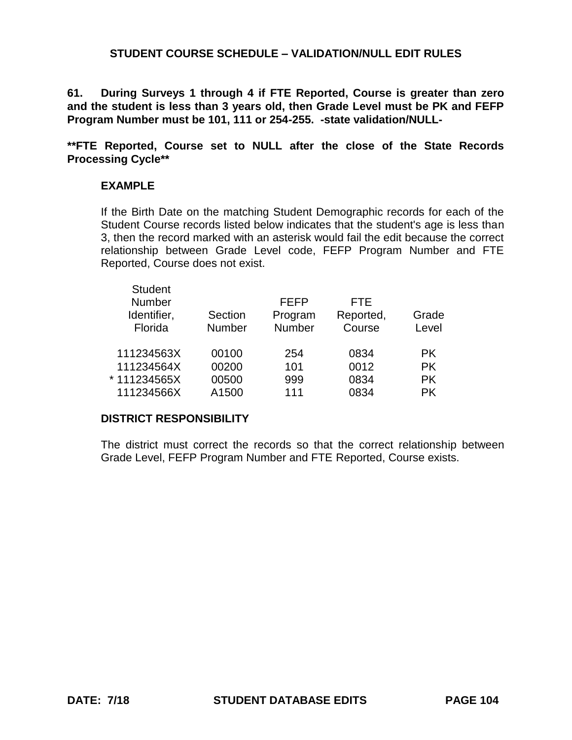## STUDENT COURSE SCHEDULE – VALIDATION/NULL EDIT RULES

**61. During Surveys 1 through 4 if FTE Reported, Course is greater than zero and the student is less than 3 years old, then Grade Level must be PK and FEFP Program Number must be 101, 111 or 254-255. -state validation/NULL-**

**\*\*FTE Reported, Course set to NULL after the close of the State Records Processing Cycle\*\***

### EXAMPLE

If the Birth Date on the matching Student Demographic records for each of the Student Course records listed below indicates that the student's age is less than 3, then the record marked with an asterisk would fail the edit because the correct relationship between Grade Level code, FEFP Program Number and FTE Reported, Course does not exist.

| Student Number Identifier, Florida | Section Number | FEFP Program Number | FTE Reported, Course | Grade Level |
|---|---|---|---|---|
| 111234563X | 00100 | 254 | 0834 | PK |
| 111234564X | 00200 | 101 | 0012 | PK |
| * 111234565X | 00500 | 999 | 0834 | PK |
| 111234566X | A1500 | 111 | 0834 | PK |

### DISTRICT RESPONSIBILITY

The district must correct the records so that the correct relationship between Grade Level, FEFP Program Number and FTE Reported, Course exists.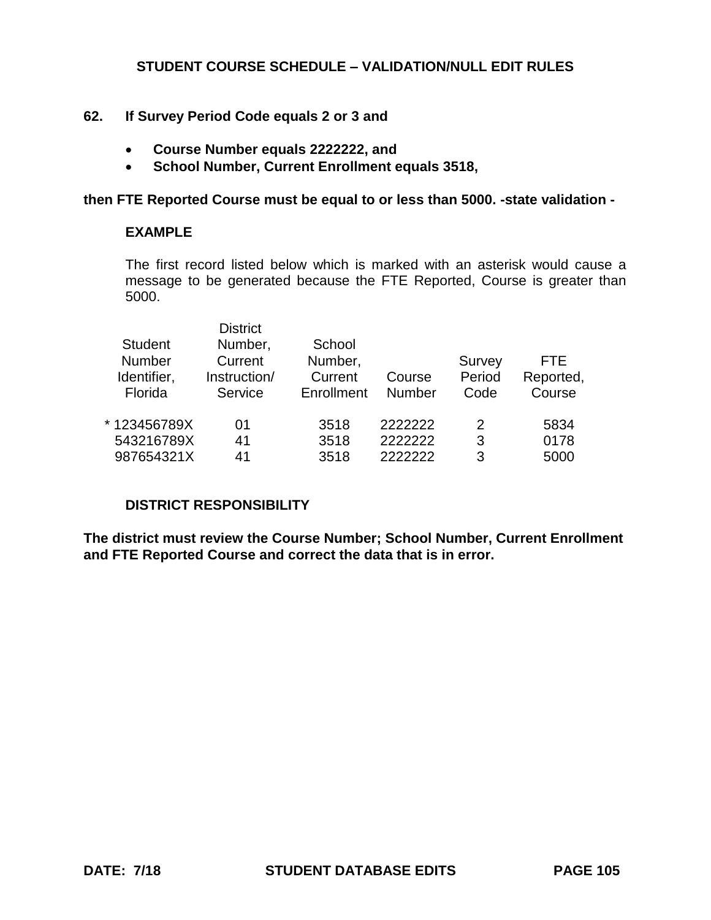## STUDENT COURSE SCHEDULE – VALIDATION/NULL EDIT RULES

**62. If Survey Period Code equals 2 or 3 and**

- **Course Number equals 2222222, and**
- **School Number, Current Enrollment equals 3518,**

**then FTE Reported Course must be equal to or less than 5000. -state validation -**

**EXAMPLE**

The first record listed below which is marked with an asterisk would cause a message to be generated because the FTE Reported, Course is greater than 5000.

| Student Number Identifier, Florida | District Number, Current Instruction/ Service | School Number, Current Enrollment | Course Number | Survey Period Code | FTE Reported, Course |
|---|---|---|---|---|---|
| * 123456789X | 01 | 3518 | 2222222 | 2 | 5834 |
| 543216789X | 41 | 3518 | 2222222 | 3 | 0178 |
| 987654321X | 41 | 3518 | 2222222 | 3 | 5000 |

**DISTRICT RESPONSIBILITY**

**The district must review the Course Number; School Number, Current Enrollment and FTE Reported Course and correct the data that is in error.**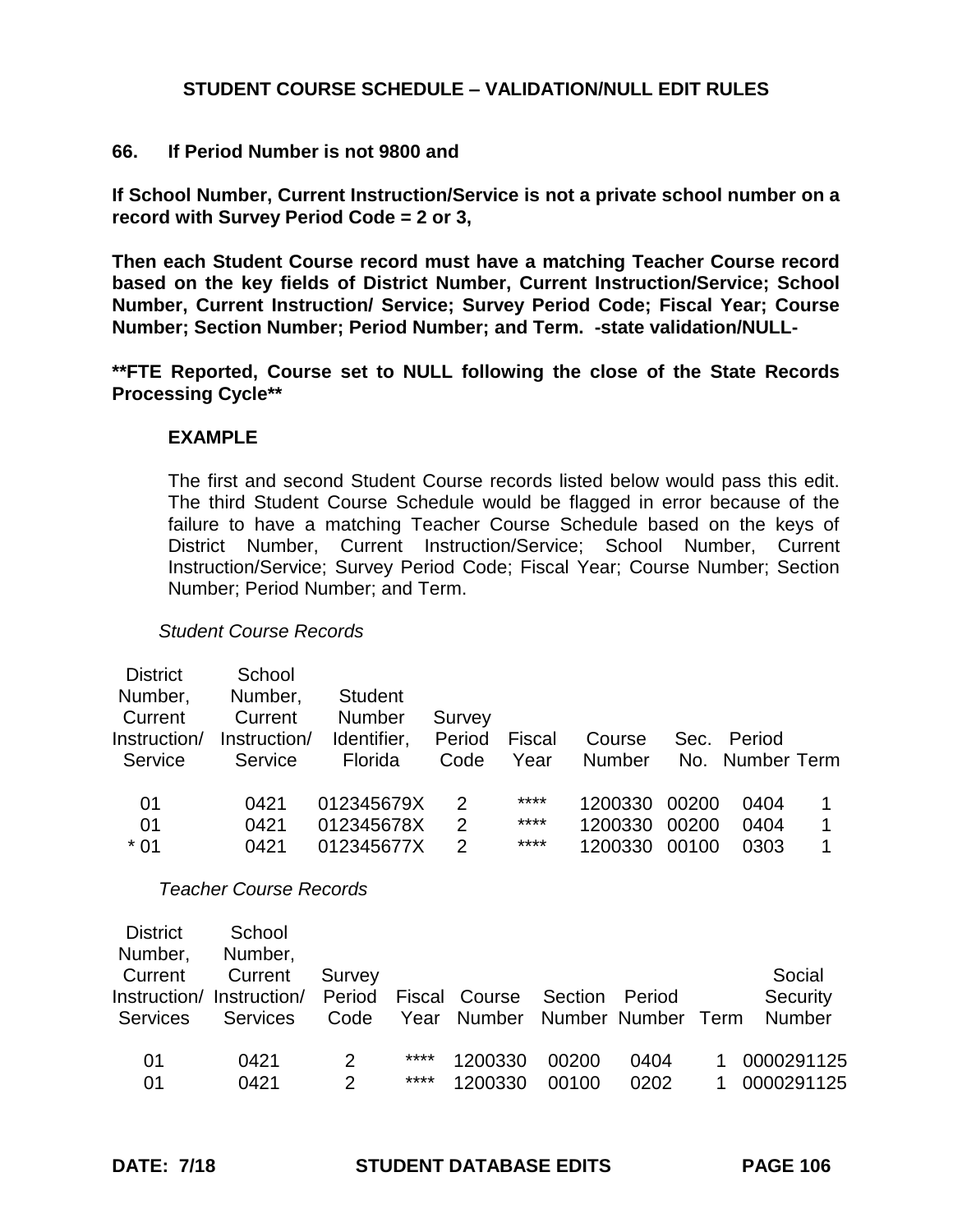## STUDENT COURSE SCHEDULE – VALIDATION/NULL EDIT RULES

**66. If Period Number is not 9800 and**

**If School Number, Current Instruction/Service is not a private school number on a record with Survey Period Code = 2 or 3,**

**Then each Student Course record must have a matching Teacher Course record based on the key fields of District Number, Current Instruction/Service; School Number, Current Instruction/ Service; Survey Period Code; Fiscal Year; Course Number; Section Number; Period Number; and Term. -state validation/NULL-**

**\*\*FTE Reported, Course set to NULL following the close of the State Records Processing Cycle\*\***

**EXAMPLE**

The first and second Student Course records listed below would pass this edit. The third Student Course Schedule would be flagged in error because of the failure to have a matching Teacher Course Schedule based on the keys of District Number, Current Instruction/Service; School Number, Current Instruction/Service; Survey Period Code; Fiscal Year; Course Number; Section Number; Period Number; and Term.

*Student Course Records*

| District Number, Current Instruction/ Service | School Number, Current Instruction/ Service | Student Number Identifier, Florida | Survey Period Code | Fiscal Year | Course Number | Sec. No. | Period Number | Term |
|---|---|---|---|---|---|---|---|---|
| 01 | 0421 | 012345679X | 2 | **** | 1200330 | 00200 | 0404 | 1 |
| 01 | 0421 | 012345678X | 2 | **** | 1200330 | 00200 | 0404 | 1 |
| * 01 | 0421 | 012345677X | 2 | **** | 1200330 | 00100 | 0303 | 1 |

*Teacher Course Records*

| District Number, Current Instruction/ Services | School Number, Current Instruction/ Services | Survey Period Code | Fiscal Year | Course Number | Section Number | Period Number | Term | Social Security Number |
|---|---|---|---|---|---|---|---|---|
| 01 | 0421 | 2 | **** | 1200330 | 00200 | 0404 | 1 | 0000291125 |
| 01 | 0421 | 2 | **** | 1200330 | 00100 | 0202 | 1 | 0000291125 |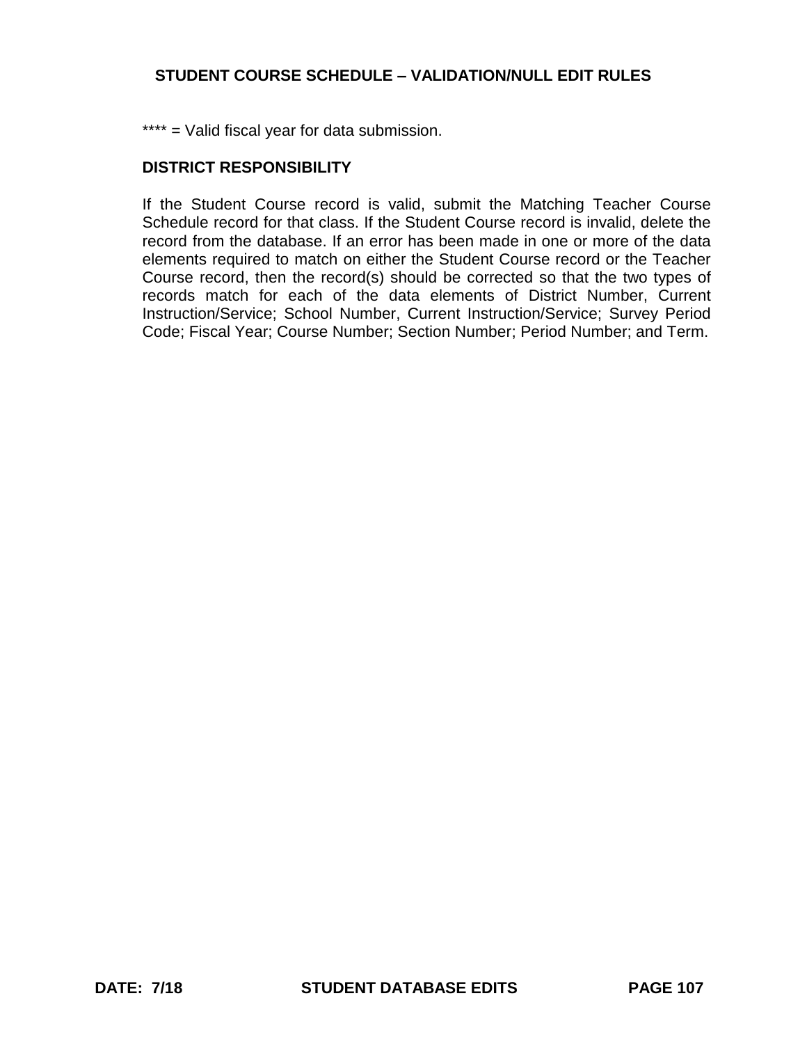**** = Valid fiscal year for data submission.

**DISTRICT RESPONSIBILITY**

If the Student Course record is valid, submit the Matching Teacher Course Schedule record for that class. If the Student Course record is invalid, delete the record from the database. If an error has been made in one or more of the data elements required to match on either the Student Course record or the Teacher Course record, then the record(s) should be corrected so that the two types of records match for each of the data elements of District Number, Current Instruction/Service; School Number, Current Instruction/Service; Survey Period Code; Fiscal Year; Course Number; Section Number; Period Number; and Term.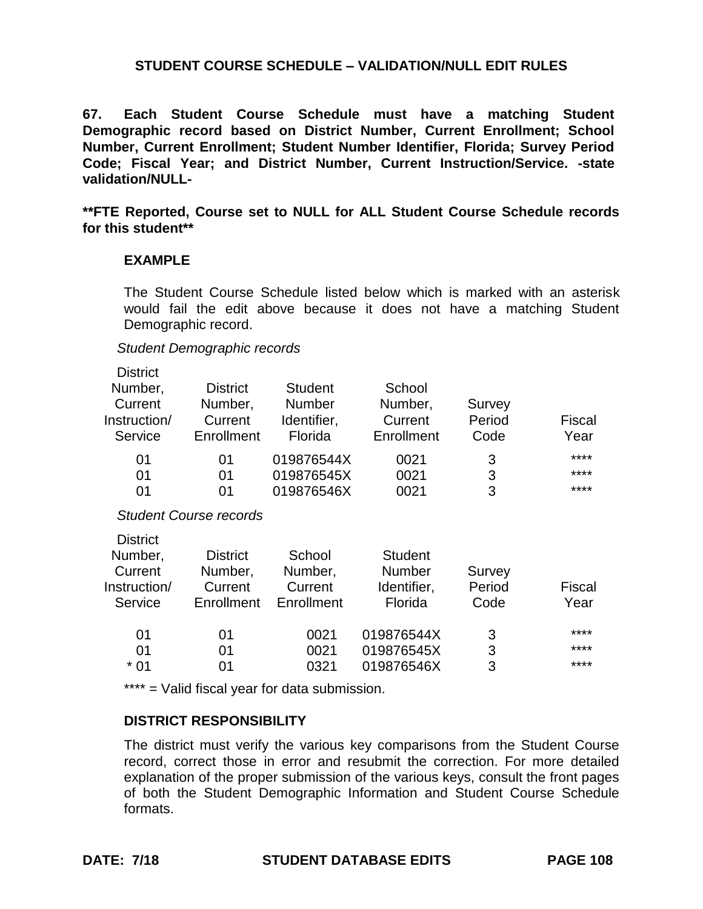## STUDENT COURSE SCHEDULE – VALIDATION/NULL EDIT RULES

**67. Each Student Course Schedule must have a matching Student Demographic record based on District Number, Current Enrollment; School Number, Current Enrollment; Student Number Identifier, Florida; Survey Period Code; Fiscal Year; and District Number, Current Instruction/Service. -state validation/NULL-**

****FTE Reported, Course set to NULL for ALL Student Course Schedule records for this student****

### EXAMPLE

The Student Course Schedule listed below which is marked with an asterisk would fail the edit above because it does not have a matching Student Demographic record.

*Student Demographic records*

| District Number, Current Instruction/ Service | District Number, Current Enrollment | Student Number Identifier, Florida | School Number, Current Enrollment | Survey Period Code | Fiscal Year |
|---|---|---|---|---|---|
| 01 | 01 | 019876544X | 0021 | 3 | **** |
| 01 | 01 | 019876545X | 0021 | 3 | **** |
| 01 | 01 | 019876546X | 0021 | 3 | **** |

*Student Course records*

| District Number, Current Instruction/ Service | District Number, Current Enrollment | School Number, Current Enrollment | Student Number Identifier, Florida | Survey Period Code | Fiscal Year |
|---|---|---|---|---|---|
| 01 | 01 | 0021 | 019876544X | 3 | **** |
| 01 | 01 | 0021 | 019876545X | 3 | **** |
| * 01 | 01 | 0321 | 019876546X | 3 | **** |

**** = Valid fiscal year for data submission.

### DISTRICT RESPONSIBILITY

The district must verify the various key comparisons from the Student Course record, correct those in error and resubmit the correction. For more detailed explanation of the proper submission of the various keys, consult the front pages of both the Student Demographic Information and Student Course Schedule formats.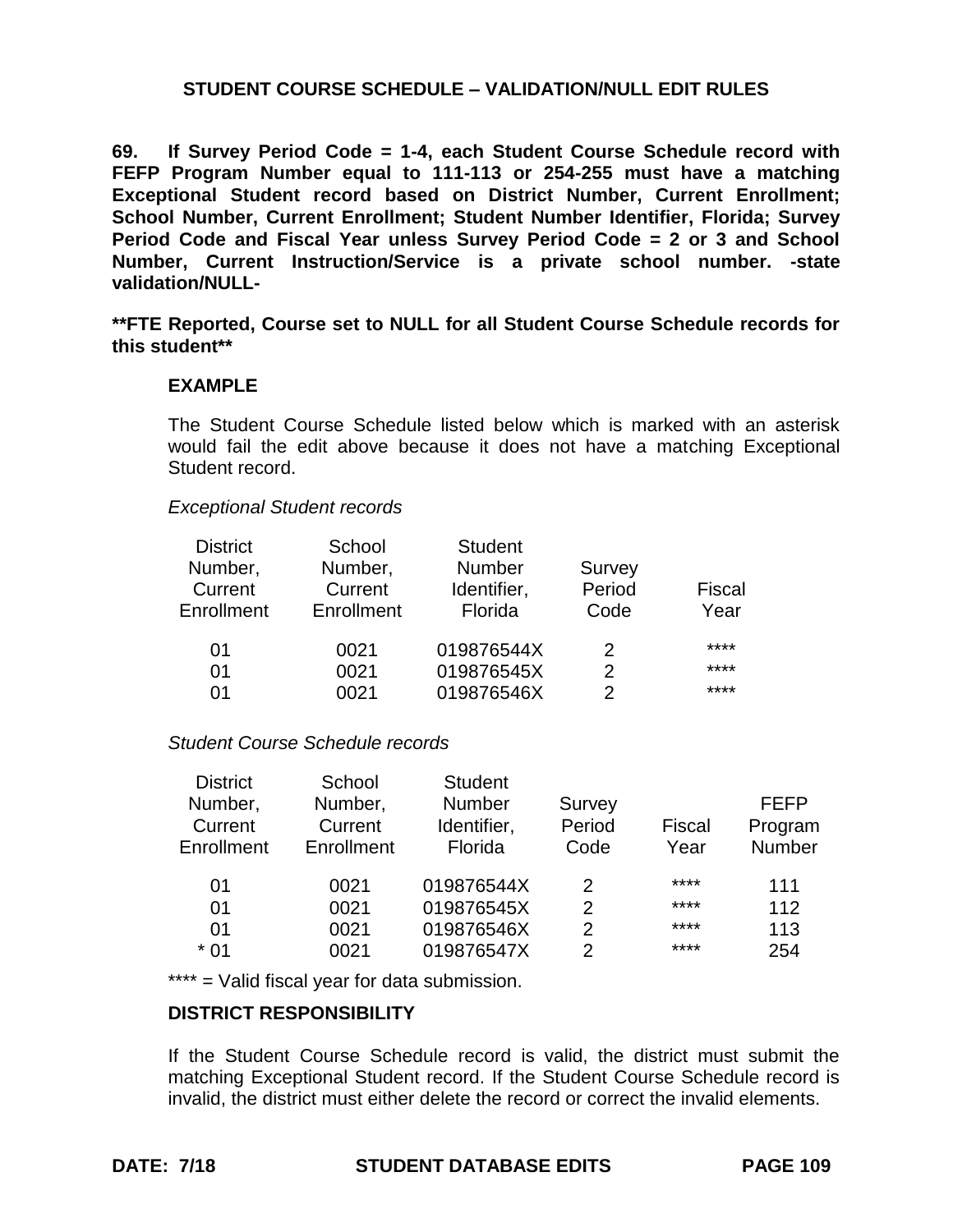## STUDENT COURSE SCHEDULE – VALIDATION/NULL EDIT RULES

**69. If Survey Period Code = 1-4, each Student Course Schedule record with FEFP Program Number equal to 111-113 or 254-255 must have a matching Exceptional Student record based on District Number, Current Enrollment; School Number, Current Enrollment; Student Number Identifier, Florida; Survey Period Code and Fiscal Year unless Survey Period Code = 2 or 3 and School Number, Current Instruction/Service is a private school number. -state validation/NULL-**

****FTE Reported, Course set to NULL for all Student Course Schedule records for this student****

### EXAMPLE

The Student Course Schedule listed below which is marked with an asterisk would fail the edit above because it does not have a matching Exceptional Student record.

*Exceptional Student records*

| District Number, Current Enrollment | School Number, Current Enrollment | Student Number Identifier, Florida | Survey Period Code | Fiscal Year |
|---|---|---|---|---|
| 01 | 0021 | 019876544X | 2 | **** |
| 01 | 0021 | 019876545X | 2 | **** |
| 01 | 0021 | 019876546X | 2 | **** |

*Student Course Schedule records*

| District Number, Current Enrollment | School Number, Current Enrollment | Student Number Identifier, Florida | Survey Period Code | Fiscal Year | FEFP Program Number |
|---|---|---|---|---|---|
| 01 | 0021 | 019876544X | 2 | **** | 111 |
| 01 | 0021 | 019876545X | 2 | **** | 112 |
| 01 | 0021 | 019876546X | 2 | **** | 113 |
| * 01 | 0021 | 019876547X | 2 | **** | 254 |

**** = Valid fiscal year for data submission.

### DISTRICT RESPONSIBILITY

If the Student Course Schedule record is valid, the district must submit the matching Exceptional Student record. If the Student Course Schedule record is invalid, the district must either delete the record or correct the invalid elements.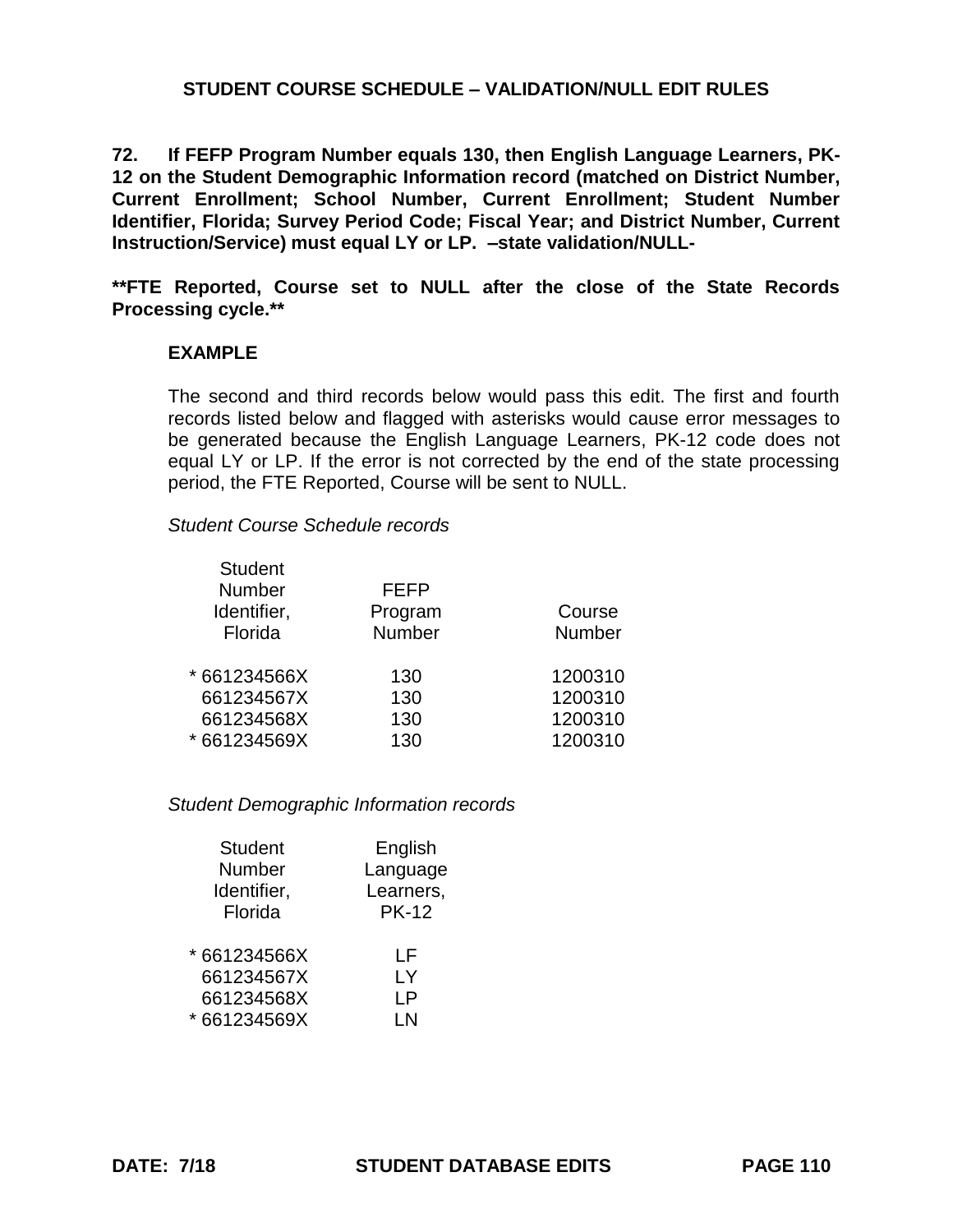## STUDENT COURSE SCHEDULE – VALIDATION/NULL EDIT RULES

**72. If FEFP Program Number equals 130, then English Language Learners, PK-12 on the Student Demographic Information record (matched on District Number, Current Enrollment; School Number, Current Enrollment; Student Number Identifier, Florida; Survey Period Code; Fiscal Year; and District Number, Current Instruction/Service) must equal LY or LP. –state validation/NULL-**

****FTE Reported, Course set to NULL after the close of the State Records Processing cycle.****

### EXAMPLE

The second and third records below would pass this edit. The first and fourth records listed below and flagged with asterisks would cause error messages to be generated because the English Language Learners, PK-12 code does not equal LY or LP. If the error is not corrected by the end of the state processing period, the FTE Reported, Course will be sent to NULL.

*Student Course Schedule records*

| Student Number Identifier, Florida | FEFP Program Number | Course Number |
|---|---|---|
| * 661234566X | 130 | 1200310 |
| 661234567X | 130 | 1200310 |
| 661234568X | 130 | 1200310 |
| * 661234569X | 130 | 1200310 |

*Student Demographic Information records*

| Student Number Identifier, Florida | English Language Learners, PK-12 |
|---|---|
| * 661234566X | LF |
| 661234567X | LY |
| 661234568X | LP |
| * 661234569X | LN |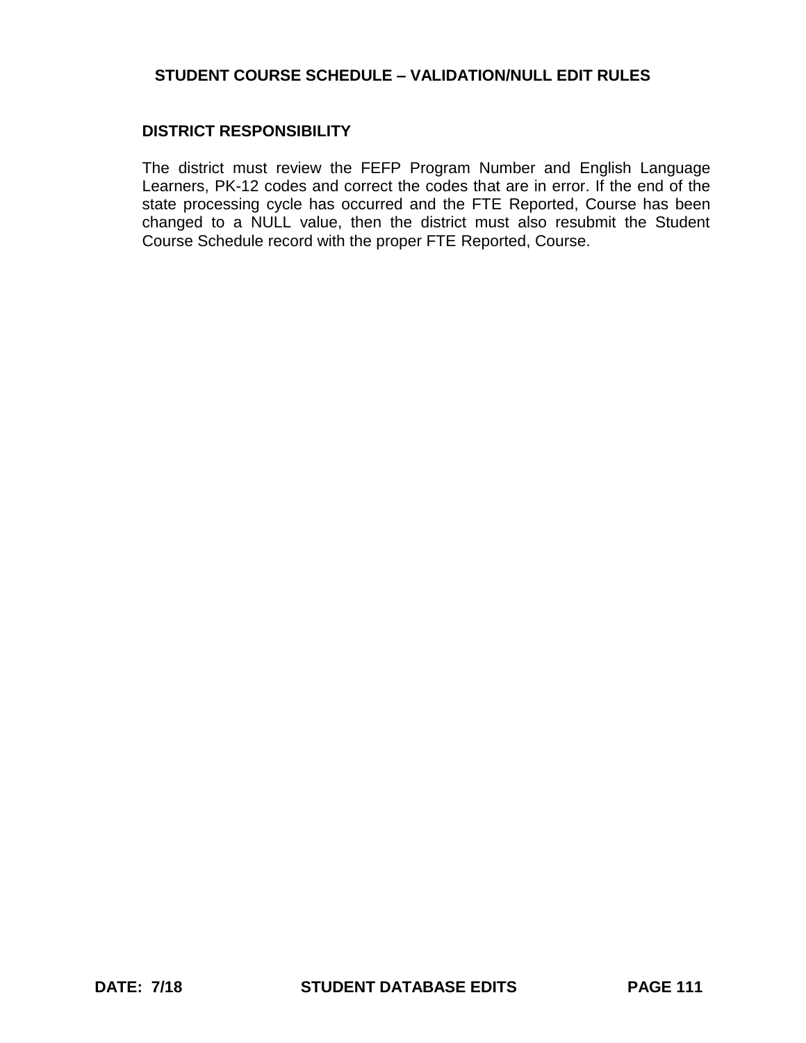## STUDENT COURSE SCHEDULE – VALIDATION/NULL EDIT RULES

### DISTRICT RESPONSIBILITY

The district must review the FEFP Program Number and English Language Learners, PK-12 codes and correct the codes that are in error. If the end of the state processing cycle has occurred and the FTE Reported, Course has been changed to a NULL value, then the district must also resubmit the Student Course Schedule record with the proper FTE Reported, Course.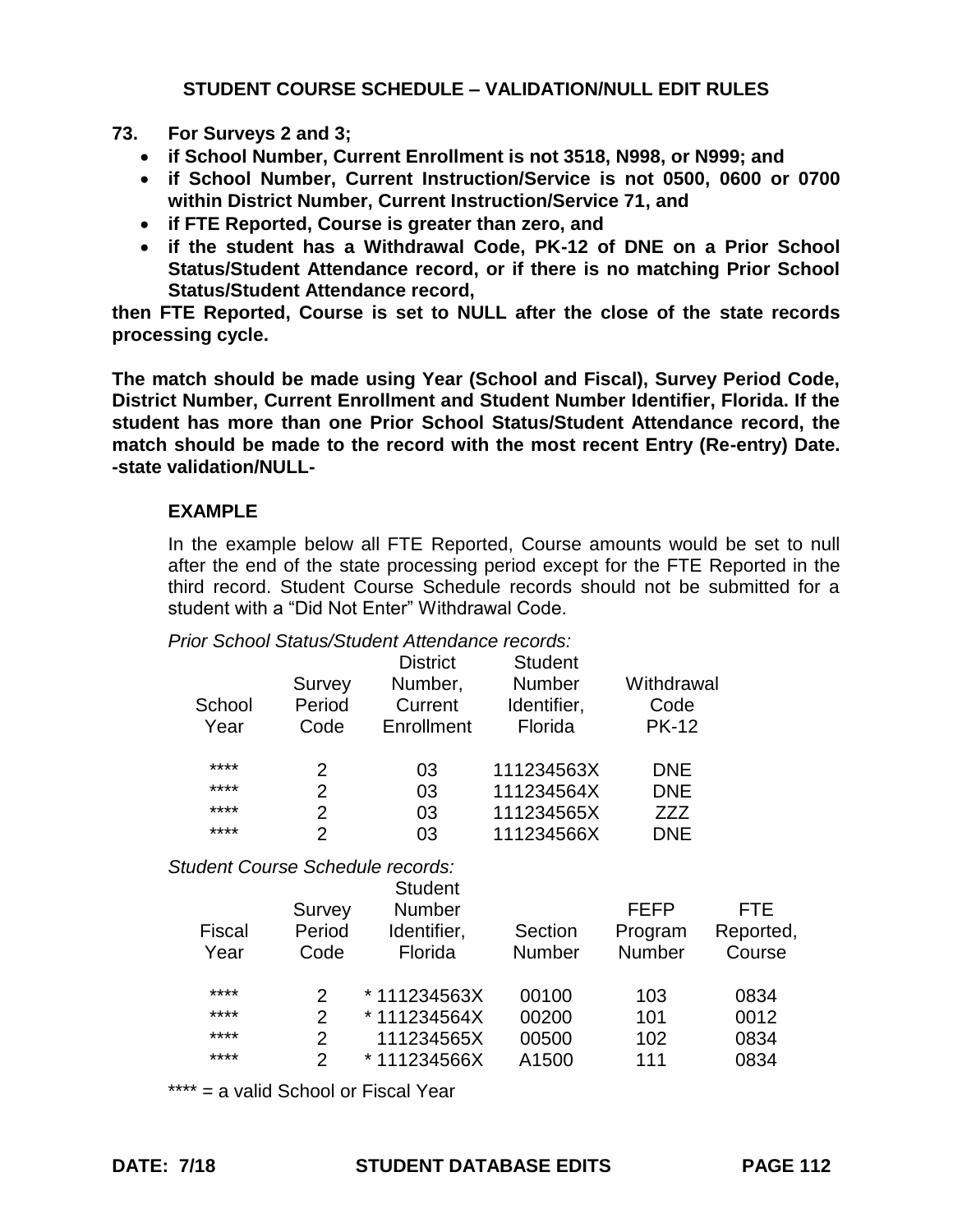## STUDENT COURSE SCHEDULE – VALIDATION/NULL EDIT RULES

**73. For Surveys 2 and 3;**

- **if School Number, Current Enrollment is not 3518, N998, or N999; and**
- **if School Number, Current Instruction/Service is not 0500, 0600 or 0700 within District Number, Current Instruction/Service 71, and**
- **if FTE Reported, Course is greater than zero, and**
- **if the student has a Withdrawal Code, PK-12 of DNE on a Prior School Status/Student Attendance record, or if there is no matching Prior School Status/Student Attendance record,**

**then FTE Reported, Course is set to NULL after the close of the state records processing cycle.**

**The match should be made using Year (School and Fiscal), Survey Period Code, District Number, Current Enrollment and Student Number Identifier, Florida. If the student has more than one Prior School Status/Student Attendance record, the match should be made to the record with the most recent Entry (Re-entry) Date. -state validation/NULL-**

### EXAMPLE

In the example below all FTE Reported, Course amounts would be set to null after the end of the state processing period except for the FTE Reported in the third record. Student Course Schedule records should not be submitted for a student with a "Did Not Enter" Withdrawal Code.

*Prior School Status/Student Attendance records:*

| School Year | Survey Period Code | District Number, Current Enrollment | Student Number Identifier, Florida | Withdrawal Code PK-12 |
|---|---|---|---|---|
| **** | 2 | 03 | 111234563X | DNE |
| **** | 2 | 03 | 111234564X | DNE |
| **** | 2 | 03 | 111234565X | ZZZ |
| **** | 2 | 03 | 111234566X | DNE |

*Student Course Schedule records:*

| Fiscal Year | Survey Period Code | Student Number Identifier, Florida | Section Number | FEFP Program Number | FTE Reported, Course |
|---|---|---|---|---|---|
| **** | 2 | * 111234563X | 00100 | 103 | 0834 |
| **** | 2 | * 111234564X | 00200 | 101 | 0012 |
| **** | 2 | 111234565X | 00500 | 102 | 0834 |
| **** | 2 | * 111234566X | A1500 | 111 | 0834 |

**** = a valid School or Fiscal Year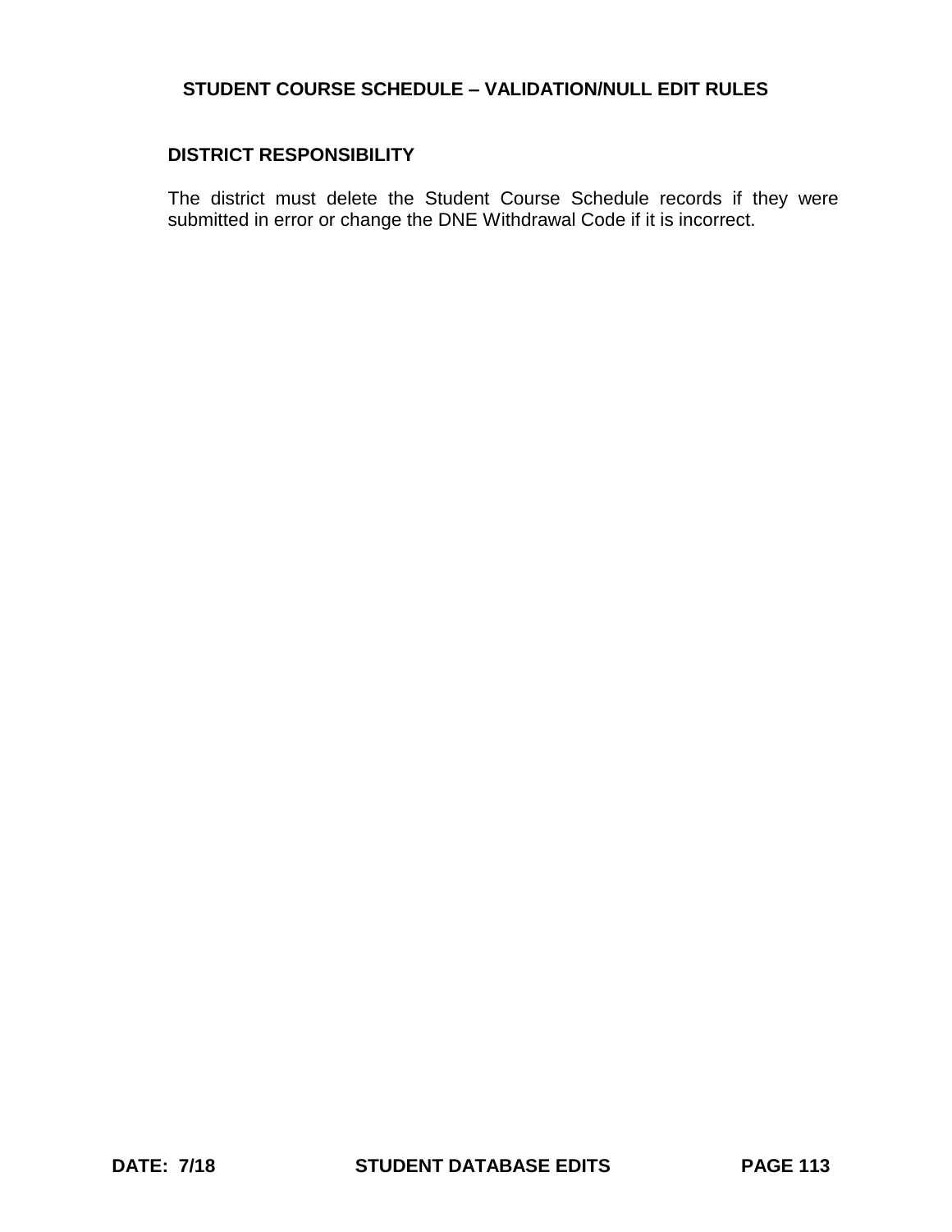## STUDENT COURSE SCHEDULE – VALIDATION/NULL EDIT RULES

### DISTRICT RESPONSIBILITY

The district must delete the Student Course Schedule records if they were submitted in error or change the DNE Withdrawal Code if it is incorrect.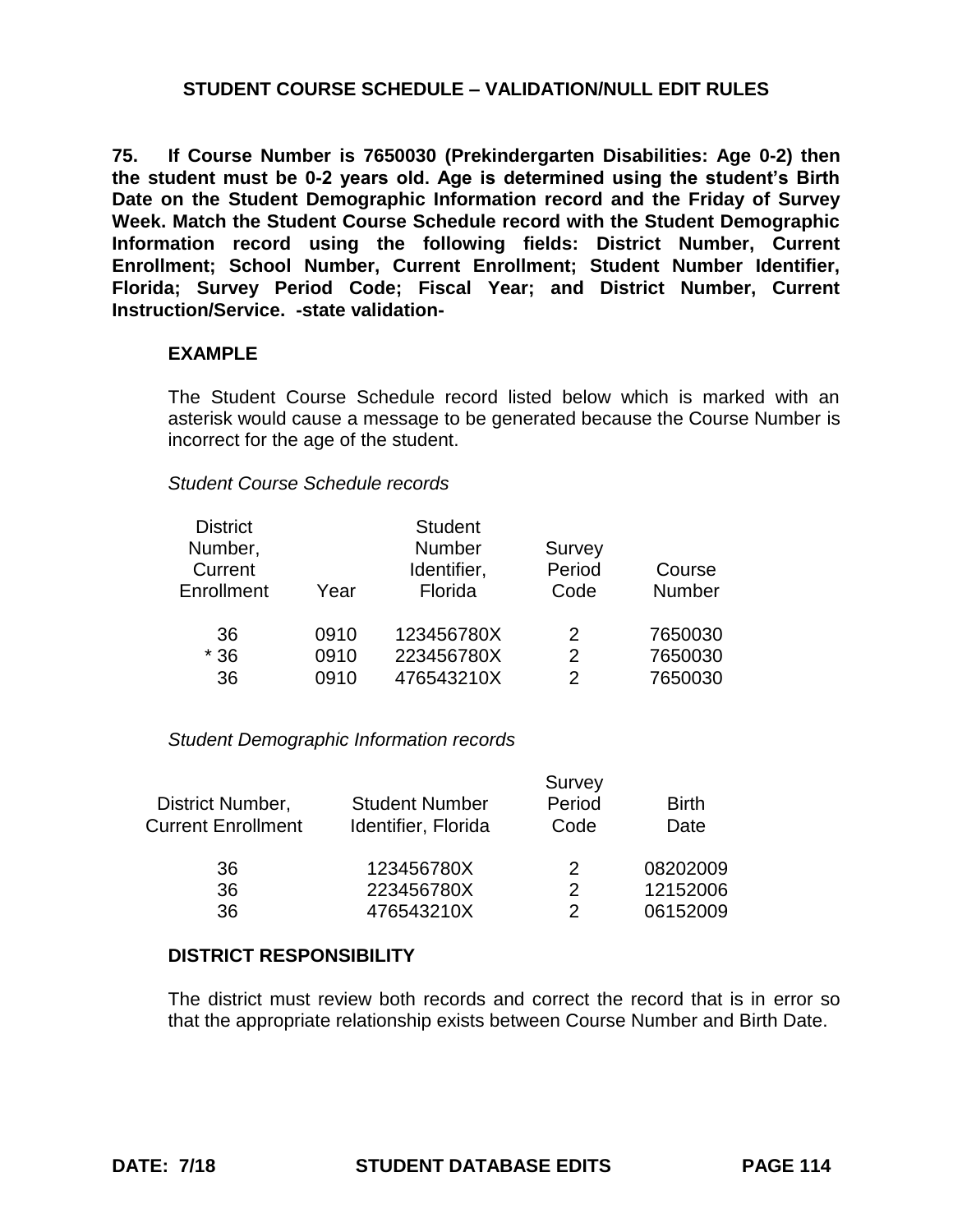## STUDENT COURSE SCHEDULE – VALIDATION/NULL EDIT RULES

**75. If Course Number is 7650030 (Prekindergarten Disabilities: Age 0-2) then the student must be 0-2 years old. Age is determined using the student's Birth Date on the Student Demographic Information record and the Friday of Survey Week. Match the Student Course Schedule record with the Student Demographic Information record using the following fields: District Number, Current Enrollment; School Number, Current Enrollment; Student Number Identifier, Florida; Survey Period Code; Fiscal Year; and District Number, Current Instruction/Service. -state validation-**

**EXAMPLE**

The Student Course Schedule record listed below which is marked with an asterisk would cause a message to be generated because the Course Number is incorrect for the age of the student.

*Student Course Schedule records*

| District Number, Current Enrollment | Year | Student Number Identifier, Florida | Survey Period Code | Course Number |
|---|---|---|---|---|
| 36 | 0910 | 123456780X | 2 | 7650030 |
| * 36 | 0910 | 223456780X | 2 | 7650030 |
| 36 | 0910 | 476543210X | 2 | 7650030 |

*Student Demographic Information records*

| District Number, Current Enrollment | Student Number Identifier, Florida | Survey Period Code | Birth Date |
|---|---|---|---|
| 36 | 123456780X | 2 | 08202009 |
| 36 | 223456780X | 2 | 12152006 |
| 36 | 476543210X | 2 | 06152009 |

**DISTRICT RESPONSIBILITY**

The district must review both records and correct the record that is in error so that the appropriate relationship exists between Course Number and Birth Date.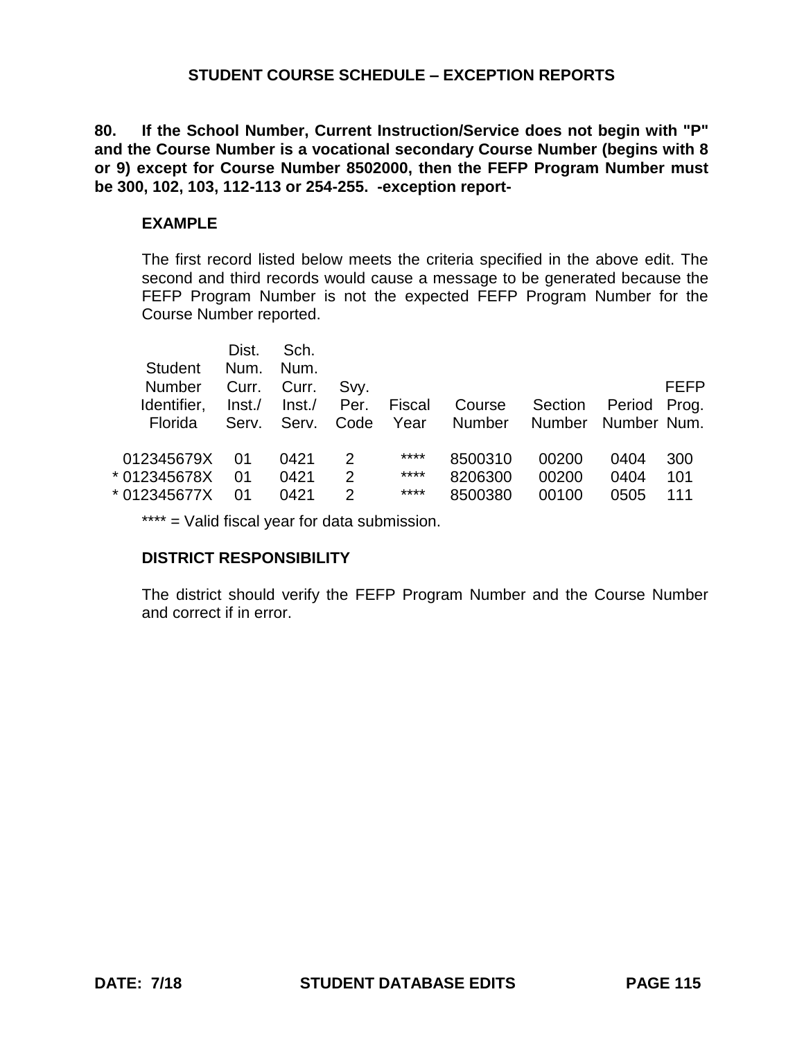## STUDENT COURSE SCHEDULE – EXCEPTION REPORTS

**80. If the School Number, Current Instruction/Service does not begin with "P" and the Course Number is a vocational secondary Course Number (begins with 8 or 9) except for Course Number 8502000, then the FEFP Program Number must be 300, 102, 103, 112-113 or 254-255. -exception report-**

### EXAMPLE

The first record listed below meets the criteria specified in the above edit. The second and third records would cause a message to be generated because the FEFP Program Number is not the expected FEFP Program Number for the Course Number reported.

| Student Number Identifier, Florida | Dist. Num. Curr. Inst./ Serv. | Sch. Num. Curr. Inst./ Serv. | Svy. Per. Code | Fiscal Year | Course Number | Section Number | Period Number | FEFP Prog. Num. |
|---|---|---|---|---|---|---|---|---|
| 012345679X | 01 | 0421 | 2 | **** | 8500310 | 00200 | 0404 | 300 |
| * 012345678X | 01 | 0421 | 2 | **** | 8206300 | 00200 | 0404 | 101 |
| * 012345677X | 01 | 0421 | 2 | **** | 8500380 | 00100 | 0505 | 111 |

**** = Valid fiscal year for data submission.

### DISTRICT RESPONSIBILITY

The district should verify the FEFP Program Number and the Course Number and correct if in error.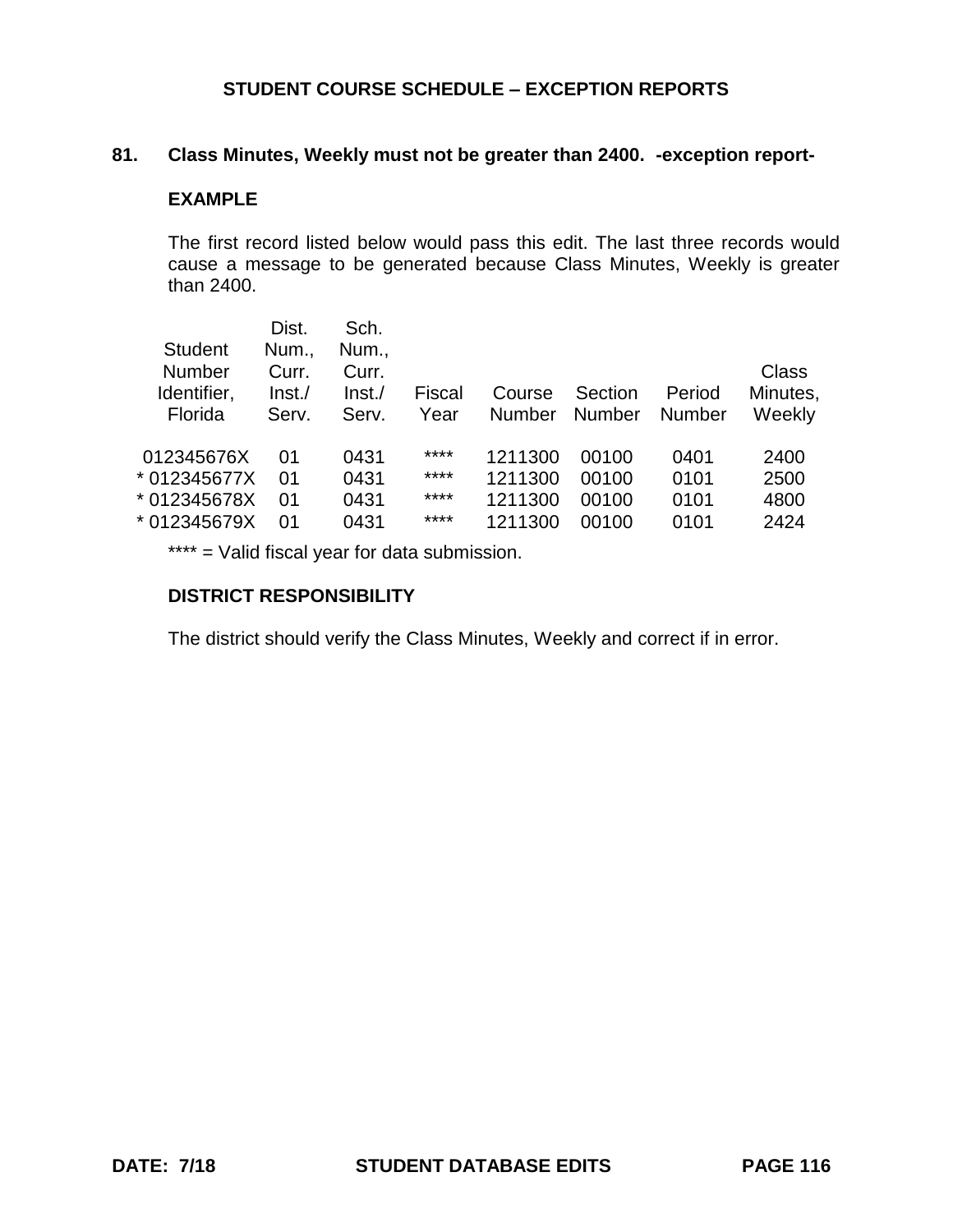## STUDENT COURSE SCHEDULE – EXCEPTION REPORTS

**81. Class Minutes, Weekly must not be greater than 2400. -exception report-**

**EXAMPLE**

The first record listed below would pass this edit. The last three records would cause a message to be generated because Class Minutes, Weekly is greater than 2400.

| Student Number Identifier, Florida | Dist. Num., Curr. Inst./ Serv. | Sch. Num., Curr. Inst./ Serv. | Fiscal Year | Course Number | Section Number | Period Number | Class Minutes, Weekly |
|---|---|---|---|---|---|---|---|
| 012345676X | 01 | 0431 | **** | 1211300 | 00100 | 0401 | 2400 |
| * 012345677X | 01 | 0431 | **** | 1211300 | 00100 | 0101 | 2500 |
| * 012345678X | 01 | 0431 | **** | 1211300 | 00100 | 0101 | 4800 |
| * 012345679X | 01 | 0431 | **** | 1211300 | 00100 | 0101 | 2424 |

**** = Valid fiscal year for data submission.

**DISTRICT RESPONSIBILITY**

The district should verify the Class Minutes, Weekly and correct if in error.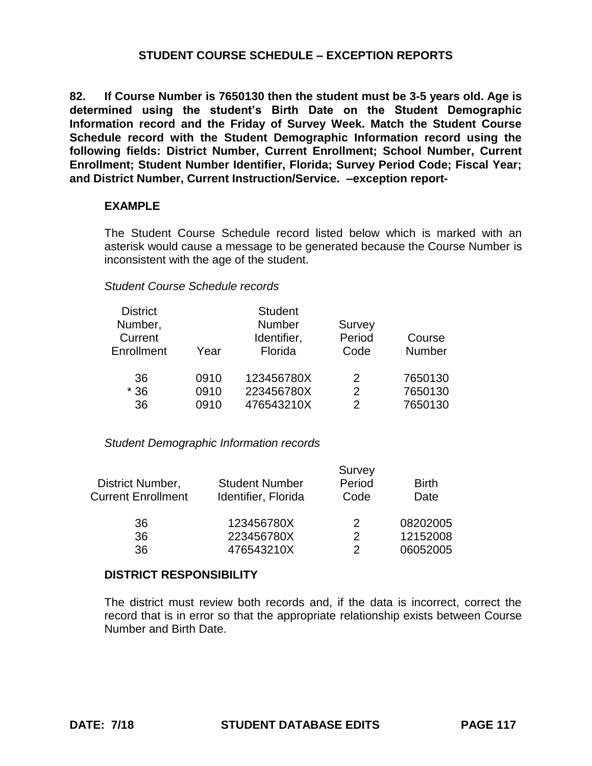## STUDENT COURSE SCHEDULE – EXCEPTION REPORTS

**82. If Course Number is 7650130 then the student must be 3-5 years old. Age is determined using the student's Birth Date on the Student Demographic Information record and the Friday of Survey Week. Match the Student Course Schedule record with the Student Demographic Information record using the following fields: District Number, Current Enrollment; School Number, Current Enrollment; Student Number Identifier, Florida; Survey Period Code; Fiscal Year; and District Number, Current Instruction/Service. –exception report-**

### EXAMPLE

The Student Course Schedule record listed below which is marked with an asterisk would cause a message to be generated because the Course Number is inconsistent with the age of the student.

*Student Course Schedule records*

| District Number, Current Enrollment | Year | Student Number Identifier, Florida | Survey Period Code | Course Number |
|---|---|---|---|---|
| 36 | 0910 | 123456780X | 2 | 7650130 |
| * 36 | 0910 | 223456780X | 2 | 7650130 |
| 36 | 0910 | 476543210X | 2 | 7650130 |

*Student Demographic Information records*

| District Number, Current Enrollment | Student Number Identifier, Florida | Survey Period Code | Birth Date |
|---|---|---|---|
| 36 | 123456780X | 2 | 08202005 |
| 36 | 223456780X | 2 | 12152008 |
| 36 | 476543210X | 2 | 06052005 |

### DISTRICT RESPONSIBILITY

The district must review both records and, if the data is incorrect, correct the record that is in error so that the appropriate relationship exists between Course Number and Birth Date.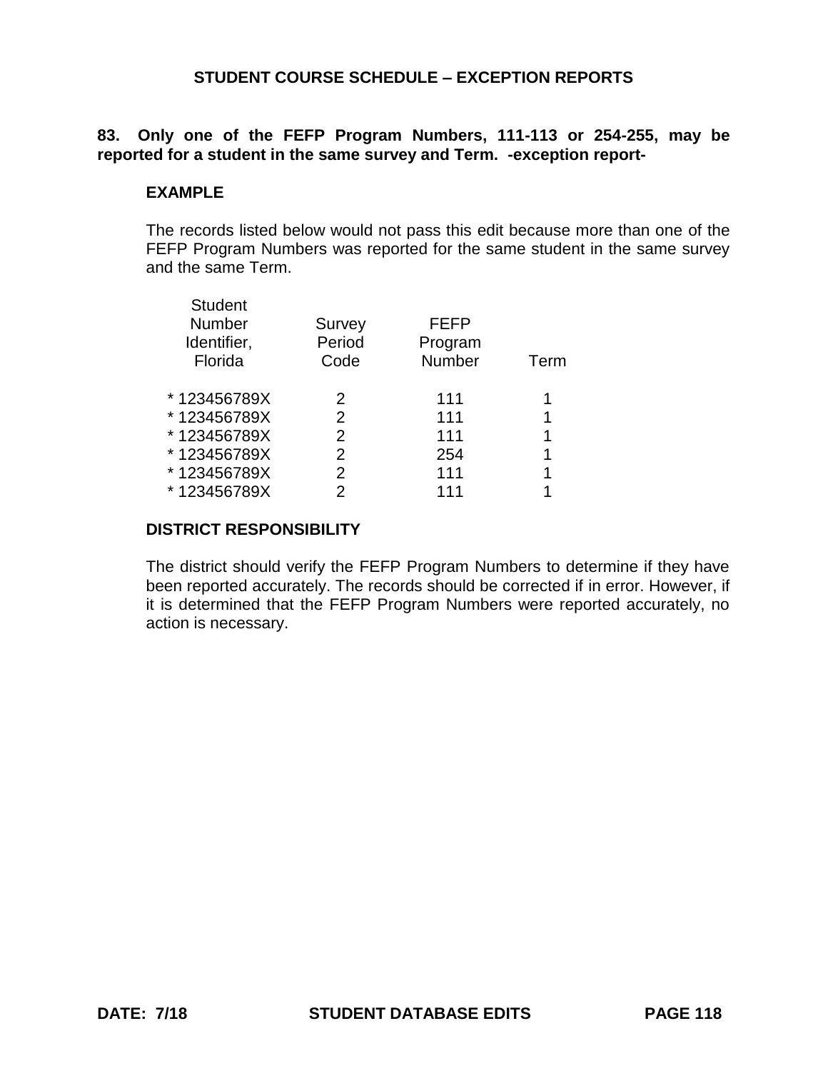## STUDENT COURSE SCHEDULE – EXCEPTION REPORTS

**83. Only one of the FEFP Program Numbers, 111-113 or 254-255, may be reported for a student in the same survey and Term. -exception report-**

### EXAMPLE

The records listed below would not pass this edit because more than one of the FEFP Program Numbers was reported for the same student in the same survey and the same Term.

| Student Number Identifier, Florida | Survey Period Code | FEFP Program Number | Term |
|---|---|---|---|
| * 123456789X | 2 | 111 | 1 |
| * 123456789X | 2 | 111 | 1 |
| * 123456789X | 2 | 111 | 1 |
| * 123456789X | 2 | 254 | 1 |
| * 123456789X | 2 | 111 | 1 |
| * 123456789X | 2 | 111 | 1 |

### DISTRICT RESPONSIBILITY

The district should verify the FEFP Program Numbers to determine if they have been reported accurately. The records should be corrected if in error. However, if it is determined that the FEFP Program Numbers were reported accurately, no action is necessary.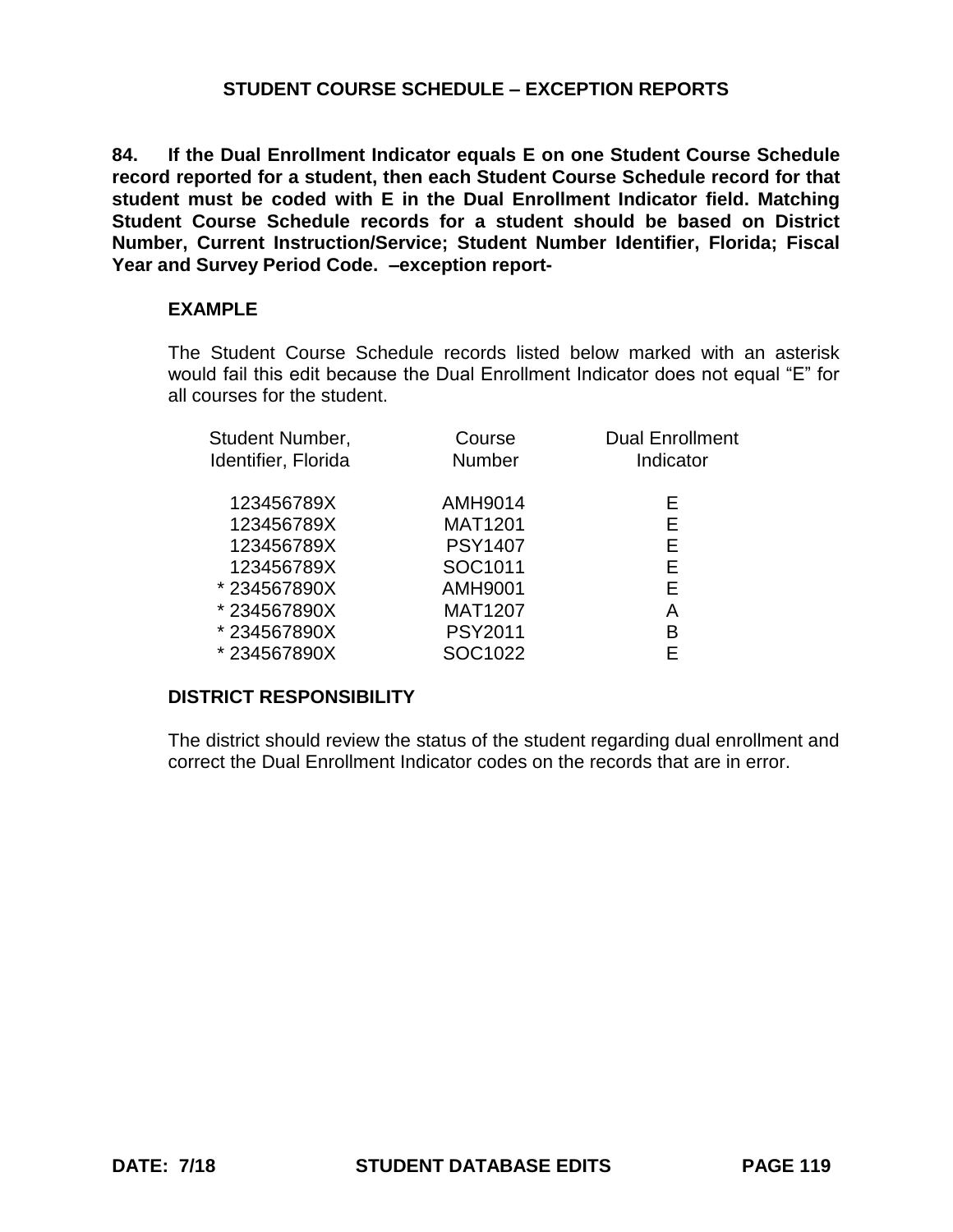## STUDENT COURSE SCHEDULE – EXCEPTION REPORTS

**84. If the Dual Enrollment Indicator equals E on one Student Course Schedule record reported for a student, then each Student Course Schedule record for that student must be coded with E in the Dual Enrollment Indicator field. Matching Student Course Schedule records for a student should be based on District Number, Current Instruction/Service; Student Number Identifier, Florida; Fiscal Year and Survey Period Code. –exception report-**

**EXAMPLE**

The Student Course Schedule records listed below marked with an asterisk would fail this edit because the Dual Enrollment Indicator does not equal "E" for all courses for the student.

| Student Number, Identifier, Florida | Course Number | Dual Enrollment Indicator |
|---|---|---|
| 123456789X | AMH9014 | E |
| 123456789X | MAT1201 | E |
| 123456789X | PSY1407 | E |
| 123456789X | SOC1011 | E |
| * 234567890X | AMH9001 | E |
| * 234567890X | MAT1207 | A |
| * 234567890X | PSY2011 | B |
| * 234567890X | SOC1022 | E |

**DISTRICT RESPONSIBILITY**

The district should review the status of the student regarding dual enrollment and correct the Dual Enrollment Indicator codes on the records that are in error.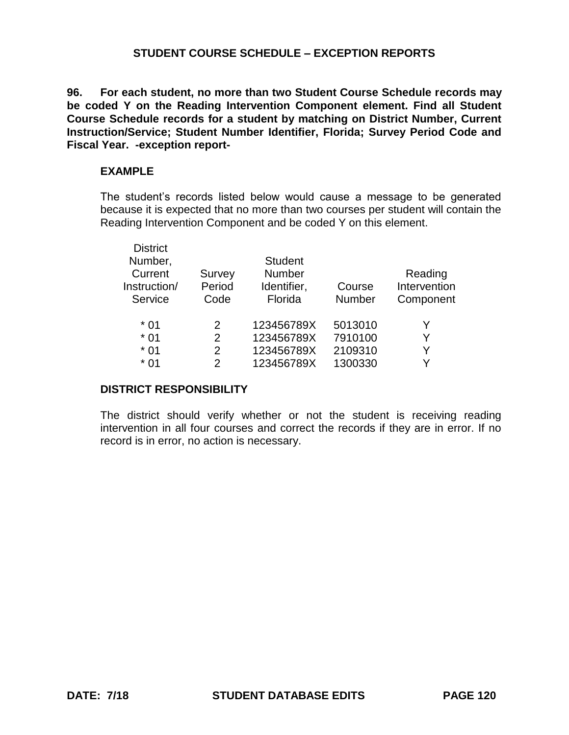## STUDENT COURSE SCHEDULE – EXCEPTION REPORTS

**96. For each student, no more than two Student Course Schedule records may be coded Y on the Reading Intervention Component element. Find all Student Course Schedule records for a student by matching on District Number, Current Instruction/Service; Student Number Identifier, Florida; Survey Period Code and Fiscal Year. -exception report-**

**EXAMPLE**

The student's records listed below would cause a message to be generated because it is expected that no more than two courses per student will contain the Reading Intervention Component and be coded Y on this element.

| District Number, Current Instruction/ Service | Survey Period Code | Student Number Identifier, Florida | Course Number | Reading Intervention Component |
|---|---|---|---|---|
| * 01 | 2 | 123456789X | 5013010 | Y |
| * 01 | 2 | 123456789X | 7910100 | Y |
| * 01 | 2 | 123456789X | 2109310 | Y |
| * 01 | 2 | 123456789X | 1300330 | Y |

**DISTRICT RESPONSIBILITY**

The district should verify whether or not the student is receiving reading intervention in all four courses and correct the records if they are in error. If no record is in error, no action is necessary.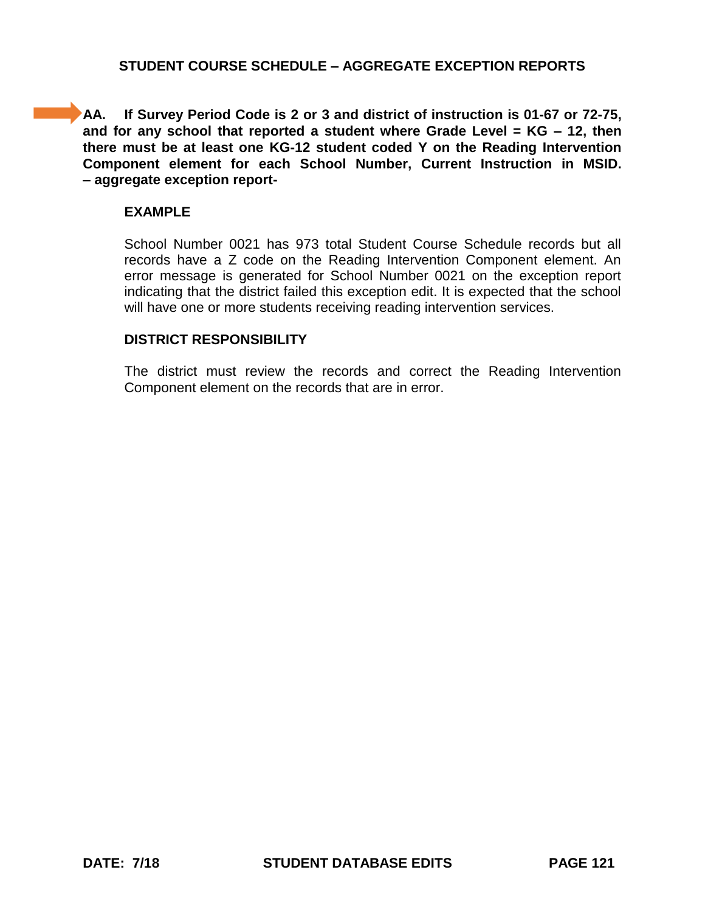## STUDENT COURSE SCHEDULE – AGGREGATE EXCEPTION REPORTS

**AA. If Survey Period Code is 2 or 3 and district of instruction is 01-67 or 72-75, and for any school that reported a student where Grade Level = KG – 12, then there must be at least one KG-12 student coded Y on the Reading Intervention Component element for each School Number, Current Instruction in MSID. – aggregate exception report-**

**EXAMPLE**

School Number 0021 has 973 total Student Course Schedule records but all records have a Z code on the Reading Intervention Component element. An error message is generated for School Number 0021 on the exception report indicating that the district failed this exception edit. It is expected that the school will have one or more students receiving reading intervention services.

**DISTRICT RESPONSIBILITY**

The district must review the records and correct the Reading Intervention Component element on the records that are in error.